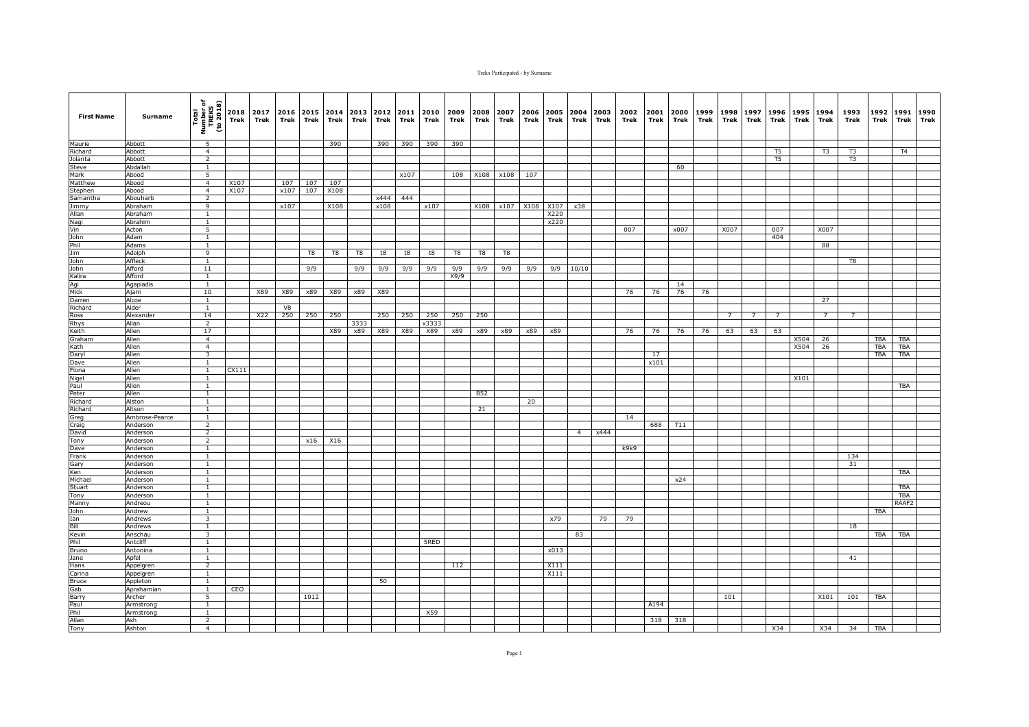| First Name | Surname | Total Number of TREKS (to 2018) | 2018 Trek | 2017 Trek | 2016 Trek | 2015 Trek | 2014 Trek | 2013 Trek | 2012 Trek | 2011 Trek | 2010 Trek | 2009 Trek | 2008 Trek | 2007 Trek | 2006 Trek | 2005 Trek | 2004 Trek | 2003 Trek | 2002 Trek | 2001 Trek | 2000 Trek | 1999 Trek | 1998 Trek | 1997 Trek | 1996 Trek | 1995 Trek | 1994 Trek | 1993 Trek | 1992 Trek | 1991 Trek | 1990 Trek |
|---|---|---|---|---|---|---|---|---|---|---|---|---|---|---|---|---|---|---|---|---|---|---|---|---|---|---|---|---|---|---|---|
| Maurie | Abbott | 5 | | | | | 390 | | 390 | 390 | 390 | 390 | | | | | | | | | | | | | | | | | | | |
| Richard | Abbott | 4 | | | | | | | | | | | | | | | | | | | | | | | T5 | | T3 | T3 | | T4 | |
| Jolanta | Abbott | 2 | | | | | | | | | | | | | | | | | | | | | | | T5 | | | T3 | | | |
| Steve | Abdallah | 1 | | | | | | | | | | | | | | | | | | | 60 | | | | | | | | | | |
| Mark | Abood | 5 | | | | | | | | x107 | | 108 | X108 | x108 | 107 | | | | | | | | | | | | | | | | |
| Matthew | Abood | 4 | X107 | | 107 | 107 | 107 | | | | | | | | | | | | | | | | | | | | | | | | |
| Stephen | Abood | 4 | X107 | | x107 | 107 | X108 | | | | | | | | | | | | | | | | | | | | | | | | |
| Samantha | Abouharb | 2 | | | | | | | x444 | 444 | | | | | | | | | | | | | | | | | | | | | |
| Jimmy | Abraham | 9 | | | x107 | | X108 | | x108 | | x107 | | X108 | x107 | X108 | X107 | x38 | | | | | | | | | | | | | | |
| Allan | Abraham | 1 | | | | | | | | | | | | | | X220 | | | | | | | | | | | | | | | |
| Nagi | Abrahim | 1 | | | | | | | | | | | | | | x220 | | | | | | | | | | | | | | | |
| Vin | Acton | 5 | | | | | | | | | | | | | | | | | 007 | | x007 | | X007 | | 007 | | X007 | | | | |
| John | Adam | 1 | | | | | | | | | | | | | | | | | | | | | | | 404 | | | | | | |
| Phil | Adams | 1 | | | | | | | | | | | | | | | | | | | | | | | | | 88 | | | | |
| Jim | Adolph | 9 | | | | T8 | T8 | T8 | t8 | t8 | t8 | T8 | T8 | T8 | | | | | | | | | | | | | | | | | |
| John | Affleck | 1 | | | | | | | | | | | | | | | | | | | | | | | | | | T8 | | | |
| John | Afford | 11 | | | | 9/9 | | 9/9 | 9/9 | 9/9 | 9/9 | 9/9 | 9/9 | 9/9 | 9/9 | 9/9 | 10/10 | | | | | | | | | | | | | | |
| Kalira | Afford | 1 | | | | | | | | | | X9/9 | | | | | | | | | | | | | | | | | | | |
| Agi | Agapiadis | 1 | | | | | | | | | | | | | | | | | | | 14 | | | | | | | | | | |
| Mick | Ajani | 10 | | X89 | X89 | x89 | X89 | x89 | X89 | | | | | | | | | | 76 | 76 | 76 | 76 | | | | | | | | | |
| Darren | Alcoe | 1 | | | | | | | | | | | | | | | | | | | | | | | | | 27 | | | | |
| Richard | Alder | 1 | | | V8 | | | | | | | | | | | | | | | | | | | | | | | | | | |
| Ross | Alexander | 14 | | X22 | 250 | 250 | 250 | | 250 | 250 | 250 | 250 | 250 | | | | | | | | | | 7 | 7 | 7 | | 7 | 7 | | | |
| Rhys | Allan | 2 | | | | | | 3333 | | | x3333 | | | | | | | | | | | | | | | | | | | | |
| Keith | Allen | 17 | | | | | X89 | x89 | X89 | X89 | X89 | x89 | x89 | x89 | x89 | x89 | | | 76 | 76 | 76 | 76 | 63 | 63 | 63 | | | | | | |
| Graham | Allen | 4 | | | | | | | | | | | | | | | | | | | | | | | | X504 | 26 | | TBA | TBA | |
| Kath | Allen | 4 | | | | | | | | | | | | | | | | | | | | | | | | X504 | 26 | | TBA | TBA | |
| Daryl | Allen | 3 | | | | | | | | | | | | | | | | | | 17 | | | | | | | | | TBA | TBA | |
| Dave | Allen | 1 | | | | | | | | | | | | | | | | | | x101 | | | | | | | | | | | |
| Fiona | Allen | 1 | CX111 | | | | | | | | | | | | | | | | | | | | | | | | | | | | |
| Nigel | Allen | 1 | | | | | | | | | | | | | | | | | | | | | | | | X101 | | | | | |
| Paul | Allen | 1 | | | | | | | | | | | | | | | | | | | | | | | | | | | | TBA | |
| Peter | Allen | 1 | | | | | | | | | | | B52 | | | | | | | | | | | | | | | | | | |
| Richard | Alston | 1 | | | | | | | | | | | | | 20 | | | | | | | | | | | | | | | | |
| Richard | Altson | 1 | | | | | | | | | | | 21 | | | | | | | | | | | | | | | | | | |
| Greg | Ambrose-Pearce | 1 | | | | | | | | | | | | | | | | | 14 | | | | | | | | | | | | |
| Craig | Anderson | 2 | | | | | | | | | | | | | | | | | | 688 | T11 | | | | | | | | | | |
| David | Anderson | 2 | | | | | | | | | | | | | | | 4 | x444 | | | | | | | | | | | | | |
| Tony | Anderson | 2 | | | | x16 | X16 | | | | | | | | | | | | | | | | | | | | | | | | |
| Dave | Anderson | 1 | | | | | | | | | | | | | | | | | k9k9 | | | | | | | | | | | | |
| Frank | Anderson | 1 | | | | | | | | | | | | | | | | | | | | | | | | | | 134 | | | |
| Gary | Anderson | 1 | | | | | | | | | | | | | | | | | | | | | | | | | | 31 | | | |
| Ken | Anderson | 1 | | | | | | | | | | | | | | | | | | | | | | | | | | | | TBA | |
| Michael | Anderson | 1 | | | | | | | | | | | | | | | | | | | x24 | | | | | | | | | | |
| Stuart | Anderson | 1 | | | | | | | | | | | | | | | | | | | | | | | | | | | | TBA | |
| Tony | Anderson | 1 | | | | | | | | | | | | | | | | | | | | | | | | | | | | TBA | |
| Manny | Andreou | 1 | | | | | | | | | | | | | | | | | | | | | | | | | | | | RAAF2 | |
| John | Andrew | 1 | | | | | | | | | | | | | | | | | | | | | | | | | | | TBA | | |
| Ian | Andrews | 3 | | | | | | | | | | | | | | x79 | | 79 | 79 | | | | | | | | | | | | |
| Bill | Andrews | 1 | | | | | | | | | | | | | | | | | | | | | | | | | | 18 | | | |
| Kevin | Anschau | 3 | | | | | | | | | | | | | | | 83 | | | | | | | | | | | | TBA | TBA | |
| Phil | Antcliff | 1 | | | | | | | | | 5RED | | | | | | | | | | | | | | | | | | | | |
| Bruno | Antonina | 1 | | | | | | | | | | | | | | x013 | | | | | | | | | | | | | | | |
| Jane | Apfel | 1 | | | | | | | | | | | | | | | | | | | | | | | | | | 41 | | | |
| Hans | Appelgren | 2 | | | | | | | | | | 112 | | | | X111 | | | | | | | | | | | | | | | |
| Carina | Appelgren | 1 | | | | | | | | | | | | | | X111 | | | | | | | | | | | | | | | |
| Bruce | Appleton | 1 | | | | | | | 50 | | | | | | | | | | | | | | | | | | | | | | |
| Gab | Aprahamian | 1 | CEO | | | | | | | | | | | | | | | | | | | | | | | | | | | | |
| Barry | Archer | 5 | | | | 1012 | | | | | | | | | | | | | | | | | 101 | | | | X101 | 101 | TBA | | |
| Paul | Armstrong | 1 | | | | | | | | | | | | | | | | | | A194 | | | | | | | | | | | |
| Phil | Armstrong | 1 | | | | | | | | | X59 | | | | | | | | | | | | | | | | | | | | |
| Allan | Ash | 2 | | | | | | | | | | | | | | | | | | 318 | 318 | | | | | | | | | | |
| Tony | Ashton | 4 | | | | | | | | | | | | | | | | | | | | | | | X34 | | X34 | 34 | TBA | | |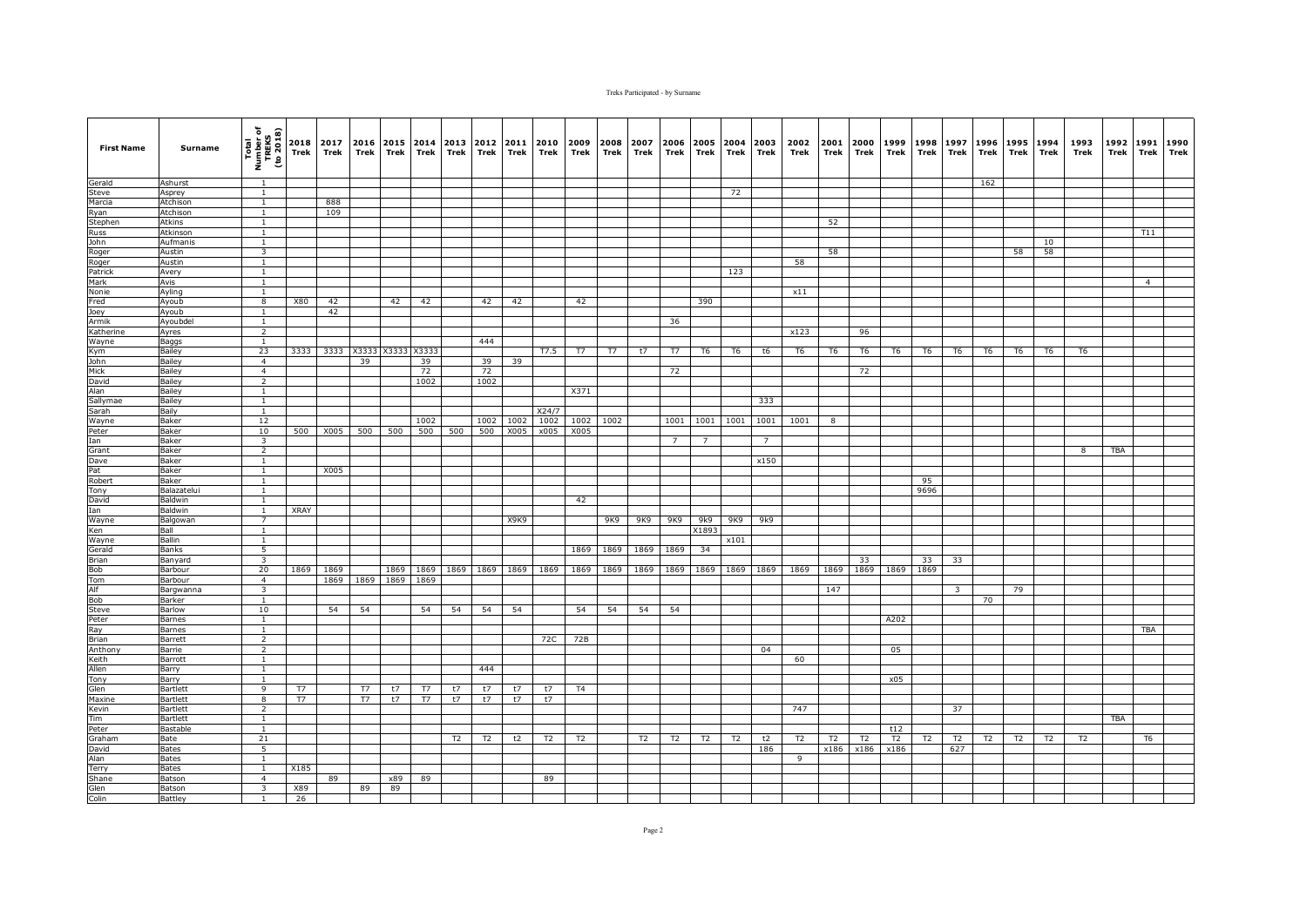| First Name | Surname | Total Number of TREKS (to 2018) | 2018 Trek | 2017 Trek | 2016 Trek | 2015 Trek | 2014 Trek | 2013 Trek | 2012 Trek | 2011 Trek | 2010 Trek | 2009 Trek | 2008 Trek | 2007 Trek | 2006 Trek | 2005 Trek | 2004 Trek | 2003 Trek | 2002 Trek | 2001 Trek | 2000 Trek | 1999 Trek | 1998 Trek | 1997 Trek | 1996 Trek | 1995 Trek | 1994 Trek | 1993 Trek | 1992 Trek | 1991 Trek | 1990 Trek |
|---|---|---|---|---|---|---|---|---|---|---|---|---|---|---|---|---|---|---|---|---|---|---|---|---|---|---|---|---|---|---|---|
| Gerald | Ashurst | 1 | | | | | | | | | | | | | | | | | | | | | | | 162 | | | | | | |
| Steve | Asprey | 1 | | | | | | | | | | | | | | | 72 | | | | | | | | | | | | | | |
| Marcia | Atchison | 1 | | 888 | | | | | | | | | | | | | | | | | | | | | | | | | | | |
| Ryan | Atchison | 1 | | 109 | | | | | | | | | | | | | | | | | | | | | | | | | | | |
| Stephen | Atkins | 1 | | | | | | | | | | | | | | | | | | 52 | | | | | | | | | | | |
| Russ | Atkinson | 1 | | | | | | | | | | | | | | | | | | | | | | | | | | | | T11 | |
| John | Aufmanis | 1 | | | | | | | | | | | | | | | | | | | | | | | | | 10 | | | | |
| Roger | Austin | 3 | | | | | | | | | | | | | | | | | | 58 | | | | | | 58 | 58 | | | | |
| Roger | Austin | 1 | | | | | | | | | | | | | | | | | 58 | | | | | | | | | | | | |
| Patrick | Avery | 1 | | | | | | | | | | | | | | | 123 | | | | | | | | | | | | | | |
| Mark | Avis | 1 | | | | | | | | | | | | | | | | | | | | | | | | | | | | 4 | |
| Nonie | Ayling | 1 | | | | | | | | | | | | | | | | | x11 | | | | | | | | | | | | |
| Fred | Ayoub | 8 | X80 | 42 | | 42 | 42 | | 42 | 42 | | 42 | | | | 390 | | | | | | | | | | | | | | | |
| Joey | Ayoub | 1 | | 42 | | | | | | | | | | | | | | | | | | | | | | | | | | | |
| Armik | Ayoubdel | 1 | | | | | | | | | | | | | 36 | | | | | | | | | | | | | | | | |
| Katherine | Ayres | 2 | | | | | | | | | | | | | | | | | x123 | | 96 | | | | | | | | | | |
| Wayne | Baggs | 1 | | | | | | | 444 | | | | | | | | | | | | | | | | | | | | | | |
| Kym | Bailey | 23 | 3333 | 3333 | X3333 | X3333 | X3333 | | | | T7.5 | T7 | T7 | t7 | T7 | T6 | T6 | t6 | T6 | T6 | T6 | T6 | T6 | T6 | T6 | T6 | T6 | T6 | | | |
| John | Bailey | 4 | | | 39 | | 39 | | 39 | 39 | | | | | | | | | | | | | | | | | | | | | |
| Mick | Bailey | 4 | | | | | 72 | | 72 | | | | | | 72 | | | | | | 72 | | | | | | | | | | |
| David | Bailey | 2 | | | | | 1002 | | 1002 | | | | | | | | | | | | | | | | | | | | | | |
| Alan | Bailey | 1 | | | | | | | | | | X371 | | | | | | | | | | | | | | | | | | | |
| Sallymae | Bailey | 1 | | | | | | | | | | | | | | | | 333 | | | | | | | | | | | | | |
| Sarah | Baily | 1 | | | | | | | | | X24/7 | | | | | | | | | | | | | | | | | | | | |
| Wayne | Baker | 12 | | | | | 1002 | | 1002 | 1002 | 1002 | 1002 | 1002 | | 1001 | 1001 | 1001 | 1001 | 1001 | 8 | | | | | | | | | | | |
| Peter | Baker | 10 | 500 | X005 | 500 | 500 | 500 | 500 | 500 | X005 | x005 | X005 | | | | | | | | | | | | | | | | | | | |
| Ian | Baker | 3 | | | | | | | | | | | | | 7 | 7 | | 7 | | | | | | | | | | | | | |
| Grant | Baker | 2 | | | | | | | | | | | | | | | | | | | | | | | | | | 8 | TBA | | |
| Dave | Baker | 1 | | | | | | | | | | | | | | | | x150 | | | | | | | | | | | | | |
| Pat | Baker | 1 | | X005 | | | | | | | | | | | | | | | | | | | | | | | | | | | |
| Robert | Baker | 1 | | | | | | | | | | | | | | | | | | | | | 95 | | | | | | | | |
| Tony | Balazatelui | 1 | | | | | | | | | | | | | | | | | | | | | 9696 | | | | | | | | |
| David | Baldwin | 1 | | | | | | | | | | 42 | | | | | | | | | | | | | | | | | | | |
| Ian | Baldwin | 1 | XRAY | | | | | | | | | | | | | | | | | | | | | | | | | | | | |
| Wayne | Balgowan | 7 | | | | | | | | X9K9 | | | 9K9 | 9K9 | 9K9 | 9k9 | 9K9 | 9k9 | | | | | | | | | | | | | |
| Ken | Ball | 1 | | | | | | | | | | | | | | X1893 | | | | | | | | | | | | | | | |
| Wayne | Ballin | 1 | | | | | | | | | | | | | | | x101 | | | | | | | | | | | | | | |
| Gerald | Banks | 5 | | | | | | | | | | 1869 | 1869 | 1869 | 1869 | 34 | | | | | | | | | | | | | | | |
| Brian | Banyard | 3 | | | | | | | | | | | | | | | | | | | 33 | | 33 | 33 | | | | | | | |
| Bob | Barbour | 20 | 1869 | 1869 | | 1869 | 1869 | 1869 | 1869 | 1869 | 1869 | 1869 | 1869 | 1869 | 1869 | 1869 | 1869 | 1869 | 1869 | 1869 | 1869 | 1869 | 1869 | | | | | | | | |
| Tom | Barbour | 4 | | 1869 | 1869 | 1869 | 1869 | | | | | | | | | | | | | | | | | | | | | | | | |
| Alf | Bargwanna | 3 | | | | | | | | | | | | | | | | | | 147 | | | | 3 | | 79 | | | | | |
| Bob | Barker | 1 | | | | | | | | | | | | | | | | | | | | | | | 70 | | | | | | |
| Steve | Barlow | 10 | | 54 | 54 | | 54 | 54 | 54 | 54 | | 54 | 54 | 54 | 54 | | | | | | | | | | | | | | | | |
| Peter | Barnes | 1 | | | | | | | | | | | | | | | | | | | | A202 | | | | | | | | | |
| Ray | Barnes | 1 | | | | | | | | | | | | | | | | | | | | | | | | | | | | TBA | |
| Brian | Barrett | 2 | | | | | | | | | 72C | 72B | | | | | | | | | | | | | | | | | | | |
| Anthony | Barrie | 2 | | | | | | | | | | | | | | | | 04 | | | | 05 | | | | | | | | | |
| Keith | Barrott | 1 | | | | | | | | | | | | | | | | | 60 | | | | | | | | | | | | |
| Allen | Barry | 1 | | | | | | | 444 | | | | | | | | | | | | | | | | | | | | | | |
| Tony | Barry | 1 | | | | | | | | | | | | | | | | | | | | x05 | | | | | | | | | |
| Glen | Bartlett | 9 | T7 | | T7 | t7 | T7 | t7 | t7 | t7 | t7 | T4 | | | | | | | | | | | | | | | | | | | |
| Maxine | Bartlett | 8 | T7 | | T7 | t7 | T7 | t7 | t7 | t7 | t7 | | | | | | | | | | | | | | | | | | | | |
| Kevin | Bartlett | 2 | | | | | | | | | | | | | | | | | 747 | | | | | 37 | | | | | | | |
| Tim | Bartlett | 1 | | | | | | | | | | | | | | | | | | | | | | | | | | | TBA | | |
| Peter | Bastable | 1 | | | | | | | | | | | | | | | | | | | | t12 | | | | | | | | | |
| Graham | Bate | 21 | | | | | | T2 | T2 | t2 | T2 | T2 | | T2 | T2 | T2 | T2 | t2 | T2 | T2 | T2 | T2 | T2 | T2 | T2 | T2 | T2 | T2 | | T6 | |
| David | Bates | 5 | | | | | | | | | | | | | | | | 186 | | x186 | x186 | x186 | | 627 | | | | | | | |
| Alan | Bates | 1 | | | | | | | | | | | | | | | | | 9 | | | | | | | | | | | | |
| Terry | Bates | 1 | X185 | | | | | | | | | | | | | | | | | | | | | | | | | | | | |
| Shane | Batson | 4 | | 89 | | x89 | 89 | | | | 89 | | | | | | | | | | | | | | | | | | | | |
| Glen | Batson | 3 | X89 | | 89 | 89 | | | | | | | | | | | | | | | | | | | | | | | | | |
| Colin | Battley | 1 | 26 | | | | | | | | | | | | | | | | | | | | | | | | | | | | |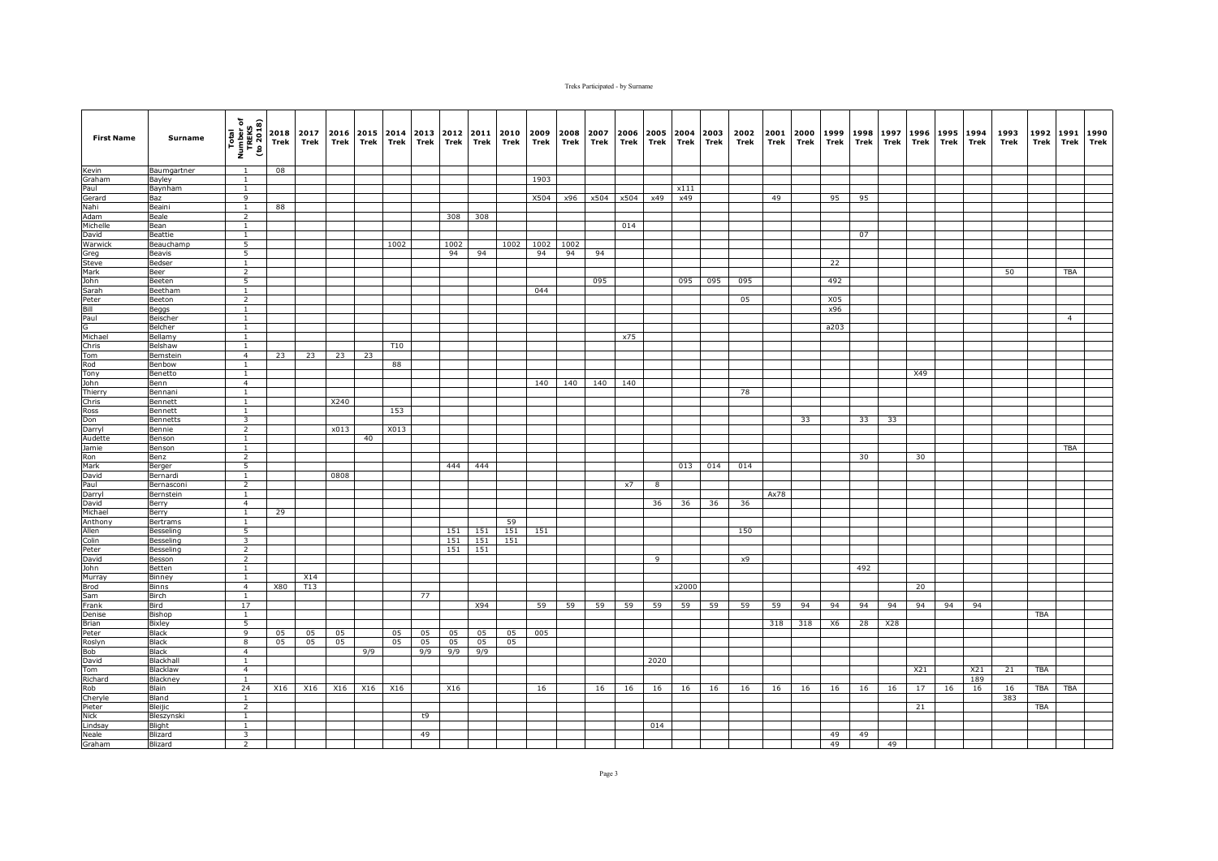| First Name | Surname | Total Number of TREKS (to 2018) | 2018 Trek | 2017 Trek | 2016 Trek | 2015 Trek | 2014 Trek | 2013 Trek | 2012 Trek | 2011 Trek | 2010 Trek | 2009 Trek | 2008 Trek | 2007 Trek | 2006 Trek | 2005 Trek | 2004 Trek | 2003 Trek | 2002 Trek | 2001 Trek | 2000 Trek | 1999 Trek | 1998 Trek | 1997 Trek | 1996 Trek | 1995 Trek | 1994 Trek | 1993 Trek | 1992 Trek | 1991 Trek | 1990 Trek |
|---|---|---|---|---|---|---|---|---|---|---|---|---|---|---|---|---|---|---|---|---|---|---|---|---|---|---|---|---|---|---|---|
| Kevin | Baumgartner | 1 | 08 | | | | | | | | | | | | | | | | | | | | | | | | | | | | |
| Graham | Bayley | 1 | | | | | | | | | | 1903 | | | | | | | | | | | | | | | | | | | |
| Paul | Baynham | 1 | | | | | | | | | | | | | | | x111 | | | | | | | | | | | | | | |
| Gerard | Baz | 9 | | | | | | | | | | X504 | x96 | x504 | x504 | x49 | x49 | | | 49 | | 95 | 95 | | | | | | | | |
| Nahi | Beaini | 1 | 88 | | | | | | | | | | | | | | | | | | | | | | | | | | | | |
| Adam | Beale | 2 | | | | | | | 308 | 308 | | | | | | | | | | | | | | | | | | | | | |
| Michelle | Bean | 1 | | | | | | | | | | | | | 014 | | | | | | | | | | | | | | | | |
| David | Beattie | 1 | | | | | | | | | | | | | | | | | | | | | 07 | | | | | | | | |
| Warwick | Beauchamp | 5 | | | | | 1002 | | 1002 | | 1002 | 1002 | 1002 | | | | | | | | | | | | | | | | | | |
| Greg | Beavis | 5 | | | | | | | 94 | 94 | | 94 | 94 | 94 | | | | | | | | | | | | | | | | | |
| Steve | Bedser | 1 | | | | | | | | | | | | | | | | | | | | 22 | | | | | | | | | |
| Mark | Beer | 2 | | | | | | | | | | | | | | | | | | | | | | | | | | 50 | | TBA | |
| John | Beeten | 5 | | | | | | | | | | | | 095 | | | 095 | 095 | 095 | | | 492 | | | | | | | | | |
| Sarah | Beetham | 1 | | | | | | | | | | 044 | | | | | | | | | | | | | | | | | | | |
| Peter | Beeton | 2 | | | | | | | | | | | | | | | | | 05 | | | X05 | | | | | | | | | |
| Bill | Beggs | 1 | | | | | | | | | | | | | | | | | | | | x96 | | | | | | | | | |
| Paul | Beischer | 1 | | | | | | | | | | | | | | | | | | | | | | | | | | | | 4 | |
| G | Belcher | 1 | | | | | | | | | | | | | | | | | | | | a203 | | | | | | | | | |
| Michael | Bellamy | 1 | | | | | | | | | | | | | x75 | | | | | | | | | | | | | | | | |
| Chris | Belshaw | 1 | | | | | T10 | | | | | | | | | | | | | | | | | | | | | | | | |
| Tom | Bemstein | 4 | 23 | 23 | 23 | 23 | | | | | | | | | | | | | | | | | | | | | | | | | |
| Rod | Benbow | 1 | | | | | 88 | | | | | | | | | | | | | | | | | | | | | | | | |
| Tony | Benetto | 1 | | | | | | | | | | | | | | | | | | | | | | | X49 | | | | | | |
| John | Benn | 4 | | | | | | | | | | 140 | 140 | 140 | 140 | | | | | | | | | | | | | | | | |
| Thierry | Bennani | 1 | | | | | | | | | | | | | | | | | 78 | | | | | | | | | | | | |
| Chris | Bennett | 1 | | | X240 | | | | | | | | | | | | | | | | | | | | | | | | | | |
| Ross | Bennett | 1 | | | | | 153 | | | | | | | | | | | | | | | | | | | | | | | | |
| Don | Bennetts | 3 | | | | | | | | | | | | | | | | | | | 33 | | 33 | 33 | | | | | | | |
| Darryl | Bennie | 2 | | | x013 | | X013 | | | | | | | | | | | | | | | | | | | | | | | | |
| Audette | Benson | 1 | | | | 40 | | | | | | | | | | | | | | | | | | | | | | | | | |
| Jamie | Benson | 1 | | | | | | | | | | | | | | | | | | | | | | | | | | | | TBA | |
| Ron | Benz | 2 | | | | | | | | | | | | | | | | | | | | | 30 | | 30 | | | | | | |
| Mark | Berger | 5 | | | | | | | 444 | 444 | | | | | | | 013 | 014 | 014 | | | | | | | | | | | | |
| David | Bernardi | 1 | | | 0808 | | | | | | | | | | | | | | | | | | | | | | | | | | |
| Paul | Bernasconi | 2 | | | | | | | | | | | | | x7 | 8 | | | | | | | | | | | | | | | |
| Darryl | Bernstein | 1 | | | | | | | | | | | | | | | | | | Ax78 | | | | | | | | | | | |
| David | Berry | 4 | | | | | | | | | | | | | | 36 | 36 | 36 | 36 | | | | | | | | | | | | |
| Michael | Berry | 1 | 29 | | | | | | | | | | | | | | | | | | | | | | | | | | | | |
| Anthony | Bertrams | 1 | | | | | | | | | 59 | | | | | | | | | | | | | | | | | | | | |
| Allen | Besseling | 5 | | | | | | | 151 | 151 | 151 | 151 | | | | | | | 150 | | | | | | | | | | | | |
| Colin | Besseling | 3 | | | | | | | 151 | 151 | 151 | | | | | | | | | | | | | | | | | | | | |
| Peter | Besseling | 2 | | | | | | | 151 | 151 | | | | | | | | | | | | | | | | | | | | | |
| David | Besson | 2 | | | | | | | | | | | | | | 9 | | | x9 | | | | | | | | | | | | |
| John | Betten | 1 | | | | | | | | | | | | | | | | | | | | | 492 | | | | | | | | |
| Murray | Binney | 1 | | X14 | | | | | | | | | | | | | | | | | | | | | | | | | | | |
| Brod | Binns | 4 | X80 | T13 | | | | | | | | | | | | | x2000 | | | | | | | | 20 | | | | | | |
| Sam | Birch | 1 | | | | | | 77 | | | | | | | | | | | | | | | | | | | | | | | |
| Frank | Bird | 17 | | | | | | | | X94 | | 59 | 59 | 59 | 59 | 59 | 59 | 59 | 59 | 59 | 94 | 94 | 94 | 94 | 94 | 94 | 94 | | | | |
| Denise | Bishop | 1 | | | | | | | | | | | | | | | | | | | | | | | | | | | TBA | | |
| Brian | Bixley | 5 | | | | | | | | | | | | | | | | | | 318 | 318 | X6 | 28 | X28 | | | | | | | |
| Peter | Black | 9 | 05 | 05 | 05 | | 05 | 05 | 05 | 05 | 05 | 005 | | | | | | | | | | | | | | | | | | | |
| Roslyn | Black | 8 | 05 | 05 | 05 | | 05 | 05 | 05 | 05 | 05 | | | | | | | | | | | | | | | | | | | | |
| Bob | Black | 4 | | | | 9/9 | | 9/9 | 9/9 | 9/9 | | | | | | | | | | | | | | | | | | | | | |
| David | Blackhall | 1 | | | | | | | | | | | | | | 2020 | | | | | | | | | | | | | | | |
| Tom | Blacklaw | 4 | | | | | | | | | | | | | | | | | | | | | | | X21 | | X21 | 21 | TBA | | |
| Richard | Blackney | 1 | | | | | | | | | | | | | | | | | | | | | | | | | 189 | | | | |
| Rob | Blain | 24 | X16 | X16 | X16 | X16 | X16 | | X16 | | | 16 | | 16 | 16 | 16 | 16 | 16 | 16 | 16 | 16 | 16 | 16 | 16 | 17 | 16 | 16 | 16 | TBA | TBA | |
| Cheryle | Bland | 1 | | | | | | | | | | | | | | | | | | | | | | | | | | 383 | | | |
| Pieter | Bleijic | 2 | | | | | | | | | | | | | | | | | | | | | | | 21 | | | | TBA | | |
| Nick | Bleszynski | 1 | | | | | | t9 | | | | | | | | | | | | | | | | | | | | | | | |
| Lindsay | Blight | 1 | | | | | | | | | | | | | | 014 | | | | | | | | | | | | | | | |
| Neale | Blizard | 3 | | | | | | 49 | | | | | | | | | | | | | | 49 | 49 | | | | | | | | |
| Graham | Blizard | 2 | | | | | | | | | | | | | | | | | | | | 49 | | 49 | | | | | | | |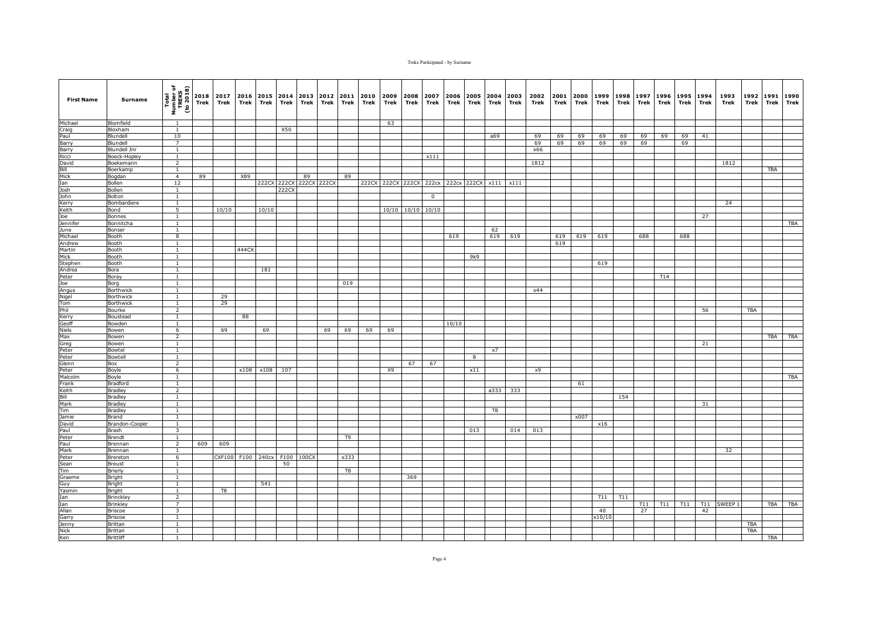| First Name | Surname | Total Number of TREKS (to 2018) | 2018 Trek | 2017 Trek | 2016 Trek | 2015 Trek | 2014 Trek | 2013 Trek | 2012 Trek | 2011 Trek | 2010 Trek | 2009 Trek | 2008 Trek | 2007 Trek | 2006 Trek | 2005 Trek | 2004 Trek | 2003 Trek | 2002 Trek | 2001 Trek | 2000 Trek | 1999 Trek | 1998 Trek | 1997 Trek | 1996 Trek | 1995 Trek | 1994 Trek | 1993 Trek | 1992 Trek | 1991 Trek | 1990 Trek |
|---|---|---|---|---|---|---|---|---|---|---|---|---|---|---|---|---|---|---|---|---|---|---|---|---|---|---|---|---|---|---|---|
| Michael | Blomfield | 1 | | | | | | | | | | 63 | | | | | | | | | | | | | | | | | | | |
| Craig | Bloxham | 1 | | | | | X50 | | | | | | | | | | | | | | | | | | | | | | | | |
| Paul | Blundell | 10 | | | | | | | | | | | | | | | a69 | | 69 | 69 | 69 | 69 | 69 | 69 | 69 | 69 | 41 | | | | |
| Barry | Blundell | 7 | | | | | | | | | | | | | | | | | 69 | 69 | 69 | 69 | 69 | 69 | | 69 | | | | | |
| Barry | Blundell Jnr | 1 | | | | | | | | | | | | | | | | | x66 | | | | | | | | | | | | |
| Ricci | Boeck-Hopley | 1 | | | | | | | | | | | | x111 | | | | | | | | | | | | | | | | | |
| David | Boekemann | 2 | | | | | | | | | | | | | | | | | 1812 | | | | | | | | | 1812 | | | |
| Bill | Boerkamp | 1 | | | | | | | | | | | | | | | | | | | | | | | | | | | | TBA | |
| Mick | Bogdan | 4 | 89 | | X89 | | | 89 | | 89 | | | | | | | | | | | | | | | | | | | | | |
| Ian | Bollen | 12 | | | | 222CX | 222CX | 222CX | 222CX | | 222CX | 222CX | 222CX | 222cx | 222cx | 222CX | x111 | x111 | | | | | | | | | | | | | |
| Josh | Bollen | 1 | | | | | 222CX | | | | | | | | | | | | | | | | | | | | | | | | |
| John | Bolton | 1 | | | | | | | | | | | | 0 | | | | | | | | | | | | | | | | | |
| Kerry | Bombardiere | 1 | | | | | | | | | | | | | | | | | | | | | | | | | | 24 | | | |
| Keith | Bond | 5 | | 10/10 | | 10/10 | | | | | | 10/10 | 10/10 | 10/10 | | | | | | | | | | | | | | | | | |
| Joe | Bonnes | 1 | | | | | | | | | | | | | | | | | | | | | | | | | 27 | | | | |
| Jennifer | Bonnitcha | 1 | | | | | | | | | | | | | | | | | | | | | | | | | | | | | TBA |
| June | Bonser | 1 | | | | | | | | | | | | | | | 62 | | | | | | | | | | | | | | |
| Michael | Booth | 8 | | | | | | | | | | | | | 619 | | 619 | 619 | | 619 | 619 | 619 | | 688 | | 688 | | | | | |
| Andrew | Booth | 1 | | | | | | | | | | | | | | | | | | 619 | | | | | | | | | | | |
| Martin | Booth | 1 | | | 444CX | | | | | | | | | | | | | | | | | | | | | | | | | | |
| Mick | Booth | 1 | | | | | | | | | | | | | | 9k9 | | | | | | | | | | | | | | | |
| Stephen | Booth | 1 | | | | | | | | | | | | | | | | | | | | 619 | | | | | | | | | |
| Andrea | Bora | 1 | | | | 181 | | | | | | | | | | | | | | | | | | | | | | | | | |
| Peter | Boray | 1 | | | | | | | | | | | | | | | | | | | | | | | T14 | | | | | | |
| Joe | Borg | 1 | | | | | | | | 019 | | | | | | | | | | | | | | | | | | | | | |
| Angus | Borthwick | 1 | | | | | | | | | | | | | | | | | x44 | | | | | | | | | | | | |
| Nigel | Borthwick | 1 | | 29 | | | | | | | | | | | | | | | | | | | | | | | | | | | |
| Tom | Borthwick | 1 | | 29 | | | | | | | | | | | | | | | | | | | | | | | | | | | |
| Phil | Bourke | 2 | | | | | | | | | | | | | | | | | | | | | | | | | 56 | | TBA | | |
| Kerry | Boustead | 1 | | | 88 | | | | | | | | | | | | | | | | | | | | | | | | | | |
| Geoff | Bowden | 1 | | | | | | | | | | | | | 10/10 | | | | | | | | | | | | | | | | |
| Niels | Bowen | 6 | | 69 | | 69 | | | 69 | 69 | 69 | 69 | | | | | | | | | | | | | | | | | | | |
| Max | Bowen | 2 | | | | | | | | | | | | | | | | | | | | | | | | | | | | TBA | TBA |
| Greg | Bowen | 1 | | | | | | | | | | | | | | | | | | | | | | | | | 21 | | | | |
| Peter | Bowtel | 1 | | | | | | | | | | | | | | | x7 | | | | | | | | | | | | | | |
| Peter | Bowtell | 1 | | | | | | | | | | | | | | 8 | | | | | | | | | | | | | | | |
| Glenn | Box | 2 | | | | | | | | | | | 67 | 67 | | | | | | | | | | | | | | | | | |
| Peter | Boyle | 6 | | | x108 | x108 | 107 | | | | | X9 | | | | x11 | | | x9 | | | | | | | | | | | | |
| Malcolm | Boyle | 1 | | | | | | | | | | | | | | | | | | | | | | | | | | | | | TBA |
| Frank | Bradford | 1 | | | | | | | | | | | | | | | | | | | 61 | | | | | | | | | | |
| Keith | Bradley | 2 | | | | | | | | | | | | | | | a333 | 333 | | | | | | | | | | | | | |
| Bill | Bradley | 1 | | | | | | | | | | | | | | | | | | | | | 154 | | | | | | | | |
| Mark | Bradley | 1 | | | | | | | | | | | | | | | | | | | | | | | | | 31 | | | | |
| Tim | Bradley | 1 | | | | | | | | | | | | | | | T8 | | | | | | | | | | | | | | |
| Jamie | Brand | 1 | | | | | | | | | | | | | | | | | | | x007 | | | | | | | | | | |
| David | Brandon-Cooper | 1 | | | | | | | | | | | | | | | | | | | | x16 | | | | | | | | | |
| Paul | Brash | 3 | | | | | | | | | | | | | | 013 | | 014 | 013 | | | | | | | | | | | | |
| Peter | Brendt | 1 | | | | | | | | T9 | | | | | | | | | | | | | | | | | | | | | |
| Paul | Brennan | 2 | 609 | 609 | | | | | | | | | | | | | | | | | | | | | | | | | | | |
| Mark | Brennan | 1 | | | | | | | | | | | | | | | | | | | | | | | | | | 32 | | | |
| Peter | Brereton | 6 | | CXF100 | F100 | 240cx | F100 | 100CX | | x333 | | | | | | | | | | | | | | | | | | | | | |
| Sean | Breust | 1 | | | | | 50 | | | | | | | | | | | | | | | | | | | | | | | | |
| Tim | Brierly | 1 | | | | | | | | T8 | | | | | | | | | | | | | | | | | | | | | |
| Graeme | Bright | 1 | | | | | | | | | | | 369 | | | | | | | | | | | | | | | | | | |
| Guy | Bright | 1 | | | | 541 | | | | | | | | | | | | | | | | | | | | | | | | | |
| Yasmin | Bright | 1 | | T8 | | | | | | | | | | | | | | | | | | | | | | | | | | | |
| Ian | Brinckley | 2 | | | | | | | | | | | | | | | | | | | | T11 | T11 | | | | | | | | |
| Ian | Brinkley | 7 | | | | | | | | | | | | | | | | | | | | | | T11 | T11 | T11 | T11 | SWEEP 1 | | TBA | TBA |
| Allan | Briscoe | 3 | | | | | | | | | | | | | | | | | | | | 40 | | 27 | | | 42 | | | | |
| Garry | Briscoe | 1 | | | | | | | | | | | | | | | | | | | | x10/10 | | | | | | | | | |
| Jenny | Brittan | 1 | | | | | | | | | | | | | | | | | | | | | | | | | | | TBA | | |
| Nick | Brittan | 1 | | | | | | | | | | | | | | | | | | | | | | | | | | | TBA | | |
| Ken | Brittliff | 1 | | | | | | | | | | | | | | | | | | | | | | | | | | | | TBA | |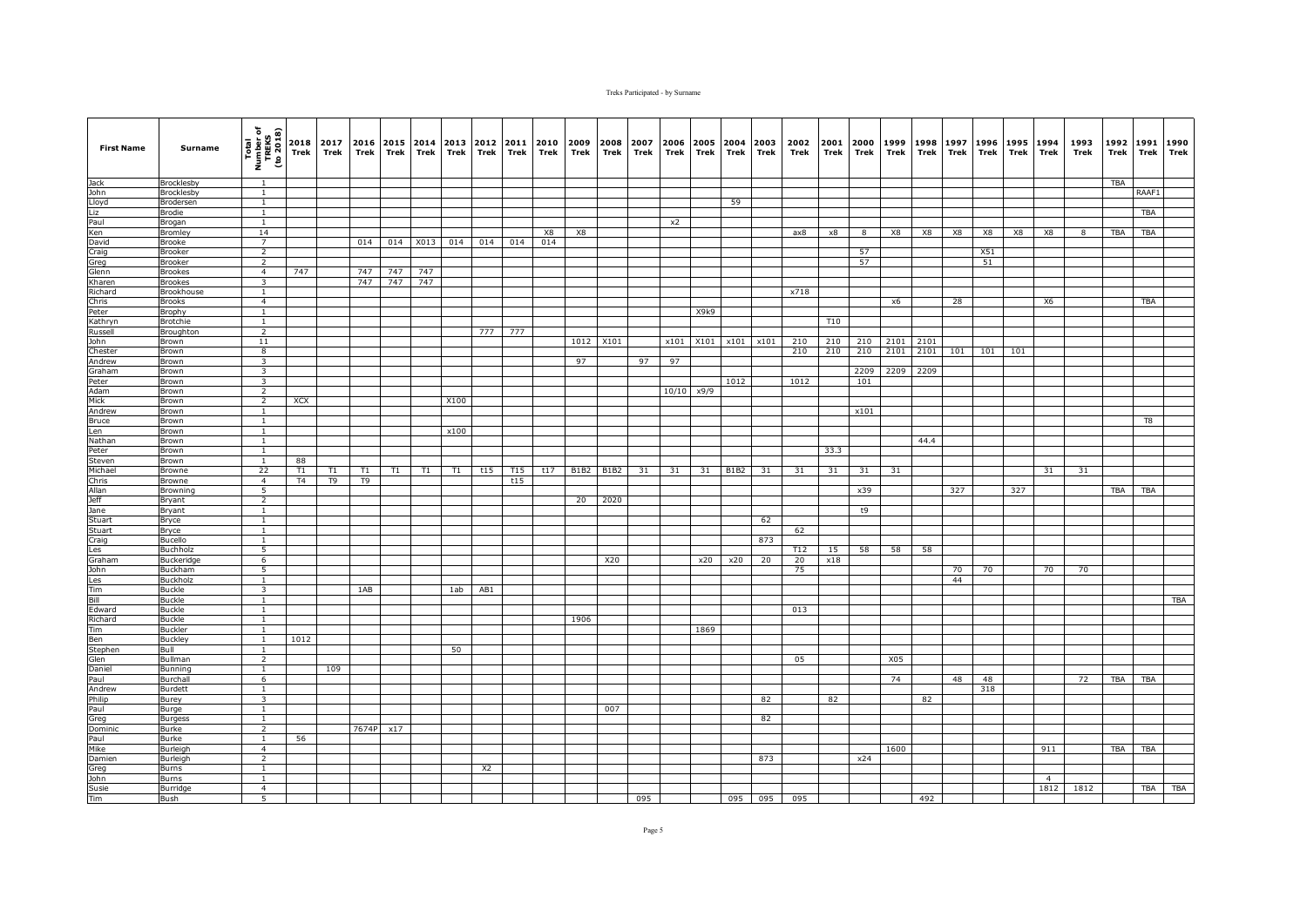| First Name | Surname | Total Number of TREKS (to 2018) | 2018 Trek | 2017 Trek | 2016 Trek | 2015 Trek | 2014 Trek | 2013 Trek | 2012 Trek | 2011 Trek | 2010 Trek | 2009 Trek | 2008 Trek | 2007 Trek | 2006 Trek | 2005 Trek | 2004 Trek | 2003 Trek | 2002 Trek | 2001 Trek | 2000 Trek | 1999 Trek | 1998 Trek | 1997 Trek | 1996 Trek | 1995 Trek | 1994 Trek | 1993 Trek | 1992 Trek | 1991 Trek | 1990 Trek |
|---|---|---|---|---|---|---|---|---|---|---|---|---|---|---|---|---|---|---|---|---|---|---|---|---|---|---|---|---|---|---|---|
| Jack | Brocklesby | 1 | | | | | | | | | | | | | | | | | | | | | | | | | | | TBA | | |
| John | Brocklesby | 1 | | | | | | | | | | | | | | | | | | | | | | | | | | | | RAAF1 | |
| Lloyd | Brodersen | 1 | | | | | | | | | | | | | | | 59 | | | | | | | | | | | | | | |
| Liz | Brodie | 1 | | | | | | | | | | | | | | | | | | | | | | | | | | | | TBA | |
| Paul | Brogan | 1 | | | | | | | | | | | | | x2 | | | | | | | | | | | | | | | | |
| Ken | Bromley | 14 | | | | | | | | | X8 | X8 | | | | | | | ax8 | x8 | 8 | X8 | X8 | X8 | X8 | X8 | X8 | 8 | TBA | TBA | |
| David | Brooke | 7 | | | 014 | 014 | X013 | 014 | 014 | 014 | 014 | | | | | | | | | | | | | | | | | | | | |
| Craig | Brooker | 2 | | | | | | | | | | | | | | | | | | | 57 | | | | X51 | | | | | | |
| Greg | Brooker | 2 | | | | | | | | | | | | | | | | | | | 57 | | | | 51 | | | | | | |
| Glenn | Brookes | 4 | 747 | | 747 | 747 | 747 | | | | | | | | | | | | | | | | | | | | | | | | |
| Kharen | Brookes | 3 | | | 747 | 747 | 747 | | | | | | | | | | | | | | | | | | | | | | | | |
| Richard | Brookhouse | 1 | | | | | | | | | | | | | | | | | x718 | | | | | | | | | | | | |
| Chris | Brooks | 4 | | | | | | | | | | | | | | | | | | | | x6 | | 28 | | | X6 | | | TBA | |
| Peter | Brophy | 1 | | | | | | | | | | | | | | X9k9 | | | | | | | | | | | | | | | |
| Kathryn | Brotchie | 1 | | | | | | | | | | | | | | | | | | T10 | | | | | | | | | | | |
| Russell | Broughton | 2 | | | | | | | 777 | 777 | | | | | | | | | | | | | | | | | | | | | |
| John | Brown | 11 | | | | | | | | | | 1012 | X101 | | x101 | X101 | x101 | x101 | 210 | 210 | 210 | 2101 | 2101 | | | | | | | | |
| Chester | Brown | 8 | | | | | | | | | | | | | | | | | 210 | 210 | 210 | 2101 | 2101 | 101 | 101 | 101 | | | | | |
| Andrew | Brown | 3 | | | | | | | | | | 97 | | 97 | 97 | | | | | | | | | | | | | | | | |
| Graham | Brown | 3 | | | | | | | | | | | | | | | | | | | 2209 | 2209 | 2209 | | | | | | | | |
| Peter | Brown | 3 | | | | | | | | | | | | | | | 1012 | | 1012 | | 101 | | | | | | | | | | |
| Adam | Brown | 2 | | | | | | | | | | | | | 10/10 | x9/9 | | | | | | | | | | | | | | | |
| Mick | Brown | 2 | XCX | | | | | X100 | | | | | | | | | | | | | | | | | | | | | | | |
| Andrew | Brown | 1 | | | | | | | | | | | | | | | | | | | x101 | | | | | | | | | | |
| Bruce | Brown | 1 | | | | | | | | | | | | | | | | | | | | | | | | | | | | T8 | |
| Len | Brown | 1 | | | | | | x100 | | | | | | | | | | | | | | | | | | | | | | | |
| Nathan | Brown | 1 | | | | | | | | | | | | | | | | | | | | | 44.4 | | | | | | | | |
| Peter | Brown | 1 | | | | | | | | | | | | | | | | | | 33.3 | | | | | | | | | | | |
| Steven | Brown | 1 | 88 | | | | | | | | | | | | | | | | | | | | | | | | | | | | |
| Michael | Browne | 22 | T1 | T1 | T1 | T1 | T1 | T1 | t15 | T15 | t17 | B1B2 | B1B2 | 31 | 31 | 31 | B1B2 | 31 | 31 | 31 | 31 | 31 | | | | | 31 | 31 | | | |
| Chris | Browne | 4 | T4 | T9 | T9 | | | | | t15 | | | | | | | | | | | | | | | | | | | | | |
| Allan | Browning | 5 | | | | | | | | | | | | | | | | | | | x39 | | | 327 | | 327 | | | TBA | TBA | |
| Jeff | Bryant | 2 | | | | | | | | | | 20 | 2020 | | | | | | | | | | | | | | | | | | |
| Jane | Bryant | 1 | | | | | | | | | | | | | | | | | | | t9 | | | | | | | | | | |
| Stuart | Bryce | 1 | | | | | | | | | | | | | | | | 62 | | | | | | | | | | | | | |
| Stuart | Bryce | 1 | | | | | | | | | | | | | | | | | 62 | | | | | | | | | | | | |
| Craig | Bucello | 1 | | | | | | | | | | | | | | | | 873 | | | | | | | | | | | | | |
| Les | Buchholz | 5 | | | | | | | | | | | | | | | | | T12 | 15 | 58 | 58 | 58 | | | | | | | | |
| Graham | Buckeridge | 6 | | | | | | | | | | | X20 | | | x20 | x20 | 20 | 20 | x18 | | | | | | | | | | | |
| John | Buckham | 5 | | | | | | | | | | | | | | | | | 75 | | | | | 70 | 70 | | 70 | 70 | | | |
| Les | Buckholz | 1 | | | | | | | | | | | | | | | | | | | | | | 44 | | | | | | | |
| Tim | Buckle | 3 | | | 1AB | | | 1ab | AB1 | | | | | | | | | | | | | | | | | | | | | | |
| Bill | Buckle | 1 | | | | | | | | | | | | | | | | | | | | | | | | | | | | | TBA |
| Edward | Buckle | 1 | | | | | | | | | | | | | | | | | 013 | | | | | | | | | | | | |
| Richard | Buckle | 1 | | | | | | | | | | 1906 | | | | | | | | | | | | | | | | | | | |
| Tim | Buckler | 1 | | | | | | | | | | | | | | 1869 | | | | | | | | | | | | | | | |
| Ben | Buckley | 1 | 1012 | | | | | | | | | | | | | | | | | | | | | | | | | | | | |
| Stephen | Bull | 1 | | | | | | 50 | | | | | | | | | | | | | | | | | | | | | | | |
| Glen | Bullman | 2 | | | | | | | | | | | | | | | | | 05 | | | X05 | | | | | | | | | |
| Daniel | Bunning | 1 | | 109 | | | | | | | | | | | | | | | | | | | | | | | | | | | |
| Paul | Burchall | 6 | | | | | | | | | | | | | | | | | | | | 74 | | 48 | 48 | | | 72 | TBA | TBA | |
| Andrew | Burdett | 1 | | | | | | | | | | | | | | | | | | | | | | | 318 | | | | | | |
| Philip | Burey | 3 | | | | | | | | | | | | | | | | 82 | | 82 | | | 82 | | | | | | | | |
| Paul | Burge | 1 | | | | | | | | | | | 007 | | | | | | | | | | | | | | | | | | |
| Greg | Burgess | 1 | | | | | | | | | | | | | | | | 82 | | | | | | | | | | | | | |
| Dominic | Burke | 2 | | | 7674P | x17 | | | | | | | | | | | | | | | | | | | | | | | | | |
| Paul | Burke | 1 | 56 | | | | | | | | | | | | | | | | | | | | | | | | | | | | |
| Mike | Burleigh | 4 | | | | | | | | | | | | | | | | | | | | 1600 | | | | | 911 | | TBA | TBA | |
| Damien | Burleigh | 2 | | | | | | | | | | | | | | | | 873 | | | x24 | | | | | | | | | | |
| Greg | Burns | 1 | | | | | | | X2 | | | | | | | | | | | | | | | | | | | | | | |
| John | Burns | 1 | | | | | | | | | | | | | | | | | | | | | | | | | 4 | | | | |
| Susie | Burridge | 4 | | | | | | | | | | | | | | | | | | | | | | | | | 1812 | 1812 | | TBA | TBA |
| Tim | Bush | 5 | | | | | | | | | | | | 095 | | | 095 | 095 | 095 | | | | 492 | | | | | | | | |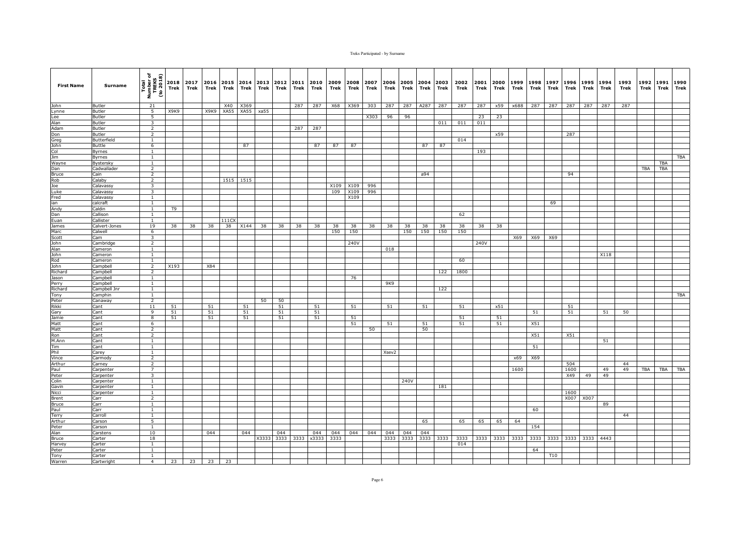| First Name | Surname | Total Number of TREKS (to 2018) | 2018 Trek | 2017 Trek | 2016 Trek | 2015 Trek | 2014 Trek | 2013 Trek | 2012 Trek | 2011 Trek | 2010 Trek | 2009 Trek | 2008 Trek | 2007 Trek | 2006 Trek | 2005 Trek | 2004 Trek | 2003 Trek | 2002 Trek | 2001 Trek | 2000 Trek | 1999 Trek | 1998 Trek | 1997 Trek | 1996 Trek | 1995 Trek | 1994 Trek | 1993 Trek | 1992 Trek | 1991 Trek | 1990 Trek |
|---|---|---|---|---|---|---|---|---|---|---|---|---|---|---|---|---|---|---|---|---|---|---|---|---|---|---|---|---|---|---|---|
| John | Butler | 21 | | | | X40 | X369 | | | 287 | 287 | X68 | X369 | 303 | 287 | 287 | A287 | 287 | 287 | 287 | x59 | x688 | 287 | 287 | 287 | 287 | 287 | 287 | | | |
| Lynne | Butler | 5 | X9K9 | | X9K9 | XA55 | XA55 | xa55 | | | | | | | | | | | | | | | | | | | | | | | |
| Lee | Butler | 5 | | | | | | | | | | | | X303 | 96 | 96 | | | | 23 | 23 | | | | | | | | | | |
| Alan | Butler | 3 | | | | | | | | | | | | | | | | 011 | 011 | 011 | | | | | | | | | | | |
| Adam | Butler | 2 | | | | | | | | 287 | 287 | | | | | | | | | | | | | | | | | | | | |
| Don | Butler | 2 | | | | | | | | | | | | | | | | | | | x59 | | | | 287 | | | | | | |
| Greg | Butterfield | 1 | | | | | | | | | | | | | | | | | 014 | | | | | | | | | | | | |
| John | Buttle | 6 | | | | | 87 | | | | 87 | 87 | 87 | | | | 87 | 87 | | | | | | | | | | | | | |
| Col | Byrnes | 1 | | | | | | | | | | | | | | | | | | 193 | | | | | | | | | | | |
| Jim | Byrnes | 1 | | | | | | | | | | | | | | | | | | | | | | | | | | | | | TBA |
| Wayne | Bystersky | 1 | | | | | | | | | | | | | | | | | | | | | | | | | | | | TBA | |
| Dan | Cadwallader | 2 | | | | | | | | | | | | | | | | | | | | | | | | | | | TBA | TBA | |
| Bruce | Cain | 2 | | | | | | | | | | | | | | | a94 | | | | | | | | 94 | | | | | | |
| Rob | Calaby | 2 | | | | 1515 | 1515 | | | | | | | | | | | | | | | | | | | | | | | | |
| Joe | Calavassy | 3 | | | | | | | | | | X109 | X109 | 996 | | | | | | | | | | | | | | | | | |
| Luke | Calavassy | 3 | | | | | | | | | | 109 | X109 | 996 | | | | | | | | | | | | | | | | | |
| Fred | Calavassy | 1 | | | | | | | | | | | X109 | | | | | | | | | | | | | | | | | | |
| ian | calcraft | 1 | | | | | | | | | | | | | | | | | | | | | | 69 | | | | | | | |
| Andy | Caldin | 1 | T9 | | | | | | | | | | | | | | | | | | | | | | | | | | | | |
| Dan | Callison | 1 | | | | | | | | | | | | | | | | | 62 | | | | | | | | | | | | |
| Euan | Callister | 1 | | | | 111CX | | | | | | | | | | | | | | | | | | | | | | | | | |
| James | Calvert-Jones | 19 | 38 | 38 | 38 | 38 | X144 | 38 | 38 | 38 | 38 | 38 | 38 | 38 | 38 | 38 | 38 | 38 | 38 | 38 | 38 | | | | | | | | | | |
| Marc | Calwell | 6 | | | | | | | | | | 150 | 150 | | | 150 | 150 | 150 | 150 | | | | | | | | | | | | |
| Scott | Cam | 3 | | | | | | | | | | | | | | | | | | | | X69 | X69 | X69 | | | | | | | |
| John | Cambridge | 2 | | | | | | | | | | | 240V | | | | | | | 240V | | | | | | | | | | | |
| Alan | Cameron | 1 | | | | | | | | | | | | | 018 | | | | | | | | | | | | | | | | |
| John | Cameron | 1 | | | | | | | | | | | | | | | | | | | | | | | | | X118 | | | | |
| Rod | Cameron | 1 | | | | | | | | | | | | | | | | | 60 | | | | | | | | | | | | |
| John | Campbell | 2 | X193 | | X84 | | | | | | | | | | | | | | | | | | | | | | | | | | |
| Richard | Campbell | 2 | | | | | | | | | | | | | | | | 122 | 1800 | | | | | | | | | | | | |
| Jason | Campbell | 1 | | | | | | | | | | | 76 | | | | | | | | | | | | | | | | | | |
| Perry | Campbell | 1 | | | | | | | | | | | | | 9K9 | | | | | | | | | | | | | | | | |
| Richard | Campbell Jnr | 1 | | | | | | | | | | | | | | | | 122 | | | | | | | | | | | | | |
| Tony | Camphin | 1 | | | | | | | | | | | | | | | | | | | | | | | | | | | | | TBA |
| Peter | Canaway | 2 | | | | | | 50 | 50 | | | | | | | | | | | | | | | | | | | | | | |
| Rikki | Cant | 11 | 51 | | 51 | | 51 | | 51 | | 51 | | 51 | | 51 | | 51 | | 51 | | x51 | | | | 51 | | | | | | |
| Gary | Cant | 9 | 51 | | 51 | | 51 | | 51 | | 51 | | | | | | | | | | | | 51 | | 51 | | 51 | 50 | | | |
| Jamie | Cant | 8 | 51 | | 51 | | 51 | | 51 | | 51 | | 51 | | | | | | 51 | | 51 | | | | | | | | | | |
| Matt | Cant | 6 | | | | | | | | | | | 51 | | 51 | | 51 | | 51 | | 51 | | X51 | | | | | | | | |
| Matt | Cant | 2 | | | | | | | | | | | | 50 | | | 50 | | | | | | | | | | | | | | |
| Ron | Cant | 2 | | | | | | | | | | | | | | | | | | | | | X51 | | X51 | | | | | | |
| M.Ann | Cant | 1 | | | | | | | | | | | | | | | | | | | | | | | | | 51 | | | | |
| Tim | Cant | 1 | | | | | | | | | | | | | | | | | | | | | 51 | | | | | | | | |
| Phil | Carey | 1 | | | | | | | | | | | | | Xsev2 | | | | | | | | | | | | | | | | |
| Vince | Carmody | 2 | | | | | | | | | | | | | | | | | | | | x69 | X69 | | | | | | | | |
| Arthur | Carney | 2 | | | | | | | | | | | | | | | | | | | | | | | 504 | | | 44 | | | |
| Paul | Carpenter | 7 | | | | | | | | | | | | | | | | | | | | 1600 | | | 1600 | | 49 | 49 | TBA | TBA | TBA |
| Peter | Carpenter | 3 | | | | | | | | | | | | | | | | | | | | | | | X49 | 49 | 49 | | | | |
| Colin | Carpenter | 1 | | | | | | | | | | | | | | 240V | | | | | | | | | | | | | | | |
| Gavin | Carpenter | 1 | | | | | | | | | | | | | | | | 181 | | | | | | | | | | | | | |
| Nicci | Carpenter | 1 | | | | | | | | | | | | | | | | | | | | | | | 1600 | | | | | | |
| Brent | Carr | 2 | | | | | | | | | | | | | | | | | | | | | | | X007 | X007 | | | | | |
| Bruce | Carr | 1 | | | | | | | | | | | | | | | | | | | | | | | | | 89 | | | | |
| Paul | Carr | 1 | | | | | | | | | | | | | | | | | | | | | 60 | | | | | | | | |
| Terry | Carroll | 1 | | | | | | | | | | | | | | | | | | | | | | | | | | 44 | | | |
| Arthur | Carson | 5 | | | | | | | | | | | | | | | 65 | | 65 | 65 | 65 | 64 | | | | | | | | | |
| Peter | Carson | 1 | | | | | | | | | | | | | | | | | | | | | 154 | | | | | | | | |
| Alan | Carstens | 10 | | | 044 | | 044 | | 044 | | 044 | 044 | 044 | 044 | 044 | 044 | 044 | | | | | | | | | | | | | | |
| Bruce | Carter | 18 | | | | | | X3333 | 3333 | 3333 | x3333 | 3333 | | | 3333 | 3333 | 3333 | 3333 | 3333 | 3333 | 3333 | 3333 | 3333 | 3333 | 3333 | 3333 | 4443 | | | | |
| Harvey | Carter | 1 | | | | | | | | | | | | | | | | | 014 | | | | | | | | | | | | |
| Peter | Carter | 1 | | | | | | | | | | | | | | | | | | | | | 64 | | | | | | | | |
| Tony | Carter | 1 | | | | | | | | | | | | | | | | | | | | | | T10 | | | | | | | |
| Warren | Cartwright | 4 | 23 | 23 | 23 | 23 | | | | | | | | | | | | | | | | | | | | | | | | | |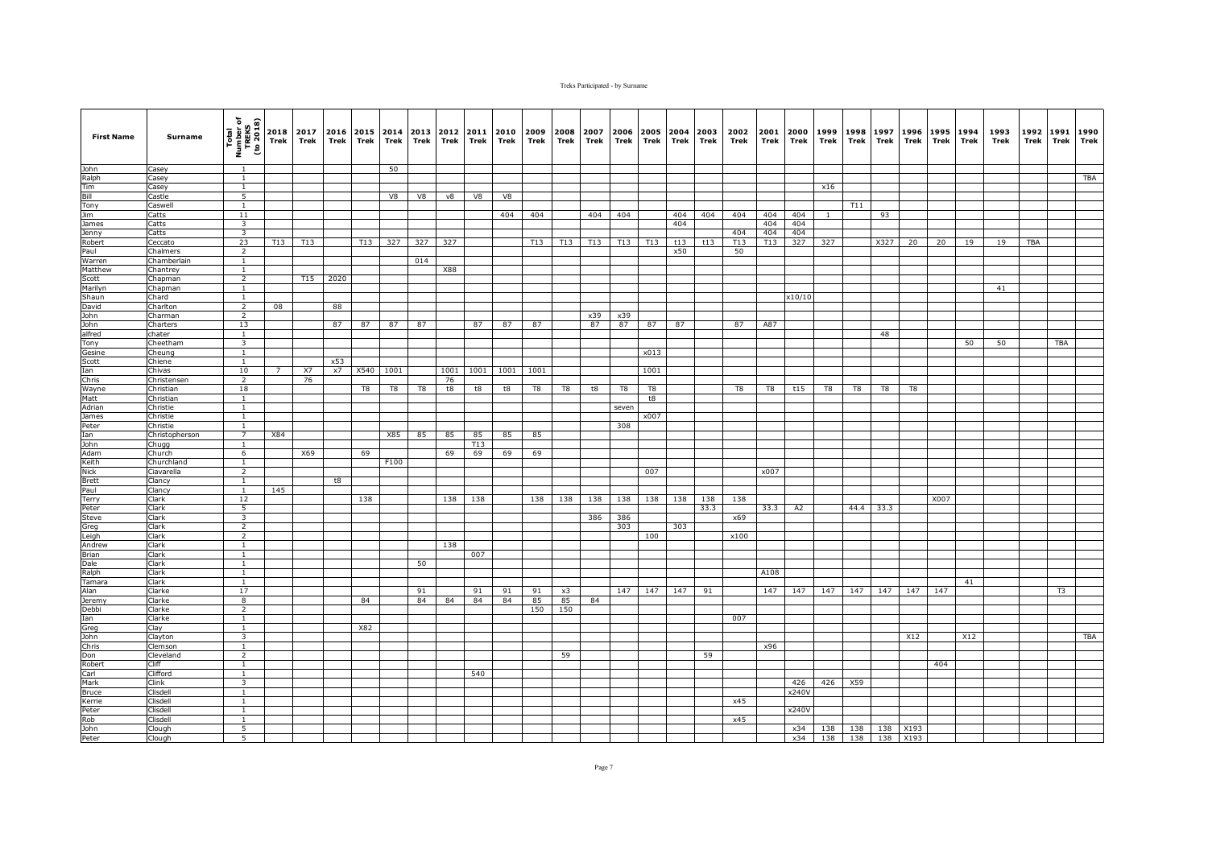| First Name | Surname | Total Number of TREKS (to 2018) | 2018 Trek | 2017 Trek | 2016 Trek | 2015 Trek | 2014 Trek | 2013 Trek | 2012 Trek | 2011 Trek | 2010 Trek | 2009 Trek | 2008 Trek | 2007 Trek | 2006 Trek | 2005 Trek | 2004 Trek | 2003 Trek | 2002 Trek | 2001 Trek | 2000 Trek | 1999 Trek | 1998 Trek | 1997 Trek | 1996 Trek | 1995 Trek | 1994 Trek | 1993 Trek | 1992 Trek | 1991 Trek | 1990 Trek |
|---|---|---|---|---|---|---|---|---|---|---|---|---|---|---|---|---|---|---|---|---|---|---|---|---|---|---|---|---|---|---|---|
| John | Casey | 1 | | | | | 50 | | | | | | | | | | | | | | | | | | | | | | | | |
| Ralph | Casey | 1 | | | | | | | | | | | | | | | | | | | | | | | | | | | | | TBA |
| Tim | Casey | 1 | | | | | | | | | | | | | | | | | | | | | x16 | | | | | | | | |
| Bill | Castle | 5 | | | | | V8 | V8 | v8 | V8 | V8 | | | | | | | | | | | | | | | | | | | | |
| Tony | Caswell | 1 | | | | | | | | | | | | | | | | | | | | | T11 | | | | | | | | |
| Jim | Catts | 11 | | | | | | | | | 404 | 404 | | 404 | 404 | | 404 | 404 | 404 | 404 | 404 | 1 | | 93 | | | | | | | |
| James | Catts | 3 | | | | | | | | | | | | | | | 404 | | | 404 | 404 | | | | | | | | | | |
| Jenny | Catts | 3 | | | | | | | | | | | | | | | | | 404 | 404 | 404 | | | | | | | | | | |
| Robert | Ceccato | 23 | T13 | T13 | | T13 | 327 | 327 | 327 | | | T13 | T13 | T13 | T13 | T13 | t13 | t13 | T13 | T13 | 327 | 327 | | X327 | 20 | 20 | 19 | 19 | TBA | | |
| Paul | Chalmers | 2 | | | | | | | | | | | | | | | x50 | | 50 | | | | | | | | | | | | |
| Warren | Chamberlain | 1 | | | | | | 014 | | | | | | | | | | | | | | | | | | | | | | | |
| Matthew | Chantrey | 1 | | | | | | | X88 | | | | | | | | | | | | | | | | | | | | | | |
| Scott | Chapman | 2 | | T15 | 2020 | | | | | | | | | | | | | | | | | | | | | | | | | | |
| Marilyn | Chapman | 1 | | | | | | | | | | | | | | | | | | | | | | | | | | 41 | | | |
| Shaun | Chard | 1 | | | | | | | | | | | | | | | | | | | x10/10 | | | | | | | | | | |
| David | Charlton | 2 | 08 | | 88 | | | | | | | | | | | | | | | | | | | | | | | | | | |
| John | Charman | 2 | | | | | | | | | | | | x39 | x39 | | | | | | | | | | | | | | | | |
| John | Charters | 13 | | | 87 | 87 | 87 | 87 | | 87 | 87 | 87 | | 87 | 87 | 87 | 87 | | 87 | A87 | | | | | | | | | | | |
| alfred | chater | 1 | | | | | | | | | | | | | | | | | | | | | | 48 | | | | | | | |
| Tony | Cheetham | 3 | | | | | | | | | | | | | | | | | | | | | | | | | 50 | 50 | | TBA | |
| Gesine | Cheung | 1 | | | | | | | | | | | | | | x013 | | | | | | | | | | | | | | | |
| Scott | Chiene | 1 | | | x53 | | | | | | | | | | | | | | | | | | | | | | | | | | |
| Ian | Chivas | 10 | 7 | X7 | x7 | X540 | 1001 | | 1001 | 1001 | 1001 | 1001 | | | | 1001 | | | | | | | | | | | | | | | |
| Chris | Christensen | 2 | | 76 | | | | | 76 | | | | | | | | | | | | | | | | | | | | | | |
| Wayne | Christian | 18 | | | | T8 | T8 | T8 | t8 | t8 | t8 | T8 | T8 | t8 | T8 | T8 | | | T8 | T8 | t15 | T8 | T8 | T8 | T8 | | | | | | |
| Matt | Christian | 1 | | | | | | | | | | | | | | t8 | | | | | | | | | | | | | | | |
| Adrian | Christie | 1 | | | | | | | | | | | | | seven | | | | | | | | | | | | | | | | |
| James | Christie | 1 | | | | | | | | | | | | | | x007 | | | | | | | | | | | | | | | |
| Peter | Christie | 1 | | | | | | | | | | | | | 308 | | | | | | | | | | | | | | | | |
| Ian | Christopherson | 7 | X84 | | | | X85 | 85 | 85 | 85 | 85 | 85 | | | | | | | | | | | | | | | | | | | |
| John | Chugg | 1 | | | | | | | | T13 | | | | | | | | | | | | | | | | | | | | | |
| Adam | Church | 6 | | X69 | | 69 | | | 69 | 69 | 69 | 69 | | | | | | | | | | | | | | | | | | | |
| Keith | Churchland | 1 | | | | | F100 | | | | | | | | | | | | | | | | | | | | | | | | |
| Nick | Ciavarella | 2 | | | | | | | | | | | | | | 007 | | | | x007 | | | | | | | | | | | |
| Brett | Clancy | 1 | | | t8 | | | | | | | | | | | | | | | | | | | | | | | | | | |
| Paul | Clancy | 1 | 145 | | | | | | | | | | | | | | | | | | | | | | | | | | | | |
| Terry | Clark | 12 | | | | 138 | | | 138 | 138 | | 138 | 138 | 138 | 138 | 138 | 138 | 138 | 138 | | | | | | | X007 | | | | | |
| Peter | Clark | 5 | | | | | | | | | | | | | | | | 33.3 | | 33.3 | A2 | | 44.4 | 33.3 | | | | | | | |
| Steve | Clark | 3 | | | | | | | | | | | | 386 | 386 | | | | x69 | | | | | | | | | | | | |
| Greg | Clark | 2 | | | | | | | | | | | | | 303 | | 303 | | | | | | | | | | | | | | |
| Leigh | Clark | 2 | | | | | | | | | | | | | | 100 | | | x100 | | | | | | | | | | | | |
| Andrew | Clark | 1 | | | | | | | 138 | | | | | | | | | | | | | | | | | | | | | | |
| Brian | Clark | 1 | | | | | | | | 007 | | | | | | | | | | | | | | | | | | | | | |
| Dale | Clark | 1 | | | | | | 50 | | | | | | | | | | | | | | | | | | | | | | | |
| Ralph | Clark | 1 | | | | | | | | | | | | | | | | | | A108 | | | | | | | | | | | |
| Tamara | Clark | 1 | | | | | | | | | | | | | | | | | | | | | | | | | 41 | | | | |
| Alan | Clarke | 17 | | | | | | 91 | | 91 | 91 | 91 | x3 | | 147 | 147 | 147 | 91 | | 147 | 147 | 147 | 147 | 147 | 147 | 147 | | | | T3 | |
| Jeremy | Clarke | 8 | | | | 84 | | 84 | 84 | 84 | 84 | 85 | 85 | 84 | | | | | | | | | | | | | | | | | |
| Debbi | Clarke | 2 | | | | | | | | | | 150 | 150 | | | | | | | | | | | | | | | | | | |
| Ian | Clarke | 1 | | | | | | | | | | | | | | | | | 007 | | | | | | | | | | | | |
| Greg | Clay | 1 | | | | X82 | | | | | | | | | | | | | | | | | | | | | | | | | |
| John | Clayton | 3 | | | | | | | | | | | | | | | | | | | | | | | X12 | | X12 | | | | TBA |
| Chris | Clemson | 1 | | | | | | | | | | | | | | | | | | x96 | | | | | | | | | | | |
| Don | Cleveland | 2 | | | | | | | | | | | 59 | | | | | 59 | | | | | | | | | | | | | |
| Robert | Cliff | 1 | | | | | | | | | | | | | | | | | | | | | | | | 404 | | | | | |
| Carl | Clifford | 1 | | | | | | | | 540 | | | | | | | | | | | | | | | | | | | | | |
| Mark | Clink | 3 | | | | | | | | | | | | | | | | | | | 426 | 426 | X59 | | | | | | | | |
| Bruce | Clisdell | 1 | | | | | | | | | | | | | | | | | | | x240V | | | | | | | | | | |
| Kerrie | Clisdell | 1 | | | | | | | | | | | | | | | | | x45 | | | | | | | | | | | | |
| Peter | Clisdell | 1 | | | | | | | | | | | | | | | | | | | x240V | | | | | | | | | | |
| Rob | Clisdell | 1 | | | | | | | | | | | | | | | | | x45 | | | | | | | | | | | | |
| John | Clough | 5 | | | | | | | | | | | | | | | | | | | x34 | 138 | 138 | 138 | X193 | | | | | | |
| Peter | Clough | 5 | | | | | | | | | | | | | | | | | | | x34 | 138 | 138 | 138 | X193 | | | | | | |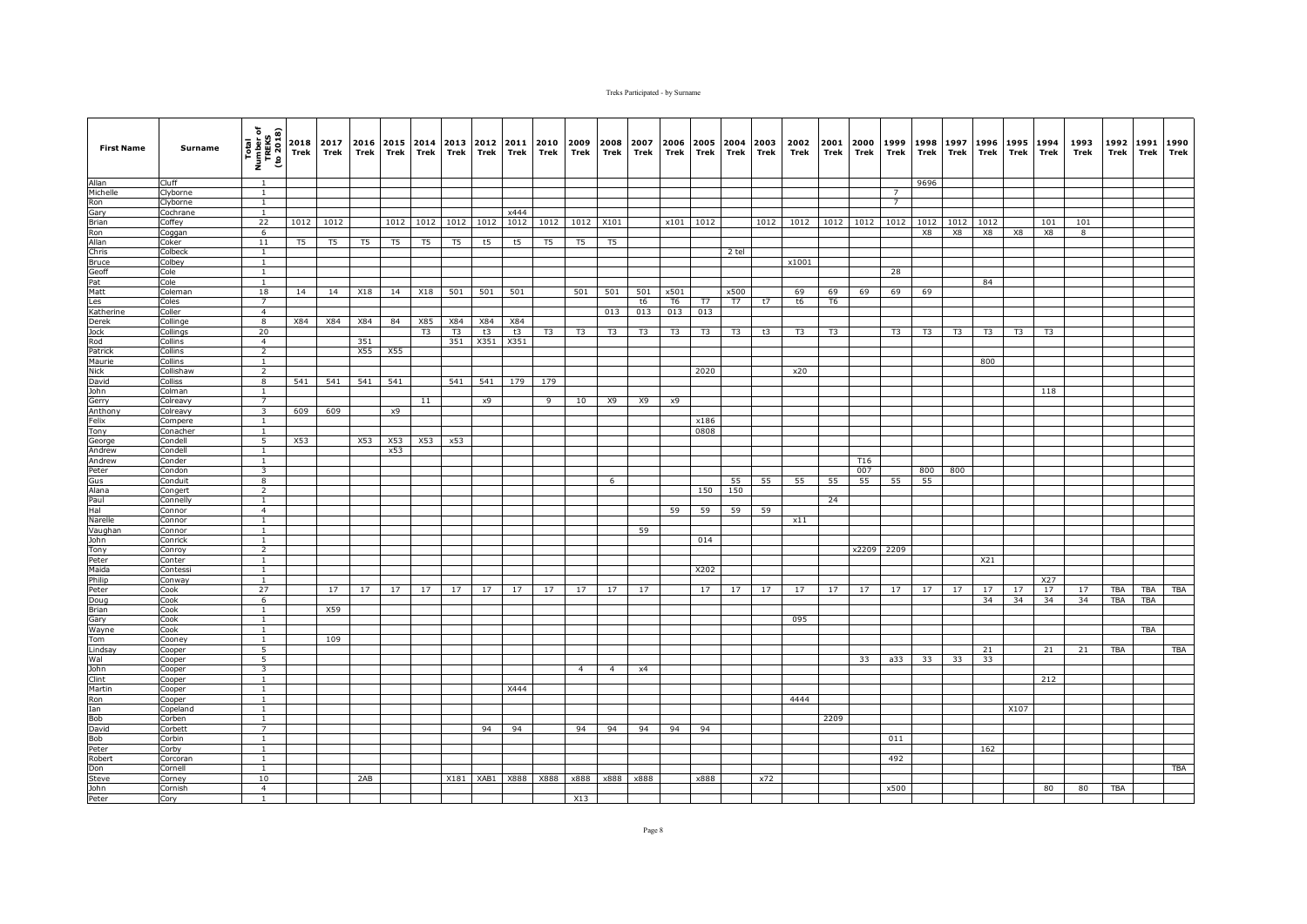| First Name | Surname | Total Number of TREKS (to 2018) | 2018 Trek | 2017 Trek | 2016 Trek | 2015 Trek | 2014 Trek | 2013 Trek | 2012 Trek | 2011 Trek | 2010 Trek | 2009 Trek | 2008 Trek | 2007 Trek | 2006 Trek | 2005 Trek | 2004 Trek | 2003 Trek | 2002 Trek | 2001 Trek | 2000 Trek | 1999 Trek | 1998 Trek | 1997 Trek | 1996 Trek | 1995 Trek | 1994 Trek | 1993 Trek | 1992 Trek | 1991 Trek | 1990 Trek |
|---|---|---|---|---|---|---|---|---|---|---|---|---|---|---|---|---|---|---|---|---|---|---|---|---|---|---|---|---|---|---|---|
| Allan | Cluff | 1 | | | | | | | | | | | | | | | | | | | | | 9696 | | | | | | | | |
| Michelle | Clyborne | 1 | | | | | | | | | | | | | | | | | | | | 7 | | | | | | | | | |
| Ron | Clyborne | 1 | | | | | | | | | | | | | | | | | | | | 7 | | | | | | | | | |
| Gary | Cochrane | 1 | | | | | | | | x444 | | | | | | | | | | | | | | | | | | | | | |
| Brian | Coffey | 22 | 1012 | 1012 | | 1012 | 1012 | 1012 | 1012 | 1012 | 1012 | 1012 | X101 | | x101 | 1012 | | 1012 | 1012 | 1012 | 1012 | 1012 | 1012 | 1012 | 1012 | | 101 | 101 | | | |
| Ron | Coggan | 6 | | | | | | | | | | | | | | | | | | | | | X8 | X8 | X8 | X8 | X8 | 8 | | | |
| Allan | Coker | 11 | T5 | T5 | T5 | T5 | T5 | T5 | t5 | t5 | T5 | T5 | T5 | | | | | | | | | | | | | | | | | | |
| Chris | Colbeck | 1 | | | | | | | | | | | | | | | 2 tel | | | | | | | | | | | | | | |
| Bruce | Colbey | 1 | | | | | | | | | | | | | | | | | x1001 | | | | | | | | | | | | |
| Geoff | Cole | 1 | | | | | | | | | | | | | | | | | | | | 28 | | | | | | | | | |
| Pat | Cole | 1 | | | | | | | | | | | | | | | | | | | | | | | 84 | | | | | | |
| Matt | Coleman | 18 | 14 | 14 | X18 | 14 | X18 | 501 | 501 | 501 | | 501 | 501 | 501 | x501 | | x500 | | 69 | 69 | 69 | 69 | 69 | | | | | | | | |
| Les | Coles | 7 | | | | | | | | | | | | t6 | T6 | T7 | T7 | t7 | t6 | T6 | | | | | | | | | | | |
| Katherine | Coller | 4 | | | | | | | | | | | 013 | 013 | 013 | 013 | | | | | | | | | | | | | | | |
| Derek | Collinge | 8 | X84 | X84 | X84 | 84 | X85 | X84 | X84 | X84 | | | | | | | | | | | | | | | | | | | | | |
| Jock | Collings | 20 | | | | | T3 | T3 | t3 | t3 | T3 | T3 | T3 | T3 | T3 | T3 | T3 | t3 | T3 | T3 | | T3 | T3 | T3 | T3 | T3 | T3 | | | | |
| Rod | Collins | 4 | | | 351 | | | 351 | X351 | X351 | | | | | | | | | | | | | | | | | | | | | |
| Patrick | Collins | 2 | | | X55 | X55 | | | | | | | | | | | | | | | | | | | | | | | | | |
| Maurie | Collins | 1 | | | | | | | | | | | | | | | | | | | | | | | 800 | | | | | | |
| Nick | Collishaw | 2 | | | | | | | | | | | | | | 2020 | | | x20 | | | | | | | | | | | | |
| David | Colliss | 8 | 541 | 541 | 541 | 541 | | 541 | 541 | 179 | 179 | | | | | | | | | | | | | | | | | | | | |
| John | Colman | 1 | | | | | | | | | | | | | | | | | | | | | | | | | 118 | | | | |
| Gerry | Colreavy | 7 | | | | | 11 | | x9 | | 9 | 10 | X9 | X9 | x9 | | | | | | | | | | | | | | | | |
| Anthony | Colreavy | 3 | 609 | 609 | | x9 | | | | | | | | | | | | | | | | | | | | | | | | | |
| Felix | Compere | 1 | | | | | | | | | | | | | | x186 | | | | | | | | | | | | | | | |
| Tony | Conacher | 1 | | | | | | | | | | | | | | 0808 | | | | | | | | | | | | | | | |
| George | Condell | 5 | X53 | | X53 | X53 | X53 | x53 | | | | | | | | | | | | | | | | | | | | | | | |
| Andrew | Condell | 1 | | | | x53 | | | | | | | | | | | | | | | | | | | | | | | | | |
| Andrew | Conder | 1 | | | | | | | | | | | | | | | | | | | T16 | | | | | | | | | | |
| Peter | Condon | 3 | | | | | | | | | | | | | | | | | | | 007 | | 800 | 800 | | | | | | | |
| Gus | Conduit | 8 | | | | | | | | | | | 6 | | | | 55 | 55 | 55 | 55 | 55 | 55 | 55 | | | | | | | | |
| Alana | Congert | 2 | | | | | | | | | | | | | | 150 | 150 | | | | | | | | | | | | | | |
| Paul | Connelly | 1 | | | | | | | | | | | | | | | | | | 24 | | | | | | | | | | | |
| Hal | Connor | 4 | | | | | | | | | | | | | 59 | 59 | 59 | 59 | | | | | | | | | | | | | |
| Narelle | Connor | 1 | | | | | | | | | | | | | | | | | x11 | | | | | | | | | | | | |
| Vaughan | Connor | 1 | | | | | | | | | | | | 59 | | | | | | | | | | | | | | | | | |
| John | Conrick | 1 | | | | | | | | | | | | | | 014 | | | | | | | | | | | | | | | |
| Tony | Conroy | 2 | | | | | | | | | | | | | | | | | | | x2209 | 2209 | | | | | | | | | |
| Peter | Conter | 1 | | | | | | | | | | | | | | | | | | | | | | | X21 | | | | | | |
| Maida | Contessi | 1 | | | | | | | | | | | | | | X202 | | | | | | | | | | | | | | | |
| Philip | Conway | 1 | | | | | | | | | | | | | | | | | | | | | | | | | X27 | | | | |
| Peter | Cook | 27 | | 17 | 17 | 17 | 17 | 17 | 17 | 17 | 17 | 17 | 17 | 17 | | 17 | 17 | 17 | 17 | 17 | 17 | 17 | 17 | 17 | 17 | 17 | 17 | 17 | TBA | TBA | TBA |
| Doug | Cook | 6 | | | | | | | | | | | | | | | | | | | | | | | 34 | 34 | 34 | 34 | TBA | TBA | |
| Brian | Cook | 1 | | X59 | | | | | | | | | | | | | | | | | | | | | | | | | | | |
| Gary | Cook | 1 | | | | | | | | | | | | | | | | | 095 | | | | | | | | | | | | |
| Wayne | Cook | 1 | | | | | | | | | | | | | | | | | | | | | | | | | | | | TBA | |
| Tom | Cooney | 1 | | 109 | | | | | | | | | | | | | | | | | | | | | | | | | | | |
| Lindsay | Cooper | 5 | | | | | | | | | | | | | | | | | | | | | | | 21 | | 21 | 21 | TBA | | TBA |
| Wal | Cooper | 5 | | | | | | | | | | | | | | | | | | | 33 | a33 | 33 | 33 | 33 | | | | | | |
| John | Cooper | 3 | | | | | | | | | | 4 | 4 | x4 | | | | | | | | | | | | | | | | | |
| Clint | Cooper | 1 | | | | | | | | | | | | | | | | | | | | | | | | | 212 | | | | |
| Martin | Cooper | 1 | | | | | | | | X444 | | | | | | | | | | | | | | | | | | | | | |
| Ron | Cooper | 1 | | | | | | | | | | | | | | | | | 4444 | | | | | | | | | | | | |
| Ian | Copeland | 1 | | | | | | | | | | | | | | | | | | | | | | | | X107 | | | | | |
| Bob | Corben | 1 | | | | | | | | | | | | | | | | | | 2209 | | | | | | | | | | | |
| David | Corbett | 7 | | | | | | | 94 | 94 | | 94 | 94 | 94 | 94 | 94 | | | | | | | | | | | | | | | |
| Bob | Corbin | 1 | | | | | | | | | | | | | | | | | | | | 011 | | | | | | | | | |
| Peter | Corby | 1 | | | | | | | | | | | | | | | | | | | | | | | 162 | | | | | | |
| Robert | Corcoran | 1 | | | | | | | | | | | | | | | | | | | | 492 | | | | | | | | | |
| Don | Cornell | 1 | | | | | | | | | | | | | | | | | | | | | | | | | | | | | TBA |
| Steve | Corney | 10 | | | 2AB | | | X181 | XAB1 | X888 | X888 | x888 | x888 | x888 | | x888 | | x72 | | | | | | | | | | | | | |
| John | Cornish | 4 | | | | | | | | | | | | | | | | | | | | x500 | | | | | 80 | 80 | TBA | | |
| Peter | Cory | 1 | | | | | | | | | | X13 | | | | | | | | | | | | | | | | | | | |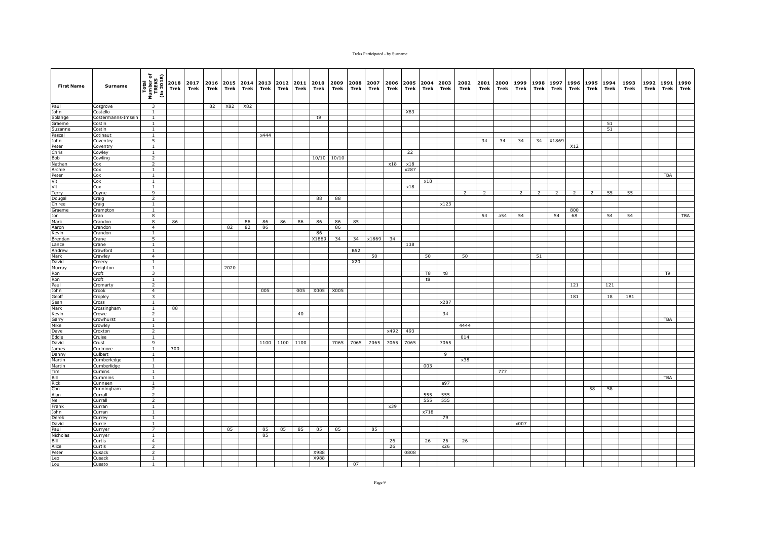| First Name | Surname | Total Number of TREKS (to 2018) | 2018 Trek | 2017 Trek | 2016 Trek | 2015 Trek | 2014 Trek | 2013 Trek | 2012 Trek | 2011 Trek | 2010 Trek | 2009 Trek | 2008 Trek | 2007 Trek | 2006 Trek | 2005 Trek | 2004 Trek | 2003 Trek | 2002 Trek | 2001 Trek | 2000 Trek | 1999 Trek | 1998 Trek | 1997 Trek | 1996 Trek | 1995 Trek | 1994 Trek | 1993 Trek | 1992 Trek | 1991 Trek | 1990 Trek |
|---|---|---|---|---|---|---|---|---|---|---|---|---|---|---|---|---|---|---|---|---|---|---|---|---|---|---|---|---|---|---|---|
| Paul | Cosgrove | 3 | | | 82 | X82 | X82 | | | | | | | | | | | | | | | | | | | | | | | | |
| John | Costello | 1 | | | | | | | | | | | | | | X83 | | | | | | | | | | | | | | | |
| Solange | Costermanns-Imseih | 1 | | | | | | | | | t9 | | | | | | | | | | | | | | | | | | | | |
| Graeme | Costin | 1 | | | | | | | | | | | | | | | | | | | | | | | | | 51 | | | | |
| Suzanne | Costin | 1 | | | | | | | | | | | | | | | | | | | | | | | | | 51 | | | | |
| Pascal | Cotinaut | 1 | | | | | | x444 | | | | | | | | | | | | | | | | | | | | | | | |
| John | Coventry | 5 | | | | | | | | | | | | | | | | | | 34 | 34 | 34 | 34 | X1869 | | | | | | | |
| Peter | Coventry | 1 | | | | | | | | | | | | | | | | | | | | | | | X12 | | | | | | |
| Chris | Cowley | 1 | | | | | | | | | | | | | | 22 | | | | | | | | | | | | | | | |
| Bob | Cowling | 2 | | | | | | | | | 10/10 | 10/10 | | | | | | | | | | | | | | | | | | | |
| Nathan | Cox | 2 | | | | | | | | | | | | | x18 | x18 | | | | | | | | | | | | | | | |
| Archie | Cox | 1 | | | | | | | | | | | | | | x287 | | | | | | | | | | | | | | | |
| Peter | Cox | 1 | | | | | | | | | | | | | | | | | | | | | | | | | | | | TBA | |
| Vit | Cox | 1 | | | | | | | | | | | | | | | x18 | | | | | | | | | | | | | | |
| Vit | Cox | 1 | | | | | | | | | | | | | | x18 | | | | | | | | | | | | | | | |
| Terry | Coyne | 9 | | | | | | | | | | | | | | | | | 2 | 2 | | 2 | 2 | 2 | 2 | 2 | 55 | 55 | | | |
| Dougal | Craig | 2 | | | | | | | | | 88 | 88 | | | | | | | | | | | | | | | | | | | |
| Chiree | Craig | 1 | | | | | | | | | | | | | | | | x123 | | | | | | | | | | | | | |
| Graeme | Crampton | 1 | | | | | | | | | | | | | | | | | | | | | | | 800 | | | | | | |
| Jon | Cran | 8 | | | | | | | | | | | | | | | | | | 54 | a54 | 54 | | 54 | 68 | | 54 | 54 | | | TBA |
| Mark | Crandon | 8 | 86 | | | | 86 | 86 | 86 | 86 | 86 | 86 | 85 | | | | | | | | | | | | | | | | | | |
| Aaron | Crandon | 4 | | | | 82 | 82 | 86 | | | | 86 | | | | | | | | | | | | | | | | | | | |
| Kevin | Crandon | 1 | | | | | | | | | 86 | | | | | | | | | | | | | | | | | | | | |
| Brendan | Crane | 5 | | | | | | | | | X1869 | 34 | 34 | x1869 | 34 | | | | | | | | | | | | | | | | |
| Lance | Crane | 1 | | | | | | | | | | | | | | 138 | | | | | | | | | | | | | | | |
| Andrew | Crawford | 1 | | | | | | | | | | | B52 | | | | | | | | | | | | | | | | | | |
| Mark | Crawley | 4 | | | | | | | | | | | | 50 | | | 50 | | 50 | | | | 51 | | | | | | | | |
| David | Creecy | 1 | | | | | | | | | | | X20 | | | | | | | | | | | | | | | | | | |
| Murray | Creighton | 1 | | | | 2020 | | | | | | | | | | | | | | | | | | | | | | | | | |
| Ron | Croft | 3 | | | | | | | | | | | | | | | T8 | t8 | | | | | | | | | | | | T9 | |
| Ron | Croft | 1 | | | | | | | | | | | | | | | t8 | | | | | | | | | | | | | | |
| Paul | Cromarty | 2 | | | | | | | | | | | | | | | | | | | | | | | 121 | | 121 | | | | |
| John | Crook | 4 | | | | | | 005 | | 005 | X005 | X005 | | | | | | | | | | | | | | | | | | | |
| Geoff | Cropley | 3 | | | | | | | | | | | | | | | | | | | | | | | 181 | | 18 | 181 | | | |
| Sean | Cross | 1 | | | | | | | | | | | | | | | | x287 | | | | | | | | | | | | | |
| Mark | Crossingham | 1 | 88 | | | | | | | | | | | | | | | | | | | | | | | | | | | | |
| Kevin | Crowe | 2 | | | | | | | | 40 | | | | | | | | 34 | | | | | | | | | | | | | |
| Garry | Crowhurst | 1 | | | | | | | | | | | | | | | | | | | | | | | | | | | | TBA | |
| Mike | Crowley | 1 | | | | | | | | | | | | | | | | | 4444 | | | | | | | | | | | | |
| Dave | Croxton | 2 | | | | | | | | | | | | | x492 | 493 | | | | | | | | | | | | | | | |
| Eddie | Cruise | 1 | | | | | | | | | | | | | | | | | 014 | | | | | | | | | | | | |
| David | Crust | 9 | | | | | | 1100 | 1100 | 1100 | | 7065 | 7065 | 7065 | 7065 | 7065 | | 7065 | | | | | | | | | | | | | |
| James | Cudmore | 1 | 300 | | | | | | | | | | | | | | | | | | | | | | | | | | | | |
| Danny | Culbert | 1 | | | | | | | | | | | | | | | | 9 | | | | | | | | | | | | | |
| Martin | Cumberledge | 1 | | | | | | | | | | | | | | | | | x38 | | | | | | | | | | | | |
| Martin | Cumberlidge | 1 | | | | | | | | | | | | | | | 003 | | | | | | | | | | | | | | |
| Tim | Cumins | 1 | | | | | | | | | | | | | | | | | | | 777 | | | | | | | | | | |
| Bill | Cummins | 1 | | | | | | | | | | | | | | | | | | | | | | | | | | | | TBA | |
| Rick | Cunneen | 1 | | | | | | | | | | | | | | | | a97 | | | | | | | | | | | | | |
| Con | Cunningham | 2 | | | | | | | | | | | | | | | | | | | | | | | | 58 | 58 | | | | |
| Alan | Currall | 2 | | | | | | | | | | | | | | | 555 | 555 | | | | | | | | | | | | | |
| Neil | Currall | 2 | | | | | | | | | | | | | | | 555 | 555 | | | | | | | | | | | | | |
| Frank | Curran | 1 | | | | | | | | | | | | | x39 | | | | | | | | | | | | | | | | |
| John | Curran | 1 | | | | | | | | | | | | | | | x718 | | | | | | | | | | | | | | |
| Derek | Currey | 1 | | | | | | | | | | | | | | | | 79 | | | | | | | | | | | | | |
| David | Currie | 1 | | | | | | | | | | | | | | | | | | | | x007 | | | | | | | | | |
| Paul | Curryer | 7 | | | | 85 | | 85 | 85 | 85 | 85 | 85 | | 85 | | | | | | | | | | | | | | | | | |
| Nicholas | Curryer | 1 | | | | | | 85 | | | | | | | | | | | | | | | | | | | | | | | |
| Bill | Curtis | 4 | | | | | | | | | | | | | 26 | | 26 | 26 | 26 | | | | | | | | | | | | |
| Alice | Curtis | 2 | | | | | | | | | | | | | 26 | | | x26 | | | | | | | | | | | | | |
| Peter | Cusack | 2 | | | | | | | | | X988 | | | | | 0808 | | | | | | | | | | | | | | | |
| Leo | Cusack | 1 | | | | | | | | | X988 | | | | | | | | | | | | | | | | | | | | |
| Lou | Cusato | 1 | | | | | | | | | | | 07 | | | | | | | | | | | | | | | | | | |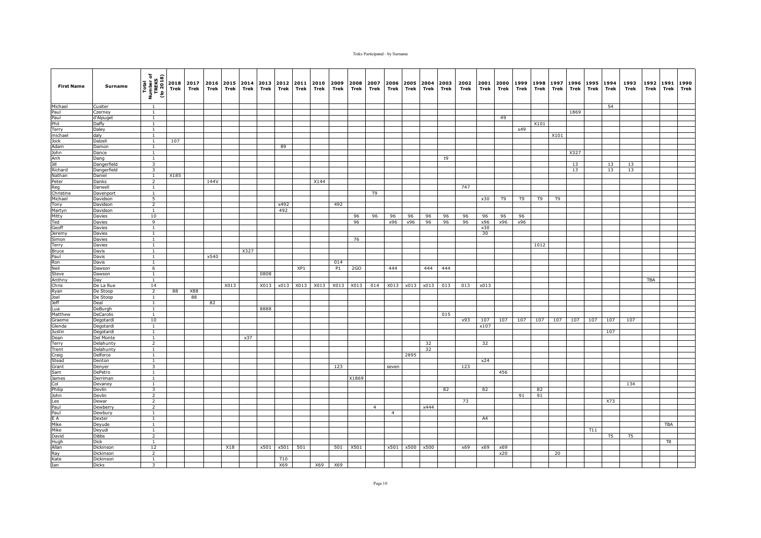| First Name | Surname | Total Number of TREKS (to 2018) | 2018 Trek | 2017 Trek | 2016 Trek | 2015 Trek | 2014 Trek | 2013 Trek | 2012 Trek | 2011 Trek | 2010 Trek | 2009 Trek | 2008 Trek | 2007 Trek | 2006 Trek | 2005 Trek | 2004 Trek | 2003 Trek | 2002 Trek | 2001 Trek | 2000 Trek | 1999 Trek | 1998 Trek | 1997 Trek | 1996 Trek | 1995 Trek | 1994 Trek | 1993 Trek | 1992 Trek | 1991 Trek | 1990 Trek |
|---|---|---|---|---|---|---|---|---|---|---|---|---|---|---|---|---|---|---|---|---|---|---|---|---|---|---|---|---|---|---|---|
| Michael | Cusiter | 1 | | | | | | | | | | | | | | | | | | | | | | | | | 54 | | | | |
| Paul | Czerney | 1 | | | | | | | | | | | | | | | | | | | | | | | 1869 | | | | | | |
| Paul | d'Alpuget | 1 | | | | | | | | | | | | | | | | | | | 49 | | | | | | | | | | |
| Phil | Daffy | 1 | | | | | | | | | | | | | | | | | | | | | X101 | | | | | | | | |
| Terry | Daley | 1 | | | | | | | | | | | | | | | | | | | | x49 | | | | | | | | | |
| michael | daly | 1 | | | | | | | | | | | | | | | | | | | | | | X101 | | | | | | | |
| Jock | Dalzell | 1 | 107 | | | | | | | | | | | | | | | | | | | | | | | | | | | | |
| Adam | Damon | 1 | | | | | | | 89 | | | | | | | | | | | | | | | | | | | | | | |
| John | Dance | 1 | | | | | | | | | | | | | | | | | | | | | | | X327 | | | | | | |
| Anh | Dang | 1 | | | | | | | | | | | | | | | | t9 | | | | | | | | | | | | | |
| Jill | Dangerfield | 3 | | | | | | | | | | | | | | | | | | | | | | | 13 | | 13 | 13 | | | |
| Richard | Dangerfield | 3 | | | | | | | | | | | | | | | | | | | | | | | 13 | | 13 | 13 | | | |
| Nathan | Daniel | 1 | X185 | | | | | | | | | | | | | | | | | | | | | | | | | | | | |
| Peter | Danks | 2 | | | 144V | | | | | | X144 | | | | | | | | | | | | | | | | | | | | |
| Reg | Darwell | 1 | | | | | | | | | | | | | | | | | 747 | | | | | | | | | | | | |
| Christine | Davenport | 1 | | | | | | | | | | | | T9 | | | | | | | | | | | | | | | | | |
| Michael | Davidson | 5 | | | | | | | | | | | | | | | | | | x30 | T9 | T9 | T9 | T9 | | | | | | | |
| Tony | Davidson | 2 | | | | | | | x492 | | | 492 | | | | | | | | | | | | | | | | | | | |
| Martyn | Davidson | 1 | | | | | | | 492 | | | | | | | | | | | | | | | | | | | | | | |
| Mitty | Davies | 10 | | | | | | | | | | | 96 | 96 | 96 | 96 | 96 | 96 | 96 | 96 | 96 | 96 | | | | | | | | | |
| Ted | Davies | 9 | | | | | | | | | | | 96 | | x96 | x96 | 96 | 96 | 96 | x96 | x96 | x96 | | | | | | | | | |
| Geoff | Davies | 1 | | | | | | | | | | | | | | | | | | x30 | | | | | | | | | | | |
| Jeremy | Davies | 1 | | | | | | | | | | | | | | | | | | 30 | | | | | | | | | | | |
| Simon | Davies | 1 | | | | | | | | | | | 76 | | | | | | | | | | | | | | | | | | |
| Terry | Davies | 1 | | | | | | | | | | | | | | | | | | | | | 1012 | | | | | | | | |
| Bruce | Davis | 1 | | | | | X327 | | | | | | | | | | | | | | | | | | | | | | | | |
| Paul | Davis | 1 | | | x540 | | | | | | | | | | | | | | | | | | | | | | | | | | |
| Ron | Davis | 1 | | | | | | | | | | 014 | | | | | | | | | | | | | | | | | | | |
| Neil | Dawson | 6 | | | | | | | | XP1 | | P1 | 2GO | | 444 | | 444 | 444 | | | | | | | | | | | | | |
| Steve | Dawson | 1 | | | | | | 0808 | | | | | | | | | | | | | | | | | | | | | | | |
| Anthny | Day | 1 | | | | | | | | | | | | | | | | | | | | | | | | | | | TBA | | |
| Chris | De La Rue | 14 | | | | X013 | | X013 | x013 | X013 | X013 | X013 | X013 | 014 | X013 | x013 | x013 | 013 | 013 | x013 | | | | | | | | | | | |
| Ryan | De Stoop | 2 | 88 | X88 | | | | | | | | | | | | | | | | | | | | | | | | | | | |
| Joel | De Stoop | 1 | | 88 | | | | | | | | | | | | | | | | | | | | | | | | | | | |
| Jeff | Deal | 1 | | | 82 | | | | | | | | | | | | | | | | | | | | | | | | | | |
| Lua | DeBurgh | 1 | | | | | | 8888 | | | | | | | | | | | | | | | | | | | | | | | |
| Matthew | DeCarolis | 1 | | | | | | | | | | | | | | | | 015 | | | | | | | | | | | | | |
| Graeme | Degotardi | 10 | | | | | | | | | | | | | | | | | x93 | 107 | 107 | 107 | 107 | 107 | 107 | 107 | 107 | 107 | | | |
| Glenda | Degotardi | 1 | | | | | | | | | | | | | | | | | | x107 | | | | | | | | | | | |
| Justin | Degotardi | 1 | | | | | | | | | | | | | | | | | | | | | | | | | 107 | | | | |
| Dean | Del Monte | 1 | | | | | x37 | | | | | | | | | | | | | | | | | | | | | | | | |
| Terry | Delahunty | 2 | | | | | | | | | | | | | | | 32 | | | 32 | | | | | | | | | | | |
| Trent | Delahunty | 1 | | | | | | | | | | | | | | | 32 | | | | | | | | | | | | | | |
| Craig | Delforce | 1 | | | | | | | | | | | | | | 2895 | | | | | | | | | | | | | | | |
| Stead | Denton | 1 | | | | | | | | | | | | | | | | | | x24 | | | | | | | | | | | |
| Grant | Denyer | 3 | | | | | | | | | | 123 | | | seven | | | | 123 | | | | | | | | | | | | |
| Sam | DePetro | 1 | | | | | | | | | | | | | | | | | | | 456 | | | | | | | | | | |
| James | Derriman | 1 | | | | | | | | | | | X1869 | | | | | | | | | | | | | | | | | | |
| Col | Devaney | 1 | | | | | | | | | | | | | | | | | | | | | | | | | | 134 | | | |
| Philip | Devlin | 3 | | | | | | | | | | | | | | | | 82 | | 82 | | | 82 | | | | | | | | |
| John | Devlin | 2 | | | | | | | | | | | | | | | | | | | | 91 | 91 | | | | | | | | |
| Les | Dewar | 2 | | | | | | | | | | | | | | | | | 73 | | | | | | | | X73 | | | | |
| Paul | Dewberry | 2 | | | | | | | | | | | | 4 | | | x444 | | | | | | | | | | | | | | |
| Paul | Dewbury | 1 | | | | | | | | | | | | | 4 | | | | | | | | | | | | | | | | |
| E A | Dexter | 1 | | | | | | | | | | | | | | | | | | A4 | | | | | | | | | | | |
| Mike | Deyude | 1 | | | | | | | | | | | | | | | | | | | | | | | | | | | | TBA | |
| Mike | Deyudi | 1 | | | | | | | | | | | | | | | | | | | | | | | | T11 | | | | | |
| David | Dibbs | 2 | | | | | | | | | | | | | | | | | | | | | | | | | T5 | T5 | | | |
| Hugh | Dick | 1 | | | | | | | | | | | | | | | | | | | | | | | | | | | | T8 | |
| Allan | Dickinson | 12 | | | | X18 | | x501 | x501 | 501 | | 501 | X501 | | x501 | x500 | x500 | | x69 | x69 | x69 | | | | | | | | | | |
| Ray | Dickinson | 2 | | | | | | | | | | | | | | | | | | | x20 | | | 20 | | | | | | | |
| Kate | Dickinson | 1 | | | | | | | T10 | | | | | | | | | | | | | | | | | | | | | | |
| Ian | Dicks | 3 | | | | | | | X69 | | X69 | X69 | | | | | | | | | | | | | | | | | | | |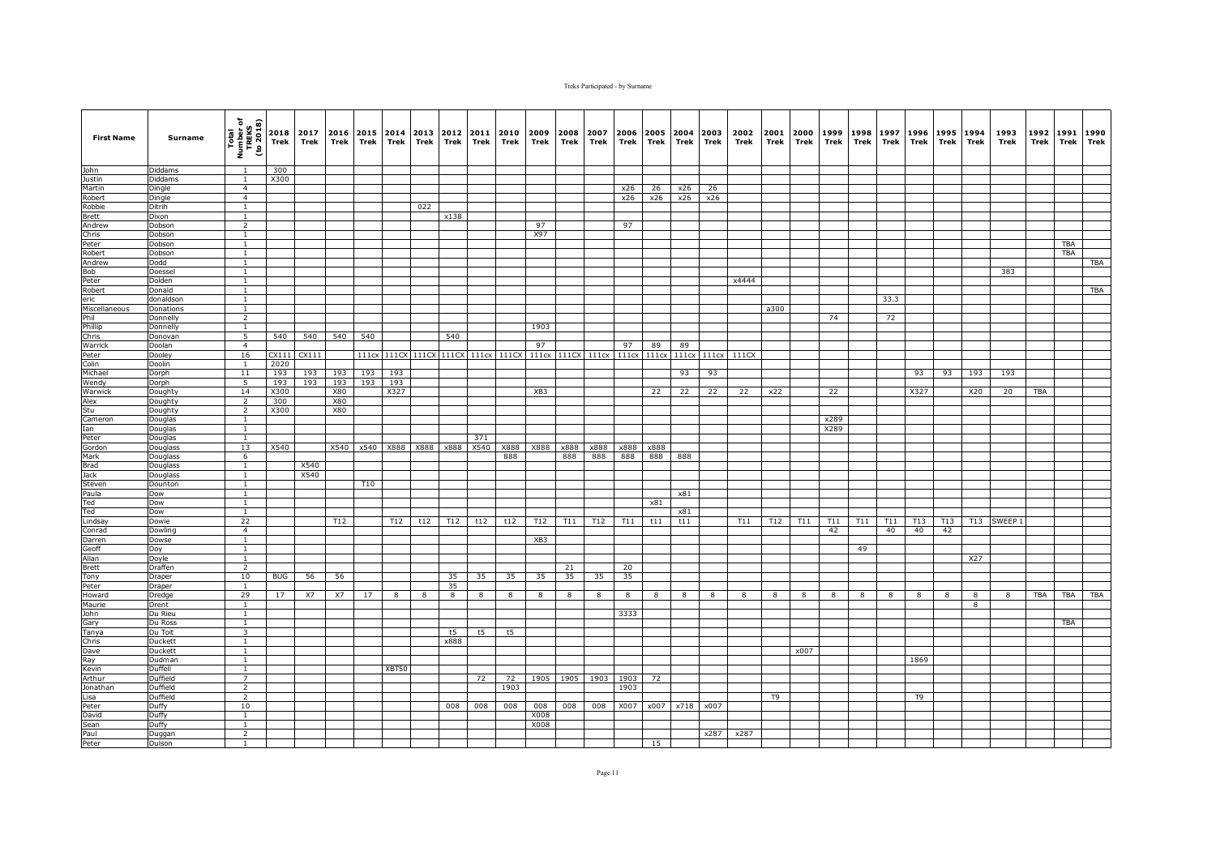| First Name | Surname | Total Number of TREKS (to 2018) | 2018 Trek | 2017 Trek | 2016 Trek | 2015 Trek | 2014 Trek | 2013 Trek | 2012 Trek | 2011 Trek | 2010 Trek | 2009 Trek | 2008 Trek | 2007 Trek | 2006 Trek | 2005 Trek | 2004 Trek | 2003 Trek | 2002 Trek | 2001 Trek | 2000 Trek | 1999 Trek | 1998 Trek | 1997 Trek | 1996 Trek | 1995 Trek | 1994 Trek | 1993 Trek | 1992 Trek | 1991 Trek | 1990 Trek |
|---|---|---|---|---|---|---|---|---|---|---|---|---|---|---|---|---|---|---|---|---|---|---|---|---|---|---|---|---|---|---|---|
| John | Diddams | 1 | 300 | | | | | | | | | | | | | | | | | | | | | | | | | | | | |
| Justin | Diddams | 1 | X300 | | | | | | | | | | | | | | | | | | | | | | | | | | | | |
| Martin | Dingle | 4 | | | | | | | | | | | | | x26 | 26 | x26 | 26 | | | | | | | | | | | | | |
| Robert | Dingle | 4 | | | | | | | | | | | | | x26 | x26 | x26 | x26 | | | | | | | | | | | | | |
| Robbie | Ditrih | 1 | | | | | | 022 | | | | | | | | | | | | | | | | | | | | | | | |
| Brett | Dixon | 1 | | | | | | | x138 | | | | | | | | | | | | | | | | | | | | | | |
| Andrew | Dobson | 2 | | | | | | | | | | 97 | | | 97 | | | | | | | | | | | | | | | | |
| Chris | Dobson | 1 | | | | | | | | | | X97 | | | | | | | | | | | | | | | | | | | |
| Peter | Dobson | 1 | | | | | | | | | | | | | | | | | | | | | | | | | | | | TBA | |
| Robert | Dobson | 1 | | | | | | | | | | | | | | | | | | | | | | | | | | | | TBA | |
| Andrew | Dodd | 1 | | | | | | | | | | | | | | | | | | | | | | | | | | | | | TBA |
| Bob | Doessel | 1 | | | | | | | | | | | | | | | | | | | | | | | | | | 383 | | | |
| Peter | Dolden | 1 | | | | | | | | | | | | | | | | | x4444 | | | | | | | | | | | | |
| Robert | Donald | 1 | | | | | | | | | | | | | | | | | | | | | | | | | | | | | TBA |
| eric | donaldson | 1 | | | | | | | | | | | | | | | | | | | | | | 33.3 | | | | | | | |
| Miscellaneous | Donations | 1 | | | | | | | | | | | | | | | | | | a300 | | | | | | | | | | | |
| Phil | Donnelly | 2 | | | | | | | | | | | | | | | | | | | | 74 | | 72 | | | | | | | |
| Phillip | Donnelly | 1 | | | | | | | | | | 1903 | | | | | | | | | | | | | | | | | | | |
| Chris | Donovan | 5 | 540 | 540 | 540 | 540 | | | 540 | | | | | | | | | | | | | | | | | | | | | | |
| Warrick | Doolan | 4 | | | | | | | | | | 97 | | | 97 | 89 | 89 | | | | | | | | | | | | | | |
| Peter | Dooley | 16 | CX111 | CX111 | | 111cx | 111CX | 111CX | 111CX | 111cx | 111CX | 111cx | 111CX | 111cx | 111cx | 111cx | 111cx | 111cx | 111CX | | | | | | | | | | | | |
| Colin | Doolin | 1 | 2020 | | | | | | | | | | | | | | | | | | | | | | | | | | | | |
| Michael | Dorph | 11 | 193 | 193 | 193 | 193 | 193 | | | | | | | | | | 93 | 93 | | | | | | | 93 | 93 | 193 | 193 | | | |
| Wendy | Dorph | 5 | 193 | 193 | 193 | 193 | 193 | | | | | | | | | | | | | | | | | | | | | | | | |
| Warwick | Doughty | 14 | X300 | | X80 | | X327 | | | | | XB3 | | | | 22 | 22 | 22 | 22 | x22 | | 22 | | | X327 | | X20 | 20 | TBA | | |
| Alex | Doughty | 2 | 300 | | X80 | | | | | | | | | | | | | | | | | | | | | | | | | | |
| Stu | Doughty | 2 | X300 | | X80 | | | | | | | | | | | | | | | | | | | | | | | | | | |
| Cameron | Douglas | 1 | | | | | | | | | | | | | | | | | | | | x289 | | | | | | | | | |
| Ian | Douglas | 1 | | | | | | | | | | | | | | | | | | | | X289 | | | | | | | | | |
| Peter | Douglas | 1 | | | | | | | | 371 | | | | | | | | | | | | | | | | | | | | | |
| Gordon | Douglass | 13 | X540 | | X540 | x540 | X888 | X888 | x888 | X540 | X888 | X888 | x888 | x888 | x888 | x888 | | | | | | | | | | | | | | | |
| Mark | Douglass | 6 | | | | | | | | | 888 | | 888 | 888 | 888 | 888 | 888 | | | | | | | | | | | | | | |
| Brad | Douglass | 1 | | X540 | | | | | | | | | | | | | | | | | | | | | | | | | | | |
| Jack | Douglass | 1 | | X540 | | | | | | | | | | | | | | | | | | | | | | | | | | | |
| Steven | Dounton | 1 | | | | T10 | | | | | | | | | | | | | | | | | | | | | | | | | |
| Paula | Dow | 1 | | | | | | | | | | | | | | | x81 | | | | | | | | | | | | | | |
| Ted | Dow | 1 | | | | | | | | | | | | | | x81 | | | | | | | | | | | | | | | |
| Ted | Dow | 1 | | | | | | | | | | | | | | | x81 | | | | | | | | | | | | | | |
| Lindsay | Dowie | 22 | | | T12 | | T12 | t12 | T12 | t12 | t12 | T12 | T11 | T12 | T11 | t11 | t11 | | T11 | T12 | T11 | T11 | T11 | T11 | T13 | T13 | T13 | SWEEP 1 | | | |
| Conrad | Dowling | 4 | | | | | | | | | | | | | | | | | | | | 42 | | 40 | 40 | 42 | | | | | |
| Darren | Dowse | 1 | | | | | | | | | | XB3 | | | | | | | | | | | | | | | | | | | |
| Geoff | Doy | 1 | | | | | | | | | | | | | | | | | | | | | 49 | | | | | | | | |
| Allan | Doyle | 1 | | | | | | | | | | | | | | | | | | | | | | | | | X27 | | | | |
| Brett | Draffen | 2 | | | | | | | | | | | 21 | | 20 | | | | | | | | | | | | | | | | |
| Tony | Draper | 10 | BUG | 56 | 56 | | | | 35 | 35 | 35 | 35 | 35 | 35 | 35 | | | | | | | | | | | | | | | | |
| Peter | Draper | 1 | | | | | | | 35 | | | | | | | | | | | | | | | | | | | | | | |
| Howard | Dredge | 29 | 17 | X7 | X7 | 17 | 8 | 8 | 8 | 8 | 8 | 8 | 8 | 8 | 8 | 8 | 8 | 8 | 8 | 8 | 8 | 8 | 8 | 8 | 8 | 8 | 8 | 8 | TBA | TBA | TBA |
| Maurie | Drent | 1 | | | | | | | | | | | | | | | | | | | | | | | | | 8 | | | | |
| John | Du Rieu | 1 | | | | | | | | | | | | | 3333 | | | | | | | | | | | | | | | | |
| Gary | Du Ross | 1 | | | | | | | | | | | | | | | | | | | | | | | | | | | | TBA | |
| Tanya | Du Toit | 3 | | | | | | | t5 | t5 | t5 | | | | | | | | | | | | | | | | | | | | |
| Chris | Duckett | 1 | | | | | | | x888 | | | | | | | | | | | | | | | | | | | | | | |
| Dave | Duckett | 1 | | | | | | | | | | | | | | | | | | | x007 | | | | | | | | | | |
| Ray | Dudman | 1 | | | | | | | | | | | | | | | | | | | | | | | 1869 | | | | | | |
| Kevin | Duffell | 1 | | | | | XBT50 | | | | | | | | | | | | | | | | | | | | | | | | |
| Arthur | Duffield | 7 | | | | | | | | 72 | 72 | 1905 | 1905 | 1903 | 1903 | 72 | | | | | | | | | | | | | | | |
| Jonathan | Duffield | 2 | | | | | | | | | 1903 | | | | 1903 | | | | | | | | | | | | | | | | |
| Lisa | Duffield | 2 | | | | | | | | | | | | | | | | | | T9 | | | | | T9 | | | | | | |
| Peter | Duffy | 10 | | | | | | | 008 | 008 | 008 | 008 | 008 | 008 | X007 | x007 | x718 | x007 | | | | | | | | | | | | | |
| David | Duffy | 1 | | | | | | | | | | X008 | | | | | | | | | | | | | | | | | | | |
| Sean | Duffy | 1 | | | | | | | | | | X008 | | | | | | | | | | | | | | | | | | | |
| Paul | Duggan | 2 | | | | | | | | | | | | | | | | x287 | x287 | | | | | | | | | | | | |
| Peter | Dulson | 1 | | | | | | | | | | | | | | 15 | | | | | | | | | | | | | | | |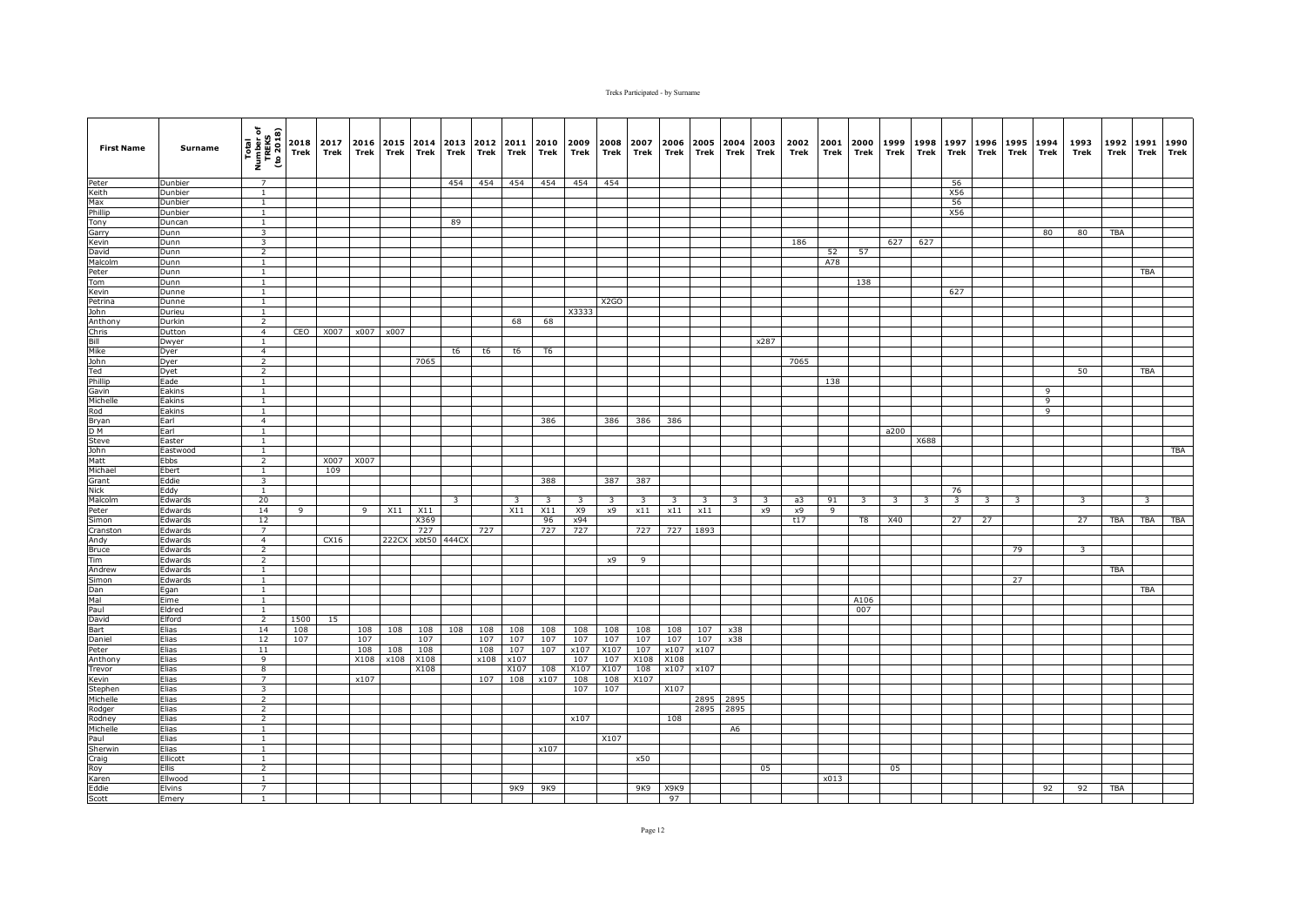| First Name | Surname | Total Number of TREKS (to 2018) | 2018 Trek | 2017 Trek | 2016 Trek | 2015 Trek | 2014 Trek | 2013 Trek | 2012 Trek | 2011 Trek | 2010 Trek | 2009 Trek | 2008 Trek | 2007 Trek | 2006 Trek | 2005 Trek | 2004 Trek | 2003 Trek | 2002 Trek | 2001 Trek | 2000 Trek | 1999 Trek | 1998 Trek | 1997 Trek | 1996 Trek | 1995 Trek | 1994 Trek | 1993 Trek | 1992 Trek | 1991 Trek | 1990 Trek |
|---|---|---|---|---|---|---|---|---|---|---|---|---|---|---|---|---|---|---|---|---|---|---|---|---|---|---|---|---|---|---|---|
| Peter | Dunbier | 7 | | | | | | 454 | 454 | 454 | 454 | 454 | 454 | | | | | | | | | | | 56 | | | | | | | |
| Keith | Dunbier | 1 | | | | | | | | | | | | | | | | | | | | | | X56 | | | | | | | |
| Max | Dunbier | 1 | | | | | | | | | | | | | | | | | | | | | | 56 | | | | | | | |
| Phillip | Dunbier | 1 | | | | | | | | | | | | | | | | | | | | | | X56 | | | | | | | |
| Tony | Duncan | 1 | | | | | | 89 | | | | | | | | | | | | | | | | | | | | | | | |
| Garry | Dunn | 3 | | | | | | | | | | | | | | | | | | | | | | | | | 80 | 80 | TBA | | |
| Kevin | Dunn | 3 | | | | | | | | | | | | | | | | | 186 | | | 627 | 627 | | | | | | | | |
| David | Dunn | 2 | | | | | | | | | | | | | | | | | | 52 | 57 | | | | | | | | | | |
| Malcolm | Dunn | 1 | | | | | | | | | | | | | | | | | | A78 | | | | | | | | | | | |
| Peter | Dunn | 1 | | | | | | | | | | | | | | | | | | | | | | | | | | | | TBA | |
| Tom | Dunn | 1 | | | | | | | | | | | | | | | | | | | 138 | | | | | | | | | | |
| Kevin | Dunne | 1 | | | | | | | | | | | | | | | | | | | | | | 627 | | | | | | | |
| Petrina | Dunne | 1 | | | | | | | | | | | X2GO | | | | | | | | | | | | | | | | | | |
| John | Durieu | 1 | | | | | | | | | | X3333 | | | | | | | | | | | | | | | | | | | |
| Anthony | Durkin | 2 | | | | | | | | 68 | 68 | | | | | | | | | | | | | | | | | | | | |
| Chris | Dutton | 4 | CEO | X007 | x007 | x007 | | | | | | | | | | | | | | | | | | | | | | | | | |
| Bill | Dwyer | 1 | | | | | | | | | | | | | | | | x287 | | | | | | | | | | | | | |
| Mike | Dyer | 4 | | | | | | t6 | t6 | t6 | T6 | | | | | | | | | | | | | | | | | | | | |
| John | Dyer | 2 | | | | | 7065 | | | | | | | | | | | | 7065 | | | | | | | | | | | | |
| Ted | Dyet | 2 | | | | | | | | | | | | | | | | | | | | | | | | | | 50 | | TBA | |
| Phillip | Eade | 1 | | | | | | | | | | | | | | | | | | 138 | | | | | | | | | | | |
| Gavin | Eakins | 1 | | | | | | | | | | | | | | | | | | | | | | | | | 9 | | | | |
| Michelle | Eakins | 1 | | | | | | | | | | | | | | | | | | | | | | | | | 9 | | | | |
| Rod | Eakins | 1 | | | | | | | | | | | | | | | | | | | | | | | | | 9 | | | | |
| Bryan | Earl | 4 | | | | | | | | | 386 | | 386 | 386 | 386 | | | | | | | | | | | | | | | | |
| D M | Earl | 1 | | | | | | | | | | | | | | | | | | | | a200 | | | | | | | | | |
| Steve | Easter | 1 | | | | | | | | | | | | | | | | | | | | | X688 | | | | | | | | |
| John | Eastwood | 1 | | | | | | | | | | | | | | | | | | | | | | | | | | | | | TBA |
| Matt | Ebbs | 2 | | X007 | X007 | | | | | | | | | | | | | | | | | | | | | | | | | | |
| Michael | Ebert | 1 | | 109 | | | | | | | | | | | | | | | | | | | | | | | | | | | |
| Grant | Eddie | 3 | | | | | | | | | 388 | | 387 | 387 | | | | | | | | | | | | | | | | | |
| Nick | Eddy | 1 | | | | | | | | | | | | | | | | | | | | | | 76 | | | | | | | |
| Malcolm | Edwards | 20 | | | | | | 3 | | 3 | 3 | 3 | 3 | 3 | 3 | 3 | 3 | 3 | a3 | 91 | 3 | 3 | 3 | 3 | 3 | 3 | | 3 | | 3 | |
| Peter | Edwards | 14 | 9 | | 9 | X11 | X11 | | | X11 | X11 | X9 | x9 | x11 | x11 | x11 | | x9 | x9 | 9 | | | | | | | | | | | |
| Simon | Edwards | 12 | | | | | X369 | | | | 96 | x94 | | | | | | | t17 | | T8 | X40 | | 27 | 27 | | | 27 | TBA | TBA | TBA |
| Cranston | Edwards | 7 | | | | | 727 | | 727 | | 727 | 727 | | 727 | 727 | 1893 | | | | | | | | | | | | | | | |
| Andy | Edwards | 4 | | CX16 | | 222CX | xbt50 | 444CX | | | | | | | | | | | | | | | | | | | | | | | |
| Bruce | Edwards | 2 | | | | | | | | | | | | | | | | | | | | | | | | 79 | | 3 | | | |
| Tim | Edwards | 2 | | | | | | | | | | | x9 | 9 | | | | | | | | | | | | | | | | | |
| Andrew | Edwards | 1 | | | | | | | | | | | | | | | | | | | | | | | | | | | TBA | | |
| Simon | Edwards | 1 | | | | | | | | | | | | | | | | | | | | | | | | 27 | | | | | |
| Dan | Egan | 1 | | | | | | | | | | | | | | | | | | | | | | | | | | | | TBA | |
| Mal | Eime | 1 | | | | | | | | | | | | | | | | | | | A106 | | | | | | | | | | |
| Paul | Eldred | 1 | | | | | | | | | | | | | | | | | | | 007 | | | | | | | | | | |
| David | Elford | 2 | 1500 | 15 | | | | | | | | | | | | | | | | | | | | | | | | | | | |
| Bart | Elias | 14 | 108 | | 108 | 108 | 108 | 108 | 108 | 108 | 108 | 108 | 108 | 108 | 108 | 107 | x38 | | | | | | | | | | | | | | |
| Daniel | Elias | 12 | 107 | | 107 | | 107 | | 107 | 107 | 107 | 107 | 107 | 107 | 107 | 107 | x38 | | | | | | | | | | | | | | |
| Peter | Elias | 11 | | | 108 | 108 | 108 | | 108 | 107 | 107 | x107 | X107 | 107 | x107 | x107 | | | | | | | | | | | | | | | |
| Anthony | Elias | 9 | | | X108 | x108 | X108 | | x108 | x107 | | 107 | 107 | X108 | X108 | | | | | | | | | | | | | | | | |
| Trevor | Elias | 8 | | | | | X108 | | | X107 | 108 | X107 | X107 | 108 | x107 | x107 | | | | | | | | | | | | | | | |
| Kevin | Elias | 7 | | | x107 | | | | 107 | 108 | x107 | 108 | 108 | X107 | | | | | | | | | | | | | | | | | |
| Stephen | Elias | 3 | | | | | | | | | | 107 | 107 | | X107 | | | | | | | | | | | | | | | | |
| Michelle | Elias | 2 | | | | | | | | | | | | | | 2895 | 2895 | | | | | | | | | | | | | | |
| Rodger | Elias | 2 | | | | | | | | | | | | | | 2895 | 2895 | | | | | | | | | | | | | | |
| Rodney | Elias | 2 | | | | | | | | | | x107 | | | 108 | | | | | | | | | | | | | | | | |
| Michelle | Elias | 1 | | | | | | | | | | | | | | | A6 | | | | | | | | | | | | | | |
| Paul | Elias | 1 | | | | | | | | | | | X107 | | | | | | | | | | | | | | | | | | |
| Sherwin | Elias | 1 | | | | | | | | | x107 | | | | | | | | | | | | | | | | | | | | |
| Craig | Ellicott | 1 | | | | | | | | | | | | x50 | | | | | | | | | | | | | | | | | |
| Roy | Ellis | 2 | | | | | | | | | | | | | | | | 05 | | | | 05 | | | | | | | | | |
| Karen | Ellwood | 1 | | | | | | | | | | | | | | | | | | x013 | | | | | | | | | | | |
| Eddie | Elvins | 7 | | | | | | | | 9K9 | 9K9 | | | 9K9 | X9K9 | | | | | | | | | | | | 92 | 92 | TBA | | |
| Scott | Emery | 1 | | | | | | | | | | | | | 97 | | | | | | | | | | | | | | | | |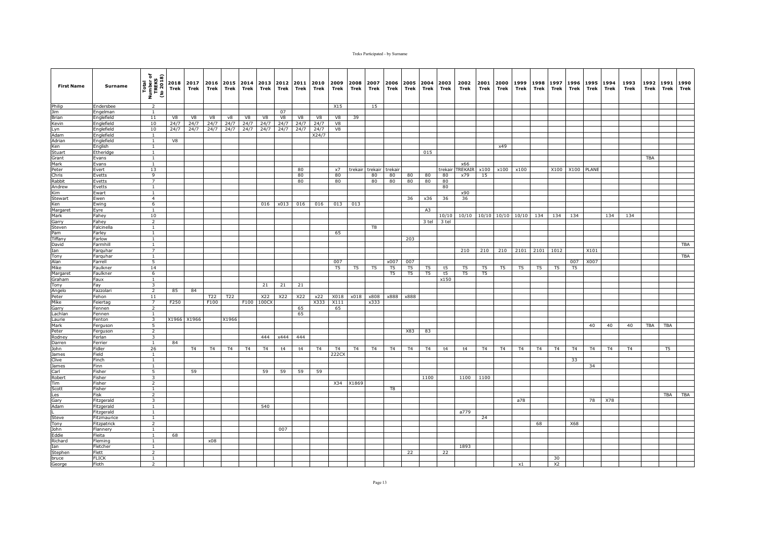| First Name | Surname | Total Number of TREKS (to 2018) | 2018 Trek | 2017 Trek | 2016 Trek | 2015 Trek | 2014 Trek | 2013 Trek | 2012 Trek | 2011 Trek | 2010 Trek | 2009 Trek | 2008 Trek | 2007 Trek | 2006 Trek | 2005 Trek | 2004 Trek | 2003 Trek | 2002 Trek | 2001 Trek | 2000 Trek | 1999 Trek | 1998 Trek | 1997 Trek | 1996 Trek | 1995 Trek | 1994 Trek | 1993 Trek | 1992 Trek | 1991 Trek | 1990 Trek |
|---|---|---|---|---|---|---|---|---|---|---|---|---|---|---|---|---|---|---|---|---|---|---|---|---|---|---|---|---|---|---|---|
| Philip | Endersbee | 2 | | | | | | | | | | X15 | | 15 | | | | | | | | | | | | | | | | | |
| Jim | Engelman | 1 | | | | | | | 07 | | | | | | | | | | | | | | | | | | | | | | |
| Brian | Englefield | 11 | V8 | V8 | V8 | v8 | V8 | V8 | V8 | V8 | V8 | V8 | 39 | | | | | | | | | | | | | | | | | | |
| Kevin | Englefield | 10 | 24/7 | 24/7 | 24/7 | 24/7 | 24/7 | 24/7 | 24/7 | 24/7 | 24/7 | V8 | | | | | | | | | | | | | | | | | | | |
| Lyn | Englefield | 10 | 24/7 | 24/7 | 24/7 | 24/7 | 24/7 | 24/7 | 24/7 | 24/7 | 24/7 | V8 | | | | | | | | | | | | | | | | | | | |
| Adam | Englefield | 1 | | | | | | | | | X24/7 | | | | | | | | | | | | | | | | | | | | |
| Adrian | Englefield | 1 | V8 | | | | | | | | | | | | | | | | | | | | | | | | | | | | |
| Ken | English | 1 | | | | | | | | | | | | | | | | | | | x49 | | | | | | | | | | |
| Stuart | Etheridge | 1 | | | | | | | | | | | | | | | 015 | | | | | | | | | | | | | | |
| Grant | Evans | 1 | | | | | | | | | | | | | | | | | | | | | | | | | | | TBA | | |
| Mark | Evans | 1 | | | | | | | | | | | | | | | | | x66 | | | | | | | | | | | | |
| Peter | Evert | 13 | | | | | | | | 80 | | x7 | trekair | trekair | trekair | | | trekair | TREKAIR | x100 | x100 | x100 | | X100 | X100 | PLANE | | | | | |
| Chris | Evetts | 9 | | | | | | | | 80 | | 80 | | 80 | 80 | 80 | 80 | 80 | x79 | 15 | | | | | | | | | | | |
| Rabbit | Evetts | 7 | | | | | | | | 80 | | 80 | | 80 | 80 | 80 | 80 | 80 | | | | | | | | | | | | | |
| Andrew | Evetts | 1 | | | | | | | | | | | | | | | | 80 | | | | | | | | | | | | | |
| Kim | Ewart | 1 | | | | | | | | | | | | | | | | | x90 | | | | | | | | | | | | |
| Stewart | Ewen | 4 | | | | | | | | | | | | | | 36 | x36 | 36 | 36 | | | | | | | | | | | | |
| Ken | Ewing | 6 | | | | | | 016 | x013 | 016 | 016 | 013 | 013 | | | | | | | | | | | | | | | | | | |
| Margaret | Eyre | 1 | | | | | | | | | | | | | | | A3 | | | | | | | | | | | | | | |
| Mark | Fahey | 10 | | | | | | | | | | | | | | | | 10/10 | 10/10 | 10/10 | 10/10 | 10/10 | 134 | 134 | 134 | | 134 | 134 | | | |
| Garry | Fahey | 2 | | | | | | | | | | | | | | | 3 tel | 3 tel | | | | | | | | | | | | | |
| Steven | Falcinella | 1 | | | | | | | | | | | | T8 | | | | | | | | | | | | | | | | | |
| Pam | Farley | 1 | | | | | | | | | | 65 | | | | | | | | | | | | | | | | | | | |
| Tiffany | Farlow | 1 | | | | | | | | | | | | | | 203 | | | | | | | | | | | | | | | |
| David | Farmhill | 1 | | | | | | | | | | | | | | | | | | | | | | | | | | | | | TBA |
| Ian | Farquhar | 7 | | | | | | | | | | | | | | | | | 210 | 210 | 210 | 2101 | 2101 | 1012 | | X101 | | | | | |
| Tony | Farquhar | 1 | | | | | | | | | | | | | | | | | | | | | | | | | | | | | TBA |
| Alan | Farrell | 5 | | | | | | | | | | 007 | | | x007 | 007 | | | | | | | | | 007 | X007 | | | | | |
| Mike | Faulkner | 14 | | | | | | | | | | T5 | T5 | T5 | T5 | T5 | T5 | t5 | T5 | T5 | T5 | T5 | T5 | T5 | T5 | | | | | | |
| Margaret | Faulkner | 6 | | | | | | | | | | | | | T5 | T5 | T5 | t5 | T5 | T5 | | | | | | | | | | | |
| Graham | Faux | 1 | | | | | | | | | | | | | | | | x150 | | | | | | | | | | | | | |
| Tony | Fay | 3 | | | | | | 21 | 21 | 21 | | | | | | | | | | | | | | | | | | | | | |
| Angelo | Fazzolari | 2 | 85 | 84 | | | | | | | | | | | | | | | | | | | | | | | | | | | |
| Peter | Fehon | 11 | | | T22 | T22 | | X22 | X22 | X22 | x22 | X018 | x018 | x808 | x888 | x888 | | | | | | | | | | | | | | | |
| Mike | Feiertag | 7 | F250 | | F100 | | F100 | 100CX | | | X333 | X111 | | x333 | | | | | | | | | | | | | | | | | |
| Garry | Fennen | 2 | | | | | | | | 65 | | 65 | | | | | | | | | | | | | | | | | | | |
| Lachlan | Fennen | 1 | | | | | | | | 65 | | | | | | | | | | | | | | | | | | | | | |
| Laurie | Fenton | 3 | X1966 | X1966 | | X1966 | | | | | | | | | | | | | | | | | | | | | | | | | |
| Mark | Ferguson | 5 | | | | | | | | | | | | | | | | | | | | | | | | 40 | 40 | 40 | TBA | TBA | |
| Peter | Ferguson | 2 | | | | | | | | | | | | | | X83 | 83 | | | | | | | | | | | | | | |
| Rodney | Ferlan | 3 | | | | | | 444 | x444 | 444 | | | | | | | | | | | | | | | | | | | | | |
| Darren | Ferrier | 1 | 84 | | | | | | | | | | | | | | | | | | | | | | | | | | | | |
| John | Fidler | 26 | | T4 | T4 | T4 | T4 | T4 | t4 | t4 | T4 | T4 | T4 | T4 | T4 | T4 | T4 | t4 | t4 | T4 | T4 | T4 | T4 | T4 | T4 | T4 | T4 | T4 | | T5 | |
| James | Field | 1 | | | | | | | | | | 222CX | | | | | | | | | | | | | | | | | | | |
| Clive | Finch | 1 | | | | | | | | | | | | | | | | | | | | | | | 33 | | | | | | |
| James | Finn | 1 | | | | | | | | | | | | | | | | | | | | | | | | 34 | | | | | |
| Carl | Fisher | 5 | | 59 | | | | 59 | 59 | 59 | 59 | | | | | | | | | | | | | | | | | | | | |
| Robert | Fisher | 3 | | | | | | | | | | | | | | | 1100 | | 1100 | 1100 | | | | | | | | | | | |
| Tim | Fisher | 2 | | | | | | | | | | X34 | X1869 | | | | | | | | | | | | | | | | | | |
| Scott | Fisher | 1 | | | | | | | | | | | | | T8 | | | | | | | | | | | | | | | | |
| Les | Fisk | 2 | | | | | | | | | | | | | | | | | | | | | | | | | | | | TBA | TBA |
| Gary | Fitzgerald | 3 | | | | | | | | | | | | | | | | | | | | a78 | | | | 78 | X78 | | | | |
| Adam | Fitzgerald | 1 | | | | | | 540 | | | | | | | | | | | | | | | | | | | | | | | |
| L | Fitzgerald | 1 | | | | | | | | | | | | | | | | | a779 | | | | | | | | | | | | |
| Steve | Fitzmaurice | 1 | | | | | | | | | | | | | | | | | | 24 | | | | | | | | | | | |
| Tony | Fitzpatrick | 2 | | | | | | | | | | | | | | | | | | | | | 68 | | X68 | | | | | | |
| John | Flannery | 1 | | | | | | | 007 | | | | | | | | | | | | | | | | | | | | | | |
| Eddie | Fleita | 1 | 68 | | | | | | | | | | | | | | | | | | | | | | | | | | | | |
| Richard | Fleming | 1 | | | x08 | | | | | | | | | | | | | | | | | | | | | | | | | | |
| Ian | Fletcher | 1 | | | | | | | | | | | | | | | | | 1893 | | | | | | | | | | | | |
| Stephen | Flett | 2 | | | | | | | | | | | | | | 22 | | 22 | | | | | | | | | | | | | |
| bruce | FLICK | 1 | | | | | | | | | | | | | | | | | | | | | | 30 | | | | | | | |
| George | Floth | 2 | | | | | | | | | | | | | | | | | | | | x1 | | X2 | | | | | | | |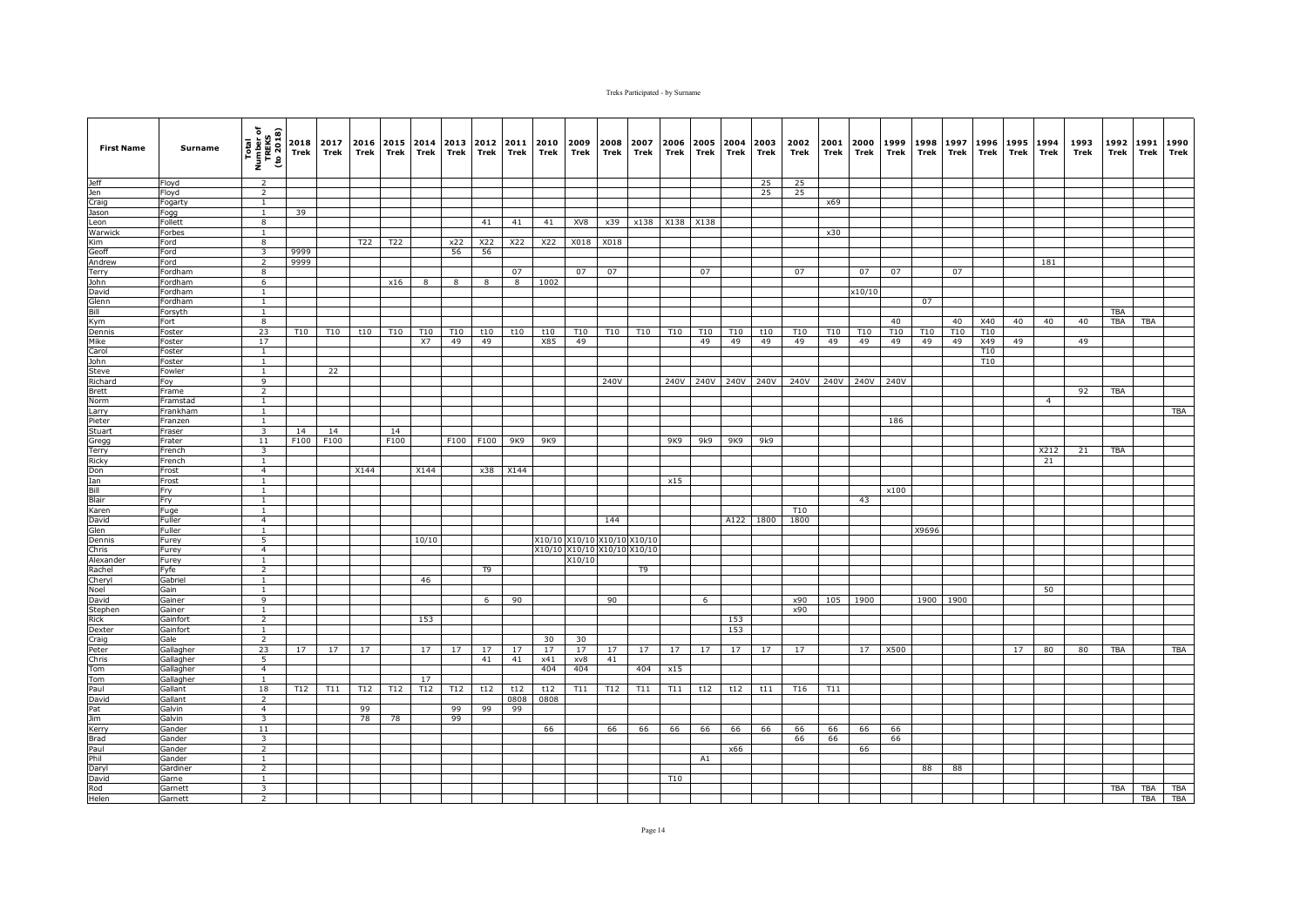| First Name | Surname | Total Number of TREKS (to 2018) | 2018 Trek | 2017 Trek | 2016 Trek | 2015 Trek | 2014 Trek | 2013 Trek | 2012 Trek | 2011 Trek | 2010 Trek | 2009 Trek | 2008 Trek | 2007 Trek | 2006 Trek | 2005 Trek | 2004 Trek | 2003 Trek | 2002 Trek | 2001 Trek | 2000 Trek | 1999 Trek | 1998 Trek | 1997 Trek | 1996 Trek | 1995 Trek | 1994 Trek | 1993 Trek | 1992 Trek | 1991 Trek | 1990 Trek |
|---|---|---|---|---|---|---|---|---|---|---|---|---|---|---|---|---|---|---|---|---|---|---|---|---|---|---|---|---|---|---|---|
| Jeff | Floyd | 2 | | | | | | | | | | | | | | | | 25 | 25 | | | | | | | | | | | | |
| Jen | Floyd | 2 | | | | | | | | | | | | | | | | 25 | 25 | | | | | | | | | | | | |
| Craig | Fogarty | 1 | | | | | | | | | | | | | | | | | | x69 | | | | | | | | | | | |
| Jason | Fogg | 1 | 39 | | | | | | | | | | | | | | | | | | | | | | | | | | | | |
| Leon | Follett | 8 | | | | | | | 41 | 41 | 41 | XV8 | x39 | x138 | X138 | X138 | | | | | | | | | | | | | | | |
| Warwick | Forbes | 1 | | | | | | | | | | | | | | | | | | x30 | | | | | | | | | | | |
| Kim | Ford | 8 | | | T22 | T22 | | x22 | X22 | X22 | X22 | X018 | X018 | | | | | | | | | | | | | | | | | | |
| Geoff | Ford | 3 | 9999 | | | | | 56 | 56 | | | | | | | | | | | | | | | | | | | | | | |
| Andrew | Ford | 2 | 9999 | | | | | | | | | | | | | | | | | | | | | | | | 181 | | | | |
| Terry | Fordham | 8 | | | | | | | | 07 | | 07 | 07 | | | 07 | | | 07 | | 07 | 07 | | 07 | | | | | | | |
| John | Fordham | 6 | | | | x16 | 8 | 8 | 8 | 8 | 1002 | | | | | | | | | | | | | | | | | | | | |
| David | Fordham | 1 | | | | | | | | | | | | | | | | | | | x10/10 | | | | | | | | | | |
| Glenn | Fordham | 1 | | | | | | | | | | | | | | | | | | | | | 07 | | | | | | | | |
| Bill | Forsyth | 1 | | | | | | | | | | | | | | | | | | | | | | | | | | | TBA | | |
| Kym | Fort | 8 | | | | | | | | | | | | | | | | | | | | 40 | | 40 | X40 | 40 | 40 | 40 | TBA | TBA | |
| Dennis | Foster | 23 | T10 | T10 | t10 | T10 | T10 | T10 | t10 | t10 | t10 | T10 | T10 | T10 | T10 | T10 | T10 | t10 | T10 | T10 | T10 | T10 | T10 | T10 | T10 | | | | | | |
| Mike | Foster | 17 | | | | | X7 | 49 | 49 | | X85 | 49 | | | | 49 | 49 | 49 | 49 | 49 | 49 | 49 | 49 | 49 | X49 | 49 | | 49 | | | |
| Carol | Foster | 1 | | | | | | | | | | | | | | | | | | | | | | | T10 | | | | | | |
| John | Foster | 1 | | | | | | | | | | | | | | | | | | | | | | | T10 | | | | | | |
| Steve | Fowler | 1 | | 22 | | | | | | | | | | | | | | | | | | | | | | | | | | | |
| Richard | Foy | 9 | | | | | | | | | | | 240V | | 240V | 240V | 240V | 240V | 240V | 240V | 240V | 240V | | | | | | | | | |
| Brett | Frame | 2 | | | | | | | | | | | | | | | | | | | | | | | | | | 92 | TBA | | |
| Norm | Framstad | 1 | | | | | | | | | | | | | | | | | | | | | | | | | 4 | | | | |
| Larry | Frankham | 1 | | | | | | | | | | | | | | | | | | | | | | | | | | | | | TBA |
| Pieter | Franzen | 1 | | | | | | | | | | | | | | | | | | | | 186 | | | | | | | | | |
| Stuart | Fraser | 3 | 14 | 14 | | 14 | | | | | | | | | | | | | | | | | | | | | | | | | |
| Gregg | Frater | 11 | F100 | F100 | | F100 | | F100 | F100 | 9K9 | 9K9 | | | | 9K9 | 9k9 | 9K9 | 9k9 | | | | | | | | | | | | | |
| Terry | French | 3 | | | | | | | | | | | | | | | | | | | | | | | | | X212 | 21 | TBA | | |
| Ricky | French | 1 | | | | | | | | | | | | | | | | | | | | | | | | | 21 | | | | |
| Don | Frost | 4 | | | X144 | | X144 | | x38 | X144 | | | | | | | | | | | | | | | | | | | | | |
| Ian | Frost | 1 | | | | | | | | | | | | | x15 | | | | | | | | | | | | | | | | |
| Bill | Fry | 1 | | | | | | | | | | | | | | | | | | | | x100 | | | | | | | | | |
| Blair | Fry | 1 | | | | | | | | | | | | | | | | | | | 43 | | | | | | | | | | |
| Karen | Fuge | 1 | | | | | | | | | | | | | | | | | T10 | | | | | | | | | | | | |
| David | Fuller | 4 | | | | | | | | | | | 144 | | | | A122 | 1800 | 1800 | | | | | | | | | | | | |
| Glen | Fuller | 1 | | | | | | | | | | | | | | | | | | | | | X9696 | | | | | | | | |
| Dennis | Furey | 5 | | | | | 10/10 | | | | X10/10 | X10/10 | X10/10 | X10/10 | | | | | | | | | | | | | | | | | |
| Chris | Furey | 4 | | | | | | | | | X10/10 | X10/10 | X10/10 | X10/10 | | | | | | | | | | | | | | | | | |
| Alexander | Furey | 1 | | | | | | | | | | X10/10 | | | | | | | | | | | | | | | | | | | |
| Rachel | Fyfe | 2 | | | | | | | T9 | | | | | T9 | | | | | | | | | | | | | | | | | |
| Cheryl | Gabriel | 1 | | | | | 46 | | | | | | | | | | | | | | | | | | | | | | | | |
| Noel | Gain | 1 | | | | | | | | | | | | | | | | | | | | | | | | | 50 | | | | |
| David | Gainer | 9 | | | | | | | 6 | 90 | | | 90 | | | 6 | | | x90 | 105 | 1900 | | 1900 | 1900 | | | | | | | |
| Stephen | Gainer | 1 | | | | | | | | | | | | | | | | | x90 | | | | | | | | | | | | |
| Rick | Gainfort | 2 | | | | | 153 | | | | | | | | | | 153 | | | | | | | | | | | | | | |
| Dexter | Gainfort | 1 | | | | | | | | | | | | | | | 153 | | | | | | | | | | | | | | |
| Craig | Gale | 2 | | | | | | | | | 30 | 30 | | | | | | | | | | | | | | | | | | | |
| Peter | Gallagher | 23 | 17 | 17 | 17 | | 17 | 17 | 17 | 17 | 17 | 17 | 17 | 17 | 17 | 17 | 17 | 17 | 17 | | 17 | X500 | | | | 17 | 80 | 80 | TBA | | TBA |
| Chris | Gallagher | 5 | | | | | | | 41 | 41 | x41 | xv8 | 41 | | | | | | | | | | | | | | | | | | |
| Tom | Gallagher | 4 | | | | | | | | | 404 | 404 | | 404 | x15 | | | | | | | | | | | | | | | | |
| Tom | Gallagher | 1 | | | | | 17 | | | | | | | | | | | | | | | | | | | | | | | | |
| Paul | Gallant | 18 | T12 | T11 | T12 | T12 | T12 | T12 | t12 | t12 | t12 | T11 | T12 | T11 | T11 | t12 | t12 | t11 | T16 | T11 | | | | | | | | | | | |
| David | Gallant | 2 | | | | | | | | 0808 | 0808 | | | | | | | | | | | | | | | | | | | | |
| Pat | Galvin | 4 | | | 99 | | | 99 | 99 | 99 | | | | | | | | | | | | | | | | | | | | | |
| Jim | Galvin | 3 | | | 78 | 78 | | 99 | | | | | | | | | | | | | | | | | | | | | | | |
| Kerry | Gander | 11 | | | | | | | | | 66 | | 66 | 66 | 66 | 66 | 66 | 66 | 66 | 66 | 66 | 66 | | | | | | | | | |
| Brad | Gander | 3 | | | | | | | | | | | | | | | | | 66 | 66 | | 66 | | | | | | | | | |
| Paul | Gander | 2 | | | | | | | | | | | | | | | x66 | | | | 66 | | | | | | | | | | |
| Phil | Gander | 1 | | | | | | | | | | | | | | A1 | | | | | | | | | | | | | | | |
| Daryl | Gardiner | 2 | | | | | | | | | | | | | | | | | | | | | 88 | 88 | | | | | | | |
| David | Garne | 1 | | | | | | | | | | | | | T10 | | | | | | | | | | | | | | | | |
| Rod | Garnett | 3 | | | | | | | | | | | | | | | | | | | | | | | | | | | TBA | TBA | TBA |
| Helen | Garnett | 2 | | | | | | | | | | | | | | | | | | | | | | | | | | | | TBA | TBA |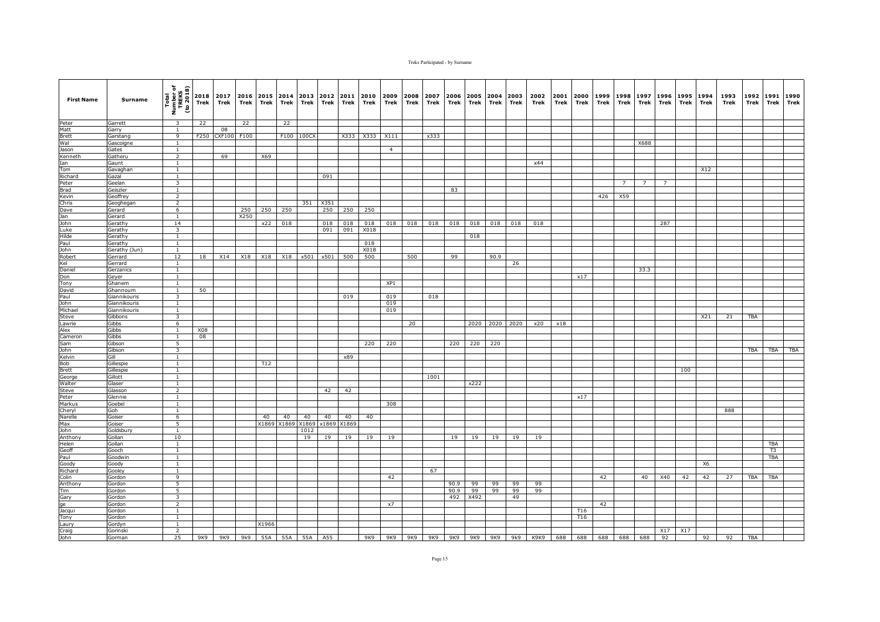| First Name | Surname | Total Number of TREKS (to 2018) | 2018 Trek | 2017 Trek | 2016 Trek | 2015 Trek | 2014 Trek | 2013 Trek | 2012 Trek | 2011 Trek | 2010 Trek | 2009 Trek | 2008 Trek | 2007 Trek | 2006 Trek | 2005 Trek | 2004 Trek | 2003 Trek | 2002 Trek | 2001 Trek | 2000 Trek | 1999 Trek | 1998 Trek | 1997 Trek | 1996 Trek | 1995 Trek | 1994 Trek | 1993 Trek | 1992 Trek | 1991 Trek | 1990 Trek |
|---|---|---|---|---|---|---|---|---|---|---|---|---|---|---|---|---|---|---|---|---|---|---|---|---|---|---|---|---|---|---|---|
| Peter | Garrett | 3 | 22 | | 22 | | 22 | | | | | | | | | | | | | | | | | | | | | | | | |
| Matt | Garry | 1 | | 08 | | | | | | | | | | | | | | | | | | | | | | | | | | | |
| Brett | Garstang | 9 | F250 | CXF100 | F100 | | F100 | 100CX | | X333 | X333 | X111 | | x333 | | | | | | | | | | | | | | | | | |
| Wal | Gascoigne | 1 | | | | | | | | | | | | | | | | | | | | | | X688 | | | | | | | |
| Jason | Gates | 1 | | | | | | | | | | 4 | | | | | | | | | | | | | | | | | | | |
| Kenneth | Gatheru | 2 | | 69 | | X69 | | | | | | | | | | | | | | | | | | | | | | | | | |
| Ian | Gaunt | 1 | | | | | | | | | | | | | | | | | x44 | | | | | | | | | | | | |
| Tom | Gavaghan | 1 | | | | | | | | | | | | | | | | | | | | | | | | | X12 | | | | |
| Richard | Gazal | 1 | | | | | | | 091 | | | | | | | | | | | | | | | | | | | | | | |
| Peter | Geelan | 3 | | | | | | | | | | | | | | | | | | | | | 7 | 7 | 7 | | | | | | |
| Brad | Geiszler | 1 | | | | | | | | | | | | | 83 | | | | | | | | | | | | | | | | |
| Kevin | Geoffrey | 2 | | | | | | | | | | | | | | | | | | | | 426 | X59 | | | | | | | | |
| Chris | Geoghegan | 2 | | | | | | 351 | X351 | | | | | | | | | | | | | | | | | | | | | | |
| Dave | Gerard | 6 | | | 250 | 250 | 250 | | 250 | 250 | 250 | | | | | | | | | | | | | | | | | | | | |
| Jan | Gerard | 1 | | | X250 | | | | | | | | | | | | | | | | | | | | | | | | | | |
| John | Gerathy | 14 | | | | x22 | 018 | | 018 | 018 | 018 | 018 | 018 | 018 | 018 | 018 | 018 | 018 | 018 | | | | | | 287 | | | | | | |
| Luke | Gerathy | 3 | | | | | | | 091 | 091 | X018 | | | | | | | | | | | | | | | | | | | | |
| Hilde | Gerathy | 1 | | | | | | | | | | | | | | 018 | | | | | | | | | | | | | | | |
| Paul | Gerathy | 1 | | | | | | | | | 018 | | | | | | | | | | | | | | | | | | | | |
| John | Gerathy (Jun) | 1 | | | | | | | | | X018 | | | | | | | | | | | | | | | | | | | | |
| Robert | Gerrard | 12 | 18 | X14 | X18 | X18 | X18 | x501 | x501 | 500 | 500 | | 500 | | 99 | | 90.9 | | | | | | | | | | | | | | |
| Kel | Gerrard | 1 | | | | | | | | | | | | | | | | 26 | | | | | | | | | | | | | |
| Daniel | Gerzanics | 1 | | | | | | | | | | | | | | | | | | | | | | 33.3 | | | | | | | |
| Don | Geyer | 1 | | | | | | | | | | | | | | | | | | | x17 | | | | | | | | | | |
| Tony | Ghanem | 1 | | | | | | | | | | XP1 | | | | | | | | | | | | | | | | | | | |
| David | Ghannoum | 1 | 50 | | | | | | | | | | | | | | | | | | | | | | | | | | | | |
| Paul | Giannikouris | 3 | | | | | | | | 019 | | 019 | | 018 | | | | | | | | | | | | | | | | | |
| John | Giannikouris | 1 | | | | | | | | | | 019 | | | | | | | | | | | | | | | | | | | |
| Michael | Giannikouris | 1 | | | | | | | | | | 019 | | | | | | | | | | | | | | | | | | | |
| Steve | Gibbons | 3 | | | | | | | | | | | | | | | | | | | | | | | | | X21 | 21 | TBA | | |
| Lawrie | Gibbs | 6 | | | | | | | | | | | 20 | | | 2020 | 2020 | 2020 | x20 | x18 | | | | | | | | | | | |
| Alex | Gibbs | 1 | X08 | | | | | | | | | | | | | | | | | | | | | | | | | | | | |
| Cameron | Gibbs | 1 | 08 | | | | | | | | | | | | | | | | | | | | | | | | | | | | |
| Sam | Gibson | 5 | | | | | | | | | 220 | 220 | | | 220 | 220 | 220 | | | | | | | | | | | | | | |
| John | Gibson | 3 | | | | | | | | | | | | | | | | | | | | | | | | | | | TBA | TBA | TBA |
| Kelvin | Gill | 1 | | | | | | | | x89 | | | | | | | | | | | | | | | | | | | | | |
| Bob | Gillespie | 1 | | | | T12 | | | | | | | | | | | | | | | | | | | | | | | | | |
| Brett | Gillespie | 1 | | | | | | | | | | | | | | | | | | | | | | | | 100 | | | | | |
| George | Gillott | 1 | | | | | | | | | | | | 1001 | | | | | | | | | | | | | | | | | |
| Walter | Glaser | 1 | | | | | | | | | | | | | | x222 | | | | | | | | | | | | | | | |
| Steve | Glasson | 2 | | | | | | | 42 | 42 | | | | | | | | | | | | | | | | | | | | | |
| Peter | Glennie | 1 | | | | | | | | | | | | | | | | | | | x17 | | | | | | | | | | |
| Markus | Goebel | 1 | | | | | | | | | | 308 | | | | | | | | | | | | | | | | | | | |
| Cheryl | Goh | 1 | | | | | | | | | | | | | | | | | | | | | | | | | | 888 | | | |
| Narelle | Goiser | 6 | | | | 40 | 40 | 40 | 40 | 40 | 40 | | | | | | | | | | | | | | | | | | | | |
| Max | Goiser | 5 | | | | X1869 | X1869 | X1869 | x1869 | X1869 | | | | | | | | | | | | | | | | | | | | | |
| John | Goldsbury | 1 | | | | | | 1012 | | | | | | | | | | | | | | | | | | | | | | | |
| Anthony | Gollan | 10 | | | | | | 19 | 19 | 19 | 19 | 19 | | | 19 | 19 | 19 | 19 | 19 | | | | | | | | | | | | |
| Helen | Gollan | 1 | | | | | | | | | | | | | | | | | | | | | | | | | | | | TBA | |
| Geoff | Gooch | 1 | | | | | | | | | | | | | | | | | | | | | | | | | | | | T3 | |
| Paul | Goodwin | 1 | | | | | | | | | | | | | | | | | | | | | | | | | | | | TBA | |
| Goody | Goody | 1 | | | | | | | | | | | | | | | | | | | | | | | | | X6 | | | | |
| Richard | Gooley | 1 | | | | | | | | | | | | 67 | | | | | | | | | | | | | | | | | |
| Colin | Gordon | 9 | | | | | | | | | | 42 | | | | | | | | | | 42 | | 40 | X40 | 42 | 42 | 27 | TBA | TBA | |
| Anthony | Gordon | 5 | | | | | | | | | | | | | 90.9 | 99 | 99 | 99 | 99 | | | | | | | | | | | | |
| Tim | Gordon | 5 | | | | | | | | | | | | | 90.9 | 99 | 99 | 99 | 99 | | | | | | | | | | | | |
| Gary | Gordon | 3 | | | | | | | | | | | | | 492 | X492 | | 49 | | | | | | | | | | | | | |
| ge | Gordon | 2 | | | | | | | | | | x7 | | | | | | | | | | 42 | | | | | | | | | |
| Jacqui | Gordon | 1 | | | | | | | | | | | | | | | | | | | T16 | | | | | | | | | | |
| Tony | Gordon | 1 | | | | | | | | | | | | | | | | | | | T16 | | | | | | | | | | |
| Laury | Gordyn | 1 | | | | X1966 | | | | | | | | | | | | | | | | | | | | | | | | | |
| Craig | Gorinski | 2 | | | | | | | | | | | | | | | | | | | | | | | X17 | X17 | | | | | |
| John | Gorman | 25 | 9K9 | 9K9 | 9k9 | 55A | 55A | 55A | A55 | | 9K9 | 9K9 | 9K9 | 9K9 | 9K9 | 9K9 | 9K9 | 9k9 | K9K9 | 688 | 688 | 688 | 688 | 688 | 92 | | 92 | 92 | TBA | | |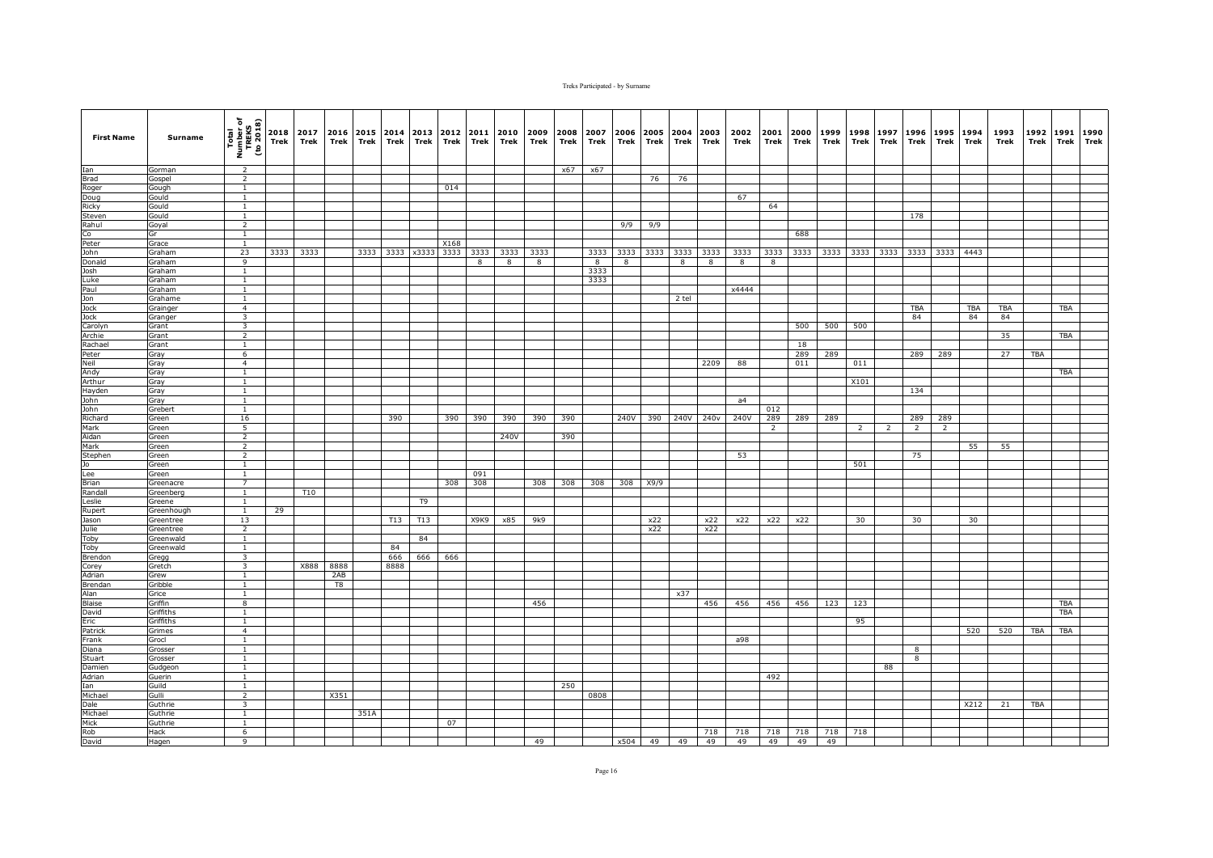| First Name | Surname | Total Number of TREKS (to 2018) | 2018 Trek | 2017 Trek | 2016 Trek | 2015 Trek | 2014 Trek | 2013 Trek | 2012 Trek | 2011 Trek | 2010 Trek | 2009 Trek | 2008 Trek | 2007 Trek | 2006 Trek | 2005 Trek | 2004 Trek | 2003 Trek | 2002 Trek | 2001 Trek | 2000 Trek | 1999 Trek | 1998 Trek | 1997 Trek | 1996 Trek | 1995 Trek | 1994 Trek | 1993 Trek | 1992 Trek | 1991 Trek | 1990 Trek |
|---|---|---|---|---|---|---|---|---|---|---|---|---|---|---|---|---|---|---|---|---|---|---|---|---|---|---|---|---|---|---|---|
| Ian | Gorman | 2 | | | | | | | | | | | x67 | x67 | | | | | | | | | | | | | | | | | |
| Brad | Gospel | 2 | | | | | | | | | | | | | | 76 | 76 | | | | | | | | | | | | | | |
| Roger | Gough | 1 | | | | | | | 014 | | | | | | | | | | | | | | | | | | | | | | |
| Doug | Gould | 1 | | | | | | | | | | | | | | | | | 67 | | | | | | | | | | | | |
| Ricky | Gould | 1 | | | | | | | | | | | | | | | | | | 64 | | | | | | | | | | | |
| Steven | Gould | 1 | | | | | | | | | | | | | | | | | | | | | | | 178 | | | | | | |
| Rahul | Goyal | 2 | | | | | | | | | | | | | 9/9 | 9/9 | | | | | | | | | | | | | | | |
| Co | Gr | 1 | | | | | | | | | | | | | | | | | | | 688 | | | | | | | | | | |
| Peter | Grace | 1 | | | | | | | X168 | | | | | | | | | | | | | | | | | | | | | | |
| John | Graham | 23 | 3333 | 3333 | | 3333 | 3333 | x3333 | 3333 | 3333 | 3333 | 3333 | | 3333 | 3333 | 3333 | 3333 | 3333 | 3333 | 3333 | 3333 | 3333 | 3333 | 3333 | 3333 | 3333 | 4443 | | | | |
| Donald | Graham | 9 | | | | | | | | 8 | 8 | 8 | | 8 | 8 | | 8 | 8 | 8 | 8 | | | | | | | | | | | |
| Josh | Graham | 1 | | | | | | | | | | | | 3333 | | | | | | | | | | | | | | | | | |
| Luke | Graham | 1 | | | | | | | | | | | | 3333 | | | | | | | | | | | | | | | | | |
| Paul | Graham | 1 | | | | | | | | | | | | | | | | | x4444 | | | | | | | | | | | | |
| Jon | Grahame | 1 | | | | | | | | | | | | | | | 2 tel | | | | | | | | | | | | | | |
| Jock | Grainger | 4 | | | | | | | | | | | | | | | | | | | | | | | TBA | | TBA | TBA | | TBA | |
| Jock | Granger | 3 | | | | | | | | | | | | | | | | | | | | | | | 84 | | 84 | 84 | | | |
| Carolyn | Grant | 3 | | | | | | | | | | | | | | | | | | | 500 | 500 | 500 | | | | | | | | |
| Archie | Grant | 2 | | | | | | | | | | | | | | | | | | | | | | | | | | 35 | | TBA | |
| Rachael | Grant | 1 | | | | | | | | | | | | | | | | | | | 18 | | | | | | | | | | |
| Peter | Gray | 6 | | | | | | | | | | | | | | | | | | | 289 | 289 | | | 289 | 289 | | 27 | TBA | | |
| Neil | Gray | 4 | | | | | | | | | | | | | | | | 2209 | 88 | | 011 | | 011 | | | | | | | | |
| Andy | Gray | 1 | | | | | | | | | | | | | | | | | | | | | | | | | | | | TBA | |
| Arthur | Gray | 1 | | | | | | | | | | | | | | | | | | | | | X101 | | | | | | | | |
| Hayden | Gray | 1 | | | | | | | | | | | | | | | | | | | | | | | 134 | | | | | | |
| John | Gray | 1 | | | | | | | | | | | | | | | | | a4 | | | | | | | | | | | | |
| John | Grebert | 1 | | | | | | | | | | | | | | | | | | 012 | | | | | | | | | | | |
| Richard | Green | 16 | | | | | 390 | | 390 | 390 | 390 | 390 | 390 | | 240V | 390 | 240V | 240v | 240V | 289 | 289 | 289 | | | 289 | 289 | | | | | |
| Mark | Green | 5 | | | | | | | | | | | | | | | | | | 2 | | | 2 | 2 | 2 | 2 | | | | | |
| Aidan | Green | 2 | | | | | | | | | 240V | | 390 | | | | | | | | | | | | | | | | | | |
| Mark | Green | 2 | | | | | | | | | | | | | | | | | | | | | | | | | 55 | 55 | | | |
| Stephen | Green | 2 | | | | | | | | | | | | | | | | | 53 | | | | | | 75 | | | | | | |
| Jo | Green | 1 | | | | | | | | | | | | | | | | | | | | | 501 | | | | | | | | |
| Lee | Green | 1 | | | | | | | | 091 | | | | | | | | | | | | | | | | | | | | | |
| Brian | Greenacre | 7 | | | | | | | 308 | 308 | | 308 | 308 | 308 | 308 | X9/9 | | | | | | | | | | | | | | | |
| Randall | Greenberg | 1 | | T10 | | | | | | | | | | | | | | | | | | | | | | | | | | | |
| Leslie | Greene | 1 | | | | | | T9 | | | | | | | | | | | | | | | | | | | | | | | |
| Rupert | Greenhough | 1 | 29 | | | | | | | | | | | | | | | | | | | | | | | | | | | | |
| Jason | Greentree | 13 | | | | | T13 | T13 | | X9K9 | x85 | 9k9 | | | | x22 | | x22 | x22 | x22 | x22 | | 30 | | 30 | | 30 | | | | |
| Julie | Greentree | 2 | | | | | | | | | | | | | | x22 | | x22 | | | | | | | | | | | | | |
| Toby | Greenwald | 1 | | | | | | 84 | | | | | | | | | | | | | | | | | | | | | | | |
| Toby | Greenwald | 1 | | | | | 84 | | | | | | | | | | | | | | | | | | | | | | | | |
| Brendon | Gregg | 3 | | | | | 666 | 666 | 666 | | | | | | | | | | | | | | | | | | | | | | |
| Corey | Gretch | 3 | | X888 | 8888 | | 8888 | | | | | | | | | | | | | | | | | | | | | | | | |
| Adrian | Grew | 1 | | | 2AB | | | | | | | | | | | | | | | | | | | | | | | | | | |
| Brendan | Gribble | 1 | | | T8 | | | | | | | | | | | | | | | | | | | | | | | | | | |
| Alan | Grice | 1 | | | | | | | | | | | | | | | x37 | | | | | | | | | | | | | | |
| Blaise | Griffin | 8 | | | | | | | | | | 456 | | | | | | 456 | 456 | 456 | 456 | 123 | 123 | | | | | | | TBA | |
| David | Griffiths | 1 | | | | | | | | | | | | | | | | | | | | | | | | | | | | TBA | |
| Eric | Griffiths | 1 | | | | | | | | | | | | | | | | | | | | | 95 | | | | | | | | |
| Patrick | Grimes | 4 | | | | | | | | | | | | | | | | | | | | | | | | | 520 | 520 | TBA | TBA | |
| Frank | Grocl | 1 | | | | | | | | | | | | | | | | | a98 | | | | | | | | | | | | |
| Diana | Grosser | 1 | | | | | | | | | | | | | | | | | | | | | | | 8 | | | | | | |
| Stuart | Grosser | 1 | | | | | | | | | | | | | | | | | | | | | | | 8 | | | | | | |
| Damien | Gudgeon | 1 | | | | | | | | | | | | | | | | | | | | | | 88 | | | | | | | |
| Adrian | Guerin | 1 | | | | | | | | | | | | | | | | | | 492 | | | | | | | | | | | |
| Ian | Guild | 1 | | | | | | | | | | | 250 | | | | | | | | | | | | | | | | | | |
| Michael | Gulli | 2 | | | X351 | | | | | | | | | 0808 | | | | | | | | | | | | | | | | | |
| Dale | Guthrie | 3 | | | | | | | | | | | | | | | | | | | | | | | | | X212 | 21 | TBA | | |
| Michael | Guthrie | 1 | | | | 351A | | | | | | | | | | | | | | | | | | | | | | | | | |
| Mick | Guthrie | 1 | | | | | | | 07 | | | | | | | | | | | | | | | | | | | | | | |
| Rob | Hack | 6 | | | | | | | | | | | | | | | | 718 | 718 | 718 | 718 | 718 | 718 | | | | | | | | |
| David | Hagen | 9 | | | | | | | | | | 49 | | | x504 | 49 | 49 | 49 | 49 | 49 | 49 | 49 | | | | | | | | | |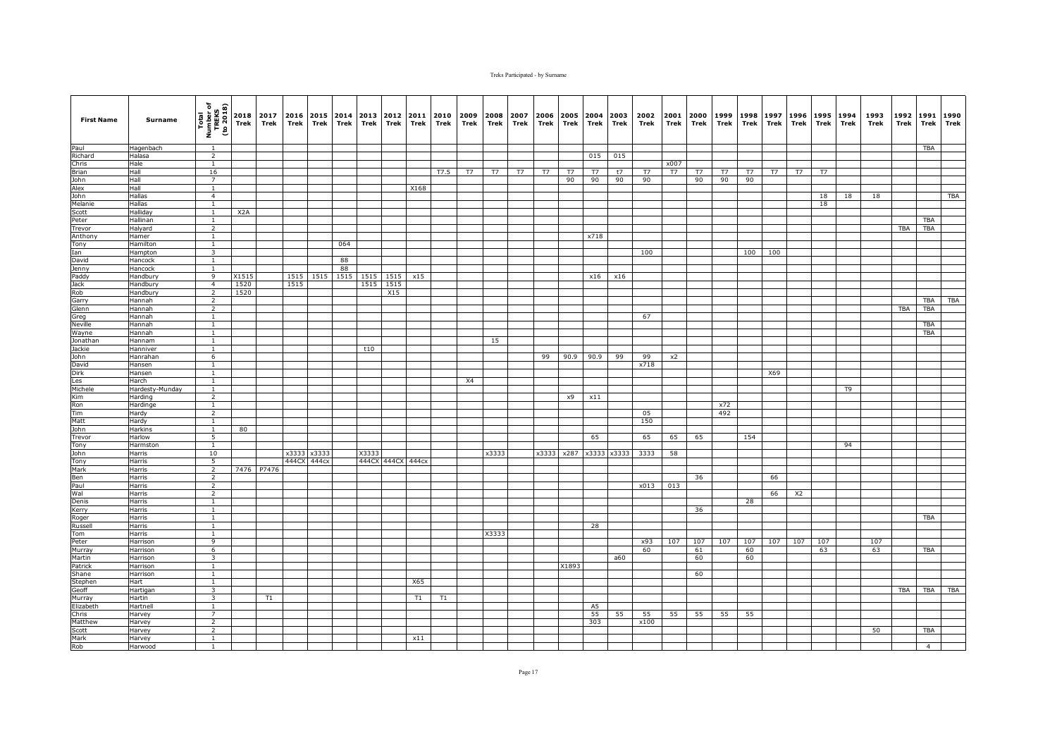| First Name | Surname | Total Number of TREKS (to 2018) | 2018 Trek | 2017 Trek | 2016 Trek | 2015 Trek | 2014 Trek | 2013 Trek | 2012 Trek | 2011 Trek | 2010 Trek | 2009 Trek | 2008 Trek | 2007 Trek | 2006 Trek | 2005 Trek | 2004 Trek | 2003 Trek | 2002 Trek | 2001 Trek | 2000 Trek | 1999 Trek | 1998 Trek | 1997 Trek | 1996 Trek | 1995 Trek | 1994 Trek | 1993 Trek | 1992 Trek | 1991 Trek | 1990 Trek |
|---|---|---|---|---|---|---|---|---|---|---|---|---|---|---|---|---|---|---|---|---|---|---|---|---|---|---|---|---|---|---|---|
| Paul | Hagenbach | 1 | | | | | | | | | | | | | | | | | | | | | | | | | | | | TBA | |
| Richard | Halasa | 2 | | | | | | | | | | | | | | | 015 | 015 | | | | | | | | | | | | | |
| Chris | Hale | 1 | | | | | | | | | | | | | | | | | | x007 | | | | | | | | | | | |
| Brian | Hall | 16 | | | | | | | | | T7.5 | T7 | T7 | T7 | T7 | T7 | T7 | t7 | T7 | T7 | T7 | T7 | T7 | T7 | T7 | T7 | | | | | |
| John | Hall | 7 | | | | | | | | | | | | | | 90 | 90 | 90 | 90 | | 90 | 90 | 90 | | | | | | | | |
| Alex | Hall | 1 | | | | | | | | X168 | | | | | | | | | | | | | | | | | | | | | |
| John | Hallas | 4 | | | | | | | | | | | | | | | | | | | | | | | | 18 | 18 | 18 | | | TBA |
| Melanie | Hallas | 1 | | | | | | | | | | | | | | | | | | | | | | | | 18 | | | | | |
| Scott | Halliday | 1 | X2A | | | | | | | | | | | | | | | | | | | | | | | | | | | | |
| Peter | Hallinan | 1 | | | | | | | | | | | | | | | | | | | | | | | | | | | | TBA | |
| Trevor | Halyard | 2 | | | | | | | | | | | | | | | | | | | | | | | | | | | TBA | TBA | |
| Anthony | Hamer | 1 | | | | | | | | | | | | | | | x718 | | | | | | | | | | | | | | |
| Tony | Hamilton | 1 | | | | | 064 | | | | | | | | | | | | | | | | | | | | | | | | |
| Ian | Hampton | 3 | | | | | | | | | | | | | | | | | 100 | | | | 100 | 100 | | | | | | | |
| David | Hancock | 1 | | | | | 88 | | | | | | | | | | | | | | | | | | | | | | | | |
| Jenny | Hancock | 1 | | | | | 88 | | | | | | | | | | | | | | | | | | | | | | | | |
| Paddy | Handbury | 9 | X1515 | | 1515 | 1515 | 1515 | 1515 | 1515 | x15 | | | | | | | x16 | x16 | | | | | | | | | | | | | |
| Jack | Handbury | 4 | 1520 | | 1515 | | | 1515 | 1515 | | | | | | | | | | | | | | | | | | | | | | |
| Rob | Handbury | 2 | 1520 | | | | | | X15 | | | | | | | | | | | | | | | | | | | | | | |
| Garry | Hannah | 2 | | | | | | | | | | | | | | | | | | | | | | | | | | | | TBA | TBA |
| Glenn | Hannah | 2 | | | | | | | | | | | | | | | | | | | | | | | | | | | TBA | TBA | |
| Greg | Hannah | 1 | | | | | | | | | | | | | | | | | 67 | | | | | | | | | | | | |
| Neville | Hannah | 1 | | | | | | | | | | | | | | | | | | | | | | | | | | | | TBA | |
| Wayne | Hannah | 1 | | | | | | | | | | | | | | | | | | | | | | | | | | | | TBA | |
| Jonathan | Hannam | 1 | | | | | | | | | | | 15 | | | | | | | | | | | | | | | | | | |
| Jackie | Hanniver | 1 | | | | | | t10 | | | | | | | | | | | | | | | | | | | | | | | |
| John | Hanrahan | 6 | | | | | | | | | | | | | 99 | 90.9 | 90.9 | 99 | 99 | x2 | | | | | | | | | | | |
| David | Hansen | 1 | | | | | | | | | | | | | | | | | x718 | | | | | | | | | | | | |
| Dirk | Hansen | 1 | | | | | | | | | | | | | | | | | | | | | | X69 | | | | | | | |
| Les | Harch | 1 | | | | | | | | | | X4 | | | | | | | | | | | | | | | | | | | |
| Michele | Hardesty-Munday | 1 | | | | | | | | | | | | | | | | | | | | | | | | | T9 | | | | |
| Kim | Harding | 2 | | | | | | | | | | | | | | x9 | x11 | | | | | | | | | | | | | | |
| Ron | Hardinge | 1 | | | | | | | | | | | | | | | | | | | | x72 | | | | | | | | | |
| Tim | Hardy | 2 | | | | | | | | | | | | | | | | | 05 | | | 492 | | | | | | | | | |
| Matt | Hardy | 1 | | | | | | | | | | | | | | | | | 150 | | | | | | | | | | | | |
| John | Harkins | 1 | 80 | | | | | | | | | | | | | | | | | | | | | | | | | | | | |
| Trevor | Harlow | 5 | | | | | | | | | | | | | | | 65 | | 65 | 65 | 65 | | 154 | | | | | | | | |
| Tony | Harmston | 1 | | | | | | | | | | | | | | | | | | | | | | | | | 94 | | | | |
| John | Harris | 10 | | | x3333 | x3333 | | X3333 | | | | | x3333 | | x3333 | x287 | x3333 | x3333 | 3333 | 58 | | | | | | | | | | | |
| Tony | Harris | 5 | | | 444CX | 444cx | | 444CX | 444CX | 444cx | | | | | | | | | | | | | | | | | | | | | |
| Mark | Harris | 2 | 7476 | P7476 | | | | | | | | | | | | | | | | | | | | | | | | | | | |
| Ben | Harris | 2 | | | | | | | | | | | | | | | | | | | 36 | | | 66 | | | | | | | |
| Paul | Harris | 2 | | | | | | | | | | | | | | | | | x013 | 013 | | | | | | | | | | | |
| Wal | Harris | 2 | | | | | | | | | | | | | | | | | | | | | | 66 | X2 | | | | | | |
| Denis | Harris | 1 | | | | | | | | | | | | | | | | | | | | | 28 | | | | | | | | |
| Kerry | Harris | 1 | | | | | | | | | | | | | | | | | | | 36 | | | | | | | | | | |
| Roger | Harris | 1 | | | | | | | | | | | | | | | | | | | | | | | | | | | | TBA | |
| Russell | Harris | 1 | | | | | | | | | | | | | | | 28 | | | | | | | | | | | | | | |
| Tom | Harris | 1 | | | | | | | | | | | X3333 | | | | | | | | | | | | | | | | | | |
| Peter | Harrison | 9 | | | | | | | | | | | | | | | | | x93 | 107 | 107 | 107 | 107 | 107 | 107 | 107 | | 107 | | | |
| Murray | Harrison | 6 | | | | | | | | | | | | | | | | | 60 | | 61 | | 60 | | | 63 | | 63 | | TBA | |
| Martin | Harrison | 3 | | | | | | | | | | | | | | | | a60 | | | 60 | | 60 | | | | | | | | |
| Patrick | Harrison | 1 | | | | | | | | | | | | | | X1893 | | | | | | | | | | | | | | | |
| Shane | Harrison | 1 | | | | | | | | | | | | | | | | | | | 60 | | | | | | | | | | |
| Stephen | Hart | 1 | | | | | | | | X65 | | | | | | | | | | | | | | | | | | | | | |
| Geoff | Hartigan | 3 | | | | | | | | | | | | | | | | | | | | | | | | | | | TBA | TBA | TBA |
| Murray | Hartin | 3 | | T1 | | | | | | T1 | T1 | | | | | | | | | | | | | | | | | | | | |
| Elizabeth | Hartnell | 1 | | | | | | | | | | | | | | | A5 | | | | | | | | | | | | | | |
| Chris | Harvey | 7 | | | | | | | | | | | | | | | 55 | 55 | 55 | 55 | 55 | 55 | 55 | | | | | | | | |
| Matthew | Harvey | 2 | | | | | | | | | | | | | | | 303 | | x100 | | | | | | | | | | | | |
| Scott | Harvey | 2 | | | | | | | | | | | | | | | | | | | | | | | | | | 50 | | TBA | |
| Mark | Harvey | 1 | | | | | | | | x11 | | | | | | | | | | | | | | | | | | | | | |
| Rob | Harwood | 1 | | | | | | | | | | | | | | | | | | | | | | | | | | | | 4 | |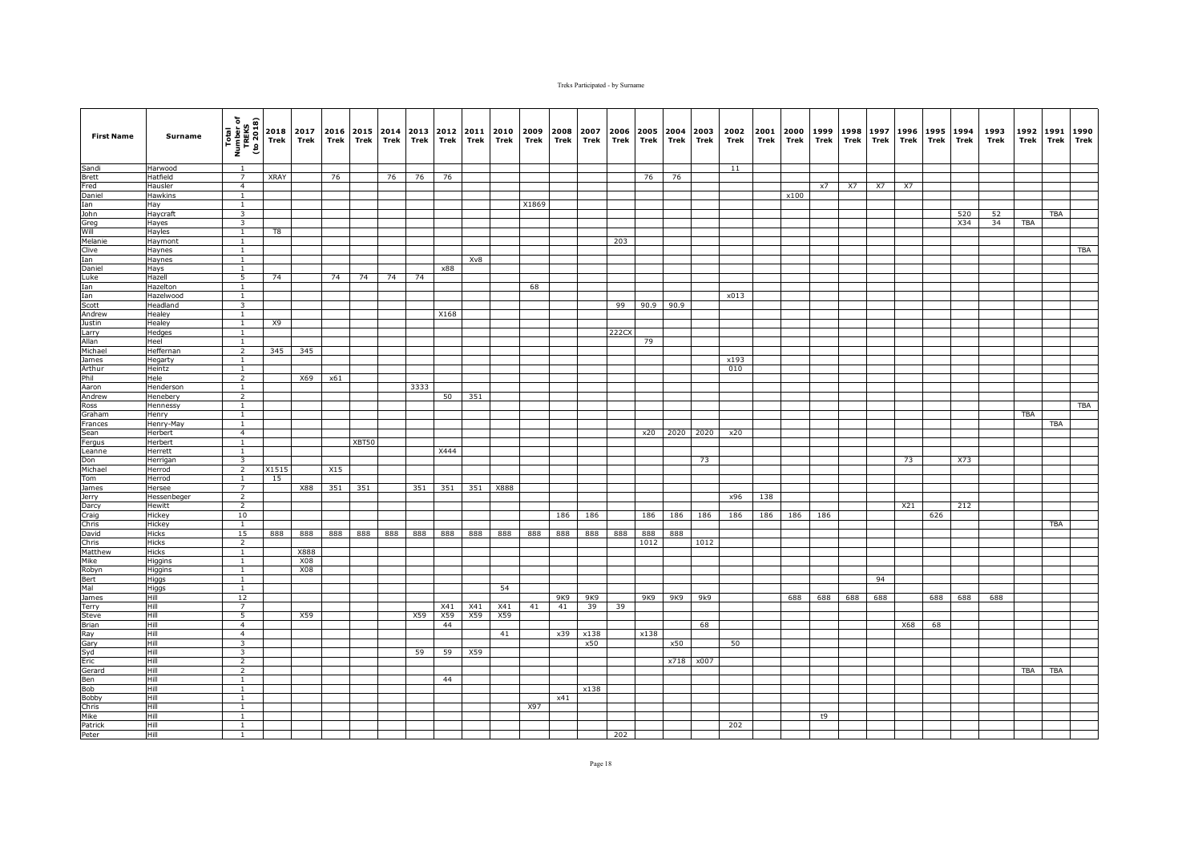| First Name | Surname | Total Number of TREKS (to 2018) | 2018 Trek | 2017 Trek | 2016 Trek | 2015 Trek | 2014 Trek | 2013 Trek | 2012 Trek | 2011 Trek | 2010 Trek | 2009 Trek | 2008 Trek | 2007 Trek | 2006 Trek | 2005 Trek | 2004 Trek | 2003 Trek | 2002 Trek | 2001 Trek | 2000 Trek | 1999 Trek | 1998 Trek | 1997 Trek | 1996 Trek | 1995 Trek | 1994 Trek | 1993 Trek | 1992 Trek | 1991 Trek | 1990 Trek |
|---|---|---|---|---|---|---|---|---|---|---|---|---|---|---|---|---|---|---|---|---|---|---|---|---|---|---|---|---|---|---|---|
| Sandi | Harwood | 1 | | | | | | | | | | | | | | | | | 11 | | | | | | | | | | | | |
| Brett | Hatfield | 7 | XRAY | | 76 | | 76 | 76 | 76 | | | | | | | 76 | 76 | | | | | | | | | | | | | | |
| Fred | Hausler | 4 | | | | | | | | | | | | | | | | | | | | x7 | X7 | X7 | X7 | | | | | | |
| Daniel | Hawkins | 1 | | | | | | | | | | | | | | | | | | | x100 | | | | | | | | | | |
| Ian | Hay | 1 | | | | | | | | | | X1869 | | | | | | | | | | | | | | | | | | | |
| John | Haycraft | 3 | | | | | | | | | | | | | | | | | | | | | | | | | 520 | 52 | | TBA | |
| Greg | Hayes | 3 | | | | | | | | | | | | | | | | | | | | | | | | | X34 | 34 | TBA | | |
| Will | Hayles | 1 | T8 | | | | | | | | | | | | | | | | | | | | | | | | | | | | |
| Melanie | Haymont | 1 | | | | | | | | | | | | | 203 | | | | | | | | | | | | | | | | |
| Clive | Haynes | 1 | | | | | | | | | | | | | | | | | | | | | | | | | | | | | TBA |
| Ian | Haynes | 1 | | | | | | | | Xv8 | | | | | | | | | | | | | | | | | | | | | |
| Daniel | Hays | 1 | | | | | | | x88 | | | | | | | | | | | | | | | | | | | | | | |
| Luke | Hazell | 5 | 74 | | 74 | 74 | 74 | 74 | | | | | | | | | | | | | | | | | | | | | | | |
| Ian | Hazelton | 1 | | | | | | | | | | 68 | | | | | | | | | | | | | | | | | | | |
| Ian | Hazelwood | 1 | | | | | | | | | | | | | | | | | x013 | | | | | | | | | | | | |
| Scott | Headland | 3 | | | | | | | | | | | | | 99 | 90.9 | 90.9 | | | | | | | | | | | | | | |
| Andrew | Healey | 1 | | | | | | | X168 | | | | | | | | | | | | | | | | | | | | | | |
| Justin | Healey | 1 | X9 | | | | | | | | | | | | | | | | | | | | | | | | | | | | |
| Larry | Hedges | 1 | | | | | | | | | | | | | 222CX | | | | | | | | | | | | | | | | |
| Allan | Heel | 1 | | | | | | | | | | | | | | 79 | | | | | | | | | | | | | | | |
| Michael | Heffernan | 2 | 345 | 345 | | | | | | | | | | | | | | | | | | | | | | | | | | | |
| James | Hegarty | 1 | | | | | | | | | | | | | | | | | x193 | | | | | | | | | | | | |
| Arthur | Heintz | 1 | | | | | | | | | | | | | | | | | 010 | | | | | | | | | | | | |
| Phil | Hele | 2 | | X69 | x61 | | | | | | | | | | | | | | | | | | | | | | | | | | |
| Aaron | Henderson | 1 | | | | | | 3333 | | | | | | | | | | | | | | | | | | | | | | | |
| Andrew | Henebery | 2 | | | | | | | 50 | 351 | | | | | | | | | | | | | | | | | | | | | |
| Ross | Hennessy | 1 | | | | | | | | | | | | | | | | | | | | | | | | | | | | | TBA |
| Graham | Henry | 1 | | | | | | | | | | | | | | | | | | | | | | | | | | | TBA | | |
| Frances | Henry-May | 1 | | | | | | | | | | | | | | | | | | | | | | | | | | | | TBA | |
| Sean | Herbert | 4 | | | | | | | | | | | | | | x20 | 2020 | 2020 | x20 | | | | | | | | | | | | |
| Fergus | Herbert | 1 | | | | XBT50 | | | | | | | | | | | | | | | | | | | | | | | | | |
| Leanne | Herrett | 1 | | | | | | | X444 | | | | | | | | | | | | | | | | | | | | | | |
| Don | Herrigan | 3 | | | | | | | | | | | | | | | | 73 | | | | | | | 73 | | X73 | | | | |
| Michael | Herrod | 2 | X1515 | | X15 | | | | | | | | | | | | | | | | | | | | | | | | | | |
| Tom | Herrod | 1 | 15 | | | | | | | | | | | | | | | | | | | | | | | | | | | | |
| James | Hersee | 7 | | X88 | 351 | 351 | | 351 | 351 | 351 | X888 | | | | | | | | | | | | | | | | | | | | |
| Jerry | Hessenbeger | 2 | | | | | | | | | | | | | | | | | x96 | 138 | | | | | | | | | | | |
| Darcy | Hewitt | 2 | | | | | | | | | | | | | | | | | | | | | | | X21 | | 212 | | | | |
| Craig | Hickey | 10 | | | | | | | | | | | 186 | 186 | | 186 | 186 | 186 | 186 | 186 | 186 | 186 | | | | 626 | | | | | |
| Chris | Hickey | 1 | | | | | | | | | | | | | | | | | | | | | | | | | | | | TBA | |
| David | Hicks | 15 | 888 | 888 | 888 | 888 | 888 | 888 | 888 | 888 | 888 | 888 | 888 | 888 | 888 | 888 | 888 | | | | | | | | | | | | | | |
| Chris | Hicks | 2 | | | | | | | | | | | | | | 1012 | | 1012 | | | | | | | | | | | | | |
| Matthew | Hicks | 1 | | X888 | | | | | | | | | | | | | | | | | | | | | | | | | | | |
| Mike | Higgins | 1 | | X08 | | | | | | | | | | | | | | | | | | | | | | | | | | | |
| Robyn | Higgins | 1 | | X08 | | | | | | | | | | | | | | | | | | | | | | | | | | | |
| Bert | Higgs | 1 | | | | | | | | | | | | | | | | | | | | | | 94 | | | | | | | |
| Mal | Higgs | 1 | | | | | | | | | 54 | | | | | | | | | | | | | | | | | | | | |
| James | Hill | 12 | | | | | | | | | | | 9K9 | 9K9 | | 9K9 | 9K9 | 9k9 | | | 688 | 688 | 688 | 688 | | 688 | 688 | 688 | | | |
| Terry | Hill | 7 | | | | | | | X41 | X41 | X41 | 41 | 41 | 39 | 39 | | | | | | | | | | | | | | | | |
| Steve | Hill | 5 | | X59 | | | | X59 | X59 | X59 | X59 | | | | | | | | | | | | | | | | | | | | |
| Brian | Hill | 4 | | | | | | | 44 | | | | | | | | | 68 | | | | | | | X68 | 68 | | | | | |
| Ray | Hill | 4 | | | | | | | | | 41 | | x39 | x138 | | x138 | | | | | | | | | | | | | | | |
| Gary | Hill | 3 | | | | | | | | | | | | x50 | | | x50 | | 50 | | | | | | | | | | | | |
| Syd | Hill | 3 | | | | | | 59 | 59 | X59 | | | | | | | | | | | | | | | | | | | | | |
| Eric | Hill | 2 | | | | | | | | | | | | | | | x718 | x007 | | | | | | | | | | | | | |
| Gerard | Hill | 2 | | | | | | | | | | | | | | | | | | | | | | | | | | | TBA | TBA | |
| Ben | Hill | 1 | | | | | | | 44 | | | | | | | | | | | | | | | | | | | | | | |
| Bob | Hill | 1 | | | | | | | | | | | | x138 | | | | | | | | | | | | | | | | | |
| Bobby | Hill | 1 | | | | | | | | | | | x41 | | | | | | | | | | | | | | | | | | |
| Chris | Hill | 1 | | | | | | | | | | X97 | | | | | | | | | | | | | | | | | | | |
| Mike | Hill | 1 | | | | | | | | | | | | | | | | | | | | t9 | | | | | | | | | |
| Patrick | Hill | 1 | | | | | | | | | | | | | | | | | 202 | | | | | | | | | | | | |
| Peter | Hill | 1 | | | | | | | | | | | | | 202 | | | | | | | | | | | | | | | | |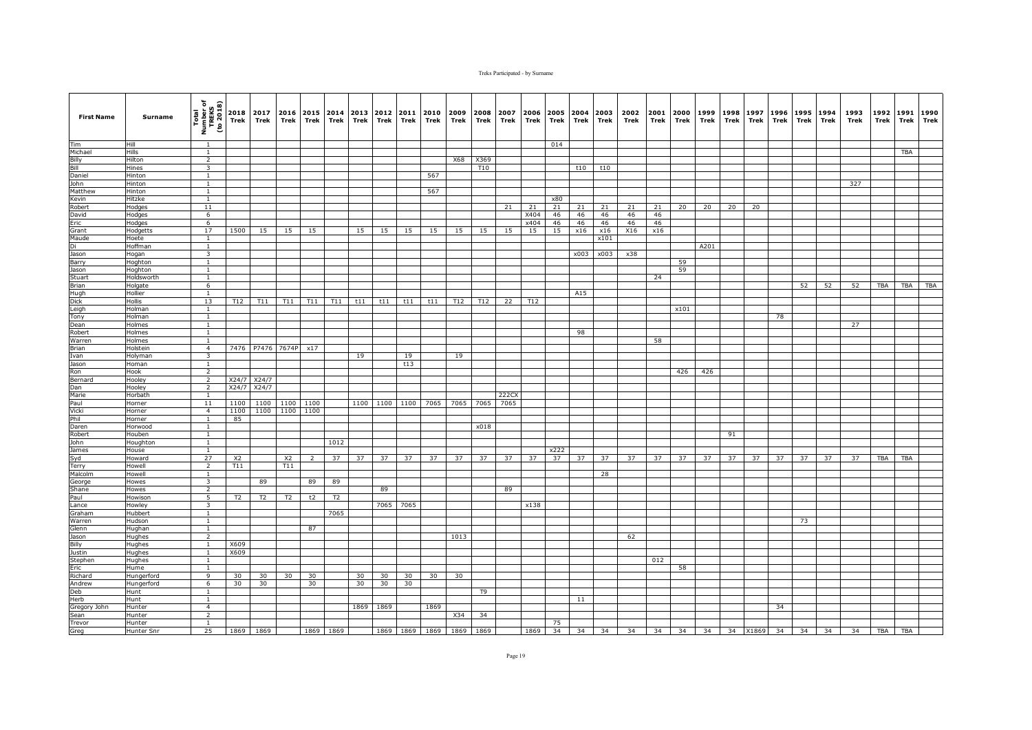| First Name | Surname | Total Number of TREKS (to 2018) | 2018 Trek | 2017 Trek | 2016 Trek | 2015 Trek | 2014 Trek | 2013 Trek | 2012 Trek | 2011 Trek | 2010 Trek | 2009 Trek | 2008 Trek | 2007 Trek | 2006 Trek | 2005 Trek | 2004 Trek | 2003 Trek | 2002 Trek | 2001 Trek | 2000 Trek | 1999 Trek | 1998 Trek | 1997 Trek | 1996 Trek | 1995 Trek | 1994 Trek | 1993 Trek | 1992 Trek | 1991 Trek | 1990 Trek |
|---|---|---|---|---|---|---|---|---|---|---|---|---|---|---|---|---|---|---|---|---|---|---|---|---|---|---|---|---|---|---|---|
| Tim | Hill | 1 | | | | | | | | | | | | | | 014 | | | | | | | | | | | | | | | |
| Michael | Hills | 1 | | | | | | | | | | | | | | | | | | | | | | | | | | | | TBA | |
| Billy | Hilton | 2 | | | | | | | | | | X68 | X369 | | | | | | | | | | | | | | | | | | |
| Bill | Hines | 3 | | | | | | | | | | | T10 | | | | t10 | t10 | | | | | | | | | | | | | |
| Daniel | Hinton | 1 | | | | | | | | | 567 | | | | | | | | | | | | | | | | | | | | |
| John | Hinton | 1 | | | | | | | | | | | | | | | | | | | | | | | | | | 327 | | | |
| Matthew | Hinton | 1 | | | | | | | | | 567 | | | | | | | | | | | | | | | | | | | | |
| Kevin | Hitzke | 1 | | | | | | | | | | | | | | x80 | | | | | | | | | | | | | | | |
| Robert | Hodges | 11 | | | | | | | | | | | | 21 | 21 | 21 | 21 | 21 | 21 | 21 | 20 | 20 | 20 | 20 | | | | | | | |
| David | Hodges | 6 | | | | | | | | | | | | | X404 | 46 | 46 | 46 | 46 | 46 | | | | | | | | | | | |
| Eric | Hodges | 6 | | | | | | | | | | | | | x404 | 46 | 46 | 46 | 46 | 46 | | | | | | | | | | | |
| Grant | Hodgetts | 17 | 1500 | 15 | 15 | 15 | | 15 | 15 | 15 | 15 | 15 | 15 | 15 | 15 | 15 | x16 | x16 | X16 | x16 | | | | | | | | | | | |
| Maude | Hoete | 1 | | | | | | | | | | | | | | | | x101 | | | | | | | | | | | | | |
| Di | Hoffman | 1 | | | | | | | | | | | | | | | | | | | | A201 | | | | | | | | | |
| Jason | Hogan | 3 | | | | | | | | | | | | | | | x003 | x003 | x38 | | | | | | | | | | | | |
| Barry | Hoghton | 1 | | | | | | | | | | | | | | | | | | | 59 | | | | | | | | | | |
| Jason | Hoghton | 1 | | | | | | | | | | | | | | | | | | | 59 | | | | | | | | | | |
| Stuart | Holdsworth | 1 | | | | | | | | | | | | | | | | | | 24 | | | | | | | | | | | |
| Brian | Holgate | 6 | | | | | | | | | | | | | | | | | | | | | | | | 52 | 52 | 52 | TBA | TBA | TBA |
| Hugh | Hollier | 1 | | | | | | | | | | | | | | | A15 | | | | | | | | | | | | | | |
| Dick | Hollis | 13 | T12 | T11 | T11 | T11 | T11 | t11 | t11 | t11 | t11 | T12 | T12 | 22 | T12 | | | | | | | | | | | | | | | | |
| Leigh | Holman | 1 | | | | | | | | | | | | | | | | | | | x101 | | | | | | | | | | |
| Tony | Holman | 1 | | | | | | | | | | | | | | | | | | | | | | | 78 | | | | | | |
| Dean | Holmes | 1 | | | | | | | | | | | | | | | | | | | | | | | | | | 27 | | | |
| Robert | Holmes | 1 | | | | | | | | | | | | | | | 98 | | | | | | | | | | | | | | |
| Warren | Holmes | 1 | | | | | | | | | | | | | | | | | | 58 | | | | | | | | | | | |
| Brian | Holstein | 4 | 7476 | P7476 | 7674P | x17 | | | | | | | | | | | | | | | | | | | | | | | | | |
| Ivan | Holyman | 3 | | | | | | 19 | | 19 | | 19 | | | | | | | | | | | | | | | | | | | |
| Jason | Homan | 1 | | | | | | | | t13 | | | | | | | | | | | | | | | | | | | | | |
| Ron | Hook | 2 | | | | | | | | | | | | | | | | | | | 426 | 426 | | | | | | | | | |
| Bernard | Hooley | 2 | X24/7 | X24/7 | | | | | | | | | | | | | | | | | | | | | | | | | | | |
| Dan | Hooley | 2 | X24/7 | X24/7 | | | | | | | | | | | | | | | | | | | | | | | | | | | |
| Marie | Horbath | 1 | | | | | | | | | | | | 222CX | | | | | | | | | | | | | | | | | |
| Paul | Horner | 11 | 1100 | 1100 | 1100 | 1100 | | 1100 | 1100 | 1100 | 7065 | 7065 | 7065 | 7065 | | | | | | | | | | | | | | | | | |
| Vicki | Horner | 4 | 1100 | 1100 | 1100 | 1100 | | | | | | | | | | | | | | | | | | | | | | | | | |
| Phil | Horner | 1 | 85 | | | | | | | | | | | | | | | | | | | | | | | | | | | | |
| Daren | Horwood | 1 | | | | | | | | | | | x018 | | | | | | | | | | | | | | | | | | |
| Robert | Houben | 1 | | | | | | | | | | | | | | | | | | | | | 91 | | | | | | | | |
| John | Houghton | 1 | | | | | 1012 | | | | | | | | | | | | | | | | | | | | | | | | |
| James | House | 1 | | | | | | | | | | | | | | x222 | | | | | | | | | | | | | | | |
| Syd | Howard | 27 | X2 | | X2 | 2 | 37 | 37 | 37 | 37 | 37 | 37 | 37 | 37 | 37 | 37 | 37 | 37 | 37 | 37 | 37 | 37 | 37 | 37 | 37 | 37 | 37 | 37 | TBA | TBA | |
| Terry | Howell | 2 | T11 | | T11 | | | | | | | | | | | | | | | | | | | | | | | | | | |
| Malcolm | Howell | 1 | | | | | | | | | | | | | | | | 28 | | | | | | | | | | | | | |
| George | Howes | 3 | | 89 | | 89 | 89 | | | | | | | | | | | | | | | | | | | | | | | | |
| Shane | Howes | 2 | | | | | | | 89 | | | | | 89 | | | | | | | | | | | | | | | | | |
| Paul | Howison | 5 | T2 | T2 | T2 | t2 | T2 | | | | | | | | | | | | | | | | | | | | | | | | |
| Lance | Howley | 3 | | | | | | | 7065 | 7065 | | | | | x138 | | | | | | | | | | | | | | | | |
| Graham | Hubbert | 1 | | | | | 7065 | | | | | | | | | | | | | | | | | | | | | | | | |
| Warren | Hudson | 1 | | | | | | | | | | | | | | | | | | | | | | | | 73 | | | | | |
| Glenn | Hughan | 1 | | | | 87 | | | | | | | | | | | | | | | | | | | | | | | | | |
| Jason | Hughes | 2 | | | | | | | | | | 1013 | | | | | | | 62 | | | | | | | | | | | | |
| Billy | Hughes | 1 | X609 | | | | | | | | | | | | | | | | | | | | | | | | | | | | |
| Justin | Hughes | 1 | X609 | | | | | | | | | | | | | | | | | | | | | | | | | | | | |
| Stephen | Hughes | 1 | | | | | | | | | | | | | | | | | | 012 | | | | | | | | | | | |
| Eric | Hume | 1 | | | | | | | | | | | | | | | | | | | 58 | | | | | | | | | | |
| Richard | Hungerford | 9 | 30 | 30 | 30 | 30 | | 30 | 30 | 30 | 30 | 30 | | | | | | | | | | | | | | | | | | | |
| Andrew | Hungerford | 6 | 30 | 30 | | 30 | | 30 | 30 | 30 | | | | | | | | | | | | | | | | | | | | | |
| Deb | Hunt | 1 | | | | | | | | | | | T9 | | | | | | | | | | | | | | | | | | |
| Herb | Hunt | 1 | | | | | | | | | | | | | | | 11 | | | | | | | | | | | | | | |
| Gregory John | Hunter | 4 | | | | | | 1869 | 1869 | | 1869 | | | | | | | | | | | | | | 34 | | | | | | |
| Sean | Hunter | 2 | | | | | | | | | | X34 | 34 | | | | | | | | | | | | | | | | | | |
| Trevor | Hunter | 1 | | | | | | | | | | | | | | 75 | | | | | | | | | | | | | | | |
| Greg | Hunter Snr | 25 | 1869 | 1869 | | 1869 | 1869 | | 1869 | 1869 | 1869 | 1869 | 1869 | | 1869 | 34 | 34 | 34 | 34 | 34 | 34 | 34 | 34 | X1869 | 34 | 34 | 34 | 34 | TBA | TBA | |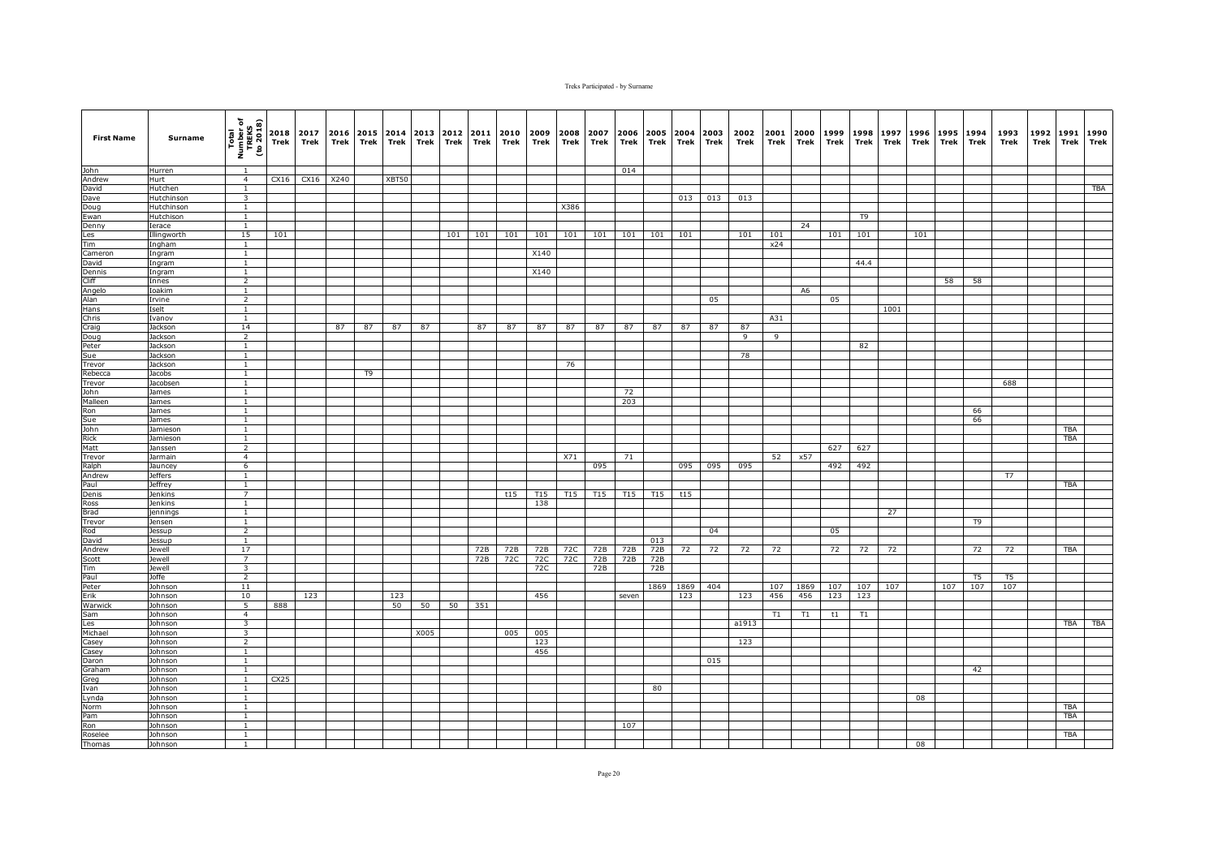| First Name | Surname | Total Number of TREKS (to 2018) | 2018 Trek | 2017 Trek | 2016 Trek | 2015 Trek | 2014 Trek | 2013 Trek | 2012 Trek | 2011 Trek | 2010 Trek | 2009 Trek | 2008 Trek | 2007 Trek | 2006 Trek | 2005 Trek | 2004 Trek | 2003 Trek | 2002 Trek | 2001 Trek | 2000 Trek | 1999 Trek | 1998 Trek | 1997 Trek | 1996 Trek | 1995 Trek | 1994 Trek | 1993 Trek | 1992 Trek | 1991 Trek | 1990 Trek |
|---|---|---|---|---|---|---|---|---|---|---|---|---|---|---|---|---|---|---|---|---|---|---|---|---|---|---|---|---|---|---|---|
| John | Hurren | 1 | | | | | | | | | | | | | 014 | | | | | | | | | | | | | | | | |
| Andrew | Hurt | 4 | CX16 | CX16 | X240 | | XBT50 | | | | | | | | | | | | | | | | | | | | | | | | |
| David | Hutchen | 1 | | | | | | | | | | | | | | | | | | | | | | | | | | | | | TBA |
| Dave | Hutchinson | 3 | | | | | | | | | | | | | | | 013 | 013 | 013 | | | | | | | | | | | | |
| Doug | Hutchinson | 1 | | | | | | | | | | | X386 | | | | | | | | | | | | | | | | | | |
| Ewan | Hutchison | 1 | | | | | | | | | | | | | | | | | | | | | T9 | | | | | | | | |
| Denny | Ierace | 1 | | | | | | | | | | | | | | | | | | | 24 | | | | | | | | | | |
| Les | Illingworth | 15 | 101 | | | | | | 101 | 101 | 101 | 101 | 101 | 101 | 101 | 101 | 101 | | 101 | 101 | | 101 | 101 | | 101 | | | | | | |
| Tim | Ingham | 1 | | | | | | | | | | | | | | | | | | x24 | | | | | | | | | | | |
| Cameron | Ingram | 1 | | | | | | | | | | X140 | | | | | | | | | | | | | | | | | | | |
| David | Ingram | 1 | | | | | | | | | | | | | | | | | | | | | 44.4 | | | | | | | | |
| Dennis | Ingram | 1 | | | | | | | | | | X140 | | | | | | | | | | | | | | | | | | | |
| Cliff | Innes | 2 | | | | | | | | | | | | | | | | | | | | | | | | 58 | 58 | | | | |
| Angelo | Ioakim | 1 | | | | | | | | | | | | | | | | | | | A6 | | | | | | | | | | |
| Alan | Irvine | 2 | | | | | | | | | | | | | | | | 05 | | | | 05 | | | | | | | | | |
| Hans | Iselt | 1 | | | | | | | | | | | | | | | | | | | | | | 1001 | | | | | | | |
| Chris | Ivanov | 1 | | | | | | | | | | | | | | | | | | A31 | | | | | | | | | | | |
| Craig | Jackson | 14 | | | 87 | 87 | 87 | 87 | | 87 | 87 | 87 | 87 | 87 | 87 | 87 | 87 | 87 | 87 | | | | | | | | | | | | |
| Doug | Jackson | 2 | | | | | | | | | | | | | | | | | 9 | 9 | | | | | | | | | | | |
| Peter | Jackson | 1 | | | | | | | | | | | | | | | | | | | | | 82 | | | | | | | | |
| Sue | Jackson | 1 | | | | | | | | | | | | | | | | | 78 | | | | | | | | | | | | |
| Trevor | Jackson | 1 | | | | | | | | | | | 76 | | | | | | | | | | | | | | | | | | |
| Rebecca | Jacobs | 1 | | | | T9 | | | | | | | | | | | | | | | | | | | | | | | | | |
| Trevor | Jacobsen | 1 | | | | | | | | | | | | | | | | | | | | | | | | | | 688 | | | |
| John | James | 1 | | | | | | | | | | | | | 72 | | | | | | | | | | | | | | | | |
| Malleen | James | 1 | | | | | | | | | | | | | 203 | | | | | | | | | | | | | | | | |
| Ron | James | 1 | | | | | | | | | | | | | | | | | | | | | | | | | 66 | | | | |
| Sue | James | 1 | | | | | | | | | | | | | | | | | | | | | | | | | 66 | | | | |
| John | Jamieson | 1 | | | | | | | | | | | | | | | | | | | | | | | | | | | | TBA | |
| Rick | Jamieson | 1 | | | | | | | | | | | | | | | | | | | | | | | | | | | | TBA | |
| Matt | Janssen | 2 | | | | | | | | | | | | | | | | | | | | 627 | 627 | | | | | | | | |
| Trevor | Jarmain | 4 | | | | | | | | | | | X71 | | 71 | | | | | 52 | x57 | | | | | | | | | | |
| Ralph | Jauncey | 6 | | | | | | | | | | | | 095 | | | 095 | 095 | 095 | | | 492 | 492 | | | | | | | | |
| Andrew | Jeffers | 1 | | | | | | | | | | | | | | | | | | | | | | | | | | T7 | | | |
| Paul | Jeffrey | 1 | | | | | | | | | | | | | | | | | | | | | | | | | | | | TBA | |
| Denis | Jenkins | 7 | | | | | | | | | t15 | T15 | T15 | T15 | T15 | T15 | t15 | | | | | | | | | | | | | | |
| Ross | Jenkins | 1 | | | | | | | | | | 138 | | | | | | | | | | | | | | | | | | | |
| Brad | jennings | 1 | | | | | | | | | | | | | | | | | | | | | | 27 | | | | | | | |
| Trevor | Jensen | 1 | | | | | | | | | | | | | | | | | | | | | | | | | T9 | | | | |
| Rod | Jessup | 2 | | | | | | | | | | | | | | | | 04 | | | | 05 | | | | | | | | | |
| David | Jessup | 1 | | | | | | | | | | | | | | 013 | | | | | | | | | | | | | | | |
| Andrew | Jewell | 17 | | | | | | | | 72B | 72B | 72B | 72C | 72B | 72B | 72B | 72 | 72 | 72 | 72 | | 72 | 72 | 72 | | | 72 | 72 | | TBA | |
| Scott | Jewell | 7 | | | | | | | | 72B | 72C | 72C | 72C | 72B | 72B | 72B | | | | | | | | | | | | | | | |
| Tim | Jewell | 3 | | | | | | | | | | 72C | | 72B | | 72B | | | | | | | | | | | | | | | |
| Paul | Joffe | 2 | | | | | | | | | | | | | | | | | | | | | | | | | T5 | T5 | | | |
| Peter | Johnson | 11 | | | | | | | | | | | | | | 1869 | 1869 | 404 | | 107 | 1869 | 107 | 107 | 107 | | 107 | 107 | 107 | | | |
| Erik | Johnson | 10 | | 123 | | | 123 | | | | | 456 | | | seven | | 123 | | 123 | 456 | 456 | 123 | 123 | | | | | | | | |
| Warwick | Johnson | 5 | 888 | | | | 50 | 50 | 50 | 351 | | | | | | | | | | | | | | | | | | | | | |
| Sam | Johnson | 4 | | | | | | | | | | | | | | | | | | T1 | T1 | t1 | T1 | | | | | | | | |
| Les | Johnson | 3 | | | | | | | | | | | | | | | | | a1913 | | | | | | | | | | | TBA | TBA |
| Michael | Johnson | 3 | | | | | | X005 | | | 005 | 005 | | | | | | | | | | | | | | | | | | | |
| Casey | Johnson | 2 | | | | | | | | | | 123 | | | | | | | 123 | | | | | | | | | | | | |
| Casey | Johnson | 1 | | | | | | | | | | 456 | | | | | | | | | | | | | | | | | | | |
| Daron | Johnson | 1 | | | | | | | | | | | | | | | | 015 | | | | | | | | | | | | | |
| Graham | Johnson | 1 | | | | | | | | | | | | | | | | | | | | | | | | | 42 | | | | |
| Greg | Johnson | 1 | CX25 | | | | | | | | | | | | | | | | | | | | | | | | | | | | |
| Ivan | Johnson | 1 | | | | | | | | | | | | | | 80 | | | | | | | | | | | | | | | |
| Lynda | Johnson | 1 | | | | | | | | | | | | | | | | | | | | | | | 08 | | | | | | |
| Norm | Johnson | 1 | | | | | | | | | | | | | | | | | | | | | | | | | | | | TBA | |
| Pam | Johnson | 1 | | | | | | | | | | | | | | | | | | | | | | | | | | | | TBA | |
| Ron | Johnson | 1 | | | | | | | | | | | | | 107 | | | | | | | | | | | | | | | | |
| Roselee | Johnson | 1 | | | | | | | | | | | | | | | | | | | | | | | | | | | | TBA | |
| Thomas | Johnson | 1 | | | | | | | | | | | | | | | | | | | | | | | 08 | | | | | | |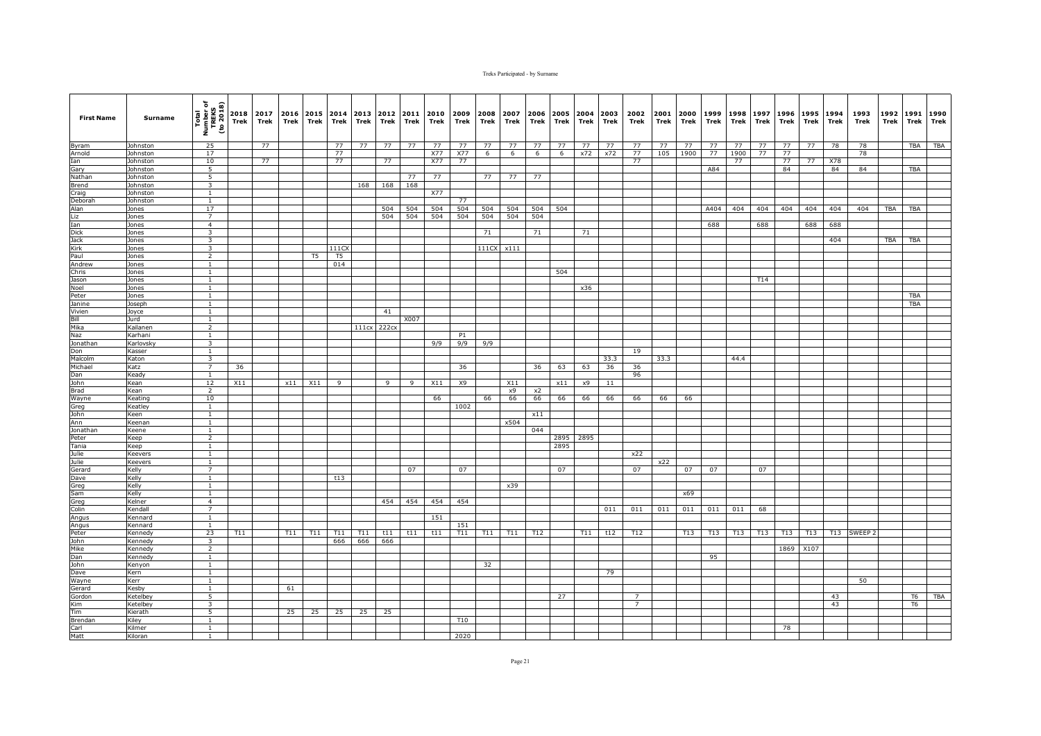| First Name | Surname | Total Number of TREKS (to 2018) | 2018 Trek | 2017 Trek | 2016 Trek | 2015 Trek | 2014 Trek | 2013 Trek | 2012 Trek | 2011 Trek | 2010 Trek | 2009 Trek | 2008 Trek | 2007 Trek | 2006 Trek | 2005 Trek | 2004 Trek | 2003 Trek | 2002 Trek | 2001 Trek | 2000 Trek | 1999 Trek | 1998 Trek | 1997 Trek | 1996 Trek | 1995 Trek | 1994 Trek | 1993 Trek | 1992 Trek | 1991 Trek | 1990 Trek |
|---|---|---|---|---|---|---|---|---|---|---|---|---|---|---|---|---|---|---|---|---|---|---|---|---|---|---|---|---|---|---|---|
| Byram | Johnston | 25 | | 77 | | | 77 | 77 | 77 | 77 | 77 | 77 | 77 | 77 | 77 | 77 | 77 | 77 | 77 | 77 | 77 | 77 | 77 | 77 | 77 | 77 | 78 | 78 | | TBA | TBA |
| Arnold | Johnston | 17 | | | | | 77 | | | | X77 | X77 | 6 | 6 | 6 | 6 | x72 | x72 | 77 | 105 | 1900 | 77 | 1900 | 77 | 77 | | | 78 | | | |
| Ian | Johnston | 10 | | 77 | | | 77 | | 77 | | X77 | 77 | | | | | | | 77 | | | | 77 | | 77 | 77 | X78 | | | | |
| Gary | Johnston | 5 | | | | | | | | | | | | | | | | | | | | A84 | | | 84 | | 84 | 84 | | TBA | |
| Nathan | Johnston | 5 | | | | | | | | 77 | 77 | | 77 | 77 | 77 | | | | | | | | | | | | | | | | |
| Brend | Johnston | 3 | | | | | | 168 | 168 | 168 | | | | | | | | | | | | | | | | | | | | | |
| Craig | Johnston | 1 | | | | | | | | | X77 | | | | | | | | | | | | | | | | | | | | |
| Deborah | Johnston | 1 | | | | | | | | | | 77 | | | | | | | | | | | | | | | | | | | |
| Alan | Jones | 17 | | | | | | | 504 | 504 | 504 | 504 | 504 | 504 | 504 | 504 | | | | | | A404 | 404 | 404 | 404 | 404 | 404 | 404 | TBA | TBA | |
| Liz | Jones | 7 | | | | | | | 504 | 504 | 504 | 504 | 504 | 504 | 504 | | | | | | | | | | | | | | | | |
| Ian | Jones | 4 | | | | | | | | | | | | | | | | | | | | 688 | | 688 | | 688 | 688 | | | | |
| Dick | Jones | 3 | | | | | | | | | | | 71 | | 71 | | 71 | | | | | | | | | | | | | | |
| Jack | Jones | 3 | | | | | | | | | | | | | | | | | | | | | | | | | 404 | | TBA | TBA | |
| Kirk | Jones | 3 | | | | | 111CX | | | | | | 111CX | x111 | | | | | | | | | | | | | | | | | |
| Paul | Jones | 2 | | | | T5 | T5 | | | | | | | | | | | | | | | | | | | | | | | | |
| Andrew | Jones | 1 | | | | | 014 | | | | | | | | | | | | | | | | | | | | | | | | |
| Chris | Jones | 1 | | | | | | | | | | | | | | 504 | | | | | | | | | | | | | | | |
| Jason | Jones | 1 | | | | | | | | | | | | | | | | | | | | | | T14 | | | | | | | |
| Noel | Jones | 1 | | | | | | | | | | | | | | | x36 | | | | | | | | | | | | | | |
| Peter | Jones | 1 | | | | | | | | | | | | | | | | | | | | | | | | | | | | TBA | |
| Janine | Joseph | 1 | | | | | | | | | | | | | | | | | | | | | | | | | | | | TBA | |
| Vivien | Joyce | 1 | | | | | | | 41 | | | | | | | | | | | | | | | | | | | | | | |
| Bill | Jurd | 1 | | | | | | | | X007 | | | | | | | | | | | | | | | | | | | | | |
| Mika | Kailanen | 2 | | | | | | 111cx | 222cx | | | | | | | | | | | | | | | | | | | | | | |
| Naz | Karhani | 1 | | | | | | | | | | P1 | | | | | | | | | | | | | | | | | | | |
| Jonathan | Karlovsky | 3 | | | | | | | | | 9/9 | 9/9 | 9/9 | | | | | | | | | | | | | | | | | | |
| Don | Kasser | 1 | | | | | | | | | | | | | | | | | 19 | | | | | | | | | | | | |
| Malcolm | Katon | 3 | | | | | | | | | | | | | | | | 33.3 | | 33.3 | | | 44.4 | | | | | | | | |
| Michael | Katz | 7 | 36 | | | | | | | | | 36 | | | 36 | 63 | 63 | 36 | 36 | | | | | | | | | | | | |
| Dan | Keady | 1 | | | | | | | | | | | | | | | | | 96 | | | | | | | | | | | | |
| John | Kean | 12 | X11 | | x11 | X11 | 9 | | 9 | 9 | X11 | X9 | | X11 | | x11 | x9 | 11 | | | | | | | | | | | | | |
| Brad | Kean | 2 | | | | | | | | | | | | x9 | x2 | | | | | | | | | | | | | | | | |
| Wayne | Keating | 10 | | | | | | | | | 66 | | 66 | 66 | 66 | 66 | 66 | 66 | 66 | 66 | 66 | | | | | | | | | | |
| Greg | Keatley | 1 | | | | | | | | | | 1002 | | | | | | | | | | | | | | | | | | | |
| John | Keen | 1 | | | | | | | | | | | | | x11 | | | | | | | | | | | | | | | | |
| Ann | Keenan | 1 | | | | | | | | | | | | x504 | | | | | | | | | | | | | | | | | |
| Jonathan | Keene | 1 | | | | | | | | | | | | | 044 | | | | | | | | | | | | | | | | |
| Peter | Keep | 2 | | | | | | | | | | | | | | 2895 | 2895 | | | | | | | | | | | | | | |
| Tania | Keep | 1 | | | | | | | | | | | | | | 2895 | | | | | | | | | | | | | | | |
| Julie | Keevers | 1 | | | | | | | | | | | | | | | | | x22 | | | | | | | | | | | | |
| Julie | Keevers | 1 | | | | | | | | | | | | | | | | | | x22 | | | | | | | | | | | |
| Gerard | Kelly | 7 | | | | | | | | 07 | | 07 | | | | 07 | | | 07 | | 07 | 07 | | 07 | | | | | | | |
| Dave | Kelly | 1 | | | | | t13 | | | | | | | | | | | | | | | | | | | | | | | | |
| Greg | Kelly | 1 | | | | | | | | | | | | x39 | | | | | | | | | | | | | | | | | |
| Sam | Kelly | 1 | | | | | | | | | | | | | | | | | | | x69 | | | | | | | | | | |
| Greg | Kelner | 4 | | | | | | | 454 | 454 | 454 | 454 | | | | | | | | | | | | | | | | | | | |
| Colin | Kendall | 7 | | | | | | | | | | | | | | | | 011 | 011 | 011 | 011 | 011 | 011 | 68 | | | | | | | |
| Angus | Kennard | 1 | | | | | | | | | 151 | | | | | | | | | | | | | | | | | | | | |
| Angus | Kennard | 1 | | | | | | | | | | 151 | | | | | | | | | | | | | | | | | | | |
| Peter | Kennedy | 23 | T11 | | T11 | T11 | T11 | T11 | t11 | t11 | t11 | T11 | T11 | T11 | T12 | | T11 | t12 | T12 | | T13 | T13 | T13 | T13 | T13 | T13 | T13 | SWEEP 2 | | | |
| John | Kennedy | 3 | | | | | 666 | 666 | 666 | | | | | | | | | | | | | | | | | | | | | | |
| Mike | Kennedy | 2 | | | | | | | | | | | | | | | | | | | | | | | 1869 | X107 | | | | | |
| Dan | Kennedy | 1 | | | | | | | | | | | | | | | | | | | | 95 | | | | | | | | | |
| John | Kenyon | 1 | | | | | | | | | | | 32 | | | | | | | | | | | | | | | | | | |
| Dave | Kern | 1 | | | | | | | | | | | | | | | | 79 | | | | | | | | | | | | | |
| Wayne | Kerr | 1 | | | | | | | | | | | | | | | | | | | | | | | | | | 50 | | | |
| Gerard | Kesby | 1 | | | 61 | | | | | | | | | | | | | | | | | | | | | | | | | | |
| Gordon | Ketelbey | 5 | | | | | | | | | | | | | | 27 | | | 7 | | | | | | | | 43 | | | T6 | TBA |
| Kim | Ketelbey | 3 | | | | | | | | | | | | | | | | | 7 | | | | | | | | 43 | | | T6 | |
| Tim | Kierath | 5 | | | 25 | 25 | 25 | 25 | 25 | | | | | | | | | | | | | | | | | | | | | | |
| Brendan | Kiley | 1 | | | | | | | | | | T10 | | | | | | | | | | | | | | | | | | | |
| Carl | Kilmer | 1 | | | | | | | | | | | | | | | | | | | | | | | 78 | | | | | | |
| Matt | Kiloran | 1 | | | | | | | | | | 2020 | | | | | | | | | | | | | | | | | | | |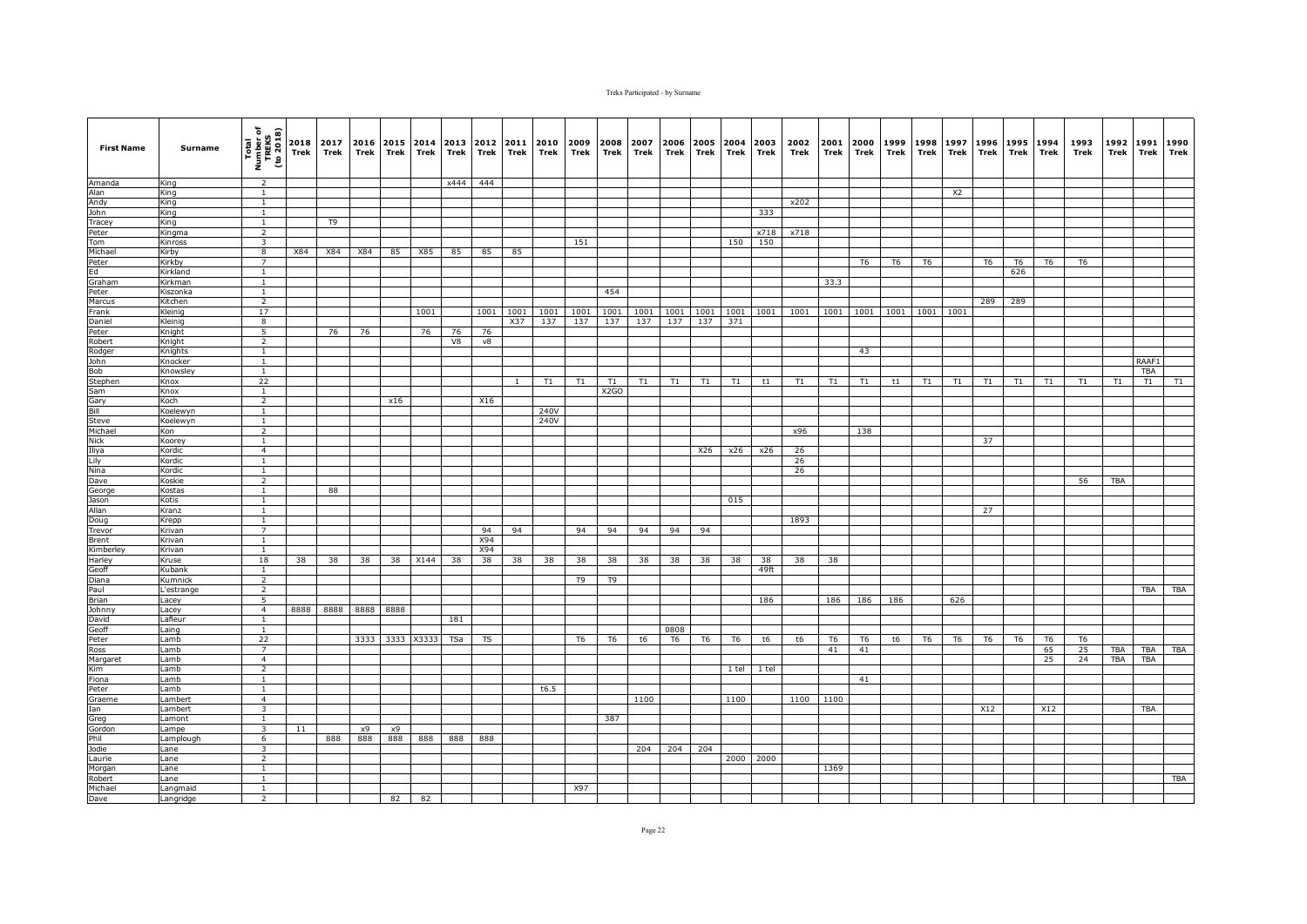| First Name | Surname | Total Number of TREKS (to 2018) | 2018 Trek | 2017 Trek | 2016 Trek | 2015 Trek | 2014 Trek | 2013 Trek | 2012 Trek | 2011 Trek | 2010 Trek | 2009 Trek | 2008 Trek | 2007 Trek | 2006 Trek | 2005 Trek | 2004 Trek | 2003 Trek | 2002 Trek | 2001 Trek | 2000 Trek | 1999 Trek | 1998 Trek | 1997 Trek | 1996 Trek | 1995 Trek | 1994 Trek | 1993 Trek | 1992 Trek | 1991 Trek | 1990 Trek |
|---|---|---|---|---|---|---|---|---|---|---|---|---|---|---|---|---|---|---|---|---|---|---|---|---|---|---|---|---|---|---|---|
| Amanda | King | 2 | | | | | | x444 | 444 | | | | | | | | | | | | | | | | | | | | | | |
| Alan | King | 1 | | | | | | | | | | | | | | | | | | | | | | X2 | | | | | | | |
| Andy | King | 1 | | | | | | | | | | | | | | | | | x202 | | | | | | | | | | | | |
| John | King | 1 | | | | | | | | | | | | | | | | 333 | | | | | | | | | | | | | |
| Tracey | King | 1 | | T9 | | | | | | | | | | | | | | | | | | | | | | | | | | | |
| Peter | Kingma | 2 | | | | | | | | | | | | | | | | x718 | x718 | | | | | | | | | | | | |
| Tom | Kinross | 3 | | | | | | | | | | 151 | | | | | 150 | 150 | | | | | | | | | | | | | |
| Michael | Kirby | 8 | X84 | X84 | X84 | 85 | X85 | 85 | 85 | 85 | | | | | | | | | | | | | | | | | | | | | |
| Peter | Kirkby | 7 | | | | | | | | | | | | | | | | | | | T6 | T6 | T6 | | T6 | T6 | T6 | T6 | | | |
| Ed | Kirkland | 1 | | | | | | | | | | | | | | | | | | | | | | | | 626 | | | | | |
| Graham | Kirkman | 1 | | | | | | | | | | | | | | | | | | 33.3 | | | | | | | | | | | |
| Peter | Kiszonka | 1 | | | | | | | | | | | 454 | | | | | | | | | | | | | | | | | | |
| Marcus | Kitchen | 2 | | | | | | | | | | | | | | | | | | | | | | | 289 | 289 | | | | | |
| Frank | Kleinig | 17 | | | | | 1001 | | 1001 | 1001 | 1001 | 1001 | 1001 | 1001 | 1001 | 1001 | 1001 | 1001 | 1001 | 1001 | 1001 | 1001 | 1001 | 1001 | | | | | | | |
| Daniel | Kleinig | 8 | | | | | | | | X37 | 137 | 137 | 137 | 137 | 137 | 137 | 371 | | | | | | | | | | | | | | |
| Peter | Knight | 5 | | 76 | 76 | | 76 | 76 | 76 | | | | | | | | | | | | | | | | | | | | | | |
| Robert | Knight | 2 | | | | | | V8 | v8 | | | | | | | | | | | | | | | | | | | | | | |
| Rodger | Knights | 1 | | | | | | | | | | | | | | | | | | | 43 | | | | | | | | | | |
| John | Knocker | 1 | | | | | | | | | | | | | | | | | | | | | | | | | | | | RAAF1 | |
| Bob | Knowsley | 1 | | | | | | | | | | | | | | | | | | | | | | | | | | | | TBA | |
| Stephen | Knox | 22 | | | | | | | | 1 | T1 | T1 | T1 | T1 | T1 | T1 | T1 | t1 | T1 | T1 | T1 | t1 | T1 | T1 | T1 | T1 | T1 | T1 | T1 | T1 | T1 |
| Sam | Knox | 1 | | | | | | | | | | | X2GO | | | | | | | | | | | | | | | | | | |
| Gary | Koch | 2 | | | | x16 | | | X16 | | | | | | | | | | | | | | | | | | | | | | |
| Bill | Koelewyn | 1 | | | | | | | | | 240V | | | | | | | | | | | | | | | | | | | | |
| Steve | Koelewyn | 1 | | | | | | | | | 240V | | | | | | | | | | | | | | | | | | | | |
| Michael | Kon | 2 | | | | | | | | | | | | | | | | | x96 | | 138 | | | | | | | | | | |
| Nick | Koorey | 1 | | | | | | | | | | | | | | | | | | | | | | | 37 | | | | | | |
| Iliya | Kordic | 4 | | | | | | | | | | | | | | X26 | x26 | x26 | 26 | | | | | | | | | | | | |
| Lily | Kordic | 1 | | | | | | | | | | | | | | | | | 26 | | | | | | | | | | | | |
| Nina | Kordic | 1 | | | | | | | | | | | | | | | | | 26 | | | | | | | | | | | | |
| Dave | Koskie | 2 | | | | | | | | | | | | | | | | | | | | | | | | | | 56 | TBA | | |
| George | Kostas | 1 | | 88 | | | | | | | | | | | | | | | | | | | | | | | | | | | |
| Jason | Kotis | 1 | | | | | | | | | | | | | | | 015 | | | | | | | | | | | | | | |
| Allan | Kranz | 1 | | | | | | | | | | | | | | | | | | | | | | | 27 | | | | | | |
| Doug | Krepp | 1 | | | | | | | | | | | | | | | | | 1893 | | | | | | | | | | | | |
| Trevor | Krivan | 7 | | | | | | | 94 | 94 | | 94 | 94 | 94 | 94 | 94 | | | | | | | | | | | | | | | |
| Brent | Krivan | 1 | | | | | | | X94 | | | | | | | | | | | | | | | | | | | | | | |
| Kimberley | Krivan | 1 | | | | | | | X94 | | | | | | | | | | | | | | | | | | | | | | |
| Harley | Kruse | 18 | 38 | 38 | 38 | 38 | X144 | 38 | 38 | 38 | 38 | 38 | 38 | 38 | 38 | 38 | 38 | 38 | 38 | 38 | | | | | | | | | | | |
| Geoff | Kubank | 1 | | | | | | | | | | | | | | | | 49ft | | | | | | | | | | | | | |
| Diana | Kumnick | 2 | | | | | | | | | | T9 | T9 | | | | | | | | | | | | | | | | | | |
| Paul | L'estrange | 2 | | | | | | | | | | | | | | | | | | | | | | | | | | | | TBA | TBA |
| Brian | Lacey | 5 | | | | | | | | | | | | | | | | 186 | | 186 | 186 | 186 | | 626 | | | | | | | |
| Johnny | Lacey | 4 | 8888 | 8888 | 8888 | 8888 | | | | | | | | | | | | | | | | | | | | | | | | | |
| David | Lafleur | 1 | | | | | | 181 | | | | | | | | | | | | | | | | | | | | | | | |
| Geoff | Laing | 1 | | | | | | | | | | | | | 0808 | | | | | | | | | | | | | | | | |
| Peter | Lamb | 22 | | | 3333 | 3333 | X3333 | TSa | TS | | | T6 | T6 | t6 | T6 | T6 | T6 | t6 | t6 | T6 | T6 | t6 | T6 | T6 | T6 | T6 | T6 | T6 | | | |
| Ross | Lamb | 7 | | | | | | | | | | | | | | | | | | 41 | 41 | | | | | | 65 | 25 | TBA | TBA | TBA |
| Margaret | Lamb | 4 | | | | | | | | | | | | | | | | | | | | | | | | | 25 | 24 | TBA | TBA | |
| Kim | Lamb | 2 | | | | | | | | | | | | | | | 1 tel | 1 tel | | | | | | | | | | | | | |
| Fiona | Lamb | 1 | | | | | | | | | | | | | | | | | | | 41 | | | | | | | | | | |
| Peter | Lamb | 1 | | | | | | | | | t6.5 | | | | | | | | | | | | | | | | | | | | |
| Graeme | Lambert | 4 | | | | | | | | | | | | 1100 | | | 1100 | | 1100 | 1100 | | | | | | | | | | | |
| Ian | Lambert | 3 | | | | | | | | | | | | | | | | | | | | | | | X12 | | X12 | | | TBA | |
| Greg | Lamont | 1 | | | | | | | | | | | 387 | | | | | | | | | | | | | | | | | | |
| Gordon | Lampe | 3 | 11 | | x9 | x9 | | | | | | | | | | | | | | | | | | | | | | | | | |
| Phil | Lamplough | 6 | | 888 | 888 | 888 | 888 | 888 | 888 | | | | | | | | | | | | | | | | | | | | | | |
| Jodie | Lane | 3 | | | | | | | | | | | | 204 | 204 | 204 | | | | | | | | | | | | | | | |
| Laurie | Lane | 2 | | | | | | | | | | | | | | | 2000 | 2000 | | | | | | | | | | | | | |
| Morgan | Lane | 1 | | | | | | | | | | | | | | | | | | 1369 | | | | | | | | | | | |
| Robert | Lane | 1 | | | | | | | | | | | | | | | | | | | | | | | | | | | | | TBA |
| Michael | Langmaid | 1 | | | | | | | | | | X97 | | | | | | | | | | | | | | | | | | | |
| Dave | Langridge | 2 | | | | 82 | 82 | | | | | | | | | | | | | | | | | | | | | | | | |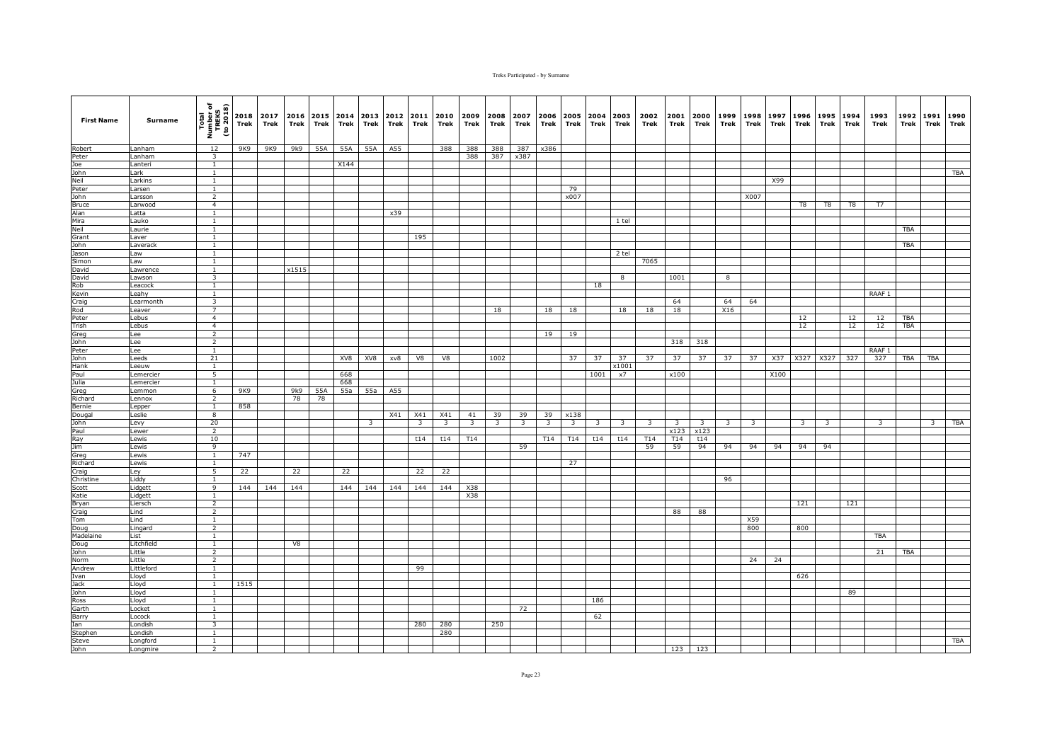| First Name | Surname | Total Number of TREKS (to 2018) | 2018 Trek | 2017 Trek | 2016 Trek | 2015 Trek | 2014 Trek | 2013 Trek | 2012 Trek | 2011 Trek | 2010 Trek | 2009 Trek | 2008 Trek | 2007 Trek | 2006 Trek | 2005 Trek | 2004 Trek | 2003 Trek | 2002 Trek | 2001 Trek | 2000 Trek | 1999 Trek | 1998 Trek | 1997 Trek | 1996 Trek | 1995 Trek | 1994 Trek | 1993 Trek | 1992 Trek | 1991 Trek | 1990 Trek |
|---|---|---|---|---|---|---|---|---|---|---|---|---|---|---|---|---|---|---|---|---|---|---|---|---|---|---|---|---|---|---|---|
| Robert | Lanham | 12 | 9K9 | 9K9 | 9k9 | 55A | 55A | 55A | A55 | | 388 | 388 | 388 | 387 | x386 | | | | | | | | | | | | | | | | |
| Peter | Lanham | 3 | | | | | | | | | | 388 | 387 | x387 | | | | | | | | | | | | | | | | | |
| Joe | Lanteri | 1 | | | | | X144 | | | | | | | | | | | | | | | | | | | | | | | | |
| John | Lark | 1 | | | | | | | | | | | | | | | | | | | | | | | | | | | | | TBA |
| Neil | Larkins | 1 | | | | | | | | | | | | | | | | | | | | | | X99 | | | | | | | |
| Peter | Larsen | 1 | | | | | | | | | | | | | | 79 | | | | | | | | | | | | | | | |
| John | Larsson | 2 | | | | | | | | | | | | | | x007 | | | | | | | X007 | | | | | | | | |
| Bruce | Larwood | 4 | | | | | | | | | | | | | | | | | | | | | | | T8 | T8 | T8 | T7 | | | |
| Alan | Latta | 1 | | | | | | | x39 | | | | | | | | | | | | | | | | | | | | | | |
| Mira | Lauko | 1 | | | | | | | | | | | | | | | | 1 tel | | | | | | | | | | | | | |
| Neil | Laurie | 1 | | | | | | | | | | | | | | | | | | | | | | | | | | | TBA | | |
| Grant | Laver | 1 | | | | | | | | 195 | | | | | | | | | | | | | | | | | | | | | |
| John | Laverack | 1 | | | | | | | | | | | | | | | | | | | | | | | | | | | TBA | | |
| Jason | Law | 1 | | | | | | | | | | | | | | | | 2 tel | | | | | | | | | | | | | |
| Simon | Law | 1 | | | | | | | | | | | | | | | | | 7065 | | | | | | | | | | | | |
| David | Lawrence | 1 | | | x1515 | | | | | | | | | | | | | | | | | | | | | | | | | | |
| David | Lawson | 3 | | | | | | | | | | | | | | | | 8 | | 1001 | | 8 | | | | | | | | | |
| Rob | Leacock | 1 | | | | | | | | | | | | | | | 18 | | | | | | | | | | | | | | |
| Kevin | Leahy | 1 | | | | | | | | | | | | | | | | | | | | | | | | | | RAAF 1 | | | |
| Craig | Learmonth | 3 | | | | | | | | | | | | | | | | | | 64 | | 64 | 64 | | | | | | | | |
| Rod | Leaver | 7 | | | | | | | | | | | 18 | | 18 | 18 | | 18 | 18 | 18 | | X16 | | | | | | | | | |
| Peter | Lebus | 4 | | | | | | | | | | | | | | | | | | | | | | | 12 | | 12 | 12 | TBA | | |
| Trish | Lebus | 4 | | | | | | | | | | | | | | | | | | | | | | | 12 | | 12 | 12 | TBA | | |
| Greg | Lee | 2 | | | | | | | | | | | | | 19 | 19 | | | | | | | | | | | | | | | |
| John | Lee | 2 | | | | | | | | | | | | | | | | | | 318 | 318 | | | | | | | | | | |
| Peter | Lee | 1 | | | | | | | | | | | | | | | | | | | | | | | | | | RAAF 1 | | | |
| John | Leeds | 21 | | | | | XV8 | XV8 | xv8 | V8 | V8 | | 1002 | | | 37 | 37 | 37 | 37 | 37 | 37 | 37 | 37 | X37 | X327 | X327 | 327 | 327 | TBA | TBA | |
| Hank | Leeuw | 1 | | | | | | | | | | | | | | | | x1001 | | | | | | | | | | | | | |
| Paul | Lemercier | 5 | | | | | 668 | | | | | | | | | | 1001 | x7 | | x100 | | | | X100 | | | | | | | |
| Julia | Lemercier | 1 | | | | | 668 | | | | | | | | | | | | | | | | | | | | | | | | |
| Greg | Lemmon | 6 | 9K9 | | 9k9 | 55A | 55a | 55a | A55 | | | | | | | | | | | | | | | | | | | | | | |
| Richard | Lennox | 2 | | | 78 | 78 | | | | | | | | | | | | | | | | | | | | | | | | | |
| Bernie | Lepper | 1 | 858 | | | | | | | | | | | | | | | | | | | | | | | | | | | | |
| Dougal | Leslie | 8 | | | | | | | X41 | X41 | X41 | 41 | 39 | 39 | 39 | x138 | | | | | | | | | | | | | | | |
| John | Levy | 20 | | | | | | 3 | | 3 | 3 | 3 | 3 | 3 | 3 | 3 | 3 | 3 | 3 | 3 | 3 | 3 | 3 | | 3 | 3 | | 3 | | 3 | TBA |
| Paul | Lewer | 2 | | | | | | | | | | | | | | | | | | x123 | x123 | | | | | | | | | | |
| Ray | Lewis | 10 | | | | | | | | t14 | t14 | T14 | | | T14 | T14 | t14 | t14 | T14 | T14 | t14 | | | | | | | | | | |
| Jim | Lewis | 9 | | | | | | | | | | | | 59 | | | | | 59 | 59 | 94 | 94 | 94 | 94 | 94 | 94 | | | | | |
| Greg | Lewis | 1 | 747 | | | | | | | | | | | | | | | | | | | | | | | | | | | | |
| Richard | Lewis | 1 | | | | | | | | | | | | | | 27 | | | | | | | | | | | | | | | |
| Craig | Ley | 5 | 22 | | 22 | | 22 | | | 22 | 22 | | | | | | | | | | | | | | | | | | | | |
| Christine | Liddy | 1 | | | | | | | | | | | | | | | | | | | | 96 | | | | | | | | | |
| Scott | Lidgett | 9 | 144 | 144 | 144 | | 144 | 144 | 144 | 144 | 144 | X38 | | | | | | | | | | | | | | | | | | | |
| Katie | Lidgett | 1 | | | | | | | | | | X38 | | | | | | | | | | | | | | | | | | | |
| Bryan | Liersch | 2 | | | | | | | | | | | | | | | | | | | | | | | 121 | | 121 | | | | |
| Craig | Lind | 2 | | | | | | | | | | | | | | | | | | 88 | 88 | | | | | | | | | | |
| Tom | Lind | 1 | | | | | | | | | | | | | | | | | | | | | X59 | | | | | | | | |
| Doug | Lingard | 2 | | | | | | | | | | | | | | | | | | | | | 800 | | 800 | | | | | | |
| Madelaine | List | 1 | | | | | | | | | | | | | | | | | | | | | | | | | | TBA | | | |
| Doug | Litchfield | 1 | | | V8 | | | | | | | | | | | | | | | | | | | | | | | | | | |
| John | Little | 2 | | | | | | | | | | | | | | | | | | | | | | | | | | 21 | TBA | | |
| Norm | Little | 2 | | | | | | | | | | | | | | | | | | | | | 24 | 24 | | | | | | | |
| Andrew | Littleford | 1 | | | | | | | | 99 | | | | | | | | | | | | | | | | | | | | | |
| Ivan | Lloyd | 1 | | | | | | | | | | | | | | | | | | | | | | | 626 | | | | | | |
| Jack | Lloyd | 1 | 1515 | | | | | | | | | | | | | | | | | | | | | | | | | | | | |
| John | Lloyd | 1 | | | | | | | | | | | | | | | | | | | | | | | | | 89 | | | | |
| Ross | Lloyd | 1 | | | | | | | | | | | | | | | 186 | | | | | | | | | | | | | | |
| Garth | Locket | 1 | | | | | | | | | | | | 72 | | | | | | | | | | | | | | | | | |
| Barry | Locock | 1 | | | | | | | | | | | | | | | 62 | | | | | | | | | | | | | | |
| Ian | Londish | 3 | | | | | | | | 280 | 280 | | 250 | | | | | | | | | | | | | | | | | | |
| Stephen | Londish | 1 | | | | | | | | | 280 | | | | | | | | | | | | | | | | | | | | |
| Steve | Longford | 1 | | | | | | | | | | | | | | | | | | | | | | | | | | | | | TBA |
| John | Longmire | 2 | | | | | | | | | | | | | | | | | | 123 | 123 | | | | | | | | | | |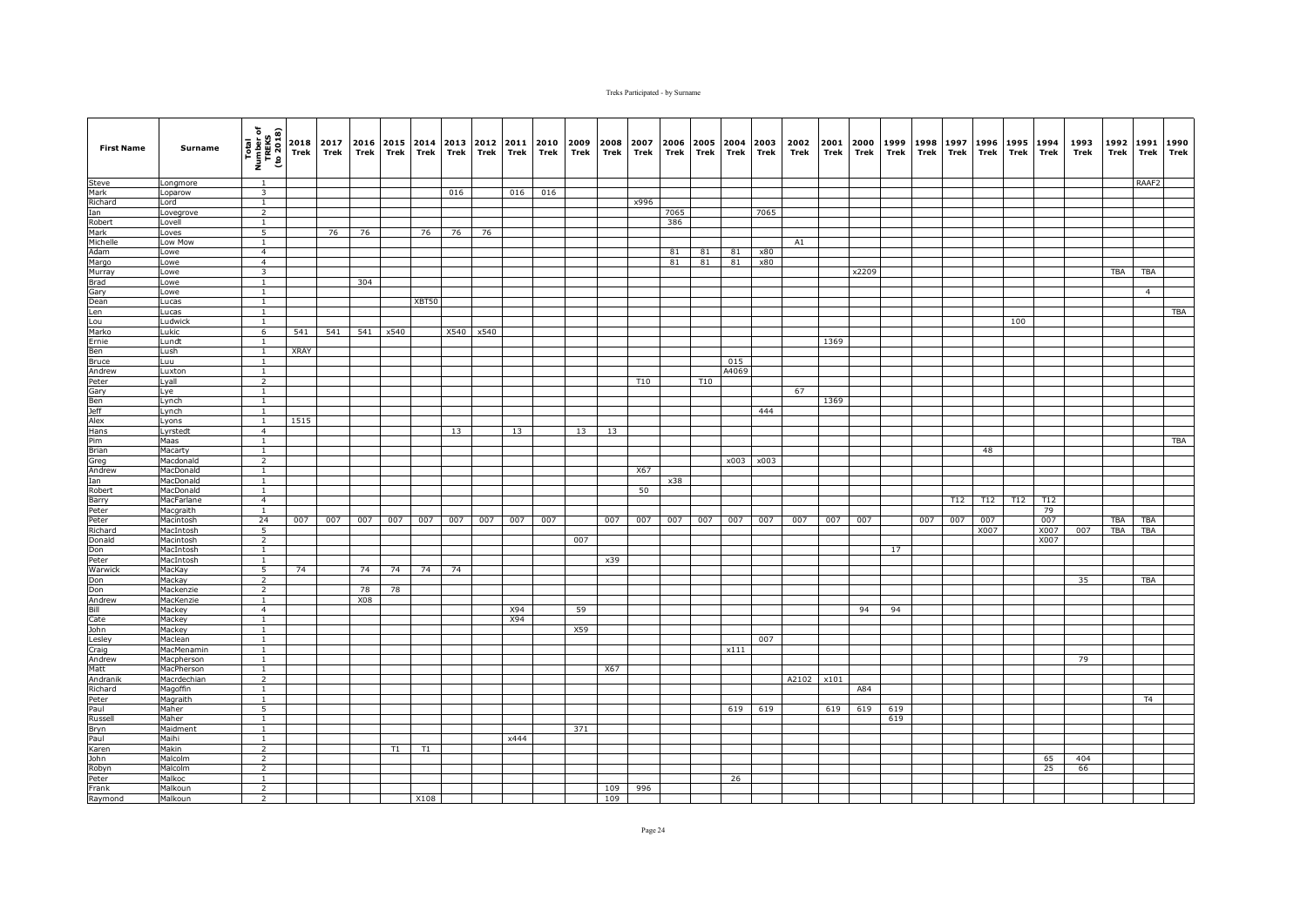| First Name | Surname | Total Number of TREKS (to 2018) | 2018 Trek | 2017 Trek | 2016 Trek | 2015 Trek | 2014 Trek | 2013 Trek | 2012 Trek | 2011 Trek | 2010 Trek | 2009 Trek | 2008 Trek | 2007 Trek | 2006 Trek | 2005 Trek | 2004 Trek | 2003 Trek | 2002 Trek | 2001 Trek | 2000 Trek | 1999 Trek | 1998 Trek | 1997 Trek | 1996 Trek | 1995 Trek | 1994 Trek | 1993 Trek | 1992 Trek | 1991 Trek | 1990 Trek |
|---|---|---|---|---|---|---|---|---|---|---|---|---|---|---|---|---|---|---|---|---|---|---|---|---|---|---|---|---|---|---|---|
| Steve | Longmore | 1 | | | | | | | | | | | | | | | | | | | | | | | | | | | | RAAF2 | |
| Mark | Loparow | 3 | | | | | | 016 | | 016 | 016 | | | | | | | | | | | | | | | | | | | | |
| Richard | Lord | 1 | | | | | | | | | | | | x996 | | | | | | | | | | | | | | | | | |
| Ian | Lovegrove | 2 | | | | | | | | | | | | | 7065 | | | 7065 | | | | | | | | | | | | | |
| Robert | Lovell | 1 | | | | | | | | | | | | | 386 | | | | | | | | | | | | | | | | |
| Mark | Loves | 5 | | 76 | 76 | | 76 | 76 | 76 | | | | | | | | | | | | | | | | | | | | | | |
| Michelle | Low Mow | 1 | | | | | | | | | | | | | | | | | A1 | | | | | | | | | | | | |
| Adam | Lowe | 4 | | | | | | | | | | | | | 81 | 81 | 81 | x80 | | | | | | | | | | | | | |
| Margo | Lowe | 4 | | | | | | | | | | | | | 81 | 81 | 81 | x80 | | | | | | | | | | | | | |
| Murray | Lowe | 3 | | | | | | | | | | | | | | | | | | | x2209 | | | | | | | | TBA | TBA | |
| Brad | Lowe | 1 | | | 304 | | | | | | | | | | | | | | | | | | | | | | | | | | |
| Gary | Lowe | 1 | | | | | | | | | | | | | | | | | | | | | | | | | | | | 4 | |
| Dean | Lucas | 1 | | | | | XBT50 | | | | | | | | | | | | | | | | | | | | | | | | |
| Len | Lucas | 1 | | | | | | | | | | | | | | | | | | | | | | | | | | | | | TBA |
| Lou | Ludwick | 1 | | | | | | | | | | | | | | | | | | | | | | | | 100 | | | | | |
| Marko | Lukic | 6 | 541 | 541 | 541 | x540 | | X540 | x540 | | | | | | | | | | | | | | | | | | | | | | |
| Ernie | Lundt | 1 | | | | | | | | | | | | | | | | | | 1369 | | | | | | | | | | | |
| Ben | Lush | 1 | XRAY | | | | | | | | | | | | | | | | | | | | | | | | | | | | |
| Bruce | Luu | 1 | | | | | | | | | | | | | | | 015 | | | | | | | | | | | | | | |
| Andrew | Luxton | 1 | | | | | | | | | | | | | | | A4069 | | | | | | | | | | | | | | |
| Peter | Lyall | 2 | | | | | | | | | | | | T10 | | T10 | | | | | | | | | | | | | | | |
| Gary | Lye | 1 | | | | | | | | | | | | | | | | | 67 | | | | | | | | | | | | |
| Ben | Lynch | 1 | | | | | | | | | | | | | | | | | | 1369 | | | | | | | | | | | |
| Jeff | Lynch | 1 | | | | | | | | | | | | | | | | 444 | | | | | | | | | | | | | |
| Alex | Lyons | 1 | 1515 | | | | | | | | | | | | | | | | | | | | | | | | | | | | |
| Hans | Lyrstedt | 4 | | | | | | 13 | | 13 | | 13 | 13 | | | | | | | | | | | | | | | | | | |
| Pim | Maas | 1 | | | | | | | | | | | | | | | | | | | | | | | | | | | | | TBA |
| Brian | Macarty | 1 | | | | | | | | | | | | | | | | | | | | | | | 48 | | | | | | |
| Greg | Macdonald | 2 | | | | | | | | | | | | | | | x003 | x003 | | | | | | | | | | | | | |
| Andrew | MacDonald | 1 | | | | | | | | | | | | X67 | | | | | | | | | | | | | | | | | |
| Ian | MacDonald | 1 | | | | | | | | | | | | | x38 | | | | | | | | | | | | | | | | |
| Robert | MacDonald | 1 | | | | | | | | | | | | 50 | | | | | | | | | | | | | | | | | |
| Barry | MacFarlane | 4 | | | | | | | | | | | | | | | | | | | | | | T12 | T12 | T12 | T12 | | | | |
| Peter | Macgraith | 1 | | | | | | | | | | | | | | | | | | | | | | | | | 79 | | | | |
| Peter | Macintosh | 24 | 007 | 007 | 007 | 007 | 007 | 007 | 007 | 007 | 007 | | 007 | 007 | 007 | 007 | 007 | 007 | 007 | 007 | 007 | | 007 | 007 | 007 | | 007 | | TBA | TBA | |
| Richard | MacIntosh | 5 | | | | | | | | | | | | | | | | | | | | | | | X007 | | X007 | 007 | TBA | TBA | |
| Donald | Macintosh | 2 | | | | | | | | | | 007 | | | | | | | | | | | | | | | X007 | | | | |
| Don | MacIntosh | 1 | | | | | | | | | | | | | | | | | | | | 17 | | | | | | | | | |
| Peter | MacIntosh | 1 | | | | | | | | | | | x39 | | | | | | | | | | | | | | | | | | |
| Warwick | MacKay | 5 | 74 | | 74 | 74 | 74 | 74 | | | | | | | | | | | | | | | | | | | | | | | |
| Don | Mackay | 2 | | | | | | | | | | | | | | | | | | | | | | | | | | 35 | | TBA | |
| Don | Mackenzie | 2 | | | 78 | 78 | | | | | | | | | | | | | | | | | | | | | | | | | |
| Andrew | MacKenzie | 1 | | | X08 | | | | | | | | | | | | | | | | | | | | | | | | | | |
| Bill | Mackey | 4 | | | | | | | | X94 | | 59 | | | | | | | | | 94 | 94 | | | | | | | | | |
| Cate | Mackey | 1 | | | | | | | | X94 | | | | | | | | | | | | | | | | | | | | | |
| John | Mackey | 1 | | | | | | | | | | X59 | | | | | | | | | | | | | | | | | | | |
| Lesley | Maclean | 1 | | | | | | | | | | | | | | | | 007 | | | | | | | | | | | | | |
| Craig | MacMenamin | 1 | | | | | | | | | | | | | | | x111 | | | | | | | | | | | | | | |
| Andrew | Macpherson | 1 | | | | | | | | | | | | | | | | | | | | | | | | | | 79 | | | |
| Matt | MacPherson | 1 | | | | | | | | | | | X67 | | | | | | | | | | | | | | | | | | |
| Andranik | Macrdechian | 2 | | | | | | | | | | | | | | | | | A2102 | x101 | | | | | | | | | | | |
| Richard | Magoffin | 1 | | | | | | | | | | | | | | | | | | | A84 | | | | | | | | | | |
| Peter | Magraith | 1 | | | | | | | | | | | | | | | | | | | | | | | | | | | | T4 | |
| Paul | Maher | 5 | | | | | | | | | | | | | | | 619 | 619 | | 619 | 619 | 619 | | | | | | | | | |
| Russell | Maher | 1 | | | | | | | | | | | | | | | | | | | | 619 | | | | | | | | | |
| Bryn | Maidment | 1 | | | | | | | | | | 371 | | | | | | | | | | | | | | | | | | | |
| Paul | Maihi | 1 | | | | | | | | x444 | | | | | | | | | | | | | | | | | | | | | |
| Karen | Makin | 2 | | | | T1 | T1 | | | | | | | | | | | | | | | | | | | | | | | | |
| John | Malcolm | 2 | | | | | | | | | | | | | | | | | | | | | | | | | 65 | 404 | | | |
| Robyn | Malcolm | 2 | | | | | | | | | | | | | | | | | | | | | | | | | 25 | 66 | | | |
| Peter | Malkoc | 1 | | | | | | | | | | | | | | | 26 | | | | | | | | | | | | | | |
| Frank | Malkoun | 2 | | | | | | | | | | | 109 | 996 | | | | | | | | | | | | | | | | | |
| Raymond | Malkoun | 2 | | | | | X108 | | | | | | 109 | | | | | | | | | | | | | | | | | | |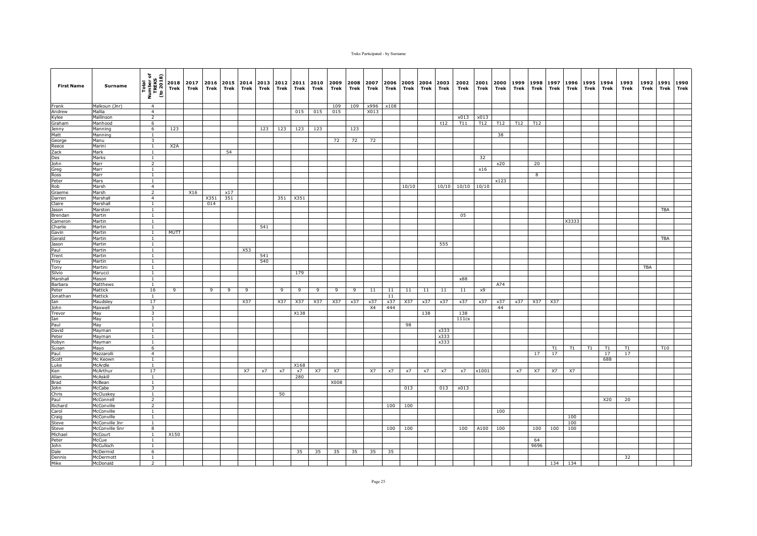| First Name | Surname | Total Number of TREKS (to 2018) | 2018 Trek | 2017 Trek | 2016 Trek | 2015 Trek | 2014 Trek | 2013 Trek | 2012 Trek | 2011 Trek | 2010 Trek | 2009 Trek | 2008 Trek | 2007 Trek | 2006 Trek | 2005 Trek | 2004 Trek | 2003 Trek | 2002 Trek | 2001 Trek | 2000 Trek | 1999 Trek | 1998 Trek | 1997 Trek | 1996 Trek | 1995 Trek | 1994 Trek | 1993 Trek | 1992 Trek | 1991 Trek | 1990 Trek |
|---|---|---|---|---|---|---|---|---|---|---|---|---|---|---|---|---|---|---|---|---|---|---|---|---|---|---|---|---|---|---|---|
| Frank | Malkoun (Jnr) | 4 | | | | | | | | | | 109 | 109 | x996 | x108 | | | | | | | | | | | | | | | | |
| Andrew | Mallia | 4 | | | | | | | | 015 | 015 | 015 | | X013 | | | | | | | | | | | | | | | | | |
| Kylee | Mallinson | 2 | | | | | | | | | | | | | | | | | x013 | x013 | | | | | | | | | | | |
| Graham | Manhood | 6 | | | | | | | | | | | | | | | | t12 | T11 | T12 | T12 | T12 | T12 | | | | | | | | |
| Jenny | Manning | 6 | 123 | | | | | 123 | 123 | 123 | 123 | | 123 | | | | | | | | | | | | | | | | | | |
| Matt | Manning | 1 | | | | | | | | | | | | | | | | | | | 38 | | | | | | | | | | |
| George | Manu | 3 | | | | | | | | | | 72 | 72 | 72 | | | | | | | | | | | | | | | | | |
| Reece | Marini | 1 | X2A | | | | | | | | | | | | | | | | | | | | | | | | | | | | |
| Zack | Mark | 1 | | | | 54 | | | | | | | | | | | | | | | | | | | | | | | | | |
| Des | Marks | 1 | | | | | | | | | | | | | | | | | | 32 | | | | | | | | | | | |
| John | Marr | 2 | | | | | | | | | | | | | | | | | | | x20 | | 20 | | | | | | | | |
| Greg | Marr | 1 | | | | | | | | | | | | | | | | | | x16 | | | | | | | | | | | |
| Ross | Marr | 1 | | | | | | | | | | | | | | | | | | | | | 8 | | | | | | | | |
| Peter | Mars | 1 | | | | | | | | | | | | | | | | | | | x123 | | | | | | | | | | |
| Rob | Marsh | 4 | | | | | | | | | | | | | | 10/10 | | 10/10 | 10/10 | 10/10 | | | | | | | | | | | |
| Graeme | Marsh | 2 | | X16 | | x17 | | | | | | | | | | | | | | | | | | | | | | | | | |
| Darren | Marshall | 4 | | | X351 | 351 | | | 351 | X351 | | | | | | | | | | | | | | | | | | | | | |
| Claire | Marshall | 1 | | | 014 | | | | | | | | | | | | | | | | | | | | | | | | | | |
| Jason | Marston | 1 | | | | | | | | | | | | | | | | | | | | | | | | | | | | TBA | |
| Brendan | Martin | 1 | | | | | | | | | | | | | | | | | 05 | | | | | | | | | | | | |
| Cameron | Martin | 1 | | | | | | | | | | | | | | | | | | | | | | | X3333 | | | | | | |
| Charlie | Martin | 1 | | | | | | 541 | | | | | | | | | | | | | | | | | | | | | | | |
| Gavin | Martin | 1 | MUTT | | | | | | | | | | | | | | | | | | | | | | | | | | | | |
| Gerald | Martin | 1 | | | | | | | | | | | | | | | | | | | | | | | | | | | | TBA | |
| Jason | Martin | 1 | | | | | | | | | | | | | | | | 555 | | | | | | | | | | | | | |
| Paul | Martin | 1 | | | | | X53 | | | | | | | | | | | | | | | | | | | | | | | | |
| Trent | Martin | 1 | | | | | | 541 | | | | | | | | | | | | | | | | | | | | | | | |
| Troy | Martin | 1 | | | | | | 540 | | | | | | | | | | | | | | | | | | | | | | | |
| Tony | Martini | 1 | | | | | | | | | | | | | | | | | | | | | | | | | | | TBA | | |
| Silvio | Marucci | 1 | | | | | | | | 179 | | | | | | | | | | | | | | | | | | | | | |
| Marshall | Mason | 1 | | | | | | | | | | | | | | | | | x88 | | | | | | | | | | | | |
| Barbara | Matthews | 1 | | | | | | | | | | | | | | | | | | | A74 | | | | | | | | | | |
| Peter | Mattick | 16 | 9 | | 9 | 9 | 9 | | 9 | 9 | 9 | 9 | 9 | 11 | 11 | 11 | 11 | 11 | 11 | x9 | | | | | | | | | | | |
| Jonathan | Mattick | 1 | | | | | | | | | | | | | 11 | | | | | | | | | | | | | | | | |
| Ian | Maudsley | 17 | | | | | X37 | | X37 | X37 | X37 | X37 | x37 | x37 | x37 | X37 | x37 | x37 | x37 | x37 | x37 | x37 | X37 | X37 | | | | | | | |
| John | Maxwell | 3 | | | | | | | | | | | | X4 | 444 | | | | | | 44 | | | | | | | | | | |
| Trevor | May | 3 | | | | | | | | X138 | | | | | | | 138 | | 138 | | | | | | | | | | | | |
| Ian | May | 1 | | | | | | | | | | | | | | | | | 111cx | | | | | | | | | | | | |
| Paul | May | 1 | | | | | | | | | | | | | | 98 | | | | | | | | | | | | | | | |
| David | Mayman | 1 | | | | | | | | | | | | | | | | x333 | | | | | | | | | | | | | |
| Peter | Mayman | 1 | | | | | | | | | | | | | | | | x333 | | | | | | | | | | | | | |
| Robyn | Mayman | 1 | | | | | | | | | | | | | | | | x333 | | | | | | | | | | | | | |
| Susan | Mayo | 6 | | | | | | | | | | | | | | | | | | | | | | T1 | T1 | T1 | T1 | T1 | | T10 | |
| Paul | Mazzarolli | 4 | | | | | | | | | | | | | | | | | | | | | 17 | 17 | | | 17 | 17 | | | |
| Scott | Mc Keown | 1 | | | | | | | | | | | | | | | | | | | | | | | | | 688 | | | | |
| Luke | McArdle | 1 | | | | | | | | X168 | | | | | | | | | | | | | | | | | | | | | |
| Ken | McArthur | 17 | | | | | X7 | x7 | x7 | x7 | X7 | X7 | | X7 | x7 | x7 | x7 | x7 | x7 | x1001 | | x7 | X7 | X7 | X7 | | | | | | |
| Allan | McAskill | 1 | | | | | | | | 280 | | | | | | | | | | | | | | | | | | | | | |
| Brad | McBean | 1 | | | | | | | | | | X008 | | | | | | | | | | | | | | | | | | | |
| John | McCabe | 3 | | | | | | | | | | | | | | 013 | | 013 | x013 | | | | | | | | | | | | |
| Chris | McCluskey | 1 | | | | | | | 50 | | | | | | | | | | | | | | | | | | | | | | |
| Paul | McConnell | 2 | | | | | | | | | | | | | | | | | | | | | | | | | X20 | 20 | | | |
| Richard | McConville | 2 | | | | | | | | | | | | | 100 | 100 | | | | | | | | | | | | | | | |
| Carol | McConville | 1 | | | | | | | | | | | | | | | | | | | 100 | | | | | | | | | | |
| Craig | McConville | 1 | | | | | | | | | | | | | | | | | | | | | | | 100 | | | | | | |
| Steve | McConville Jnr | 1 | | | | | | | | | | | | | | | | | | | | | | | 100 | | | | | | |
| Steve | McConville Snr | 8 | | | | | | | | | | | | | 100 | 100 | | | 100 | A100 | 100 | | 100 | 100 | 100 | | | | | | |
| Michael | McCourt | 1 | X150 | | | | | | | | | | | | | | | | | | | | | | | | | | | | |
| Peter | McCue | 1 | | | | | | | | | | | | | | | | | | | | | 64 | | | | | | | | |
| John | McCulloch | 1 | | | | | | | | | | | | | | | | | | | | | 9696 | | | | | | | | |
| Dale | McDermid | 6 | | | | | | | | 35 | 35 | 35 | 35 | 35 | 35 | | | | | | | | | | | | | | | | |
| Dennis | McDermott | 1 | | | | | | | | | | | | | | | | | | | | | | | | | | 32 | | | |
| Mike | McDonald | 2 | | | | | | | | | | | | | | | | | | | | | | 134 | 134 | | | | | | |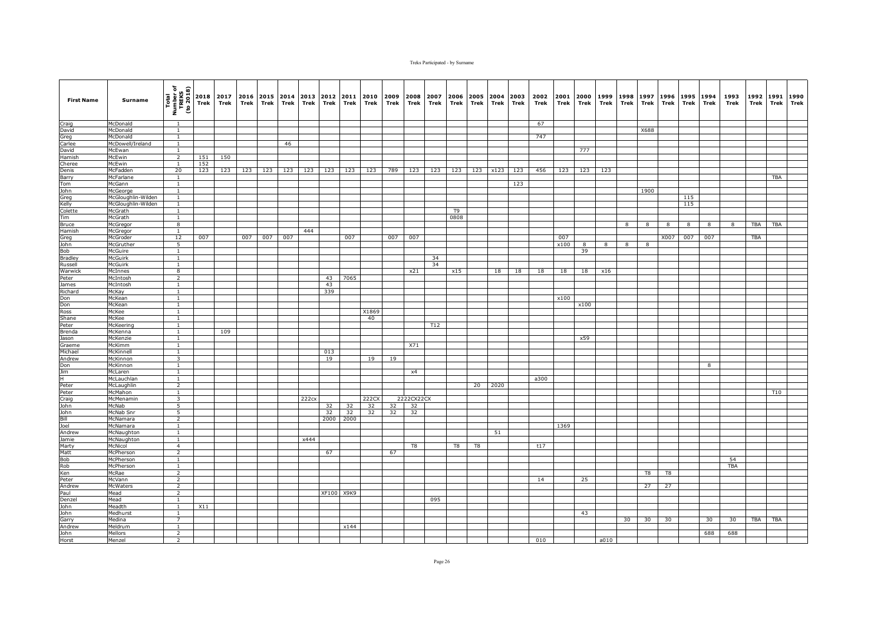| First Name | Surname | Total Number of TREKS (to 2018) | 2018 Trek | 2017 Trek | 2016 Trek | 2015 Trek | 2014 Trek | 2013 Trek | 2012 Trek | 2011 Trek | 2010 Trek | 2009 Trek | 2008 Trek | 2007 Trek | 2006 Trek | 2005 Trek | 2004 Trek | 2003 Trek | 2002 Trek | 2001 Trek | 2000 Trek | 1999 Trek | 1998 Trek | 1997 Trek | 1996 Trek | 1995 Trek | 1994 Trek | 1993 Trek | 1992 Trek | 1991 Trek | 1990 Trek |
|---|---|---|---|---|---|---|---|---|---|---|---|---|---|---|---|---|---|---|---|---|---|---|---|---|---|---|---|---|---|---|---|
| Craig | McDonald | 1 | | | | | | | | | | | | | | | | | 67 | | | | | | | | | | | | |
| David | McDonald | 1 | | | | | | | | | | | | | | | | | | | | | | X688 | | | | | | | |
| Greg | McDonald | 1 | | | | | | | | | | | | | | | | | 747 | | | | | | | | | | | | |
| Carlee | McDowell/Ireland | 1 | | | | | 46 | | | | | | | | | | | | | | | | | | | | | | | | |
| David | McEwan | 1 | | | | | | | | | | | | | | | | | | | 777 | | | | | | | | | | |
| Hamish | McEwin | 2 | 151 | 150 | | | | | | | | | | | | | | | | | | | | | | | | | | | |
| Cheree | McEwin | 1 | 152 | | | | | | | | | | | | | | | | | | | | | | | | | | | | |
| Denis | McFadden | 20 | 123 | 123 | 123 | 123 | 123 | 123 | 123 | 123 | 123 | 789 | 123 | 123 | 123 | 123 | x123 | 123 | 456 | 123 | 123 | 123 | | | | | | | | | |
| Barry | McFarlane | 1 | | | | | | | | | | | | | | | | | | | | | | | | | | | | TBA | |
| Tom | McGann | 1 | | | | | | | | | | | | | | | | 123 | | | | | | | | | | | | | |
| John | McGeorge | 1 | | | | | | | | | | | | | | | | | | | | | | 1900 | | | | | | | |
| Greg | McGloughlin-Wilden | 1 | | | | | | | | | | | | | | | | | | | | | | | | 115 | | | | | |
| Kelly | McGloughlin-Wilden | 1 | | | | | | | | | | | | | | | | | | | | | | | | 115 | | | | | |
| Colette | McGrath | 1 | | | | | | | | | | | | | T9 | | | | | | | | | | | | | | | | |
| Tim | McGrath | 1 | | | | | | | | | | | | | 0808 | | | | | | | | | | | | | | | | |
| Bruce | McGregor | 8 | | | | | | | | | | | | | | | | | | | | | 8 | 8 | 8 | 8 | 8 | 8 | TBA | TBA | |
| Hamish | McGregor | 1 | | | | | | 444 | | | | | | | | | | | | | | | | | | | | | | | |
| Greg | McGroder | 12 | 007 | | 007 | 007 | 007 | | | 007 | | 007 | 007 | | | | | | | | | | | | X007 | 007 | 007 | | TBA | | |
| John | McGruther | 5 | | | | | | | | | | | | | | | | | | x100 | 8 | 8 | 8 | 8 | | | | | | | |
| Bob | McGuire | 1 | | | | | | | | | | | | | | | | | | | 39 | | | | | | | | | | |
| Bradley | McGuirk | 1 | | | | | | | | | | | | 34 | | | | | | | | | | | | | | | | | |
| Russell | McGuirk | 1 | | | | | | | | | | | | 34 | | | | | | | | | | | | | | | | | |
| Warwick | McInnes | 8 | | | | | | | | | | | x21 | | x15 | | 18 | 18 | 18 | 18 | 18 | x16 | | | | | | | | | |
| Peter | McIntosh | 2 | | | | | | | 43 | 7065 | | | | | | | | | | | | | | | | | | | | | |
| James | McIntosh | 1 | | | | | | | 43 | | | | | | | | | | | | | | | | | | | | | | |
| Richard | McKay | 1 | | | | | | | 339 | | | | | | | | | | | | | | | | | | | | | | |
| Don | McKean | 1 | | | | | | | | | | | | | | | | | | x100 | | | | | | | | | | | |
| Don | McKean | 1 | | | | | | | | | | | | | | | | | | | x100 | | | | | | | | | | |
| Ross | McKee | 1 | | | | | | | | | X1869 | | | | | | | | | | | | | | | | | | | | |
| Shane | McKee | 1 | | | | | | | | | 40 | | | | | | | | | | | | | | | | | | | | |
| Peter | McKeering | 1 | | | | | | | | | | | | T12 | | | | | | | | | | | | | | | | | |
| Brenda | McKenna | 1 | | 109 | | | | | | | | | | | | | | | | | | | | | | | | | | | |
| Jason | McKenzie | 1 | | | | | | | | | | | | | | | | | | | x59 | | | | | | | | | | |
| Graeme | McKimm | 1 | | | | | | | | | | | X71 | | | | | | | | | | | | | | | | | | |
| Michael | McKinnell | 1 | | | | | | | 013 | | | | | | | | | | | | | | | | | | | | | | |
| Andrew | McKinnon | 3 | | | | | | | 19 | | 19 | 19 | | | | | | | | | | | | | | | | | | | |
| Don | McKinnon | 1 | | | | | | | | | | | | | | | | | | | | | | | | | 8 | | | | |
| Jim | McLaren | 1 | | | | | | | | | | | x4 | | | | | | | | | | | | | | | | | | |
| H | McLauchlan | 1 | | | | | | | | | | | | | | | | | a300 | | | | | | | | | | | | |
| Peter | McLaughlin | 2 | | | | | | | | | | | | | | 20 | 2020 | | | | | | | | | | | | | | |
| Peter | McMahon | 1 | | | | | | | | | | | | | | | | | | | | | | | | | | | | T10 | |
| Craig | McMenamin | 3 | | | | | | 222cx | | | 222CX | | 2222CX22CX | | | | | | | | | | | | | | | | | | |
| John | McNab | 5 | | | | | | | 32 | 32 | 32 | 32 | 32 | | | | | | | | | | | | | | | | | | |
| John | McNab Snr | 5 | | | | | | | 32 | 32 | 32 | 32 | 32 | | | | | | | | | | | | | | | | | | |
| Bill | McNamara | 2 | | | | | | | 2000 | 2000 | | | | | | | | | | | | | | | | | | | | | |
| Joel | McNamara | 1 | | | | | | | | | | | | | | | | | | 1369 | | | | | | | | | | | |
| Andrew | McNaughton | 1 | | | | | | | | | | | | | | | 51 | | | | | | | | | | | | | | |
| Jamie | McNaughton | 1 | | | | | x444 | | | | | | | | | | | | | | | | | | | | | | | | |
| Marty | McNicol | 4 | | | | | | | | | | | T8 | | T8 | T8 | | | t17 | | | | | | | | | | | | |
| Matt | McPherson | 2 | | | | | | | 67 | | | 67 | | | | | | | | | | | | | | | | | | | |
| Bob | McPherson | 1 | | | | | | | | | | | | | | | | | | | | | | | | | | 54 | | | |
| Rob | McPherson | 1 | | | | | | | | | | | | | | | | | | | | | | | | | | TBA | | | |
| Ken | McRae | 2 | | | | | | | | | | | | | | | | | | | | | | T8 | T8 | | | | | | |
| Peter | McVann | 2 | | | | | | | | | | | | | | | | | 14 | | 25 | | | | | | | | | | |
| Andrew | McWaters | 2 | | | | | | | | | | | | | | | | | | | | | | 27 | 27 | | | | | | |
| Paul | Mead | 2 | | | | | | | XF100 | X9K9 | | | | | | | | | | | | | | | | | | | | | |
| Denzel | Mead | 1 | | | | | | | | | | | | 095 | | | | | | | | | | | | | | | | | |
| John | Meadth | 1 | X11 | | | | | | | | | | | | | | | | | | | | | | | | | | | | |
| John | Medhurst | 1 | | | | | | | | | | | | | | | | | | | 43 | | | | | | | | | | |
| Garry | Medina | 7 | | | | | | | | | | | | | | | | | | | | | 30 | 30 | 30 | | 30 | 30 | TBA | TBA | |
| Andrew | Meldrum | 1 | | | | | | | | x144 | | | | | | | | | | | | | | | | | | | | | |
| John | Mellors | 2 | | | | | | | | | | | | | | | | | | | | | | | | | 688 | 688 | | | |
| Horst | Menzel | 2 | | | | | | | | | | | | | | | | | 010 | | | a010 | | | | | | | | | |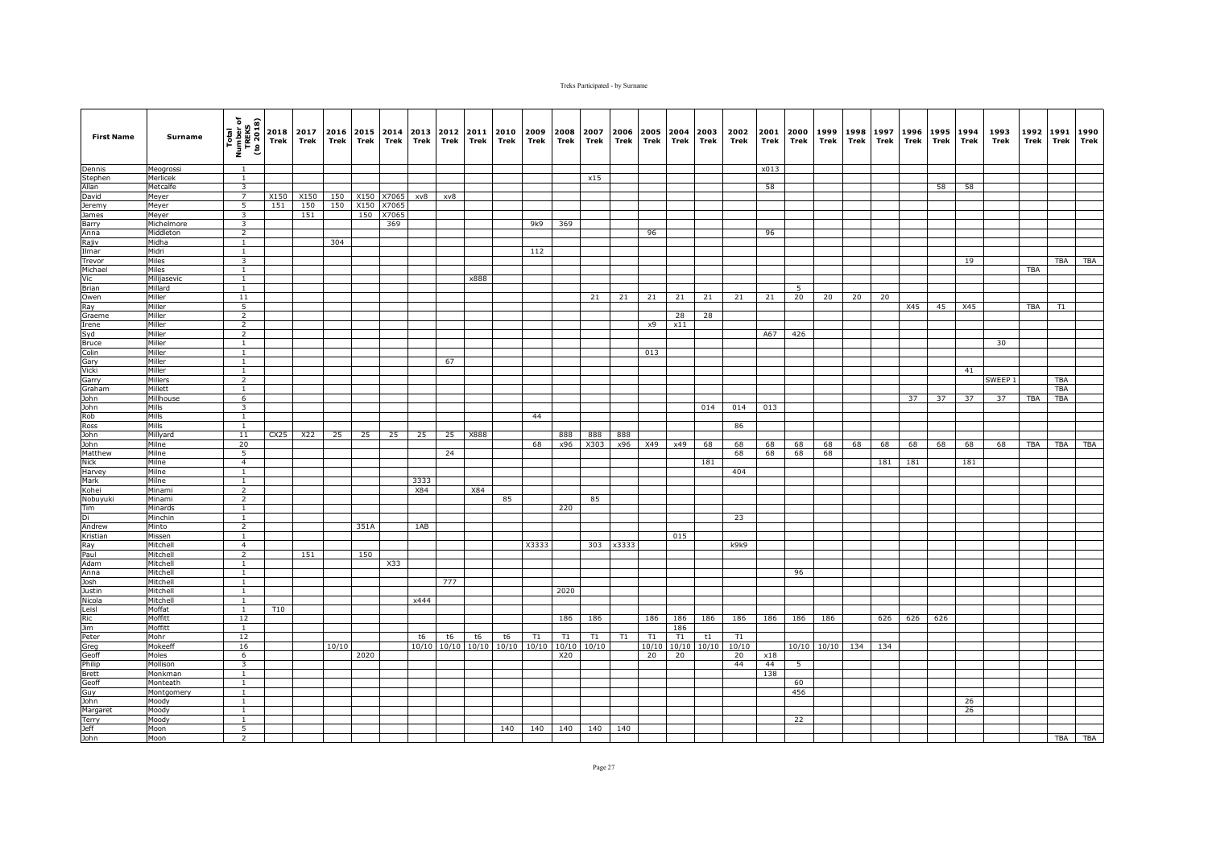| First Name | Surname | Total Number of TREKS (to 2018) | 2018 Trek | 2017 Trek | 2016 Trek | 2015 Trek | 2014 Trek | 2013 Trek | 2012 Trek | 2011 Trek | 2010 Trek | 2009 Trek | 2008 Trek | 2007 Trek | 2006 Trek | 2005 Trek | 2004 Trek | 2003 Trek | 2002 Trek | 2001 Trek | 2000 Trek | 1999 Trek | 1998 Trek | 1997 Trek | 1996 Trek | 1995 Trek | 1994 Trek | 1993 Trek | 1992 Trek | 1991 Trek | 1990 Trek |
|---|---|---|---|---|---|---|---|---|---|---|---|---|---|---|---|---|---|---|---|---|---|---|---|---|---|---|---|---|---|---|---|
| Dennis | Meogrossi | 1 | | | | | | | | | | | | | | | | | | x013 | | | | | | | | | | | |
| Stephen | Merlicek | 1 | | | | | | | | | | | | x15 | | | | | | | | | | | | | | | | | |
| Allan | Metcalfe | 3 | | | | | | | | | | | | | | | | | | 58 | | | | | | 58 | 58 | | | | |
| David | Meyer | 7 | X150 | X150 | 150 | X150 | X7065 | xv8 | xv8 | | | | | | | | | | | | | | | | | | | | | | |
| Jeremy | Meyer | 5 | 151 | 150 | 150 | X150 | X7065 | | | | | | | | | | | | | | | | | | | | | | | | |
| James | Meyer | 3 | | 151 | | 150 | X7065 | | | | | | | | | | | | | | | | | | | | | | | | |
| Barry | Michelmore | 3 | | | | | 369 | | | | | 9k9 | 369 | | | | | | | | | | | | | | | | | | |
| Anna | Middleton | 2 | | | | | | | | | | | | | | 96 | | | | 96 | | | | | | | | | | | |
| Rajiv | Midha | 1 | | | 304 | | | | | | | | | | | | | | | | | | | | | | | | | | |
| Ilmar | Midri | 1 | | | | | | | | | | 112 | | | | | | | | | | | | | | | | | | | |
| Trevor | Miles | 3 | | | | | | | | | | | | | | | | | | | | | | | | | 19 | | | TBA | TBA |
| Michael | Miles | 1 | | | | | | | | | | | | | | | | | | | | | | | | | | | TBA | | |
| Vic | Milijasevic | 1 | | | | | | | | x888 | | | | | | | | | | | | | | | | | | | | | |
| Brian | Millard | 1 | | | | | | | | | | | | | | | | | | | 5 | | | | | | | | | | |
| Owen | Miller | 11 | | | | | | | | | | | | 21 | 21 | 21 | 21 | 21 | 21 | 21 | 20 | 20 | 20 | 20 | | | | | | | |
| Ray | Miller | 5 | | | | | | | | | | | | | | | | | | | | | | | X45 | 45 | X45 | | TBA | T1 | |
| Graeme | Miller | 2 | | | | | | | | | | | | | | | 28 | 28 | | | | | | | | | | | | | |
| Irene | Miller | 2 | | | | | | | | | | | | | | x9 | x11 | | | | | | | | | | | | | | |
| Syd | Miller | 2 | | | | | | | | | | | | | | | | | | A67 | 426 | | | | | | | | | | |
| Bruce | Miller | 1 | | | | | | | | | | | | | | | | | | | | | | | | | | 30 | | | |
| Colin | Miller | 1 | | | | | | | | | | | | | | 013 | | | | | | | | | | | | | | | |
| Gary | Miller | 1 | | | | | | | 67 | | | | | | | | | | | | | | | | | | | | | | |
| Vicki | Miller | 1 | | | | | | | | | | | | | | | | | | | | | | | | | 41 | | | | |
| Garry | Millers | 2 | | | | | | | | | | | | | | | | | | | | | | | | | | SWEEP 1 | | TBA | |
| Graham | Millett | 1 | | | | | | | | | | | | | | | | | | | | | | | | | | | | TBA | |
| John | Millhouse | 6 | | | | | | | | | | | | | | | | | | | | | | | 37 | 37 | 37 | 37 | TBA | TBA | |
| John | Mills | 3 | | | | | | | | | | | | | | | | 014 | 014 | 013 | | | | | | | | | | | |
| Rob | Mills | 1 | | | | | | | | | | 44 | | | | | | | | | | | | | | | | | | | |
| Ross | Mills | 1 | | | | | | | | | | | | | | | | | 86 | | | | | | | | | | | | |
| John | Millyard | 11 | CX25 | X22 | 25 | 25 | 25 | 25 | 25 | X888 | | | 888 | 888 | 888 | | | | | | | | | | | | | | | | |
| John | Milne | 20 | | | | | | | | | | 68 | x96 | X303 | x96 | X49 | x49 | 68 | 68 | 68 | 68 | 68 | 68 | 68 | 68 | 68 | 68 | 68 | TBA | TBA | TBA |
| Matthew | Milne | 5 | | | | | | | 24 | | | | | | | | | | 68 | 68 | 68 | 68 | | | | | | | | | |
| Nick | Milne | 4 | | | | | | | | | | | | | | | | 181 | | | | | | 181 | 181 | | 181 | | | | |
| Harvey | Milne | 1 | | | | | | | | | | | | | | | | | 404 | | | | | | | | | | | | |
| Mark | Milne | 1 | | | | | | 3333 | | | | | | | | | | | | | | | | | | | | | | | |
| Kohei | Minami | 2 | | | | | | X84 | | X84 | | | | | | | | | | | | | | | | | | | | | |
| Nobuyuki | Minami | 2 | | | | | | | | | 85 | | | 85 | | | | | | | | | | | | | | | | | |
| Tim | Minards | 1 | | | | | | | | | | | 220 | | | | | | | | | | | | | | | | | | |
| Di | Minchin | 1 | | | | | | | | | | | | | | | | | 23 | | | | | | | | | | | | |
| Andrew | Minto | 2 | | | | 351A | | 1AB | | | | | | | | | | | | | | | | | | | | | | | |
| Kristian | Missen | 1 | | | | | | | | | | | | | | | 015 | | | | | | | | | | | | | | |
| Ray | Mitchell | 4 | | | | | | | | | | X3333 | | 303 | x3333 | | | | k9k9 | | | | | | | | | | | | |
| Paul | Mitchell | 2 | | 151 | | 150 | | | | | | | | | | | | | | | | | | | | | | | | | |
| Adam | Mitchell | 1 | | | | | X33 | | | | | | | | | | | | | | | | | | | | | | | | |
| Anna | Mitchell | 1 | | | | | | | | | | | | | | | | | | | 96 | | | | | | | | | | |
| Josh | Mitchell | 1 | | | | | | | 777 | | | | | | | | | | | | | | | | | | | | | | |
| Justin | Mitchell | 1 | | | | | | | | | | | 2020 | | | | | | | | | | | | | | | | | | |
| Nicola | Mitchell | 1 | | | | | | x444 | | | | | | | | | | | | | | | | | | | | | | | |
| Leisl | Moffat | 1 | T10 | | | | | | | | | | | | | | | | | | | | | | | | | | | | |
| Ric | Moffitt | 12 | | | | | | | | | | | 186 | 186 | | 186 | 186 | 186 | 186 | 186 | 186 | 186 | | 626 | 626 | 626 | | | | | |
| Jim | Moffitt | 1 | | | | | | | | | | | | | | | 186 | | | | | | | | | | | | | | |
| Peter | Mohr | 12 | | | | | | t6 | t6 | t6 | t6 | T1 | T1 | T1 | T1 | T1 | T1 | t1 | T1 | | | | | | | | | | | | |
| Greg | Mokeeff | 16 | | | 10/10 | | | 10/10 | 10/10 | 10/10 | 10/10 | 10/10 | 10/10 | 10/10 | | 10/10 | 10/10 | 10/10 | 10/10 | | 10/10 | 10/10 | 134 | 134 | | | | | | | |
| Geoff | Moles | 6 | | | | 2020 | | | | | | | X20 | | | 20 | 20 | | 20 | x18 | | | | | | | | | | | |
| Philip | Mollison | 3 | | | | | | | | | | | | | | | | | 44 | 44 | 5 | | | | | | | | | | |
| Brett | Monkman | 1 | | | | | | | | | | | | | | | | | | 138 | | | | | | | | | | | |
| Geoff | Monteath | 1 | | | | | | | | | | | | | | | | | | | 60 | | | | | | | | | | |
| Guy | Montgomery | 1 | | | | | | | | | | | | | | | | | | | 456 | | | | | | | | | | |
| John | Moody | 1 | | | | | | | | | | | | | | | | | | | | | | | | | 26 | | | | |
| Margaret | Moody | 1 | | | | | | | | | | | | | | | | | | | | | | | | | 26 | | | | |
| Terry | Moody | 1 | | | | | | | | | | | | | | | | | | | 22 | | | | | | | | | | |
| Jeff | Moon | 5 | | | | | | | | | 140 | 140 | 140 | 140 | 140 | | | | | | | | | | | | | | | | |
| John | Moon | 2 | | | | | | | | | | | | | | | | | | | | | | | | | | | | TBA | TBA |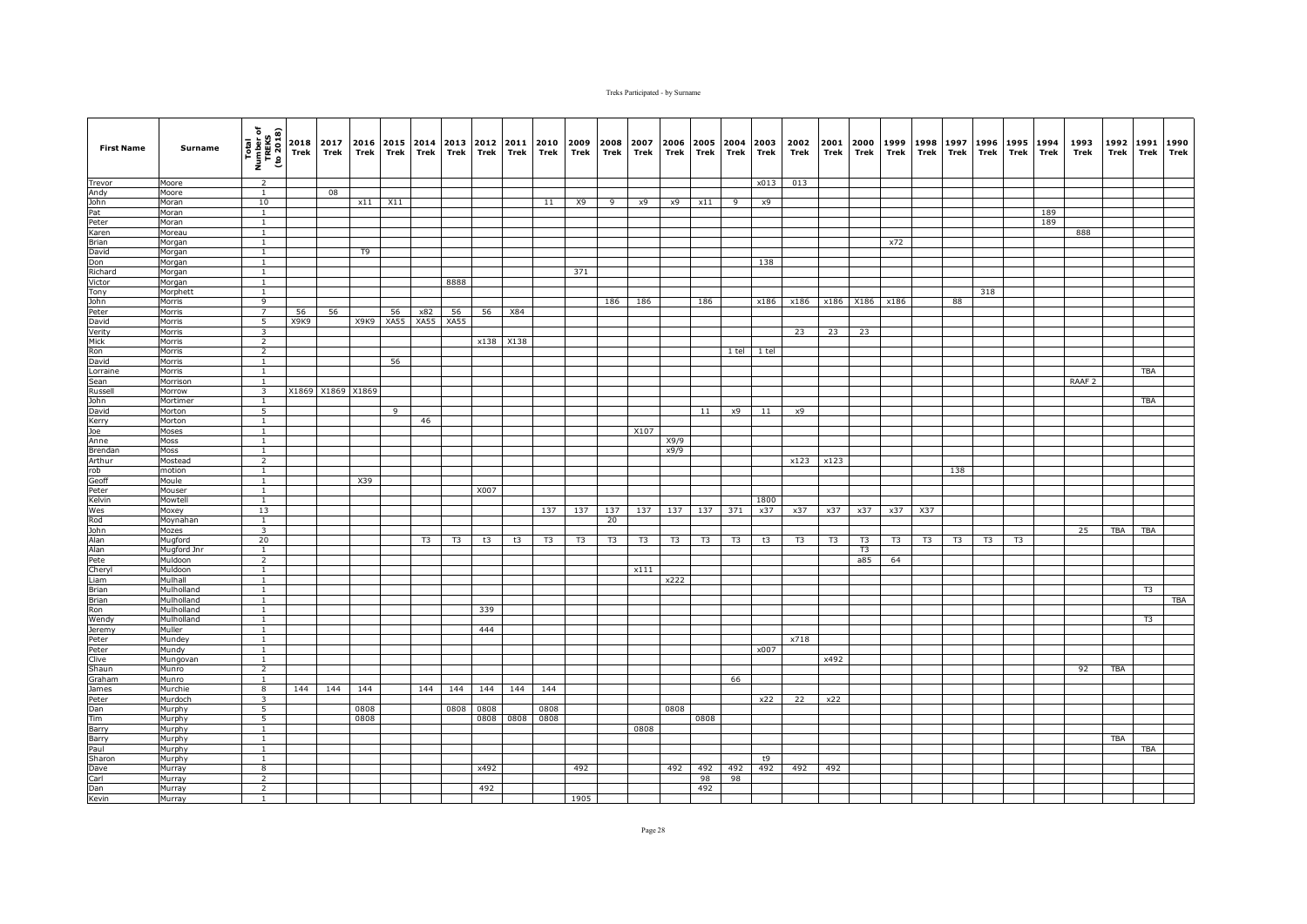| First Name | Surname | Total Number of TREKS (to 2018) | 2018 Trek | 2017 Trek | 2016 Trek | 2015 Trek | 2014 Trek | 2013 Trek | 2012 Trek | 2011 Trek | 2010 Trek | 2009 Trek | 2008 Trek | 2007 Trek | 2006 Trek | 2005 Trek | 2004 Trek | 2003 Trek | 2002 Trek | 2001 Trek | 2000 Trek | 1999 Trek | 1998 Trek | 1997 Trek | 1996 Trek | 1995 Trek | 1994 Trek | 1993 Trek | 1992 Trek | 1991 Trek | 1990 Trek |
|---|---|---|---|---|---|---|---|---|---|---|---|---|---|---|---|---|---|---|---|---|---|---|---|---|---|---|---|---|---|---|---|
| Trevor | Moore | 2 | | | | | | | | | | | | | | | | x013 | 013 | | | | | | | | | | | | |
| Andy | Moore | 1 | | 08 | | | | | | | | | | | | | | | | | | | | | | | | | | | |
| John | Moran | 10 | | | x11 | X11 | | | | | 11 | X9 | 9 | x9 | x9 | x11 | 9 | x9 | | | | | | | | | | | | | |
| Pat | Moran | 1 | | | | | | | | | | | | | | | | | | | | | | | | | 189 | | | | |
| Peter | Moran | 1 | | | | | | | | | | | | | | | | | | | | | | | | | 189 | | | | |
| Karen | Moreau | 1 | | | | | | | | | | | | | | | | | | | | | | | | | | 888 | | | |
| Brian | Morgan | 1 | | | | | | | | | | | | | | | | | | | | x72 | | | | | | | | | |
| David | Morgan | 1 | | | T9 | | | | | | | | | | | | | | | | | | | | | | | | | | |
| Don | Morgan | 1 | | | | | | | | | | | | | | | | 138 | | | | | | | | | | | | | |
| Richard | Morgan | 1 | | | | | | | | | | 371 | | | | | | | | | | | | | | | | | | | |
| Victor | Morgan | 1 | | | | | | 8888 | | | | | | | | | | | | | | | | | | | | | | | |
| Tony | Morphett | 1 | | | | | | | | | | | | | | | | | | | | | | | 318 | | | | | | |
| John | Morris | 9 | | | | | | | | | | | 186 | 186 | | 186 | | x186 | x186 | x186 | X186 | x186 | | 88 | | | | | | | |
| Peter | Morris | 7 | 56 | 56 | | 56 | x82 | 56 | 56 | X84 | | | | | | | | | | | | | | | | | | | | | |
| David | Morris | 5 | X9K9 | | X9K9 | XA55 | XA55 | XA55 | | | | | | | | | | | | | | | | | | | | | | | |
| Verity | Morris | 3 | | | | | | | | | | | | | | | | | 23 | 23 | 23 | | | | | | | | | | |
| Mick | Morris | 2 | | | | | | | x138 | X138 | | | | | | | | | | | | | | | | | | | | | |
| Ron | Morris | 2 | | | | | | | | | | | | | | | 1 tel | 1 tel | | | | | | | | | | | | | |
| David | Morris | 1 | | | | 56 | | | | | | | | | | | | | | | | | | | | | | | | | |
| Lorraine | Morris | 1 | | | | | | | | | | | | | | | | | | | | | | | | | | | | TBA | |
| Sean | Morrison | 1 | | | | | | | | | | | | | | | | | | | | | | | | | | RAAF 2 | | | |
| Russell | Morrow | 3 | X1869 | X1869 | X1869 | | | | | | | | | | | | | | | | | | | | | | | | | | |
| John | Mortimer | 1 | | | | | | | | | | | | | | | | | | | | | | | | | | | | TBA | |
| David | Morton | 5 | | | | 9 | | | | | | | | | | 11 | x9 | 11 | x9 | | | | | | | | | | | | |
| Kerry | Morton | 1 | | | | | 46 | | | | | | | | | | | | | | | | | | | | | | | | |
| Joe | Moses | 1 | | | | | | | | | | | | X107 | | | | | | | | | | | | | | | | | |
| Anne | Moss | 1 | | | | | | | | | | | | | X9/9 | | | | | | | | | | | | | | | | |
| Brendan | Moss | 1 | | | | | | | | | | | | | x9/9 | | | | | | | | | | | | | | | | |
| Arthur | Mostead | 2 | | | | | | | | | | | | | | | | | x123 | x123 | | | | | | | | | | | |
| rob | motion | 1 | | | | | | | | | | | | | | | | | | | | | | 138 | | | | | | | |
| Geoff | Moule | 1 | | | X39 | | | | | | | | | | | | | | | | | | | | | | | | | | |
| Peter | Mouser | 1 | | | | | | | X007 | | | | | | | | | | | | | | | | | | | | | | |
| Kelvin | Mowtell | 1 | | | | | | | | | | | | | | | | 1800 | | | | | | | | | | | | | |
| Wes | Moxey | 13 | | | | | | | | | 137 | 137 | 137 | 137 | 137 | 137 | 371 | x37 | x37 | x37 | x37 | x37 | X37 | | | | | | | | |
| Rod | Moynahan | 1 | | | | | | | | | | | 20 | | | | | | | | | | | | | | | | | | |
| John | Mozes | 3 | | | | | | | | | | | | | | | | | | | | | | | | | | 25 | TBA | TBA | |
| Alan | Mugford | 20 | | | | | T3 | T3 | t3 | t3 | T3 | T3 | T3 | T3 | T3 | T3 | T3 | t3 | T3 | T3 | T3 | T3 | T3 | T3 | T3 | T3 | | | | | |
| Alan | Mugford Jnr | 1 | | | | | | | | | | | | | | | | | | | T3 | | | | | | | | | | |
| Pete | Muldoon | 2 | | | | | | | | | | | | | | | | | | | a85 | 64 | | | | | | | | | |
| Cheryl | Muldoon | 1 | | | | | | | | | | | | x111 | | | | | | | | | | | | | | | | | |
| Liam | Mulhall | 1 | | | | | | | | | | | | | x222 | | | | | | | | | | | | | | | | |
| Brian | Mulholland | 1 | | | | | | | | | | | | | | | | | | | | | | | | | | | | T3 | |
| Brian | Mulholland | 1 | | | | | | | | | | | | | | | | | | | | | | | | | | | | | TBA |
| Ron | Mulholland | 1 | | | | | | | 339 | | | | | | | | | | | | | | | | | | | | | | |
| Wendy | Mulholland | 1 | | | | | | | | | | | | | | | | | | | | | | | | | | | | T3 | |
| Jeremy | Muller | 1 | | | | | | | 444 | | | | | | | | | | | | | | | | | | | | | | |
| Peter | Mundey | 1 | | | | | | | | | | | | | | | | | x718 | | | | | | | | | | | | |
| Peter | Mundy | 1 | | | | | | | | | | | | | | | | x007 | | | | | | | | | | | | | |
| Clive | Mungovan | 1 | | | | | | | | | | | | | | | | | | x492 | | | | | | | | | | | |
| Shaun | Munro | 2 | | | | | | | | | | | | | | | | | | | | | | | | | | 92 | TBA | | |
| Graham | Munro | 1 | | | | | | | | | | | | | | | 66 | | | | | | | | | | | | | | |
| James | Murchie | 8 | 144 | 144 | 144 | | 144 | 144 | 144 | 144 | 144 | | | | | | | | | | | | | | | | | | | | |
| Peter | Murdoch | 3 | | | | | | | | | | | | | | | | x22 | 22 | x22 | | | | | | | | | | | |
| Dan | Murphy | 5 | | | 0808 | | | 0808 | 0808 | | 0808 | | | | 0808 | | | | | | | | | | | | | | | | |
| Tim | Murphy | 5 | | | 0808 | | | | 0808 | 0808 | 0808 | | | | | 0808 | | | | | | | | | | | | | | | |
| Barry | Murphy | 1 | | | | | | | | | | | | 0808 | | | | | | | | | | | | | | | | | |
| Barry | Murphy | 1 | | | | | | | | | | | | | | | | | | | | | | | | | | | TBA | | |
| Paul | Murphy | 1 | | | | | | | | | | | | | | | | | | | | | | | | | | | | TBA | |
| Sharon | Murphy | 1 | | | | | | | | | | | | | | | | t9 | | | | | | | | | | | | | |
| Dave | Murray | 8 | | | | | | | x492 | | | 492 | | | 492 | 492 | 492 | 492 | 492 | 492 | | | | | | | | | | | |
| Carl | Murray | 2 | | | | | | | | | | | | | | 98 | 98 | | | | | | | | | | | | | | |
| Dan | Murray | 2 | | | | | | | 492 | | | | | | | 492 | | | | | | | | | | | | | | | |
| Kevin | Murray | 1 | | | | | | | | | | 1905 | | | | | | | | | | | | | | | | | | | |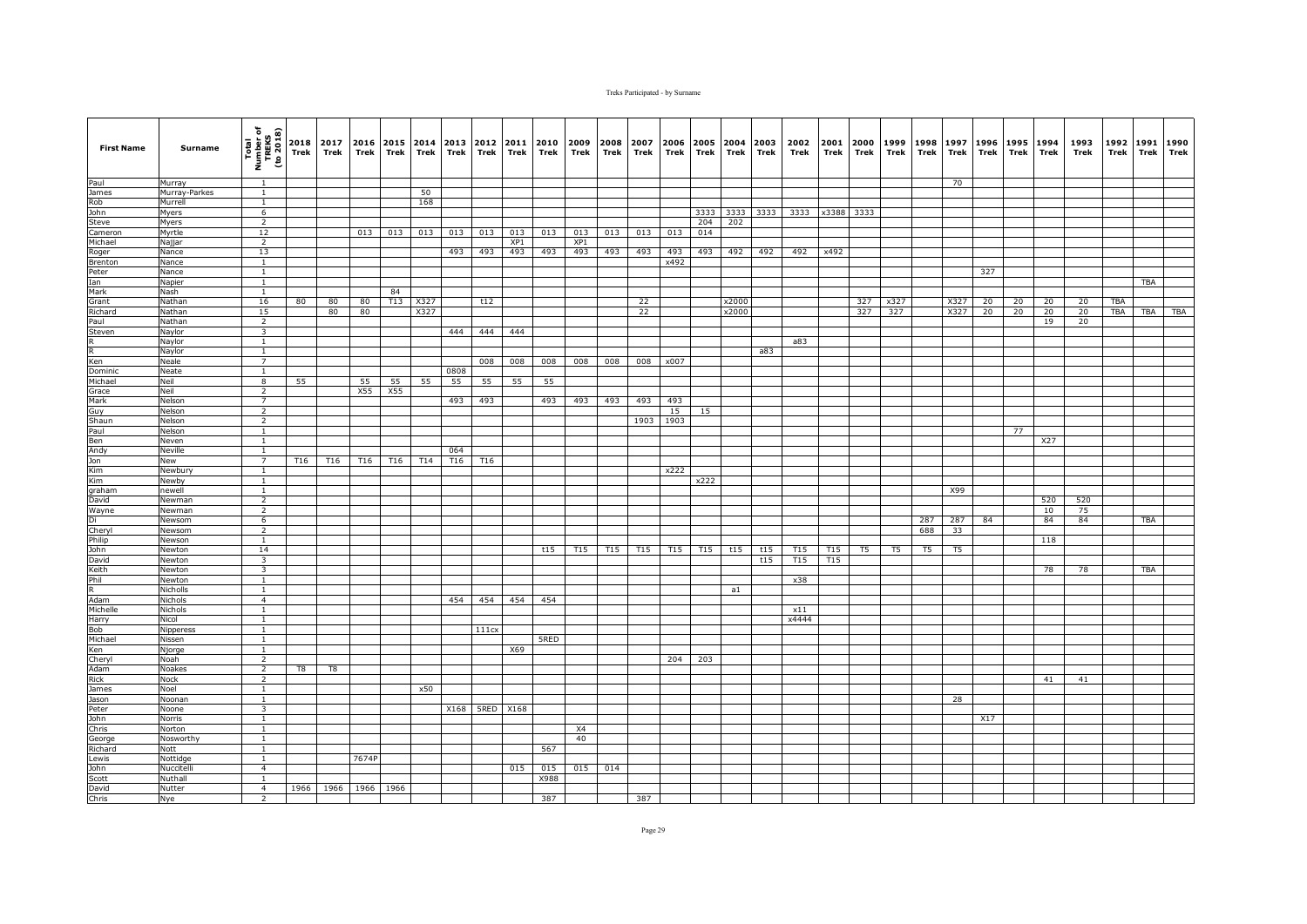| First Name | Surname | Total Number of TREKS (to 2018) | 2018 Trek | 2017 Trek | 2016 Trek | 2015 Trek | 2014 Trek | 2013 Trek | 2012 Trek | 2011 Trek | 2010 Trek | 2009 Trek | 2008 Trek | 2007 Trek | 2006 Trek | 2005 Trek | 2004 Trek | 2003 Trek | 2002 Trek | 2001 Trek | 2000 Trek | 1999 Trek | 1998 Trek | 1997 Trek | 1996 Trek | 1995 Trek | 1994 Trek | 1993 Trek | 1992 Trek | 1991 Trek | 1990 Trek |
|---|---|---|---|---|---|---|---|---|---|---|---|---|---|---|---|---|---|---|---|---|---|---|---|---|---|---|---|---|---|---|---|
| Paul | Murray | 1 | | | | | | | | | | | | | | | | | | | | | | 70 | | | | | | | |
| James | Murray-Parkes | 1 | | | | | 50 | | | | | | | | | | | | | | | | | | | | | | | | |
| Rob | Murrell | 1 | | | | | 168 | | | | | | | | | | | | | | | | | | | | | | | | |
| John | Myers | 6 | | | | | | | | | | | | | | 3333 | 3333 | 3333 | 3333 | x3388 | 3333 | | | | | | | | | | |
| Steve | Myers | 2 | | | | | | | | | | | | | | 204 | 202 | | | | | | | | | | | | | | |
| Cameron | Myrtle | 12 | | | 013 | 013 | 013 | 013 | 013 | 013 | 013 | 013 | 013 | 013 | 013 | 014 | | | | | | | | | | | | | | | |
| Michael | Najjar | 2 | | | | | | | | XP1 | | XP1 | | | | | | | | | | | | | | | | | | | |
| Roger | Nance | 13 | | | | | | 493 | 493 | 493 | 493 | 493 | 493 | 493 | 493 | 493 | 492 | 492 | 492 | x492 | | | | | | | | | | | |
| Brenton | Nance | 1 | | | | | | | | | | | | | x492 | | | | | | | | | | | | | | | | |
| Peter | Nance | 1 | | | | | | | | | | | | | | | | | | | | | | | 327 | | | | | | |
| Ian | Napier | 1 | | | | | | | | | | | | | | | | | | | | | | | | | | | | TBA | |
| Mark | Nash | 1 | | | | 84 | | | | | | | | | | | | | | | | | | | | | | | | | |
| Grant | Nathan | 16 | 80 | 80 | 80 | T13 | X327 | | t12 | | | | | 22 | | | x2000 | | | | 327 | x327 | | X327 | 20 | 20 | 20 | 20 | TBA | | |
| Richard | Nathan | 15 | | 80 | 80 | | X327 | | | | | | | 22 | | | x2000 | | | | 327 | 327 | | X327 | 20 | 20 | 20 | 20 | TBA | TBA | TBA |
| Paul | Nathan | 2 | | | | | | | | | | | | | | | | | | | | | | | | | 19 | 20 | | | |
| Steven | Naylor | 3 | | | | | | 444 | 444 | 444 | | | | | | | | | | | | | | | | | | | | | |
| R | Naylor | 1 | | | | | | | | | | | | | | | | | a83 | | | | | | | | | | | | |
| R | Naylor | 1 | | | | | | | | | | | | | | | | a83 | | | | | | | | | | | | | |
| Ken | Neale | 7 | | | | | | | 008 | 008 | 008 | 008 | 008 | 008 | x007 | | | | | | | | | | | | | | | | |
| Dominic | Neate | 1 | | | | | | 0808 | | | | | | | | | | | | | | | | | | | | | | | |
| Michael | Neil | 8 | 55 | | 55 | 55 | 55 | 55 | 55 | 55 | 55 | | | | | | | | | | | | | | | | | | | | |
| Grace | Neil | 2 | | | X55 | X55 | | | | | | | | | | | | | | | | | | | | | | | | | |
| Mark | Nelson | 7 | | | | | | 493 | 493 | | 493 | 493 | 493 | 493 | 493 | | | | | | | | | | | | | | | | |
| Guy | Nelson | 2 | | | | | | | | | | | | | 15 | 15 | | | | | | | | | | | | | | | |
| Shaun | Nelson | 2 | | | | | | | | | | | | 1903 | 1903 | | | | | | | | | | | | | | | | |
| Paul | Nelson | 1 | | | | | | | | | | | | | | | | | | | | | | | | 77 | | | | | |
| Ben | Neven | 1 | | | | | | | | | | | | | | | | | | | | | | | | | X27 | | | | |
| Andy | Neville | 1 | | | | | | 064 | | | | | | | | | | | | | | | | | | | | | | | |
| Jon | New | 7 | T16 | T16 | T16 | T16 | T14 | T16 | T16 | | | | | | | | | | | | | | | | | | | | | | |
| Kim | Newbury | 1 | | | | | | | | | | | | | x222 | | | | | | | | | | | | | | | | |
| Kim | Newby | 1 | | | | | | | | | | | | | | x222 | | | | | | | | | | | | | | | |
| graham | newell | 1 | | | | | | | | | | | | | | | | | | | | | | X99 | | | | | | | |
| David | Newman | 2 | | | | | | | | | | | | | | | | | | | | | | | | | 520 | 520 | | | |
| Wayne | Newman | 2 | | | | | | | | | | | | | | | | | | | | | | | | | 10 | 75 | | | |
| Di | Newsom | 6 | | | | | | | | | | | | | | | | | | | | | 287 | 287 | 84 | | 84 | 84 | | TBA | |
| Cheryl | Newsom | 2 | | | | | | | | | | | | | | | | | | | | | 688 | 33 | | | | | | | |
| Philip | Newson | 1 | | | | | | | | | | | | | | | | | | | | | | | | | 118 | | | | |
| John | Newton | 14 | | | | | | | | | t15 | T15 | T15 | T15 | T15 | T15 | t15 | t15 | T15 | T15 | T5 | T5 | T5 | T5 | | | | | | | |
| David | Newton | 3 | | | | | | | | | | | | | | | | t15 | T15 | T15 | | | | | | | | | | | |
| Keith | Newton | 3 | | | | | | | | | | | | | | | | | | | | | | | | | 78 | 78 | | TBA | |
| Phil | Newton | 1 | | | | | | | | | | | | | | | | | x38 | | | | | | | | | | | | |
| R | Nicholls | 1 | | | | | | | | | | | | | | | a1 | | | | | | | | | | | | | | |
| Adam | Nichols | 4 | | | | | | 454 | 454 | 454 | 454 | | | | | | | | | | | | | | | | | | | | |
| Michelle | Nichols | 1 | | | | | | | | | | | | | | | | | x11 | | | | | | | | | | | | |
| Harry | Nicol | 1 | | | | | | | | | | | | | | | | | x4444 | | | | | | | | | | | | |
| Bob | Nipperess | 1 | | | | | | | 111cx | | | | | | | | | | | | | | | | | | | | | | |
| Michael | Nissen | 1 | | | | | | | | | 5RED | | | | | | | | | | | | | | | | | | | | |
| Ken | Njorge | 1 | | | | | | | | X69 | | | | | | | | | | | | | | | | | | | | | |
| Cheryl | Noah | 2 | | | | | | | | | | | | | 204 | 203 | | | | | | | | | | | | | | | |
| Adam | Noakes | 2 | T8 | T8 | | | | | | | | | | | | | | | | | | | | | | | | | | | |
| Rick | Nock | 2 | | | | | | | | | | | | | | | | | | | | | | | | | 41 | 41 | | | |
| James | Noel | 1 | | | | | x50 | | | | | | | | | | | | | | | | | | | | | | | | |
| Jason | Noonan | 1 | | | | | | | | | | | | | | | | | | | | | | 28 | | | | | | | |
| Peter | Noone | 3 | | | | | | X168 | 5RED | X168 | | | | | | | | | | | | | | | | | | | | | |
| John | Norris | 1 | | | | | | | | | | | | | | | | | | | | | | | X17 | | | | | | |
| Chris | Norton | 1 | | | | | | | | | | X4 | | | | | | | | | | | | | | | | | | | |
| George | Nosworthy | 1 | | | | | | | | | | 40 | | | | | | | | | | | | | | | | | | | |
| Richard | Nott | 1 | | | | | | | | | 567 | | | | | | | | | | | | | | | | | | | | |
| Lewis | Nottidge | 1 | | | 7674P | | | | | | | | | | | | | | | | | | | | | | | | | | |
| John | Nuccitelli | 4 | | | | | | | | 015 | 015 | 015 | 014 | | | | | | | | | | | | | | | | | | |
| Scott | Nuthall | 1 | | | | | | | | | X988 | | | | | | | | | | | | | | | | | | | | |
| David | Nutter | 4 | 1966 | 1966 | 1966 | 1966 | | | | | | | | | | | | | | | | | | | | | | | | | |
| Chris | Nye | 2 | | | | | | | | | 387 | | | 387 | | | | | | | | | | | | | | | | | |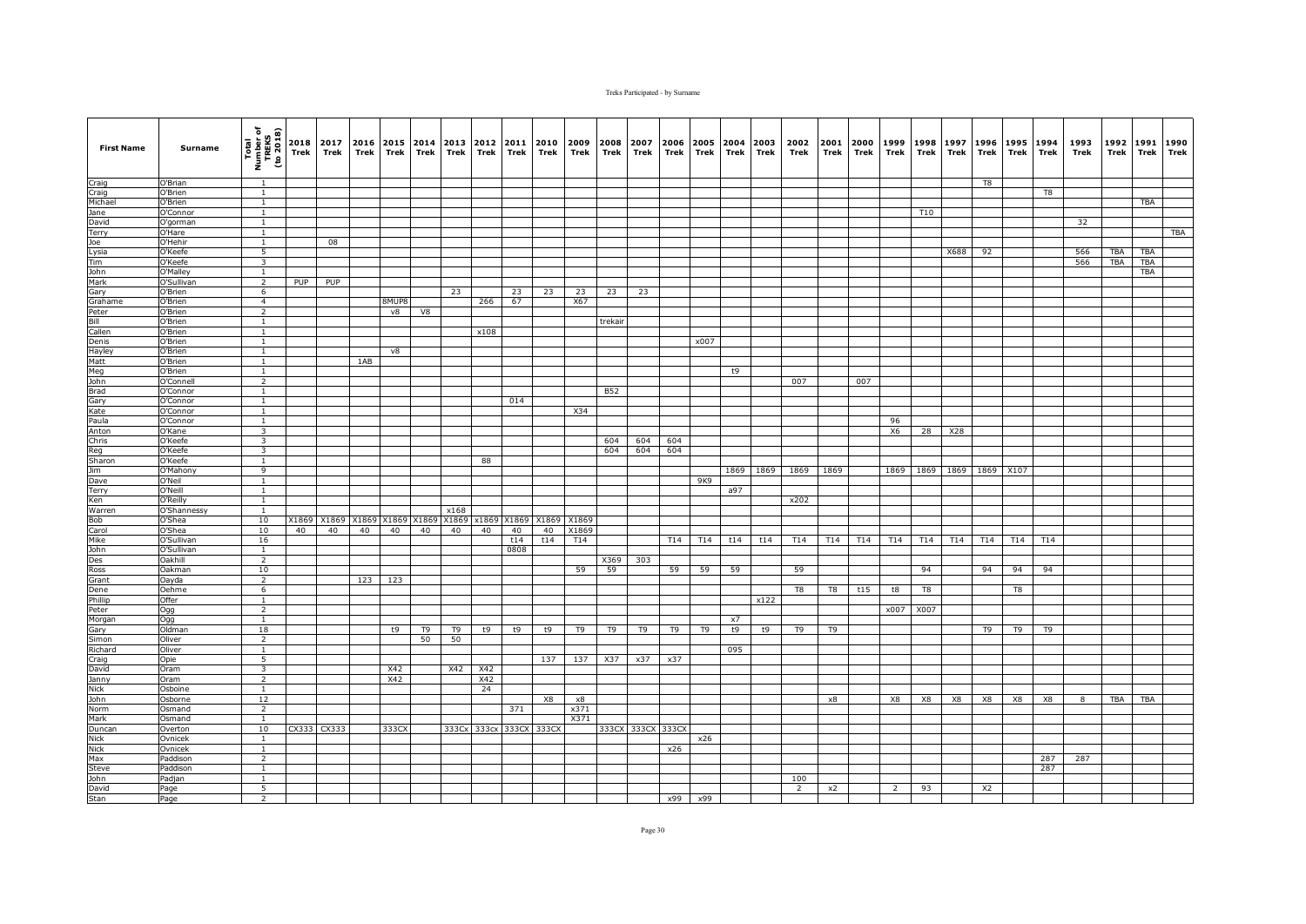| First Name | Surname | Total Number of TREKS (to 2018) | 2018 Trek | 2017 Trek | 2016 Trek | 2015 Trek | 2014 Trek | 2013 Trek | 2012 Trek | 2011 Trek | 2010 Trek | 2009 Trek | 2008 Trek | 2007 Trek | 2006 Trek | 2005 Trek | 2004 Trek | 2003 Trek | 2002 Trek | 2001 Trek | 2000 Trek | 1999 Trek | 1998 Trek | 1997 Trek | 1996 Trek | 1995 Trek | 1994 Trek | 1993 Trek | 1992 Trek | 1991 Trek | 1990 Trek |
|---|---|---|---|---|---|---|---|---|---|---|---|---|---|---|---|---|---|---|---|---|---|---|---|---|---|---|---|---|---|---|---|
| Craig | O'Brian | 1 | | | | | | | | | | | | | | | | | | | | | | | T8 | | | | | | |
| Craig | O'Brien | 1 | | | | | | | | | | | | | | | | | | | | | | | | | T8 | | | | |
| Michael | O'Brien | 1 | | | | | | | | | | | | | | | | | | | | | | | | | | | | TBA | |
| Jane | O'Connor | 1 | | | | | | | | | | | | | | | | | | | | | T10 | | | | | | | | |
| David | O'gorman | 1 | | | | | | | | | | | | | | | | | | | | | | | | | | 32 | | | |
| Terry | O'Hare | 1 | | | | | | | | | | | | | | | | | | | | | | | | | | | | | TBA |
| Joe | O'Hehir | 1 | | 08 | | | | | | | | | | | | | | | | | | | | | | | | | | | |
| Lysia | O'Keefe | 5 | | | | | | | | | | | | | | | | | | | | | | X688 | 92 | | | 566 | TBA | TBA | |
| Tim | O'Keefe | 3 | | | | | | | | | | | | | | | | | | | | | | | | | | 566 | TBA | TBA | |
| John | O'Malley | 1 | | | | | | | | | | | | | | | | | | | | | | | | | | | | TBA | |
| Mark | O'Sullivan | 2 | PUP | PUP | | | | | | | | | | | | | | | | | | | | | | | | | | | |
| Gary | O'Brien | 6 | | | | | | 23 | | 23 | 23 | 23 | 23 | 23 | | | | | | | | | | | | | | | | | |
| Grahame | O'Brien | 4 | | | | 8MUP8 | | | 266 | 67 | | X67 | | | | | | | | | | | | | | | | | | | |
| Peter | O'Brien | 2 | | | | v8 | V8 | | | | | | | | | | | | | | | | | | | | | | | | |
| Bill | O'Brien | 1 | | | | | | | | | | | trekair | | | | | | | | | | | | | | | | | | |
| Callen | O'Brien | 1 | | | | | | | x108 | | | | | | | | | | | | | | | | | | | | | | |
| Denis | O'Brien | 1 | | | | | | | | | | | | | | x007 | | | | | | | | | | | | | | | |
| Hayley | O'Brien | 1 | | | | v8 | | | | | | | | | | | | | | | | | | | | | | | | | |
| Matt | O'Brien | 1 | | | 1AB | | | | | | | | | | | | | | | | | | | | | | | | | | |
| Meg | O'Brien | 1 | | | | | | | | | | | | | | | t9 | | | | | | | | | | | | | | |
| John | O'Connell | 2 | | | | | | | | | | | | | | | | | 007 | | 007 | | | | | | | | | | |
| Brad | O'Connor | 1 | | | | | | | | | | | B52 | | | | | | | | | | | | | | | | | | |
| Gary | O'Connor | 1 | | | | | | | | 014 | | | | | | | | | | | | | | | | | | | | | |
| Kate | O'Connor | 1 | | | | | | | | | | X34 | | | | | | | | | | | | | | | | | | | |
| Paula | O'Connor | 1 | | | | | | | | | | | | | | | | | | | | 96 | | | | | | | | | |
| Anton | O'Kane | 3 | | | | | | | | | | | | | | | | | | | | X6 | 28 | X28 | | | | | | | |
| Chris | O'Keefe | 3 | | | | | | | | | | | 604 | 604 | 604 | | | | | | | | | | | | | | | | |
| Reg | O'Keefe | 3 | | | | | | | | | | | 604 | 604 | 604 | | | | | | | | | | | | | | | | |
| Sharon | O'Keefe | 1 | | | | | | | 88 | | | | | | | | | | | | | | | | | | | | | | |
| Jim | O'Mahony | 9 | | | | | | | | | | | | | | | 1869 | 1869 | 1869 | 1869 | | 1869 | 1869 | 1869 | 1869 | X107 | | | | | |
| Dave | O'Neil | 1 | | | | | | | | | | | | | | 9K9 | | | | | | | | | | | | | | | |
| Terry | O'Neill | 1 | | | | | | | | | | | | | | | a97 | | | | | | | | | | | | | | |
| Ken | O'Reilly | 1 | | | | | | | | | | | | | | | | | x202 | | | | | | | | | | | | |
| Warren | O'Shannessy | 1 | | | | | | x168 | | | | | | | | | | | | | | | | | | | | | | | |
| Bob | O'Shea | 10 | X1869 | X1869 | X1869 | X1869 | X1869 | X1869 | x1869 | X1869 | X1869 | X1869 | | | | | | | | | | | | | | | | | | | |
| Carol | O'Shea | 10 | 40 | 40 | 40 | 40 | 40 | 40 | 40 | 40 | 40 | X1869 | | | | | | | | | | | | | | | | | | | |
| Mike | O'Sullivan | 16 | | | | | | | | t14 | t14 | T14 | | | T14 | T14 | t14 | t14 | T14 | T14 | T14 | T14 | T14 | T14 | T14 | T14 | T14 | | | | |
| John | O'Sullivan | 1 | | | | | | | | 0808 | | | | | | | | | | | | | | | | | | | | | |
| Des | Oakhill | 2 | | | | | | | | | | | X369 | 303 | | | | | | | | | | | | | | | | | |
| Ross | Oakman | 10 | | | | | | | | | | 59 | 59 | | 59 | 59 | 59 | | 59 | | | | 94 | | 94 | 94 | 94 | | | | |
| Grant | Oayda | 2 | | | 123 | 123 | | | | | | | | | | | | | | | | | | | | | | | | | |
| Dene | Oehme | 6 | | | | | | | | | | | | | | | | | T8 | T8 | t15 | t8 | T8 | | | T8 | | | | | |
| Phillip | Offer | 1 | | | | | | | | | | | | | | | | x122 | | | | | | | | | | | | | |
| Peter | Ogg | 2 | | | | | | | | | | | | | | | | | | | | x007 | X007 | | | | | | | | |
| Morgan | Ogg | 1 | | | | | | | | | | | | | | | x7 | | | | | | | | | | | | | | |
| Gary | Oldman | 18 | | | | t9 | T9 | T9 | t9 | t9 | t9 | T9 | T9 | T9 | T9 | T9 | t9 | t9 | T9 | T9 | | | | | T9 | T9 | T9 | | | | |
| Simon | Oliver | 2 | | | | | 50 | 50 | | | | | | | | | | | | | | | | | | | | | | | |
| Richard | Oliver | 1 | | | | | | | | | | | | | | | 095 | | | | | | | | | | | | | | |
| Craig | Opie | 5 | | | | | | | | | 137 | 137 | X37 | x37 | x37 | | | | | | | | | | | | | | | | |
| David | Oram | 3 | | | | X42 | | X42 | X42 | | | | | | | | | | | | | | | | | | | | | | |
| Janny | Oram | 2 | | | | X42 | | | X42 | | | | | | | | | | | | | | | | | | | | | | |
| Nick | Osboine | 1 | | | | | | | 24 | | | | | | | | | | | | | | | | | | | | | | |
| John | Osborne | 12 | | | | | | | | | X8 | x8 | | | | | | | | x8 | | X8 | X8 | X8 | X8 | X8 | X8 | 8 | TBA | TBA | |
| Norm | Osmand | 2 | | | | | | | | 371 | | x371 | | | | | | | | | | | | | | | | | | | |
| Mark | Osmand | 1 | | | | | | | | | | X371 | | | | | | | | | | | | | | | | | | | |
| Duncan | Overton | 10 | CX333 | CX333 | | 333CX | | 333Cx | 333cx | 333CX | 333CX | | 333CX | 333CX | 333CX | | | | | | | | | | | | | | | | |
| Nick | Ovnicek | 1 | | | | | | | | | | | | | | x26 | | | | | | | | | | | | | | | |
| Nick | Ovnicek | 1 | | | | | | | | | | | | | x26 | | | | | | | | | | | | | | | | |
| Max | Paddison | 2 | | | | | | | | | | | | | | | | | | | | | | | | | 287 | 287 | | | |
| Steve | Paddison | 1 | | | | | | | | | | | | | | | | | | | | | | | | | 287 | | | | |
| John | Padjan | 1 | | | | | | | | | | | | | | | | | 100 | | | | | | | | | | | | |
| David | Page | 5 | | | | | | | | | | | | | | | | | 2 | x2 | | 2 | 93 | | X2 | | | | | | |
| Stan | Page | 2 | | | | | | | | | | | | | x99 | x99 | | | | | | | | | | | | | | | |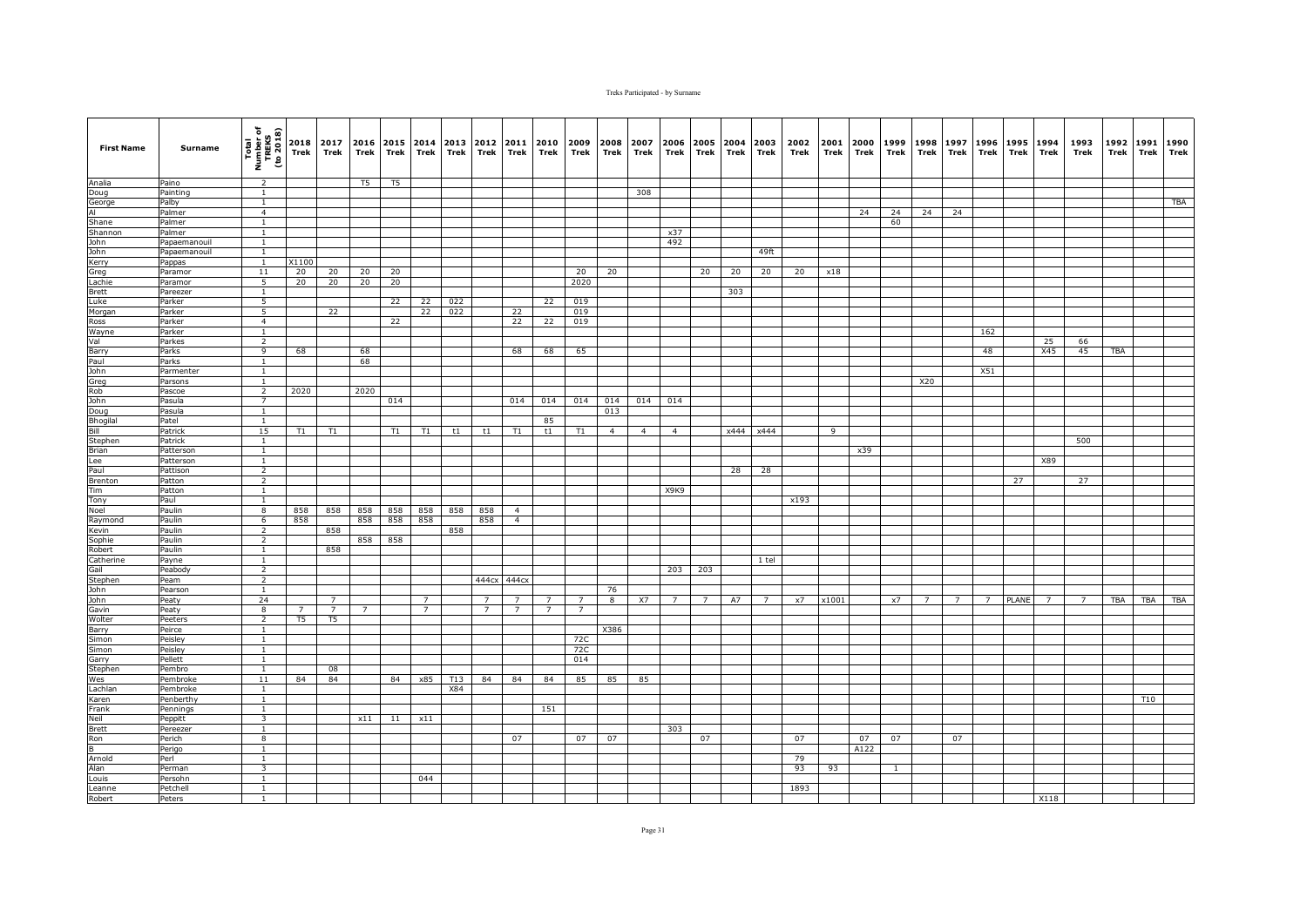| First Name | Surname | Total Number of TREKS (to 2018) | 2018 Trek | 2017 Trek | 2016 Trek | 2015 Trek | 2014 Trek | 2013 Trek | 2012 Trek | 2011 Trek | 2010 Trek | 2009 Trek | 2008 Trek | 2007 Trek | 2006 Trek | 2005 Trek | 2004 Trek | 2003 Trek | 2002 Trek | 2001 Trek | 2000 Trek | 1999 Trek | 1998 Trek | 1997 Trek | 1996 Trek | 1995 Trek | 1994 Trek | 1993 Trek | 1992 Trek | 1991 Trek | 1990 Trek |
|---|---|---|---|---|---|---|---|---|---|---|---|---|---|---|---|---|---|---|---|---|---|---|---|---|---|---|---|---|---|---|---|
| Analia | Paino | 2 | | | T5 | T5 | | | | | | | | | | | | | | | | | | | | | | | | | |
| Doug | Painting | 1 | | | | | | | | | | | | 308 | | | | | | | | | | | | | | | | | |
| George | Palby | 1 | | | | | | | | | | | | | | | | | | | | | | | | | | | | | TBA |
| Al | Palmer | 4 | | | | | | | | | | | | | | | | | | | 24 | 24 | 24 | 24 | | | | | | | |
| Shane | Palmer | 1 | | | | | | | | | | | | | | | | | | | | 60 | | | | | | | | | |
| Shannon | Palmer | 1 | | | | | | | | | | | | | x37 | | | | | | | | | | | | | | | | |
| John | Papaemanouil | 1 | | | | | | | | | | | | | 492 | | | | | | | | | | | | | | | | |
| John | Papaemanouil | 1 | | | | | | | | | | | | | | | | 49ft | | | | | | | | | | | | | |
| Kerry | Pappas | 1 | X1100 | | | | | | | | | | | | | | | | | | | | | | | | | | | | |
| Greg | Paramor | 11 | 20 | 20 | 20 | 20 | | | | | | 20 | 20 | | | 20 | 20 | 20 | 20 | x18 | | | | | | | | | | | |
| Lachie | Paramor | 5 | 20 | 20 | 20 | 20 | | | | | | 2020 | | | | | | | | | | | | | | | | | | | |
| Brett | Pareezer | 1 | | | | | | | | | | | | | | | 303 | | | | | | | | | | | | | | |
| Luke | Parker | 5 | | | | 22 | 22 | 022 | | | 22 | 019 | | | | | | | | | | | | | | | | | | | |
| Morgan | Parker | 5 | | 22 | | | 22 | 022 | | 22 | | 019 | | | | | | | | | | | | | | | | | | | |
| Ross | Parker | 4 | | | | 22 | | | | 22 | 22 | 019 | | | | | | | | | | | | | | | | | | | |
| Wayne | Parker | 1 | | | | | | | | | | | | | | | | | | | | | | | 162 | | | | | | |
| Val | Parkes | 2 | | | | | | | | | | | | | | | | | | | | | | | | | 25 | 66 | | | |
| Barry | Parks | 9 | 68 | | 68 | | | | | 68 | 68 | 65 | | | | | | | | | | | | | 48 | | X45 | 45 | TBA | | |
| Paul | Parks | 1 | | | 68 | | | | | | | | | | | | | | | | | | | | | | | | | | |
| John | Parmenter | 1 | | | | | | | | | | | | | | | | | | | | | | | X51 | | | | | | |
| Greg | Parsons | 1 | | | | | | | | | | | | | | | | | | | | | X20 | | | | | | | | |
| Rob | Pascoe | 2 | 2020 | | 2020 | | | | | | | | | | | | | | | | | | | | | | | | | | |
| John | Pasula | 7 | | | | 014 | | | | 014 | 014 | 014 | 014 | 014 | 014 | | | | | | | | | | | | | | | | |
| Doug | Pasula | 1 | | | | | | | | | | | 013 | | | | | | | | | | | | | | | | | | |
| Bhogilal | Patel | 1 | | | | | | | | | 85 | | | | | | | | | | | | | | | | | | | | |
| Bill | Patrick | 15 | T1 | T1 | | T1 | T1 | t1 | t1 | T1 | t1 | T1 | 4 | 4 | 4 | | x444 | x444 | | 9 | | | | | | | | | | | |
| Stephen | Patrick | 1 | | | | | | | | | | | | | | | | | | | | | | | | | | 500 | | | |
| Brian | Patterson | 1 | | | | | | | | | | | | | | | | | | | x39 | | | | | | | | | | |
| Lee | Patterson | 1 | | | | | | | | | | | | | | | | | | | | | | | | | X89 | | | | |
| Paul | Pattison | 2 | | | | | | | | | | | | | | | 28 | 28 | | | | | | | | | | | | | |
| Brenton | Patton | 2 | | | | | | | | | | | | | | | | | | | | | | | | 27 | | 27 | | | |
| Tim | Patton | 1 | | | | | | | | | | | | | X9K9 | | | | | | | | | | | | | | | | |
| Tony | Paul | 1 | | | | | | | | | | | | | | | | | x193 | | | | | | | | | | | | |
| Noel | Paulin | 8 | 858 | 858 | 858 | 858 | 858 | 858 | 858 | 4 | | | | | | | | | | | | | | | | | | | | | |
| Raymond | Paulin | 6 | 858 | | 858 | 858 | 858 | | 858 | 4 | | | | | | | | | | | | | | | | | | | | | |
| Kevin | Paulin | 2 | | 858 | | | | 858 | | | | | | | | | | | | | | | | | | | | | | | |
| Sophie | Paulin | 2 | | | 858 | 858 | | | | | | | | | | | | | | | | | | | | | | | | | |
| Robert | Paulin | 1 | | 858 | | | | | | | | | | | | | | | | | | | | | | | | | | | |
| Catherine | Payne | 1 | | | | | | | | | | | | | | | | 1 tel | | | | | | | | | | | | | |
| Gail | Peabody | 2 | | | | | | | | | | | | | 203 | 203 | | | | | | | | | | | | | | | |
| Stephen | Peam | 2 | | | | | | | 444cx | 444cx | | | | | | | | | | | | | | | | | | | | | |
| John | Pearson | 1 | | | | | | | | | | | 76 | | | | | | | | | | | | | | | | | | |
| John | Peaty | 24 | | 7 | | | 7 | | 7 | 7 | 7 | 7 | 8 | X7 | 7 | 7 | A7 | 7 | x7 | x1001 | | x7 | 7 | 7 | 7 | PLANE | 7 | 7 | TBA | TBA | TBA |
| Gavin | Peaty | 8 | 7 | 7 | 7 | | 7 | | 7 | 7 | 7 | 7 | | | | | | | | | | | | | | | | | | | |
| Wolter | Peeters | 2 | T5 | T5 | | | | | | | | | | | | | | | | | | | | | | | | | | | |
| Barry | Peirce | 1 | | | | | | | | | | | X386 | | | | | | | | | | | | | | | | | | |
| Simon | Peisley | 1 | | | | | | | | | | 72C | | | | | | | | | | | | | | | | | | | |
| Simon | Peisley | 1 | | | | | | | | | | 72C | | | | | | | | | | | | | | | | | | | |
| Garry | Pellett | 1 | | | | | | | | | | 014 | | | | | | | | | | | | | | | | | | | |
| Stephen | Pembro | 1 | | 08 | | | | | | | | | | | | | | | | | | | | | | | | | | | |
| Wes | Pembroke | 11 | 84 | 84 | | 84 | x85 | T13 | 84 | 84 | 84 | 85 | 85 | 85 | | | | | | | | | | | | | | | | | |
| Lachlan | Pembroke | 1 | | | | | | X84 | | | | | | | | | | | | | | | | | | | | | | | |
| Karen | Penberthy | 1 | | | | | | | | | | | | | | | | | | | | | | | | | | | | T10 | |
| Frank | Pennings | 1 | | | | | | | | | 151 | | | | | | | | | | | | | | | | | | | | |
| Neil | Peppitt | 3 | | | x11 | 11 | x11 | | | | | | | | | | | | | | | | | | | | | | | | |
| Brett | Pereezer | 1 | | | | | | | | | | | | | 303 | | | | | | | | | | | | | | | | |
| Ron | Perich | 8 | | | | | | | | 07 | | 07 | 07 | | | 07 | | | 07 | | 07 | 07 | | 07 | | | | | | | |
| B | Perigo | 1 | | | | | | | | | | | | | | | | | | | A122 | | | | | | | | | | |
| Arnold | Perl | 1 | | | | | | | | | | | | | | | | | 79 | | | | | | | | | | | | |
| Alan | Perman | 3 | | | | | | | | | | | | | | | | | 93 | 93 | | 1 | | | | | | | | | |
| Louis | Persohn | 1 | | | | | 044 | | | | | | | | | | | | | | | | | | | | | | | | |
| Leanne | Petchell | 1 | | | | | | | | | | | | | | | | 1893 | | | | | | | | | | | | | |
| Robert | Peters | 1 | | | | | | | | | | | | | | | | | | | | | | | | | X118 | | | | |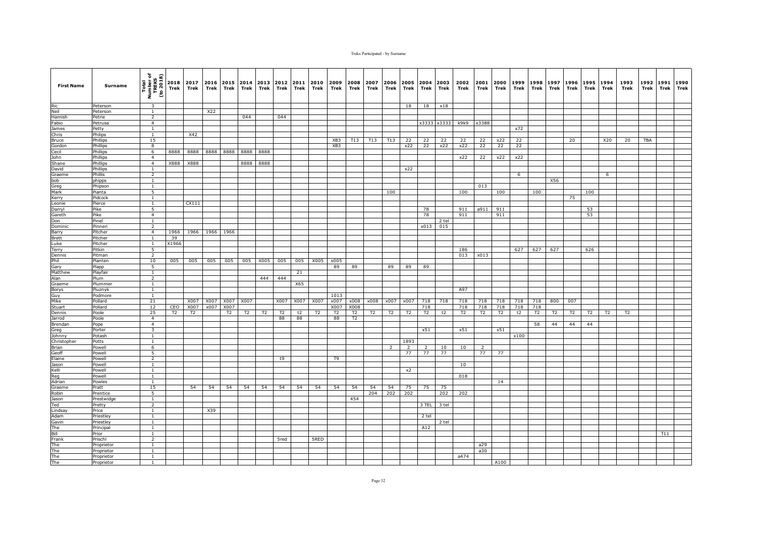| First Name | Surname | Total Number of TREKS (to 2018) | 2018 Trek | 2017 Trek | 2016 Trek | 2015 Trek | 2014 Trek | 2013 Trek | 2012 Trek | 2011 Trek | 2010 Trek | 2009 Trek | 2008 Trek | 2007 Trek | 2006 Trek | 2005 Trek | 2004 Trek | 2003 Trek | 2002 Trek | 2001 Trek | 2000 Trek | 1999 Trek | 1998 Trek | 1997 Trek | 1996 Trek | 1995 Trek | 1994 Trek | 1993 Trek | 1992 Trek | 1991 Trek | 1990 Trek |
|---|---|---|---|---|---|---|---|---|---|---|---|---|---|---|---|---|---|---|---|---|---|---|---|---|---|---|---|---|---|---|---|
| Ric | Peterson | 3 | | | | | | | | | | | | | | 18 | 18 | x18 | | | | | | | | | | | | | |
| Neil | Peterson | 1 | | | X22 | | | | | | | | | | | | | | | | | | | | | | | | | | |
| Hamish | Petrie | 2 | | | | | 044 | | 044 | | | | | | | | | | | | | | | | | | | | | | |
| Fabio | Petrusa | 4 | | | | | | | | | | | | | | | x3333 | x3333 | k9k9 | x3388 | | | | | | | | | | | |
| James | Petty | 1 | | | | | | | | | | | | | | | | | | | | x72 | | | | | | | | | |
| Chris | Philips | 1 | | X42 | | | | | | | | | | | | | | | | | | | | | | | | | | | |
| Bruce | Phillips | 15 | | | | | | | | | | XB3 | T13 | T13 | T13 | 22 | 22 | 22 | 22 | 22 | x22 | 22 | | | 20 | | X20 | 20 | TBA | | |
| Gordon | Phillips | 8 | | | | | | | | | | XB3 | | | | x22 | 22 | x22 | x22 | 22 | 22 | 22 | | | | | | | | | |
| Cecil | Phillips | 6 | 8888 | 8888 | 8888 | 8888 | 8888 | 8888 | | | | | | | | | | | | | | | | | | | | | | | |
| John | Phillips | 4 | | | | | | | | | | | | | | | | | x22 | 22 | x22 | x22 | | | | | | | | | |
| Shane | Phillips | 4 | X888 | X888 | | | 8888 | 8888 | | | | | | | | | | | | | | | | | | | | | | | |
| David | Phillips | 1 | | | | | | | | | | | | | | x22 | | | | | | | | | | | | | | | |
| Graeme | Phillis | 2 | | | | | | | | | | | | | | | | | | | | 6 | | | | | 6 | | | | |
| bob | phipps | 1 | | | | | | | | | | | | | | | | | | | | | | X56 | | | | | | | |
| Greg | Phipson | 1 | | | | | | | | | | | | | | | | | | 013 | | | | | | | | | | | |
| Mark | Pianta | 5 | | | | | | | | | | | | | 100 | | | | 100 | | 100 | | 100 | | | 100 | | | | | |
| Kerry | Pidcock | 1 | | | | | | | | | | | | | | | | | | | | | | | 75 | | | | | | |
| Leonie | Pierce | 1 | | CX111 | | | | | | | | | | | | | | | | | | | | | | | | | | | |
| Darryl | Pike | 5 | | | | | | | | | | | | | | | 78 | | 911 | a911 | 911 | | | | | 53 | | | | | |
| Gareth | Pike | 4 | | | | | | | | | | | | | | | 78 | | 911 | | 911 | | | | | 53 | | | | | |
| Don | Pinel | 1 | | | | | | | | | | | | | | | | 2 tel | | | | | | | | | | | | | |
| Dominic | Pinneri | 2 | | | | | | | | | | | | | | | x013 | 015 | | | | | | | | | | | | | |
| Barry | Pitcher | 4 | 1966 | 1966 | 1966 | 1966 | | | | | | | | | | | | | | | | | | | | | | | | | |
| Brett | Pitcher | 1 | 39 | | | | | | | | | | | | | | | | | | | | | | | | | | | | |
| Luke | Pitcher | 1 | X1966 | | | | | | | | | | | | | | | | | | | | | | | | | | | | |
| Terry | Pitkin | 5 | | | | | | | | | | | | | | | | | 186 | | | 627 | 627 | 627 | | 626 | | | | | |
| Dennis | Pitman | 2 | | | | | | | | | | | | | | | | | 013 | x013 | | | | | | | | | | | |
| Phil | Planten | 10 | 005 | 005 | 005 | 005 | 005 | X005 | 005 | 005 | X005 | x005 | | | | | | | | | | | | | | | | | | | |
| Gary | Plapp | 5 | | | | | | | | | | 89 | 89 | | 89 | 89 | 89 | | | | | | | | | | | | | | |
| Matthew | Playfair | 1 | | | | | | | | 21 | | | | | | | | | | | | | | | | | | | | | |
| Alan | Plum | 2 | | | | | | 444 | 444 | | | | | | | | | | | | | | | | | | | | | | |
| Graeme | Plummer | 1 | | | | | | | | X65 | | | | | | | | | | | | | | | | | | | | | |
| Borys | Pluznyk | 1 | | | | | | | | | | | | | | | | | A97 | | | | | | | | | | | | |
| Guy | Podmore | 1 | | | | | | | | | | 1013 | | | | | | | | | | | | | | | | | | | |
| Mike | Pollard | 21 | | X007 | X007 | X007 | X007 | | X007 | X007 | X007 | x007 | x008 | x008 | x007 | x007 | 718 | 718 | 718 | 718 | 718 | 718 | 718 | 800 | 007 | | | | | | |
| Stuart | Pollard | 12 | CEO | X007 | x007 | X007 | | | | | | X007 | X008 | | | | 718 | | 718 | 718 | 718 | 718 | 718 | | | | | | | | |
| Dennis | Poole | 25 | T2 | T2 | | T2 | T2 | T2 | T2 | t2 | T2 | T2 | T2 | T2 | T2 | T2 | T2 | t2 | T2 | T2 | T2 | t2 | T2 | T2 | T2 | T2 | T2 | T2 | | | |
| Jarrod | Poole | 4 | | | | | | | 88 | 88 | | 88 | T2 | | | | | | | | | | | | | | | | | | |
| Brendan | Pope | 4 | | | | | | | | | | | | | | | | | | | | | 58 | 44 | 44 | 44 | | | | | |
| Greg | Porter | 3 | | | | | | | | | | | | | | | x51 | | x51 | | x51 | | | | | | | | | | |
| Johnny | Potash | 1 | | | | | | | | | | | | | | | | | | | | x100 | | | | | | | | | |
| Christopher | Potts | 1 | | | | | | | | | | | | | | 1893 | | | | | | | | | | | | | | | |
| Brian | Powell | 6 | | | | | | | | | | | | | 2 | 2 | 2 | 10 | 10 | 2 | | | | | | | | | | | |
| Geoff | Powell | 5 | | | | | | | | | | | | | | 77 | 77 | 77 | | 77 | 77 | | | | | | | | | | |
| Elaine | Powell | 2 | | | | | | | t9 | | | T9 | | | | | | | | | | | | | | | | | | | |
| Jason | Powell | 1 | | | | | | | | | | | | | | | | | 10 | | | | | | | | | | | | |
| Kelli | Powell | 1 | | | | | | | | | | | | | | x2 | | | | | | | | | | | | | | | |
| Reg | Powell | 1 | | | | | | | | | | | | | | | | | 018 | | | | | | | | | | | | |
| Adrian | Powles | 1 | | | | | | | | | | | | | | | | | | | 14 | | | | | | | | | | |
| Graeme | Pratt | 15 | | 54 | 54 | 54 | 54 | 54 | 54 | 54 | 54 | 54 | 54 | 54 | 54 | 75 | 75 | 75 | | | | | | | | | | | | | |
| Robin | Prentice | 5 | | | | | | | | | | | | 204 | 202 | 202 | | 202 | 202 | | | | | | | | | | | | |
| Jason | Prestwidge | 1 | | | | | | | | | | | 454 | | | | | | | | | | | | | | | | | | |
| Ted | Pretty | 2 | | | | | | | | | | | | | | | 3 TEL | 3 tel | | | | | | | | | | | | | |
| Lindsay | Price | 1 | | | X39 | | | | | | | | | | | | | | | | | | | | | | | | | | |
| Adam | Priestley | 1 | | | | | | | | | | | | | | | 2 tel | | | | | | | | | | | | | | |
| Gavin | Priestley | 1 | | | | | | | | | | | | | | | | 2 tel | | | | | | | | | | | | | |
| The | Principal | 1 | | | | | | | | | | | | | | | A12 | | | | | | | | | | | | | | |
| Bill | Prior | 1 | | | | | | | | | | | | | | | | | | | | | | | | | | | | T11 | |
| Frank | Prischl | 2 | | | | | | | 5red | | 5RED | | | | | | | | | | | | | | | | | | | | |
| The | Proprietor | 1 | | | | | | | | | | | | | | | | | | a29 | | | | | | | | | | | |
| The | Proprietor | 1 | | | | | | | | | | | | | | | | | | a30 | | | | | | | | | | | |
| The | Proprietor | 1 | | | | | | | | | | | | | | | | | a474 | | | | | | | | | | | | |
| The | Proprietor | 1 | | | | | | | | | | | | | | | | | | | A100 | | | | | | | | | | |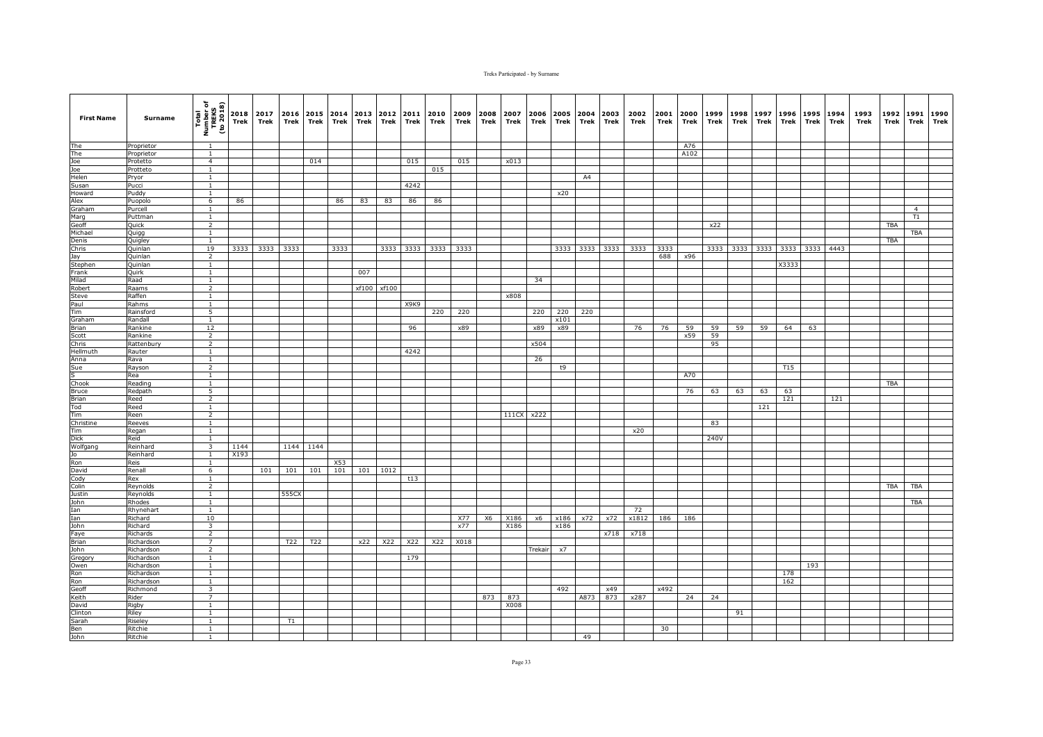| First Name | Surname | Total Number of TREKS (to 2018) | 2018 Trek | 2017 Trek | 2016 Trek | 2015 Trek | 2014 Trek | 2013 Trek | 2012 Trek | 2011 Trek | 2010 Trek | 2009 Trek | 2008 Trek | 2007 Trek | 2006 Trek | 2005 Trek | 2004 Trek | 2003 Trek | 2002 Trek | 2001 Trek | 2000 Trek | 1999 Trek | 1998 Trek | 1997 Trek | 1996 Trek | 1995 Trek | 1994 Trek | 1993 Trek | 1992 Trek | 1991 Trek | 1990 Trek |
|---|---|---|---|---|---|---|---|---|---|---|---|---|---|---|---|---|---|---|---|---|---|---|---|---|---|---|---|---|---|---|---|
| The | Proprietor | 1 | | | | | | | | | | | | | | | | | | | A76 | | | | | | | | | | |
| The | Proprietor | 1 | | | | | | | | | | | | | | | | | | | A102 | | | | | | | | | | |
| Joe | Protetto | 4 | | | | 014 | | | | 015 | | 015 | | x013 | | | | | | | | | | | | | | | | | |
| Joe | Protteto | 1 | | | | | | | | | 015 | | | | | | | | | | | | | | | | | | | | |
| Helen | Pryor | 1 | | | | | | | | | | | | | | | A4 | | | | | | | | | | | | | | |
| Susan | Pucci | 1 | | | | | | | | 4242 | | | | | | | | | | | | | | | | | | | | | |
| Howard | Puddy | 1 | | | | | | | | | | | | | | x20 | | | | | | | | | | | | | | | |
| Alex | Puopolo | 6 | 86 | | | | 86 | 83 | 83 | 86 | 86 | | | | | | | | | | | | | | | | | | | | |
| Graham | Purcell | 1 | | | | | | | | | | | | | | | | | | | | | | | | | | | | 4 | |
| Marg | Puttman | 1 | | | | | | | | | | | | | | | | | | | | | | | | | | | | T1 | |
| Geoff | Quick | 2 | | | | | | | | | | | | | | | | | | | | x22 | | | | | | | TBA | | |
| Michael | Quigg | 1 | | | | | | | | | | | | | | | | | | | | | | | | | | | | TBA | |
| Denis | Quigley | 1 | | | | | | | | | | | | | | | | | | | | | | | | | | | TBA | | |
| Chris | Quinlan | 19 | 3333 | 3333 | 3333 | | 3333 | | 3333 | 3333 | 3333 | 3333 | | | | 3333 | 3333 | 3333 | 3333 | 3333 | | 3333 | 3333 | 3333 | 3333 | 3333 | 4443 | | | | |
| Jay | Quinlan | 2 | | | | | | | | | | | | | | | | | | 688 | x96 | | | | | | | | | | |
| Stephen | Quinlan | 1 | | | | | | | | | | | | | | | | | | | | | | | X3333 | | | | | | |
| Frank | Quirk | 1 | | | | | | 007 | | | | | | | | | | | | | | | | | | | | | | | |
| Milad | Raad | 1 | | | | | | | | | | | | | 34 | | | | | | | | | | | | | | | | |
| Robert | Raams | 2 | | | | | | xf100 | xf100 | | | | | | | | | | | | | | | | | | | | | | |
| Steve | Raffen | 1 | | | | | | | | | | | | x808 | | | | | | | | | | | | | | | | | |
| Paul | Rahms | 1 | | | | | | | | X9K9 | | | | | | | | | | | | | | | | | | | | | |
| Tim | Rainsford | 5 | | | | | | | | | 220 | 220 | | | 220 | 220 | 220 | | | | | | | | | | | | | | |
| Graham | Randall | 1 | | | | | | | | | | | | | | x101 | | | | | | | | | | | | | | | |
| Brian | Rankine | 12 | | | | | | | | 96 | | x89 | | | x89 | x89 | | | 76 | 76 | 59 | 59 | 59 | 59 | 64 | 63 | | | | | |
| Scott | Rankine | 2 | | | | | | | | | | | | | | | | | | | x59 | 59 | | | | | | | | | |
| Chris | Rattenbury | 2 | | | | | | | | | | | | | x504 | | | | | | | 95 | | | | | | | | | |
| Hellmuth | Rauter | 1 | | | | | | | | 4242 | | | | | | | | | | | | | | | | | | | | | |
| Anna | Rava | 1 | | | | | | | | | | | | | 26 | | | | | | | | | | | | | | | | |
| Sue | Rayson | 2 | | | | | | | | | | | | | | t9 | | | | | | | | | T15 | | | | | | |
| S | Rea | 1 | | | | | | | | | | | | | | | | | | | A70 | | | | | | | | | | |
| Chook | Reading | 1 | | | | | | | | | | | | | | | | | | | | | | | | | | | TBA | | |
| Bruce | Redpath | 5 | | | | | | | | | | | | | | | | | | | 76 | 63 | 63 | 63 | 63 | | | | | | |
| Brian | Reed | 2 | | | | | | | | | | | | | | | | | | | | | | | 121 | | 121 | | | | |
| Tod | Reed | 1 | | | | | | | | | | | | | | | | | | | | | | 121 | | | | | | | |
| Tim | Reen | 2 | | | | | | | | | | | | 111CX | x222 | | | | | | | | | | | | | | | | |
| Christine | Reeves | 1 | | | | | | | | | | | | | | | | | | | | 83 | | | | | | | | | |
| Tim | Regan | 1 | | | | | | | | | | | | | | | | | x20 | | | | | | | | | | | | |
| Dick | Reid | 1 | | | | | | | | | | | | | | | | | | | | 240V | | | | | | | | | |
| Wolfgang | Reinhard | 3 | 1144 | | 1144 | 1144 | | | | | | | | | | | | | | | | | | | | | | | | | |
| Jo | Reinhard | 1 | X193 | | | | | | | | | | | | | | | | | | | | | | | | | | | | |
| Ron | Reis | 1 | | | | | X53 | | | | | | | | | | | | | | | | | | | | | | | | |
| David | Renall | 6 | | 101 | 101 | 101 | 101 | 101 | 1012 | | | | | | | | | | | | | | | | | | | | | | |
| Cody | Rex | 1 | | | | | | | | t13 | | | | | | | | | | | | | | | | | | | | | |
| Colin | Reynolds | 2 | | | | | | | | | | | | | | | | | | | | | | | | | | | TBA | TBA | |
| Justin | Reynolds | 1 | | | 555CX | | | | | | | | | | | | | | | | | | | | | | | | | | |
| John | Rhodes | 1 | | | | | | | | | | | | | | | | | | | | | | | | | | | | TBA | |
| Ian | Rhynehart | 1 | | | | | | | | | | | | | | | | | 72 | | | | | | | | | | | | |
| Ian | Richard | 10 | | | | | | | | | | X77 | X6 | X186 | x6 | x186 | x72 | x72 | x1812 | 186 | 186 | | | | | | | | | | |
| John | Richard | 3 | | | | | | | | | | x77 | | X186 | | x186 | | | | | | | | | | | | | | | |
| Faye | Richards | 2 | | | | | | | | | | | | | | | | x718 | x718 | | | | | | | | | | | | |
| Brian | Richardson | 7 | | | T22 | T22 | | x22 | X22 | X22 | X22 | X018 | | | | | | | | | | | | | | | | | | | |
| John | Richardson | 2 | | | | | | | | | | | | | Trekair | x7 | | | | | | | | | | | | | | | |
| Gregory | Richardson | 1 | | | | | | | | 179 | | | | | | | | | | | | | | | | | | | | | |
| Owen | Richardson | 1 | | | | | | | | | | | | | | | | | | | | | | | | 193 | | | | | |
| Ron | Richardson | 1 | | | | | | | | | | | | | | | | | | | | | | | 178 | | | | | | |
| Ron | Richardson | 1 | | | | | | | | | | | | | | | | | | | | | | | 162 | | | | | | |
| Geoff | Richmond | 3 | | | | | | | | | | | | | | 492 | | x49 | | x492 | | | | | | | | | | | |
| Keith | Rider | 7 | | | | | | | | | | | 873 | 873 | | | A873 | 873 | x287 | | 24 | 24 | | | | | | | | | |
| David | Rigby | 1 | | | | | | | | | | | | X008 | | | | | | | | | | | | | | | | | |
| Clinton | Riley | 1 | | | | | | | | | | | | | | | | | | | | | 91 | | | | | | | | |
| Sarah | Riseley | 1 | | | T1 | | | | | | | | | | | | | | | | | | | | | | | | | | |
| Ben | Ritchie | 1 | | | | | | | | | | | | | | | | | | 30 | | | | | | | | | | | |
| John | Ritchie | 1 | | | | | | | | | | | | | | | 49 | | | | | | | | | | | | | | |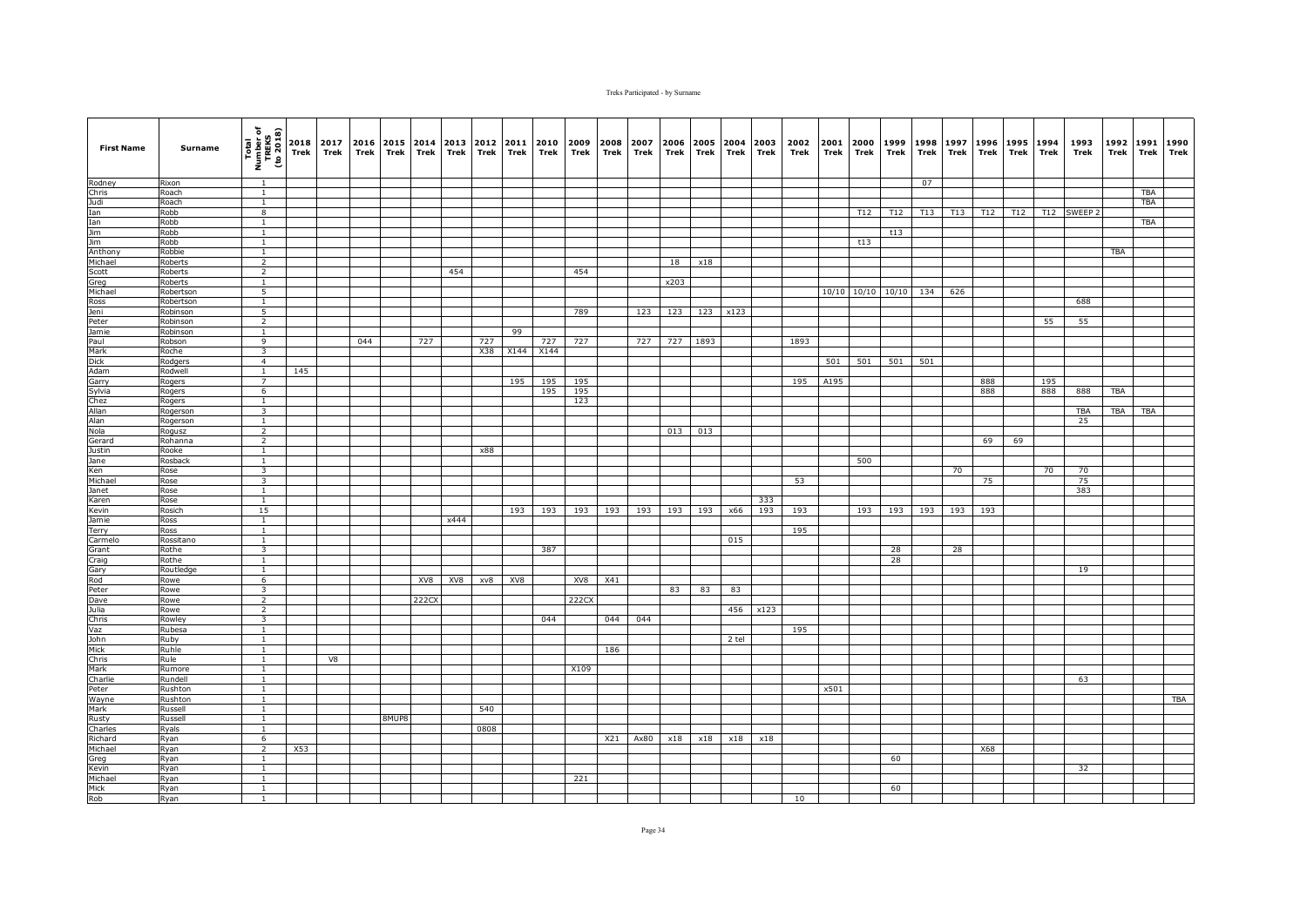| First Name | Surname | Total Number of TREKS (to 2018) | 2018 Trek | 2017 Trek | 2016 Trek | 2015 Trek | 2014 Trek | 2013 Trek | 2012 Trek | 2011 Trek | 2010 Trek | 2009 Trek | 2008 Trek | 2007 Trek | 2006 Trek | 2005 Trek | 2004 Trek | 2003 Trek | 2002 Trek | 2001 Trek | 2000 Trek | 1999 Trek | 1998 Trek | 1997 Trek | 1996 Trek | 1995 Trek | 1994 Trek | 1993 Trek | 1992 Trek | 1991 Trek | 1990 Trek |
|---|---|---|---|---|---|---|---|---|---|---|---|---|---|---|---|---|---|---|---|---|---|---|---|---|---|---|---|---|---|---|---|
| Rodney | Rixon | 1 | | | | | | | | | | | | | | | | | | | | | 07 | | | | | | | | |
| Chris | Roach | 1 | | | | | | | | | | | | | | | | | | | | | | | | | | | | TBA | |
| Judi | Roach | 1 | | | | | | | | | | | | | | | | | | | | | | | | | | | | TBA | |
| Ian | Robb | 8 | | | | | | | | | | | | | | | | | | | T12 | T12 | T13 | T13 | T12 | T12 | T12 | SWEEP 2 | | | |
| Ian | Robb | 1 | | | | | | | | | | | | | | | | | | | | | | | | | | | | TBA | |
| Jim | Robb | 1 | | | | | | | | | | | | | | | | | | | | t13 | | | | | | | | | |
| Jim | Robb | 1 | | | | | | | | | | | | | | | | | | | t13 | | | | | | | | | | |
| Anthony | Robbie | 1 | | | | | | | | | | | | | | | | | | | | | | | | | | | TBA | | |
| Michael | Roberts | 2 | | | | | | | | | | | | | 18 | x18 | | | | | | | | | | | | | | | |
| Scott | Roberts | 2 | | | | | | 454 | | | | 454 | | | | | | | | | | | | | | | | | | | |
| Greg | Roberts | 1 | | | | | | | | | | | | | x203 | | | | | | | | | | | | | | | | |
| Michael | Robertson | 5 | | | | | | | | | | | | | | | | | | 10/10 | 10/10 | 10/10 | 134 | 626 | | | | | | | |
| Ross | Robertson | 1 | | | | | | | | | | | | | | | | | | | | | | | | | | 688 | | | |
| Jeni | Robinson | 5 | | | | | | | | | | 789 | | 123 | 123 | 123 | x123 | | | | | | | | | | | | | | |
| Peter | Robinson | 2 | | | | | | | | | | | | | | | | | | | | | | | | | 55 | 55 | | | |
| Jamie | Robinson | 1 | | | | | | | | 99 | | | | | | | | | | | | | | | | | | | | | |
| Paul | Robson | 9 | | | 044 | | 727 | | 727 | | 727 | 727 | | 727 | 727 | 1893 | | | 1893 | | | | | | | | | | | | |
| Mark | Roche | 3 | | | | | | | X38 | X144 | X144 | | | | | | | | | | | | | | | | | | | | |
| Dick | Rodgers | 4 | | | | | | | | | | | | | | | | | | 501 | 501 | 501 | 501 | | | | | | | | |
| Adam | Rodwell | 1 | 145 | | | | | | | | | | | | | | | | | | | | | | | | | | | | |
| Garry | Rogers | 7 | | | | | | | | 195 | 195 | 195 | | | | | | | 195 | A195 | | | | | 888 | | 195 | | | | |
| Sylvia | Rogers | 6 | | | | | | | | | 195 | 195 | | | | | | | | | | | | | 888 | | 888 | 888 | TBA | | |
| Chez | Rogers | 1 | | | | | | | | | | 123 | | | | | | | | | | | | | | | | | | | |
| Allan | Rogerson | 3 | | | | | | | | | | | | | | | | | | | | | | | | | | TBA | TBA | TBA | |
| Alan | Rogerson | 1 | | | | | | | | | | | | | | | | | | | | | | | | | | 25 | | | |
| Nola | Rogusz | 2 | | | | | | | | | | | | | 013 | 013 | | | | | | | | | | | | | | | |
| Gerard | Rohanna | 2 | | | | | | | | | | | | | | | | | | | | | | | 69 | 69 | | | | | |
| Justin | Rooke | 1 | | | | | | | x88 | | | | | | | | | | | | | | | | | | | | | | |
| Jane | Rosback | 1 | | | | | | | | | | | | | | | | | | | 500 | | | | | | | | | | |
| Ken | Rose | 3 | | | | | | | | | | | | | | | | | | | | | | 70 | | | 70 | 70 | | | |
| Michael | Rose | 3 | | | | | | | | | | | | | | | | | 53 | | | | | | 75 | | | 75 | | | |
| Janet | Rose | 1 | | | | | | | | | | | | | | | | | | | | | | | | | | 383 | | | |
| Karen | Rose | 1 | | | | | | | | | | | | | | | | 333 | | | | | | | | | | | | | |
| Kevin | Rosich | 15 | | | | | | | | 193 | 193 | 193 | 193 | 193 | 193 | 193 | x66 | 193 | 193 | | 193 | 193 | 193 | 193 | 193 | | | | | | |
| Jamie | Ross | 1 | | | | | | x444 | | | | | | | | | | | | | | | | | | | | | | | |
| Terry | Ross | 1 | | | | | | | | | | | | | | | | | 195 | | | | | | | | | | | | |
| Carmelo | Rossitano | 1 | | | | | | | | | | | | | | | 015 | | | | | | | | | | | | | | |
| Grant | Rothe | 3 | | | | | | | | | 387 | | | | | | | | | | | 28 | | 28 | | | | | | | |
| Craig | Rothe | 1 | | | | | | | | | | | | | | | | | | | | 28 | | | | | | | | | |
| Gary | Routledge | 1 | | | | | | | | | | | | | | | | | | | | | | | | | | 19 | | | |
| Rod | Rowe | 6 | | | | | XV8 | XV8 | xv8 | XV8 | | XV8 | X41 | | | | | | | | | | | | | | | | | | |
| Peter | Rowe | 3 | | | | | | | | | | | | | 83 | 83 | 83 | | | | | | | | | | | | | | |
| Dave | Rowe | 2 | | | | | 222CX | | | | | 222CX | | | | | | | | | | | | | | | | | | | |
| Julia | Rowe | 2 | | | | | | | | | | | | | | | 456 | x123 | | | | | | | | | | | | | |
| Chris | Rowley | 3 | | | | | | | | | 044 | | 044 | 044 | | | | | | | | | | | | | | | | | |
| Vaz | Rubesa | 1 | | | | | | | | | | | | | | | | | 195 | | | | | | | | | | | | |
| John | Ruby | 1 | | | | | | | | | | | | | | | 2 tel | | | | | | | | | | | | | | |
| Mick | Ruhle | 1 | | | | | | | | | | | 186 | | | | | | | | | | | | | | | | | | |
| Chris | Rule | 1 | | V8 | | | | | | | | | | | | | | | | | | | | | | | | | | | |
| Mark | Rumore | 1 | | | | | | | | | | X109 | | | | | | | | | | | | | | | | | | | |
| Charlie | Rundell | 1 | | | | | | | | | | | | | | | | | | | | | | | | | | 63 | | | |
| Peter | Rushton | 1 | | | | | | | | | | | | | | | | | | x501 | | | | | | | | | | | |
| Wayne | Rushton | 1 | | | | | | | | | | | | | | | | | | | | | | | | | | | | | TBA |
| Mark | Russell | 1 | | | | | | | 540 | | | | | | | | | | | | | | | | | | | | | | |
| Rusty | Russell | 1 | | | | 8MUP8 | | | | | | | | | | | | | | | | | | | | | | | | | |
| Charles | Ryals | 1 | | | | | | | 0808 | | | | | | | | | | | | | | | | | | | | | | |
| Richard | Ryan | 6 | | | | | | | | | | | X21 | Ax80 | x18 | x18 | x18 | x18 | | | | | | | | | | | | | |
| Michael | Ryan | 2 | X53 | | | | | | | | | | | | | | | | | | | | | | X68 | | | | | | |
| Greg | Ryan | 1 | | | | | | | | | | | | | | | | | | | | 60 | | | | | | | | | |
| Kevin | Ryan | 1 | | | | | | | | | | | | | | | | | | | | | | | | | | 32 | | | |
| Michael | Ryan | 1 | | | | | | | | | | 221 | | | | | | | | | | | | | | | | | | | |
| Mick | Ryan | 1 | | | | | | | | | | | | | | | | | | | | 60 | | | | | | | | | |
| Rob | Ryan | 1 | | | | | | | | | | | | | | | | | 10 | | | | | | | | | | | | |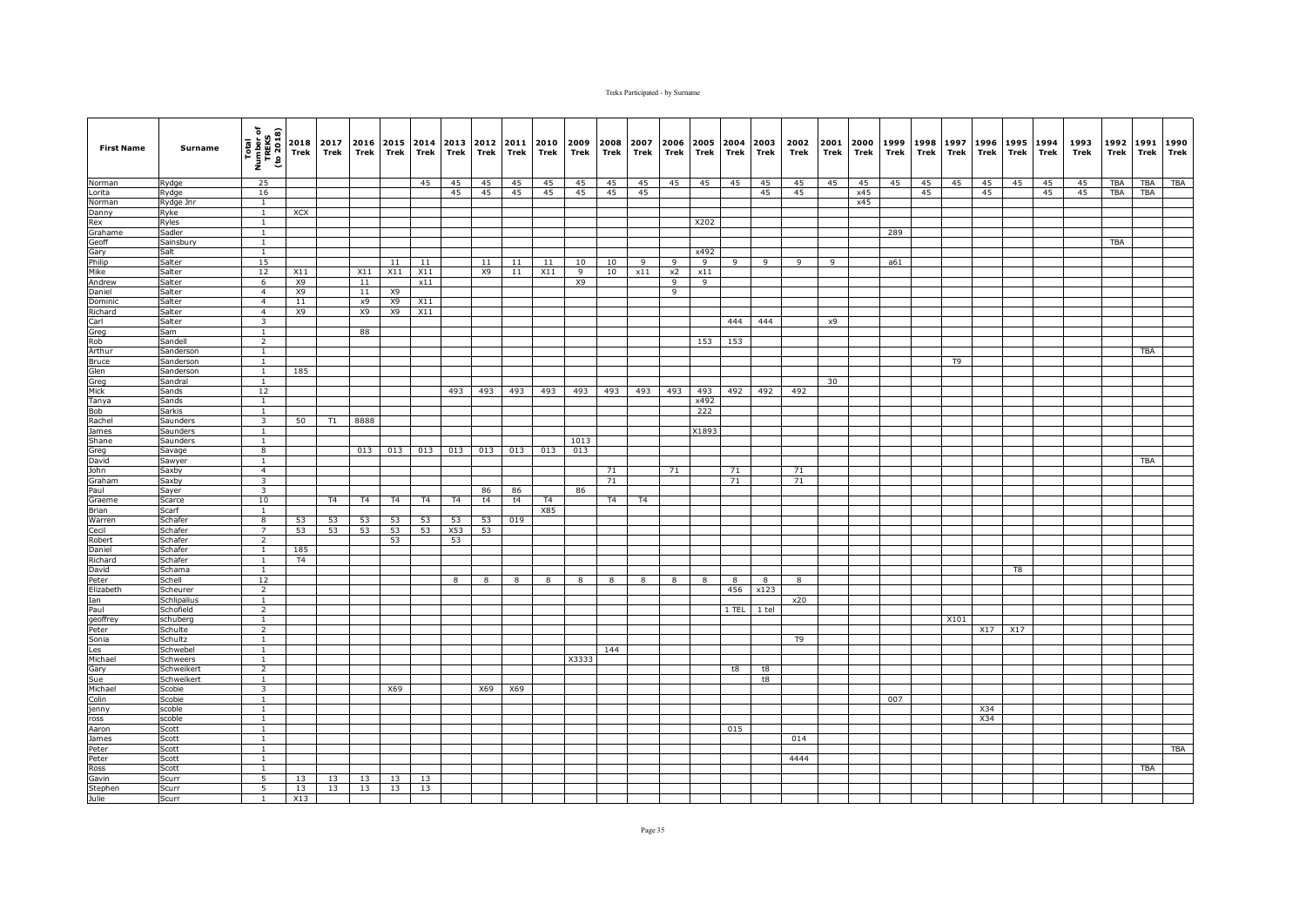| First Name | Surname | Total Number of TREKS (to 2018) | 2018 Trek | 2017 Trek | 2016 Trek | 2015 Trek | 2014 Trek | 2013 Trek | 2012 Trek | 2011 Trek | 2010 Trek | 2009 Trek | 2008 Trek | 2007 Trek | 2006 Trek | 2005 Trek | 2004 Trek | 2003 Trek | 2002 Trek | 2001 Trek | 2000 Trek | 1999 Trek | 1998 Trek | 1997 Trek | 1996 Trek | 1995 Trek | 1994 Trek | 1993 Trek | 1992 Trek | 1991 Trek | 1990 Trek |
|---|---|---|---|---|---|---|---|---|---|---|---|---|---|---|---|---|---|---|---|---|---|---|---|---|---|---|---|---|---|---|---|
| Norman | Rydge | 25 | | | | | 45 | 45 | 45 | 45 | 45 | 45 | 45 | 45 | 45 | 45 | 45 | 45 | 45 | 45 | 45 | 45 | 45 | 45 | 45 | 45 | 45 | 45 | TBA | TBA | TBA |
| Lorita | Rydge | 16 | | | | | | 45 | 45 | 45 | 45 | 45 | 45 | 45 | | | | 45 | 45 | | x45 | | 45 | | 45 | | 45 | 45 | TBA | TBA | |
| Norman | Rydge Jnr | 1 | | | | | | | | | | | | | | | | | | | x45 | | | | | | | | | | |
| Danny | Ryke | 1 | XCX | | | | | | | | | | | | | | | | | | | | | | | | | | | | |
| Rex | Ryles | 1 | | | | | | | | | | | | | | X202 | | | | | | | | | | | | | | | |
| Grahame | Sadler | 1 | | | | | | | | | | | | | | | | | | | | 289 | | | | | | | | | |
| Geoff | Sainsbury | 1 | | | | | | | | | | | | | | | | | | | | | | | | | | | TBA | | |
| Gary | Salt | 1 | | | | | | | | | | | | | | x492 | | | | | | | | | | | | | | | |
| Philip | Salter | 15 | | | | 11 | 11 | | 11 | 11 | 11 | 10 | 10 | 9 | 9 | 9 | 9 | 9 | 9 | 9 | | a61 | | | | | | | | | |
| Mike | Salter | 12 | X11 | | X11 | X11 | X11 | | X9 | 11 | X11 | 9 | 10 | x11 | x2 | x11 | | | | | | | | | | | | | | | |
| Andrew | Salter | 6 | X9 | | 11 | | x11 | | | | | X9 | | | 9 | 9 | | | | | | | | | | | | | | | |
| Daniel | Salter | 4 | X9 | | 11 | X9 | | | | | | | | | 9 | | | | | | | | | | | | | | | | |
| Dominic | Salter | 4 | 11 | | x9 | X9 | X11 | | | | | | | | | | | | | | | | | | | | | | | | |
| Richard | Salter | 4 | X9 | | X9 | X9 | X11 | | | | | | | | | | | | | | | | | | | | | | | | |
| Carl | Salter | 3 | | | | | | | | | | | | | | | 444 | 444 | | x9 | | | | | | | | | | | |
| Greg | Sam | 1 | | | 88 | | | | | | | | | | | | | | | | | | | | | | | | | | |
| Rob | Sandell | 2 | | | | | | | | | | | | | | 153 | 153 | | | | | | | | | | | | | | |
| Arthur | Sanderson | 1 | | | | | | | | | | | | | | | | | | | | | | | | | | | | TBA | |
| Bruce | Sanderson | 1 | | | | | | | | | | | | | | | | | | | | | | T9 | | | | | | | |
| Glen | Sanderson | 1 | 185 | | | | | | | | | | | | | | | | | | | | | | | | | | | | |
| Greg | Sandral | 1 | | | | | | | | | | | | | | | | | | 30 | | | | | | | | | | | |
| Mick | Sands | 12 | | | | | | 493 | 493 | 493 | 493 | 493 | 493 | 493 | 493 | 493 | 492 | 492 | 492 | | | | | | | | | | | | |
| Tanya | Sands | 1 | | | | | | | | | | | | | | x492 | | | | | | | | | | | | | | | |
| Bob | Sarkis | 1 | | | | | | | | | | | | | | 222 | | | | | | | | | | | | | | | |
| Rachel | Saunders | 3 | 50 | T1 | 8888 | | | | | | | | | | | | | | | | | | | | | | | | | | |
| James | Saunders | 1 | | | | | | | | | | | | | | X1893 | | | | | | | | | | | | | | | |
| Shane | Saunders | 1 | | | | | | | | | | 1013 | | | | | | | | | | | | | | | | | | | |
| Greg | Savage | 8 | | | 013 | 013 | 013 | 013 | 013 | 013 | 013 | 013 | | | | | | | | | | | | | | | | | | | |
| David | Sawyer | 1 | | | | | | | | | | | | | | | | | | | | | | | | | | | | TBA | |
| John | Saxby | 4 | | | | | | | | | | | 71 | | 71 | | 71 | | 71 | | | | | | | | | | | | |
| Graham | Saxby | 3 | | | | | | | | | | | 71 | | | | 71 | | 71 | | | | | | | | | | | | |
| Paul | Sayer | 3 | | | | | | | 86 | 86 | | 86 | | | | | | | | | | | | | | | | | | | |
| Graeme | Scarce | 10 | | T4 | T4 | T4 | T4 | T4 | t4 | t4 | T4 | | T4 | T4 | | | | | | | | | | | | | | | | | |
| Brian | Scarf | 1 | | | | | | | | | X85 | | | | | | | | | | | | | | | | | | | | |
| Warren | Schafer | 8 | 53 | 53 | 53 | 53 | 53 | 53 | 53 | 019 | | | | | | | | | | | | | | | | | | | | | |
| Cecil | Schafer | 7 | 53 | 53 | 53 | 53 | 53 | X53 | 53 | | | | | | | | | | | | | | | | | | | | | | |
| Robert | Schafer | 2 | | | | 53 | | 53 | | | | | | | | | | | | | | | | | | | | | | | |
| Daniel | Schafer | 1 | 185 | | | | | | | | | | | | | | | | | | | | | | | | | | | | |
| Richard | Schafer | 1 | T4 | | | | | | | | | | | | | | | | | | | | | | | | | | | | |
| David | Schama | 1 | | | | | | | | | | | | | | | | | | | | | | | | T8 | | | | | |
| Peter | Schell | 12 | | | | | | 8 | 8 | 8 | 8 | 8 | 8 | 8 | 8 | 8 | 8 | 8 | 8 | | | | | | | | | | | | |
| Elizabeth | Scheurer | 2 | | | | | | | | | | | | | | | 456 | x123 | | | | | | | | | | | | | |
| Ian | Schlipalius | 1 | | | | | | | | | | | | | | | | | x20 | | | | | | | | | | | | |
| Paul | Schofield | 2 | | | | | | | | | | | | | | | 1 TEL | 1 tel | | | | | | | | | | | | | |
| geoffrey | schuberg | 1 | | | | | | | | | | | | | | | | | | | | | | X101 | | | | | | | |
| Peter | Schulte | 2 | | | | | | | | | | | | | | | | | | | | | | | X17 | X17 | | | | | |
| Sonia | Schultz | 1 | | | | | | | | | | | | | | | | | T9 | | | | | | | | | | | | |
| Les | Schwebel | 1 | | | | | | | | | | | 144 | | | | | | | | | | | | | | | | | | |
| Michael | Schweers | 1 | | | | | | | | | | X3333 | | | | | | | | | | | | | | | | | | | |
| Gary | Schweikert | 2 | | | | | | | | | | | | | | | t8 | t8 | | | | | | | | | | | | | |
| Sue | Schweikert | 1 | | | | | | | | | | | | | | | | t8 | | | | | | | | | | | | | |
| Michael | Scobie | 3 | | | | X69 | | | X69 | X69 | | | | | | | | | | | | | | | | | | | | | |
| Colin | Scobie | 1 | | | | | | | | | | | | | | | | | | | | 007 | | | | | | | | | |
| jenny | scoble | 1 | | | | | | | | | | | | | | | | | | | | | | | X34 | | | | | | |
| ross | scoble | 1 | | | | | | | | | | | | | | | | | | | | | | | X34 | | | | | | |
| Aaron | Scott | 1 | | | | | | | | | | | | | | | 015 | | | | | | | | | | | | | | |
| James | Scott | 1 | | | | | | | | | | | | | | | | | 014 | | | | | | | | | | | | |
| Peter | Scott | 1 | | | | | | | | | | | | | | | | | | | | | | | | | | | | | TBA |
| Peter | Scott | 1 | | | | | | | | | | | | | | | | | 4444 | | | | | | | | | | | | |
| Ross | Scott | 1 | | | | | | | | | | | | | | | | | | | | | | | | | | | | TBA | |
| Gavin | Scurr | 5 | 13 | 13 | 13 | 13 | 13 | | | | | | | | | | | | | | | | | | | | | | | | |
| Stephen | Scurr | 5 | 13 | 13 | 13 | 13 | 13 | | | | | | | | | | | | | | | | | | | | | | | | |
| Julie | Scurr | 1 | X13 | | | | | | | | | | | | | | | | | | | | | | | | | | | | |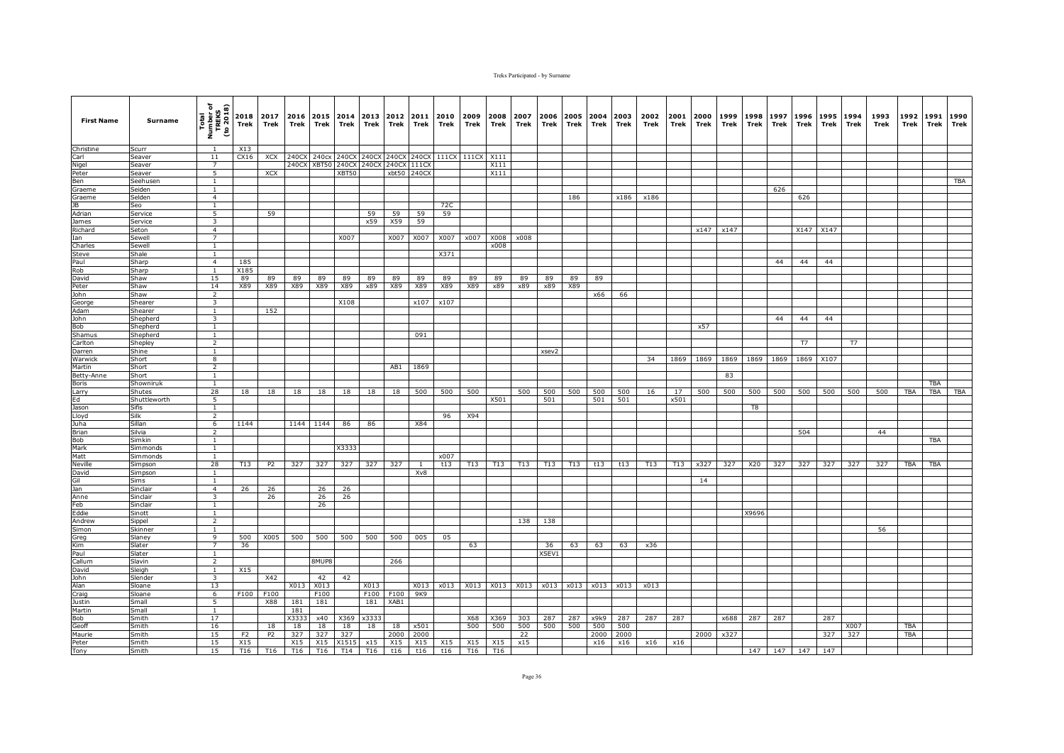| First Name | Surname | Total Number of TREKS (to 2018) | 2018 Trek | 2017 Trek | 2016 Trek | 2015 Trek | 2014 Trek | 2013 Trek | 2012 Trek | 2011 Trek | 2010 Trek | 2009 Trek | 2008 Trek | 2007 Trek | 2006 Trek | 2005 Trek | 2004 Trek | 2003 Trek | 2002 Trek | 2001 Trek | 2000 Trek | 1999 Trek | 1998 Trek | 1997 Trek | 1996 Trek | 1995 Trek | 1994 Trek | 1993 Trek | 1992 Trek | 1991 Trek | 1990 Trek |
|---|---|---|---|---|---|---|---|---|---|---|---|---|---|---|---|---|---|---|---|---|---|---|---|---|---|---|---|---|---|---|---|
| Christine | Scurr | 1 | X13 | | | | | | | | | | | | | | | | | | | | | | | | | | | | |
| Carl | Seaver | 11 | CX16 | XCX | 240CX | 240cx | 240CX | 240CX | 240CX | 240CX | 111CX | 111CX | X111 | | | | | | | | | | | | | | | | | | |
| Nigel | Seaver | 7 | | | 240CX | XBT50 | 240CX | 240CX | 240CX | 111CX | | | X111 | | | | | | | | | | | | | | | | | | |
| Peter | Seaver | 5 | | XCX | | | XBT50 | | xbt50 | 240CX | | | X111 | | | | | | | | | | | | | | | | | | |
| Ben | Seehusen | 1 | | | | | | | | | | | | | | | | | | | | | | | | | | | | | TBA |
| Graeme | Selden | 1 | | | | | | | | | | | | | | | | | | | | | | 626 | | | | | | | |
| Graeme | Selden | 4 | | | | | | | | | | | | | | 186 | | x186 | x186 | | | | | | 626 | | | | | | |
| JB | Seo | 1 | | | | | | | | | 72C | | | | | | | | | | | | | | | | | | | | |
| Adrian | Service | 5 | | 59 | | | | 59 | 59 | 59 | 59 | | | | | | | | | | | | | | | | | | | | |
| James | Service | 3 | | | | | | x59 | X59 | 59 | | | | | | | | | | | | | | | | | | | | | |
| Richard | Seton | 4 | | | | | | | | | | | | | | | | | | | x147 | x147 | | | X147 | X147 | | | | | |
| Ian | Sewell | 7 | | | | | X007 | | X007 | X007 | X007 | x007 | X008 | x008 | | | | | | | | | | | | | | | | | |
| Charles | Sewell | 1 | | | | | | | | | | | x008 | | | | | | | | | | | | | | | | | | |
| Steve | Shale | 1 | | | | | | | | | X371 | | | | | | | | | | | | | | | | | | | | |
| Paul | Sharp | 4 | 185 | | | | | | | | | | | | | | | | | | | | | 44 | 44 | 44 | | | | | |
| Rob | Sharp | 1 | X185 | | | | | | | | | | | | | | | | | | | | | | | | | | | | |
| David | Shaw | 15 | 89 | 89 | 89 | 89 | 89 | 89 | 89 | 89 | 89 | 89 | 89 | 89 | 89 | 89 | 89 | | | | | | | | | | | | | | |
| Peter | Shaw | 14 | X89 | X89 | X89 | X89 | X89 | x89 | X89 | X89 | X89 | X89 | x89 | x89 | x89 | X89 | | | | | | | | | | | | | | | |
| John | Shaw | 2 | | | | | | | | | | | | | | | x66 | 66 | | | | | | | | | | | | | |
| George | Shearer | 3 | | | | | X108 | | | x107 | x107 | | | | | | | | | | | | | | | | | | | | |
| Adam | Shearer | 1 | | 152 | | | | | | | | | | | | | | | | | | | | | | | | | | | |
| John | Shepherd | 3 | | | | | | | | | | | | | | | | | | | | | | 44 | 44 | 44 | | | | | |
| Bob | Shepherd | 1 | | | | | | | | | | | | | | | | | | | x57 | | | | | | | | | | |
| Shamus | Shepherd | 1 | | | | | | | | 091 | | | | | | | | | | | | | | | | | | | | | |
| Carlton | Shepley | 2 | | | | | | | | | | | | | | | | | | | | | | | T7 | | T7 | | | | |
| Darren | Shine | 1 | | | | | | | | | | | | | xsev2 | | | | | | | | | | | | | | | | |
| Warwick | Short | 8 | | | | | | | | | | | | | | | | | 34 | 1869 | 1869 | 1869 | 1869 | 1869 | 1869 | X107 | | | | | |
| Martin | Short | 2 | | | | | | | AB1 | 1869 | | | | | | | | | | | | | | | | | | | | | |
| Betty-Anne | Short | 1 | | | | | | | | | | | | | | | | | | | | 83 | | | | | | | | | |
| Boris | Showniruk | 1 | | | | | | | | | | | | | | | | | | | | | | | | | | | | TBA | |
| Larry | Shutes | 28 | 18 | 18 | 18 | 18 | 18 | 18 | 18 | 500 | 500 | 500 | | 500 | 500 | 500 | 500 | 500 | 16 | 17 | 500 | 500 | 500 | 500 | 500 | 500 | 500 | 500 | TBA | TBA | TBA |
| Ed | Shuttleworth | 5 | | | | | | | | | | | X501 | | 501 | | 501 | 501 | | x501 | | | | | | | | | | | |
| Jason | Sifis | 1 | | | | | | | | | | | | | | | | | | | | | T8 | | | | | | | | |
| Lloyd | Silk | 2 | | | | | | | | | 96 | X94 | | | | | | | | | | | | | | | | | | | |
| Juha | Sillan | 6 | 1144 | | 1144 | 1144 | 86 | 86 | | X84 | | | | | | | | | | | | | | | | | | | | | |
| Brian | Silvia | 2 | | | | | | | | | | | | | | | | | | | | | | | 504 | | | 44 | | | |
| Bob | Simkin | 1 | | | | | | | | | | | | | | | | | | | | | | | | | | | | TBA | |
| Mark | Simmonds | 1 | | | | | X3333 | | | | | | | | | | | | | | | | | | | | | | | | |
| Matt | Simmonds | 1 | | | | | | | | | x007 | | | | | | | | | | | | | | | | | | | | |
| Neville | Simpson | 28 | T13 | P2 | 327 | 327 | 327 | 327 | 327 | 1 | t13 | T13 | T13 | T13 | T13 | T13 | t13 | t13 | T13 | T13 | x327 | 327 | X20 | 327 | 327 | 327 | 327 | 327 | TBA | TBA | |
| David | Simpson | 1 | | | | | | | | Xv8 | | | | | | | | | | | | | | | | | | | | | |
| Gil | Sims | 1 | | | | | | | | | | | | | | | | | | | 14 | | | | | | | | | | |
| Jan | Sinclair | 4 | 26 | 26 | | 26 | 26 | | | | | | | | | | | | | | | | | | | | | | | | |
| Anne | Sinclair | 3 | | 26 | | 26 | 26 | | | | | | | | | | | | | | | | | | | | | | | | |
| Feb | Sinclair | 1 | | | | 26 | | | | | | | | | | | | | | | | | | | | | | | | | |
| Eddie | Sinott | 1 | | | | | | | | | | | | | | | | | | | | | X9696 | | | | | | | | |
| Andrew | Sippel | 2 | | | | | | | | | | | | 138 | 138 | | | | | | | | | | | | | | | | |
| Simon | Skinner | 1 | | | | | | | | | | | | | | | | | | | | | | | | | | 56 | | | |
| Greg | Slaney | 9 | 500 | X005 | 500 | 500 | 500 | 500 | 500 | 005 | 05 | | | | | | | | | | | | | | | | | | | | |
| Kim | Slater | 7 | 36 | | | | | | | | | 63 | | | 36 | 63 | 63 | 63 | x36 | | | | | | | | | | | | |
| Paul | Slater | 1 | | | | | | | | | | | | | XSEV1 | | | | | | | | | | | | | | | | |
| Callum | Slavin | 2 | | | | 8MUP8 | | | 266 | | | | | | | | | | | | | | | | | | | | | | |
| David | Sleigh | 1 | X15 | | | | | | | | | | | | | | | | | | | | | | | | | | | | |
| John | Slender | 3 | | X42 | | 42 | 42 | | | | | | | | | | | | | | | | | | | | | | | | |
| Alan | Sloane | 13 | | | X013 | X013 | | X013 | | X013 | x013 | X013 | X013 | X013 | x013 | x013 | x013 | x013 | x013 | | | | | | | | | | | | |
| Craig | Sloane | 6 | F100 | F100 | | F100 | | F100 | F100 | 9K9 | | | | | | | | | | | | | | | | | | | | | |
| Justin | Small | 5 | | X88 | 181 | 181 | | 181 | XAB1 | | | | | | | | | | | | | | | | | | | | | | |
| Martin | Small | 1 | | | 181 | | | | | | | | | | | | | | | | | | | | | | | | | | |
| Bob | Smith | 17 | | | X3333 | x40 | X369 | x3333 | | | | X68 | X369 | 303 | 287 | 287 | x9k9 | 287 | 287 | 287 | | x688 | 287 | 287 | | 287 | | | | | |
| Geoff | Smith | 16 | | 18 | 18 | 18 | 18 | 18 | 18 | x501 | | 500 | 500 | 500 | 500 | 500 | 500 | 500 | | | | | | | | | X007 | | TBA | | |
| Maurie | Smith | 15 | F2 | P2 | 327 | 327 | 327 | | 2000 | 2000 | | | | 22 | | | 2000 | 2000 | | | 2000 | x327 | | | | 327 | 327 | | TBA | | |
| Peter | Smith | 15 | X15 | | X15 | X15 | X1515 | x15 | X15 | X15 | X15 | X15 | X15 | x15 | | | x16 | x16 | x16 | x16 | | | | | | | | | | | |
| Tony | Smith | 15 | T16 | T16 | T16 | T16 | T14 | T16 | t16 | t16 | t16 | T16 | T16 | | | | | | | | | | 147 | 147 | 147 | 147 | | | | | |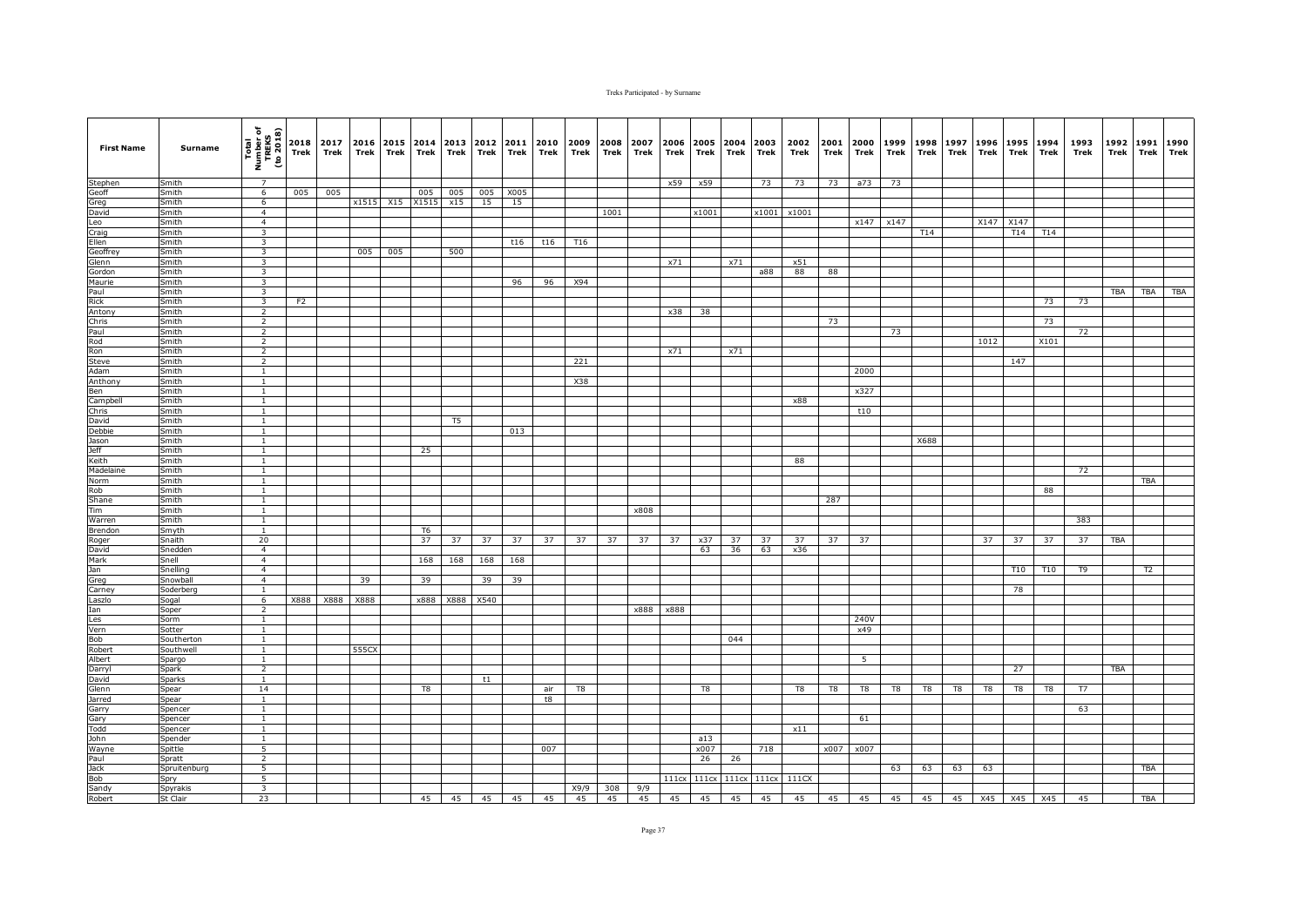| First Name | Surname | Total Number of TREKS (to 2018) | 2018 Trek | 2017 Trek | 2016 Trek | 2015 Trek | 2014 Trek | 2013 Trek | 2012 Trek | 2011 Trek | 2010 Trek | 2009 Trek | 2008 Trek | 2007 Trek | 2006 Trek | 2005 Trek | 2004 Trek | 2003 Trek | 2002 Trek | 2001 Trek | 2000 Trek | 1999 Trek | 1998 Trek | 1997 Trek | 1996 Trek | 1995 Trek | 1994 Trek | 1993 Trek | 1992 Trek | 1991 Trek | 1990 Trek |
|---|---|---|---|---|---|---|---|---|---|---|---|---|---|---|---|---|---|---|---|---|---|---|---|---|---|---|---|---|---|---|---|
| Stephen | Smith | 7 | | | | | | | | | | | | | x59 | x59 | | 73 | 73 | 73 | a73 | 73 | | | | | | | | | |
| Geoff | Smith | 6 | 005 | 005 | | | 005 | 005 | 005 | X005 | | | | | | | | | | | | | | | | | | | | | |
| Greg | Smith | 6 | | | x1515 | X15 | X1515 | x15 | 15 | 15 | | | | | | | | | | | | | | | | | | | | | |
| David | Smith | 4 | | | | | | | | | | | 1001 | | | x1001 | | x1001 | x1001 | | | | | | | | | | | | |
| Leo | Smith | 4 | | | | | | | | | | | | | | | | | | | x147 | x147 | | | X147 | X147 | | | | | |
| Craig | Smith | 3 | | | | | | | | | | | | | | | | | | | | | T14 | | | T14 | T14 | | | | |
| Ellen | Smith | 3 | | | | | | | | t16 | t16 | T16 | | | | | | | | | | | | | | | | | | | |
| Geoffrey | Smith | 3 | | | 005 | 005 | | 500 | | | | | | | | | | | | | | | | | | | | | | | |
| Glenn | Smith | 3 | | | | | | | | | | | | | x71 | | x71 | | x51 | | | | | | | | | | | | |
| Gordon | Smith | 3 | | | | | | | | | | | | | | | | a88 | 88 | 88 | | | | | | | | | | | |
| Maurie | Smith | 3 | | | | | | | | 96 | 96 | X94 | | | | | | | | | | | | | | | | | | | |
| Paul | Smith | 3 | | | | | | | | | | | | | | | | | | | | | | | | | | | TBA | TBA | TBA |
| Rick | Smith | 3 | F2 | | | | | | | | | | | | | | | | | | | | | | | | 73 | 73 | | | |
| Antony | Smith | 2 | | | | | | | | | | | | | x38 | 38 | | | | | | | | | | | | | | | |
| Chris | Smith | 2 | | | | | | | | | | | | | | | | | | 73 | | | | | | | 73 | | | | |
| Paul | Smith | 2 | | | | | | | | | | | | | | | | | | | | 73 | | | | | | 72 | | | |
| Rod | Smith | 2 | | | | | | | | | | | | | | | | | | | | | | | 1012 | | X101 | | | | |
| Ron | Smith | 2 | | | | | | | | | | | | | x71 | | x71 | | | | | | | | | | | | | | |
| Steve | Smith | 2 | | | | | | | | | | 221 | | | | | | | | | | | | | | 147 | | | | | |
| Adam | Smith | 1 | | | | | | | | | | | | | | | | | | | 2000 | | | | | | | | | | |
| Anthony | Smith | 1 | | | | | | | | | | X38 | | | | | | | | | | | | | | | | | | | |
| Ben | Smith | 1 | | | | | | | | | | | | | | | | | | | x327 | | | | | | | | | | |
| Campbell | Smith | 1 | | | | | | | | | | | | | | | | | x88 | | | | | | | | | | | | |
| Chris | Smith | 1 | | | | | | | | | | | | | | | | | | | t10 | | | | | | | | | | |
| David | Smith | 1 | | | | | | T5 | | | | | | | | | | | | | | | | | | | | | | | |
| Debbie | Smith | 1 | | | | | | | | 013 | | | | | | | | | | | | | | | | | | | | | |
| Jason | Smith | 1 | | | | | | | | | | | | | | | | | | | | | X688 | | | | | | | | |
| Jeff | Smith | 1 | | | | | 25 | | | | | | | | | | | | | | | | | | | | | | | | |
| Keith | Smith | 1 | | | | | | | | | | | | | | | | | 88 | | | | | | | | | | | | |
| Madelaine | Smith | 1 | | | | | | | | | | | | | | | | | | | | | | | | | | 72 | | | |
| Norm | Smith | 1 | | | | | | | | | | | | | | | | | | | | | | | | | | | | TBA | |
| Rob | Smith | 1 | | | | | | | | | | | | | | | | | | | | | | | | | 88 | | | | |
| Shane | Smith | 1 | | | | | | | | | | | | | | | | | | 287 | | | | | | | | | | | |
| Tim | Smith | 1 | | | | | | | | | | | | x808 | | | | | | | | | | | | | | | | | |
| Warren | Smith | 1 | | | | | | | | | | | | | | | | | | | | | | | | | | 383 | | | |
| Brendon | Smyth | 1 | | | | | T6 | | | | | | | | | | | | | | | | | | | | | | | | |
| Roger | Snaith | 20 | | | | | 37 | 37 | 37 | 37 | 37 | 37 | 37 | 37 | 37 | x37 | 37 | 37 | 37 | 37 | 37 | | | | 37 | 37 | 37 | 37 | TBA | | |
| David | Snedden | 4 | | | | | | | | | | | | | | 63 | 36 | 63 | x36 | | | | | | | | | | | | |
| Mark | Snell | 4 | | | | | 168 | 168 | 168 | 168 | | | | | | | | | | | | | | | | | | | | | |
| Jan | Snelling | 4 | | | | | | | | | | | | | | | | | | | | | | | | T10 | T10 | T9 | | T2 | |
| Greg | Snowball | 4 | | | 39 | | 39 | | 39 | 39 | | | | | | | | | | | | | | | | | | | | | |
| Carney | Soderberg | 1 | | | | | | | | | | | | | | | | | | | | | | | | 78 | | | | | |
| Laszlo | Sogal | 6 | X888 | X888 | X888 | | x888 | X888 | X540 | | | | | | | | | | | | | | | | | | | | | | |
| Ian | Soper | 2 | | | | | | | | | | | | x888 | x888 | | | | | | | | | | | | | | | | |
| Les | Sorm | 1 | | | | | | | | | | | | | | | | | | | 240V | | | | | | | | | | |
| Vern | Sotter | 1 | | | | | | | | | | | | | | | | | | | x49 | | | | | | | | | | |
| Bob | Southerton | 1 | | | | | | | | | | | | | | | 044 | | | | | | | | | | | | | | |
| Robert | Southwell | 1 | | | 555CX | | | | | | | | | | | | | | | | | | | | | | | | | | |
| Albert | Spargo | 1 | | | | | | | | | | | | | | | | | | | 5 | | | | | | | | | | |
| Darryl | Spark | 2 | | | | | | | | | | | | | | | | | | | | | | | | 27 | | | TBA | | |
| David | Sparks | 1 | | | | | | | t1 | | | | | | | | | | | | | | | | | | | | | | |
| Glenn | Spear | 14 | | | | | T8 | | | | air | T8 | | | | T8 | | | T8 | T8 | T8 | T8 | T8 | T8 | T8 | T8 | T8 | T7 | | | |
| Jarred | Spear | 1 | | | | | | | | | t8 | | | | | | | | | | | | | | | | | | | | |
| Garry | Spencer | 1 | | | | | | | | | | | | | | | | | | | | | | | | | | 63 | | | |
| Gary | Spencer | 1 | | | | | | | | | | | | | | | | | | | 61 | | | | | | | | | | |
| Todd | Spencer | 1 | | | | | | | | | | | | | | | | | x11 | | | | | | | | | | | | |
| John | Spender | 1 | | | | | | | | | | | | | | a13 | | | | | | | | | | | | | | | |
| Wayne | Spittle | 5 | | | | | | | | | 007 | | | | | x007 | | 718 | | x007 | x007 | | | | | | | | | | |
| Paul | Spratt | 2 | | | | | | | | | | | | | | 26 | 26 | | | | | | | | | | | | | | |
| Jack | Spruitenburg | 5 | | | | | | | | | | | | | | | | | | | | 63 | 63 | 63 | 63 | | | | | TBA | |
| Bob | Spry | 5 | | | | | | | | | | | | | 111cx | 111cx | 111cx | 111cx | 111CX | | | | | | | | | | | | |
| Sandy | Spyrakis | 3 | | | | | | | | | | X9/9 | 308 | 9/9 | | | | | | | | | | | | | | | | | |
| Robert | St Clair | 23 | | | | | 45 | 45 | 45 | 45 | 45 | 45 | 45 | 45 | 45 | 45 | 45 | 45 | 45 | 45 | 45 | 45 | 45 | 45 | X45 | X45 | X45 | 45 | | TBA | |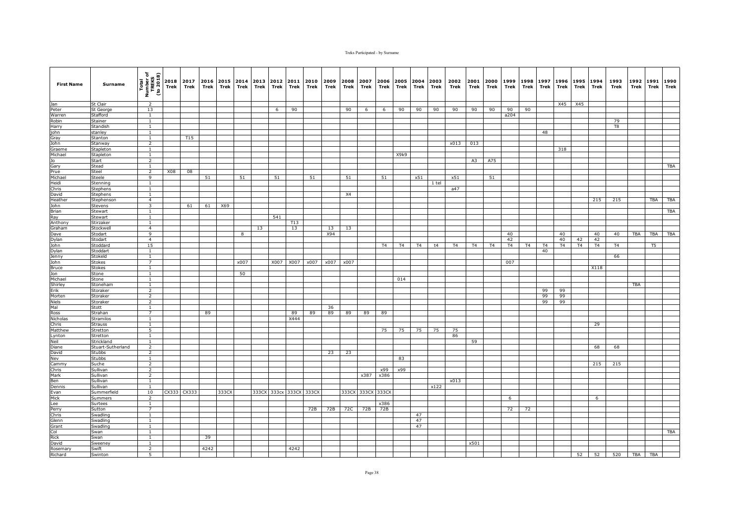| First Name | Surname | Total Number of TREKS (to 2018) | 2018 Trek | 2017 Trek | 2016 Trek | 2015 Trek | 2014 Trek | 2013 Trek | 2012 Trek | 2011 Trek | 2010 Trek | 2009 Trek | 2008 Trek | 2007 Trek | 2006 Trek | 2005 Trek | 2004 Trek | 2003 Trek | 2002 Trek | 2001 Trek | 2000 Trek | 1999 Trek | 1998 Trek | 1997 Trek | 1996 Trek | 1995 Trek | 1994 Trek | 1993 Trek | 1992 Trek | 1991 Trek | 1990 Trek |
|---|---|---|---|---|---|---|---|---|---|---|---|---|---|---|---|---|---|---|---|---|---|---|---|---|---|---|---|---|---|---|---|
| Jan | St Clair | 2 | | | | | | | | | | | | | | | | | | | | | | | X45 | X45 | | | | | |
| Peter | St George | 13 | | | | | | | 6 | 90 | | | 90 | 6 | 6 | 90 | 90 | 90 | 90 | 90 | 90 | 90 | 90 | | | | | | | | |
| Warren | Stafford | 1 | | | | | | | | | | | | | | | | | | | | a204 | | | | | | | | | |
| Robin | Stainer | 1 | | | | | | | | | | | | | | | | | | | | | | | | | | 79 | | | |
| Harry | Standish | 1 | | | | | | | | | | | | | | | | | | | | | | | | | | T8 | | | |
| john | stanley | 1 | | | | | | | | | | | | | | | | | | | | | | 48 | | | | | | | |
| Gray | Stanton | 1 | | T15 | | | | | | | | | | | | | | | | | | | | | | | | | | | |
| John | Stanway | 2 | | | | | | | | | | | | | | | | | x013 | 013 | | | | | | | | | | | |
| Graeme | Stapleton | 1 | | | | | | | | | | | | | | | | | | | | | | | 318 | | | | | | |
| Michael | Stapleton | 1 | | | | | | | | | | | | | | X9k9 | | | | | | | | | | | | | | | |
| Jo | Start | 2 | | | | | | | | | | | | | | | | | | A3 | A75 | | | | | | | | | | |
| Gary | Stead | 1 | | | | | | | | | | | | | | | | | | | | | | | | | | | | | TBA |
| Prue | Steel | 2 | X08 | 08 | | | | | | | | | | | | | | | | | | | | | | | | | | | |
| Michael | Steele | 9 | | | 51 | | 51 | | 51 | | 51 | | 51 | | 51 | | x51 | | x51 | | 51 | | | | | | | | | | |
| Heidi | Stenning | 1 | | | | | | | | | | | | | | | | 1 tel | | | | | | | | | | | | | |
| Chris | Stephens | 1 | | | | | | | | | | | | | | | | | a47 | | | | | | | | | | | | |
| David | Stephens | 1 | | | | | | | | | | | X4 | | | | | | | | | | | | | | | | | | |
| Heather | Stephenson | 4 | | | | | | | | | | | | | | | | | | | | | | | | | 215 | 215 | | TBA | TBA |
| John | Stevens | 3 | | 61 | 61 | X69 | | | | | | | | | | | | | | | | | | | | | | | | | |
| Brian | Stewart | 1 | | | | | | | | | | | | | | | | | | | | | | | | | | | | | TBA |
| Ray | Stewart | 1 | | | | | | | 541 | | | | | | | | | | | | | | | | | | | | | | |
| Anthony | Stirzaker | 1 | | | | | | | | T13 | | | | | | | | | | | | | | | | | | | | | |
| Graham | Stockwell | 4 | | | | | | 13 | | 13 | | 13 | 13 | | | | | | | | | | | | | | | | | | |
| Dave | Stodart | 9 | | | | | 8 | | | | | X94 | | | | | | | | | | 40 | | | 40 | | 40 | 40 | TBA | TBA | TBA |
| Dylan | Stodart | 4 | | | | | | | | | | | | | | | | | | | | 42 | | | 40 | 42 | 42 | | | | |
| John | Stoddard | 15 | | | | | | | | | | | | | T4 | T4 | T4 | t4 | T4 | T4 | T4 | T4 | T4 | T4 | T4 | T4 | T4 | T4 | | T5 | |
| Dylan | Stoddart | 1 | | | | | | | | | | | | | | | | | | | | | | 40 | | | | | | | |
| Jenny | Stokeld | 1 | | | | | | | | | | | | | | | | | | | | | | | | | | 66 | | | |
| John | Stokes | 7 | | | | | x007 | | X007 | X007 | x007 | x007 | x007 | | | | | | | | | 007 | | | | | | | | | |
| Bruce | Stokes | 1 | | | | | | | | | | | | | | | | | | | | | | | | | X118 | | | | |
| Jon | Stone | 1 | | | | | 50 | | | | | | | | | | | | | | | | | | | | | | | | |
| Michael | Stone | 1 | | | | | | | | | | | | | | 014 | | | | | | | | | | | | | | | |
| Shirley | Stoneham | 1 | | | | | | | | | | | | | | | | | | | | | | | | | | | TBA | | |
| Erik | Storaker | 2 | | | | | | | | | | | | | | | | | | | | | | 99 | 99 | | | | | | |
| Morten | Storaker | 2 | | | | | | | | | | | | | | | | | | | | | | 99 | 99 | | | | | | |
| Niels | Storaker | 2 | | | | | | | | | | | | | | | | | | | | | | 99 | 99 | | | | | | |
| Mal | Stott | 1 | | | | | | | | | | 36 | | | | | | | | | | | | | | | | | | | |
| Ross | Strahan | 7 | | | 89 | | | | | 89 | 89 | 89 | 89 | 89 | 89 | | | | | | | | | | | | | | | | |
| Nicholas | Stramilos | 1 | | | | | | | | X444 | | | | | | | | | | | | | | | | | | | | | |
| Chris | Strauss | 1 | | | | | | | | | | | | | | | | | | | | | | | | | 29 | | | | |
| Matthew | Stretton | 5 | | | | | | | | | | | | | 75 | 75 | 75 | 75 | 75 | | | | | | | | | | | | |
| Lynton | Stretton | 1 | | | | | | | | | | | | | | | | | 86 | | | | | | | | | | | | |
| Neil | Strickland | 1 | | | | | | | | | | | | | | | | | | 59 | | | | | | | | | | | |
| Diane | Stuart-Sutherland | 2 | | | | | | | | | | | | | | | | | | | | | | | | | 68 | 68 | | | |
| David | Stubbs | 2 | | | | | | | | | | 23 | 23 | | | | | | | | | | | | | | | | | | |
| Nev | Stubbs | 1 | | | | | | | | | | | | | | 83 | | | | | | | | | | | | | | | |
| Cammy | Suche | 2 | | | | | | | | | | | | | | | | | | | | | | | | | 215 | 215 | | | |
| Chris | Sullivan | 2 | | | | | | | | | | | | | x99 | x99 | | | | | | | | | | | | | | | |
| Mark | Sullivan | 2 | | | | | | | | | | | | x387 | x386 | | | | | | | | | | | | | | | | |
| Ben | Sullivan | 1 | | | | | | | | | | | | | | | | | x013 | | | | | | | | | | | | |
| Dennis | Sullivan | 1 | | | | | | | | | | | | | | | | x122 | | | | | | | | | | | | | |
| Evan | Summerfield | 10 | CX333 | CX333 | | 333CX | | 333CX | 333cx | 333CX | 333CX | | 333CX | 333CX | 333CX | | | | | | | | | | | | | | | | |
| Mick | Summers | 2 | | | | | | | | | | | | | | | | | | | | 6 | | | | | 6 | | | | |
| Lee | Surtees | 1 | | | | | | | | | | | | | x386 | | | | | | | | | | | | | | | | |
| Perry | Sutton | 7 | | | | | | | | | 72B | 72B | 72C | 72B | 72B | | | | | | | 72 | 72 | | | | | | | | |
| Chris | Swadling | 1 | | | | | | | | | | | | | | | 47 | | | | | | | | | | | | | | |
| Glenn | Swadling | 1 | | | | | | | | | | | | | | | 47 | | | | | | | | | | | | | | |
| Grant | Swadling | 1 | | | | | | | | | | | | | | | 47 | | | | | | | | | | | | | | |
| Col | Swan | 1 | | | | | | | | | | | | | | | | | | | | | | | | | | | | | TBA |
| Rick | Swan | 1 | | | 39 | | | | | | | | | | | | | | | | | | | | | | | | | | |
| David | Sweeney | 1 | | | | | | | | | | | | | | | | | | x501 | | | | | | | | | | | |
| Rosemary | Swift | 2 | | | 4242 | | | | | 4242 | | | | | | | | | | | | | | | | | | | | | |
| Richard | Swinton | 5 | | | | | | | | | | | | | | | | | | | | | | | | 52 | 52 | 520 | TBA | TBA | |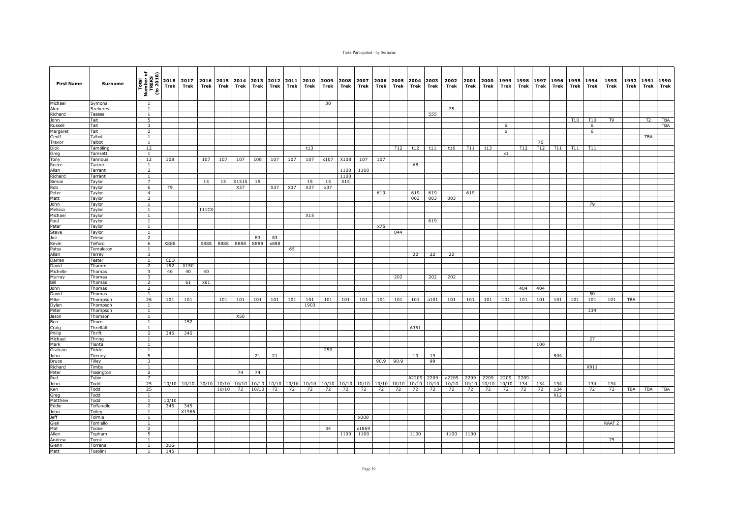| First Name | Surname | Total Number of TREKS (to 2018) | 2018 Trek | 2017 Trek | 2016 Trek | 2015 Trek | 2014 Trek | 2013 Trek | 2012 Trek | 2011 Trek | 2010 Trek | 2009 Trek | 2008 Trek | 2007 Trek | 2006 Trek | 2005 Trek | 2004 Trek | 2003 Trek | 2002 Trek | 2001 Trek | 2000 Trek | 1999 Trek | 1998 Trek | 1997 Trek | 1996 Trek | 1995 Trek | 1994 Trek | 1993 Trek | 1992 Trek | 1991 Trek | 1990 Trek |
|---|---|---|---|---|---|---|---|---|---|---|---|---|---|---|---|---|---|---|---|---|---|---|---|---|---|---|---|---|---|---|---|
| Michael | Symons | 1 | | | | | | | | | | 30 | | | | | | | | | | | | | | | | | | | |
| Alex | Szekeres | 1 | | | | | | | | | | | | | | | | | 75 | | | | | | | | | | | | |
| Richard | Taasse | 1 | | | | | | | | | | | | | | | | 555 | | | | | | | | | | | | | |
| John | Tait | 5 | | | | | | | | | | | | | | | | | | | | | | | | T10 | T10 | T9 | | T2 | TBA |
| Russell | Tait | 3 | | | | | | | | | | | | | | | | | | | | 6 | | | | | 6 | | | | TBA |
| Margaret | Tait | 2 | | | | | | | | | | | | | | | | | | | | 6 | | | | | 6 | | | | |
| Geoff | Talbot | 1 | | | | | | | | | | | | | | | | | | | | | | | | | | | | TBA | |
| Trevor | Talbot | 1 | | | | | | | | | | | | | | | | | | | | | | 76 | | | | | | | |
| Dick | Tambling | 12 | | | | | | | | | t13 | | | | | T12 | t12 | t11 | t16 | T11 | t13 | | T12 | T12 | T11 | T11 | T11 | | | | |
| Greg | Tamsett | 1 | | | | | | | | | | | | | | | | | | | | x1 | | | | | | | | | |
| Tony | Tannous | 12 | 108 | | 107 | 107 | 107 | 108 | 107 | 107 | 107 | x107 | X108 | 107 | 107 | | | | | | | | | | | | | | | | |
| Reece | Tanzer | 1 | | | | | | | | | | | | | | | A8 | | | | | | | | | | | | | | |
| Allan | Tarrant | 2 | | | | | | | | | | | 1100 | 1100 | | | | | | | | | | | | | | | | | |
| Richard | Tarrant | 1 | | | | | | | | | | | 1100 | | | | | | | | | | | | | | | | | | |
| Simon | Taylor | 7 | | | 15 | 15 | X1515 | 15 | | | 15 | 15 | X15 | | | | | | | | | | | | | | | | | | |
| Rob | Taylor | 6 | T9 | | | | X37 | | X37 | X37 | X37 | x37 | | | | | | | | | | | | | | | | | | | |
| Peter | Taylor | 4 | | | | | | | | | | | | | 619 | | 619 | 619 | | 619 | | | | | | | | | | | |
| Matt | Taylor | 3 | | | | | | | | | | | | | | | 003 | 003 | 003 | | | | | | | | | | | | |
| John | Taylor | 1 | | | | | | | | | | | | | | | | | | | | | | | | | 79 | | | | |
| Melissa | Taylor | 1 | | | 111CX | | | | | | | | | | | | | | | | | | | | | | | | | | |
| Michael | Taylor | 1 | | | | | | | | | X15 | | | | | | | | | | | | | | | | | | | | |
| Paul | Taylor | 1 | | | | | | | | | | | | | | | | 619 | | | | | | | | | | | | | |
| Peter | Taylor | 1 | | | | | | | | | | | | | x75 | | | | | | | | | | | | | | | | |
| Steve | Taylor | 1 | | | | | | | | | | | | | | 044 | | | | | | | | | | | | | | | |
| Joe | Telese | 2 | | | | | | 83 | 83 | | | | | | | | | | | | | | | | | | | | | | |
| Kevin | Telford | 6 | X888 | | X888 | 8888 | 8888 | 8888 | x888 | | | | | | | | | | | | | | | | | | | | | | |
| Patsy | Templeton | 1 | | | | | | | | 65 | | | | | | | | | | | | | | | | | | | | | |
| Allan | Terrey | 3 | | | | | | | | | | | | | | | 22 | 22 | 22 | | | | | | | | | | | | |
| Darren | Tester | 1 | CEO | | | | | | | | | | | | | | | | | | | | | | | | | | | | |
| David | Thamm | 2 | 152 | X150 | | | | | | | | | | | | | | | | | | | | | | | | | | | |
| Michelle | Thomas | 3 | 40 | 40 | 40 | | | | | | | | | | | | | | | | | | | | | | | | | | |
| Murray | Thomas | 3 | | | | | | | | | | | | | | 202 | | 202 | 202 | | | | | | | | | | | | |
| Bill | Thomas | 2 | | 61 | x61 | | | | | | | | | | | | | | | | | | | | | | | | | | |
| John | Thomas | 2 | | | | | | | | | | | | | | | | | | | | | 404 | 404 | | | | | | | |
| David | Thomas | 1 | | | | | | | | | | | | | | | | | | | | | | | | | 50 | | | | |
| Mike | Thompson | 26 | 101 | 101 | | 101 | 101 | 101 | 101 | 101 | 101 | 101 | 101 | 101 | 101 | 101 | 101 | a101 | 101 | 101 | 101 | 101 | 101 | 101 | 101 | 101 | 101 | 101 | TBA | | |
| Dylan | Thompson | 1 | | | | | | | | | 1903 | | | | | | | | | | | | | | | | | | | | |
| Peter | Thompson | 1 | | | | | | | | | | | | | | | | | | | | | | | | | 134 | | | | |
| Jason | Thomson | 1 | | | | | X50 | | | | | | | | | | | | | | | | | | | | | | | | |
| Ben | Thorn | 1 | | 152 | | | | | | | | | | | | | | | | | | | | | | | | | | | |
| Craig | Threlfall | 1 | | | | | | | | | | | | | | | A351 | | | | | | | | | | | | | | |
| Philip | Thrift | 2 | 345 | 345 | | | | | | | | | | | | | | | | | | | | | | | | | | | |
| Michael | Thring | 1 | | | | | | | | | | | | | | | | | | | | | | | | | 27 | | | | |
| Mark | Tianta | 1 | | | | | | | | | | | | | | | | | | | | | | 100 | | | | | | | |
| Graham | Tiekle | 1 | | | | | | | | | | 250 | | | | | | | | | | | | | | | | | | | |
| John | Tierney | 5 | | | | | | 21 | 21 | | | | | | | | 19 | 19 | | | | | | | 504 | | | | | | |
| Bruce | Tilley | 3 | | | | | | | | | | | | | 90.9 | 90.9 | | 99 | | | | | | | | | | | | | |
| Richard | Timbs | 1 | | | | | | | | | | | | | | | | | | | | | | | | | X911 | | | | |
| Peter | Tissington | 2 | | | | | 74 | 74 | | | | | | | | | | | | | | | | | | | | | | | |
| Rod | Tobin | 7 | | | | | | | | | | | | | | | A2209 | 2209 | a2209 | 2209 | 2209 | 2209 | 2209 | | | | | | | | |
| John | Todd | 25 | 10/10 | 10/10 | 10/10 | 10/10 | 10/10 | 10/10 | 10/10 | 10/10 | 10/10 | 10/10 | 10/10 | 10/10 | 10/10 | 10/10 | 10/10 | 10/10 | 10/10 | 10/10 | 10/10 | 10/10 | 134 | 134 | 134 | | 134 | 134 | | | |
| Ken | Todd | 25 | | | | 10/10 | 72 | 10/10 | 72 | 72 | 72 | 72 | 72 | 72 | 72 | 72 | 72 | 72 | 72 | 72 | 72 | 72 | 72 | 72 | 134 | | 72 | 72 | TBA | TBA | TBA |
| Greg | Todd | 1 | | | | | | | | | | | | | | | | | | | | | | | X12 | | | | | | |
| Matthew | Todd | 1 | 10/10 | | | | | | | | | | | | | | | | | | | | | | | | | | | | |
| Eddie | Toffanello | 2 | 345 | 345 | | | | | | | | | | | | | | | | | | | | | | | | | | | |
| John | Tolley | 1 | | X1966 | | | | | | | | | | | | | | | | | | | | | | | | | | | |
| Jeff | Tolmie | 1 | | | | | | | | | | | | x008 | | | | | | | | | | | | | | | | | |
| Glen | Tomiello | 1 | | | | | | | | | | | | | | | | | | | | | | | | | | RAAF 2 | | | |
| Mat | Tooke | 2 | | | | | | | | | | 34 | | x1869 | | | | | | | | | | | | | | | | | |
| Allen | Topham | 5 | | | | | | | | | | | 1100 | 1100 | | | 1100 | | 1100 | 1100 | | | | | | | | | | | |
| Andrew | Torok | 1 | | | | | | | | | | | | | | | | | | | | | | | | | | 75 | | | |
| Glenn | Torrens | 1 | BUG | | | | | | | | | | | | | | | | | | | | | | | | | | | | |
| Matt | Tosolini | 1 | 145 | | | | | | | | | | | | | | | | | | | | | | | | | | | | |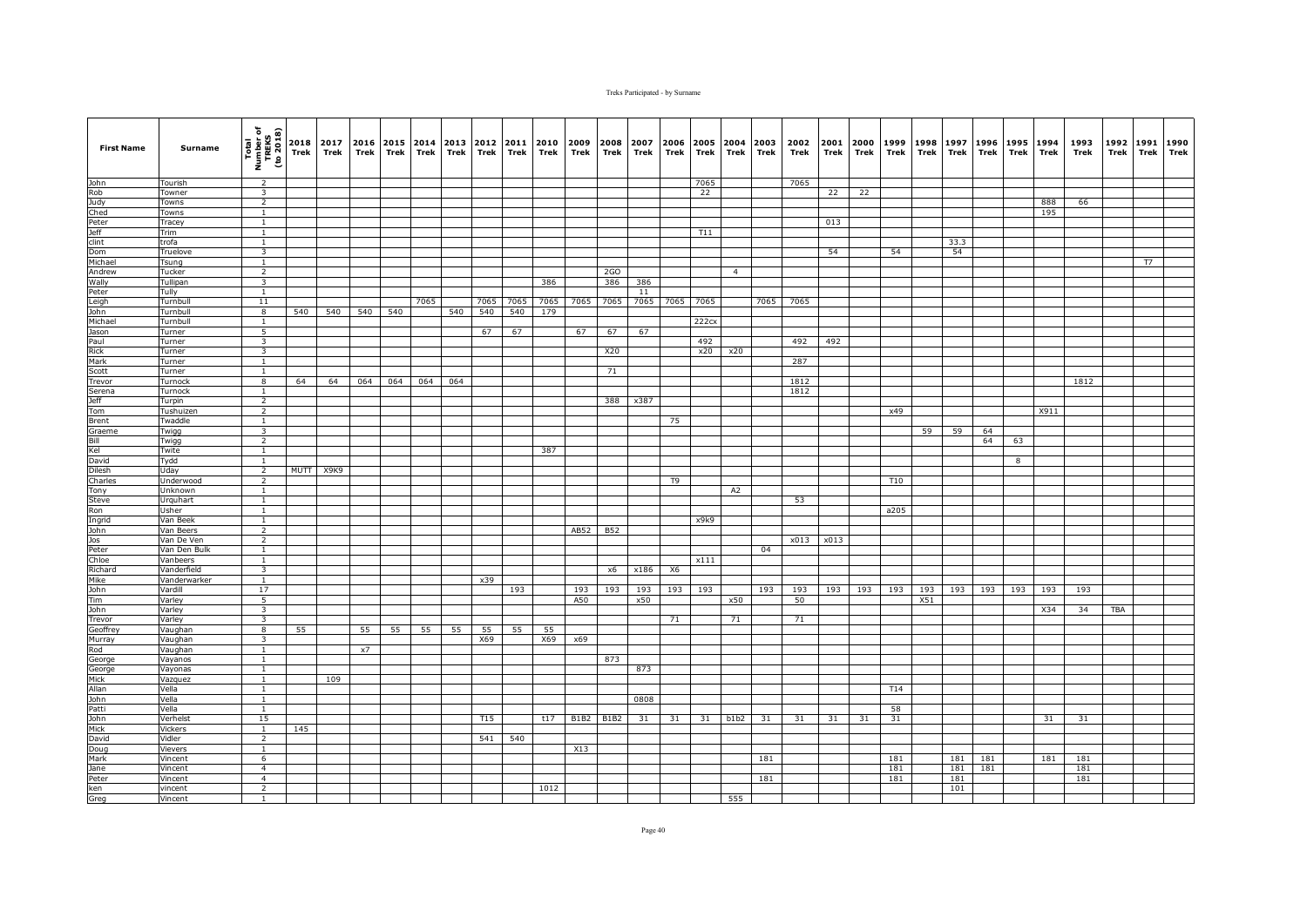| First Name | Surname | Total Number of TREKS (to 2018) | 2018 Trek | 2017 Trek | 2016 Trek | 2015 Trek | 2014 Trek | 2013 Trek | 2012 Trek | 2011 Trek | 2010 Trek | 2009 Trek | 2008 Trek | 2007 Trek | 2006 Trek | 2005 Trek | 2004 Trek | 2003 Trek | 2002 Trek | 2001 Trek | 2000 Trek | 1999 Trek | 1998 Trek | 1997 Trek | 1996 Trek | 1995 Trek | 1994 Trek | 1993 Trek | 1992 Trek | 1991 Trek | 1990 Trek |
|---|---|---|---|---|---|---|---|---|---|---|---|---|---|---|---|---|---|---|---|---|---|---|---|---|---|---|---|---|---|---|---|
| John | Tourish | 2 | | | | | | | | | | | | | | 7065 | | | 7065 | | | | | | | | | | | | |
| Rob | Towner | 3 | | | | | | | | | | | | | | 22 | | | | 22 | 22 | | | | | | | | | | |
| Judy | Towns | 2 | | | | | | | | | | | | | | | | | | | | | | | | | 888 | 66 | | | |
| Ched | Towns | 1 | | | | | | | | | | | | | | | | | | | | | | | | | 195 | | | | |
| Peter | Tracey | 1 | | | | | | | | | | | | | | | | | | 013 | | | | | | | | | | | |
| Jeff | Trim | 1 | | | | | | | | | | | | | | T11 | | | | | | | | | | | | | | | |
| clint | trofa | 1 | | | | | | | | | | | | | | | | | | | | | | 33.3 | | | | | | | |
| Dom | Truelove | 3 | | | | | | | | | | | | | | | | | | 54 | | 54 | | 54 | | | | | | | |
| Michael | Tsung | 1 | | | | | | | | | | | | | | | | | | | | | | | | | | | | T7 | |
| Andrew | Tucker | 2 | | | | | | | | | | | 2GO | | | | 4 | | | | | | | | | | | | | | |
| Wally | Tulipan | 3 | | | | | | | | | 386 | | 386 | 386 | | | | | | | | | | | | | | | | | |
| Peter | Tully | 1 | | | | | | | | | | | | 11 | | | | | | | | | | | | | | | | | |
| Leigh | Turnbull | 11 | | | | | 7065 | | 7065 | 7065 | 7065 | 7065 | 7065 | 7065 | 7065 | 7065 | | 7065 | 7065 | | | | | | | | | | | | |
| John | Turnbull | 8 | 540 | 540 | 540 | 540 | | 540 | 540 | 540 | 179 | | | | | | | | | | | | | | | | | | | | |
| Michael | Turnbull | 1 | | | | | | | | | | | | | | 222cx | | | | | | | | | | | | | | | |
| Jason | Turner | 5 | | | | | | | 67 | 67 | | 67 | 67 | 67 | | | | | | | | | | | | | | | | | |
| Paul | Turner | 3 | | | | | | | | | | | | | | 492 | | | 492 | 492 | | | | | | | | | | | |
| Rick | Turner | 3 | | | | | | | | | | | X20 | | | x20 | x20 | | | | | | | | | | | | | | |
| Mark | Turner | 1 | | | | | | | | | | | | | | | | | 287 | | | | | | | | | | | | |
| Scott | Turner | 1 | | | | | | | | | | | 71 | | | | | | | | | | | | | | | | | | |
| Trevor | Turnock | 8 | 64 | 64 | 064 | 064 | 064 | 064 | | | | | | | | | | | 1812 | | | | | | | | | 1812 | | | |
| Serena | Turnock | 1 | | | | | | | | | | | | | | | | | 1812 | | | | | | | | | | | | |
| Jeff | Turpin | 2 | | | | | | | | | | | 388 | x387 | | | | | | | | | | | | | | | | | |
| Tom | Tushuizen | 2 | | | | | | | | | | | | | | | | | | | | x49 | | | | | X911 | | | | |
| Brent | Twaddle | 1 | | | | | | | | | | | | | 75 | | | | | | | | | | | | | | | | |
| Graeme | Twigg | 3 | | | | | | | | | | | | | | | | | | | | | 59 | 59 | 64 | | | | | | |
| Bill | Twigg | 2 | | | | | | | | | | | | | | | | | | | | | | | 64 | 63 | | | | | |
| Kel | Twite | 1 | | | | | | | | | 387 | | | | | | | | | | | | | | | | | | | | |
| David | Tydd | 1 | | | | | | | | | | | | | | | | | | | | | | | | 8 | | | | | |
| Dilesh | Uday | 2 | MUTT | X9K9 | | | | | | | | | | | | | | | | | | | | | | | | | | | |
| Charles | Underwood | 2 | | | | | | | | | | | | | T9 | | | | | | | T10 | | | | | | | | | |
| Tony | Unknown | 1 | | | | | | | | | | | | | | | A2 | | | | | | | | | | | | | | |
| Steve | Urquhart | 1 | | | | | | | | | | | | | | | | | 53 | | | | | | | | | | | | |
| Ron | Usher | 1 | | | | | | | | | | | | | | | | | | | | a205 | | | | | | | | | |
| Ingrid | Van Beek | 1 | | | | | | | | | | | | | | x9k9 | | | | | | | | | | | | | | | |
| John | Van Beers | 2 | | | | | | | | | | AB52 | B52 | | | | | | | | | | | | | | | | | | |
| Jos | Van De Ven | 2 | | | | | | | | | | | | | | | | | x013 | x013 | | | | | | | | | | | |
| Peter | Van Den Bulk | 1 | | | | | | | | | | | | | | | | 04 | | | | | | | | | | | | | |
| Chloe | Vanbeers | 1 | | | | | | | | | | | | | | x111 | | | | | | | | | | | | | | | |
| Richard | Vanderfield | 3 | | | | | | | | | | | x6 | x186 | X6 | | | | | | | | | | | | | | | | |
| Mike | Vanderwarker | 1 | | | | | | | x39 | | | | | | | | | | | | | | | | | | | | | | |
| John | Vardill | 17 | | | | | | | | 193 | | 193 | 193 | 193 | 193 | 193 | | 193 | 193 | 193 | 193 | 193 | 193 | 193 | 193 | 193 | 193 | 193 | | | |
| Tim | Varley | 5 | | | | | | | | | | A50 | | x50 | | | x50 | | 50 | | | | X51 | | | | | | | | |
| John | Varley | 3 | | | | | | | | | | | | | | | | | | | | | | | | | X34 | 34 | TBA | | |
| Trevor | Varley | 3 | | | | | | | | | | | | | 71 | | 71 | | 71 | | | | | | | | | | | | |
| Geoffrey | Vaughan | 8 | 55 | | 55 | 55 | 55 | 55 | 55 | 55 | 55 | | | | | | | | | | | | | | | | | | | | |
| Murray | Vaughan | 3 | | | | | | | X69 | | X69 | x69 | | | | | | | | | | | | | | | | | | | |
| Rod | Vaughan | 1 | | | x7 | | | | | | | | | | | | | | | | | | | | | | | | | | |
| George | Vayanos | 1 | | | | | | | | | | | 873 | | | | | | | | | | | | | | | | | | |
| George | Vayonas | 1 | | | | | | | | | | | | 873 | | | | | | | | | | | | | | | | | |
| Mick | Vazquez | 1 | | 109 | | | | | | | | | | | | | | | | | | | | | | | | | | | |
| Allan | Vella | 1 | | | | | | | | | | | | | | | | | | | | T14 | | | | | | | | | |
| John | Vella | 1 | | | | | | | | | | | | 0808 | | | | | | | | | | | | | | | | | |
| Patti | Vella | 1 | | | | | | | | | | | | | | | | | | | | 58 | | | | | | | | | |
| John | Verhelst | 15 | | | | | | | T15 | | t17 | B1B2 | B1B2 | 31 | 31 | 31 | b1b2 | 31 | 31 | 31 | 31 | 31 | | | | | 31 | 31 | | | |
| Mick | Vickers | 1 | 145 | | | | | | | | | | | | | | | | | | | | | | | | | | | | |
| David | Vidler | 2 | | | | | | | 541 | 540 | | | | | | | | | | | | | | | | | | | | | |
| Doug | Vievers | 1 | | | | | | | | | | X13 | | | | | | | | | | | | | | | | | | | |
| Mark | Vincent | 6 | | | | | | | | | | | | | | | | 181 | | | | 181 | | 181 | 181 | | 181 | 181 | | | |
| Jane | Vincent | 4 | | | | | | | | | | | | | | | | | | | | 181 | | 181 | 181 | | | 181 | | | |
| Peter | Vincent | 4 | | | | | | | | | | | | | | | | 181 | | | | 181 | | 181 | | | | 181 | | | |
| ken | vincent | 2 | | | | | | | | | 1012 | | | | | | | | | | | | | 101 | | | | | | | |
| Greg | Vincent | 1 | | | | | | | | | | | | | | | 555 | | | | | | | | | | | | | | |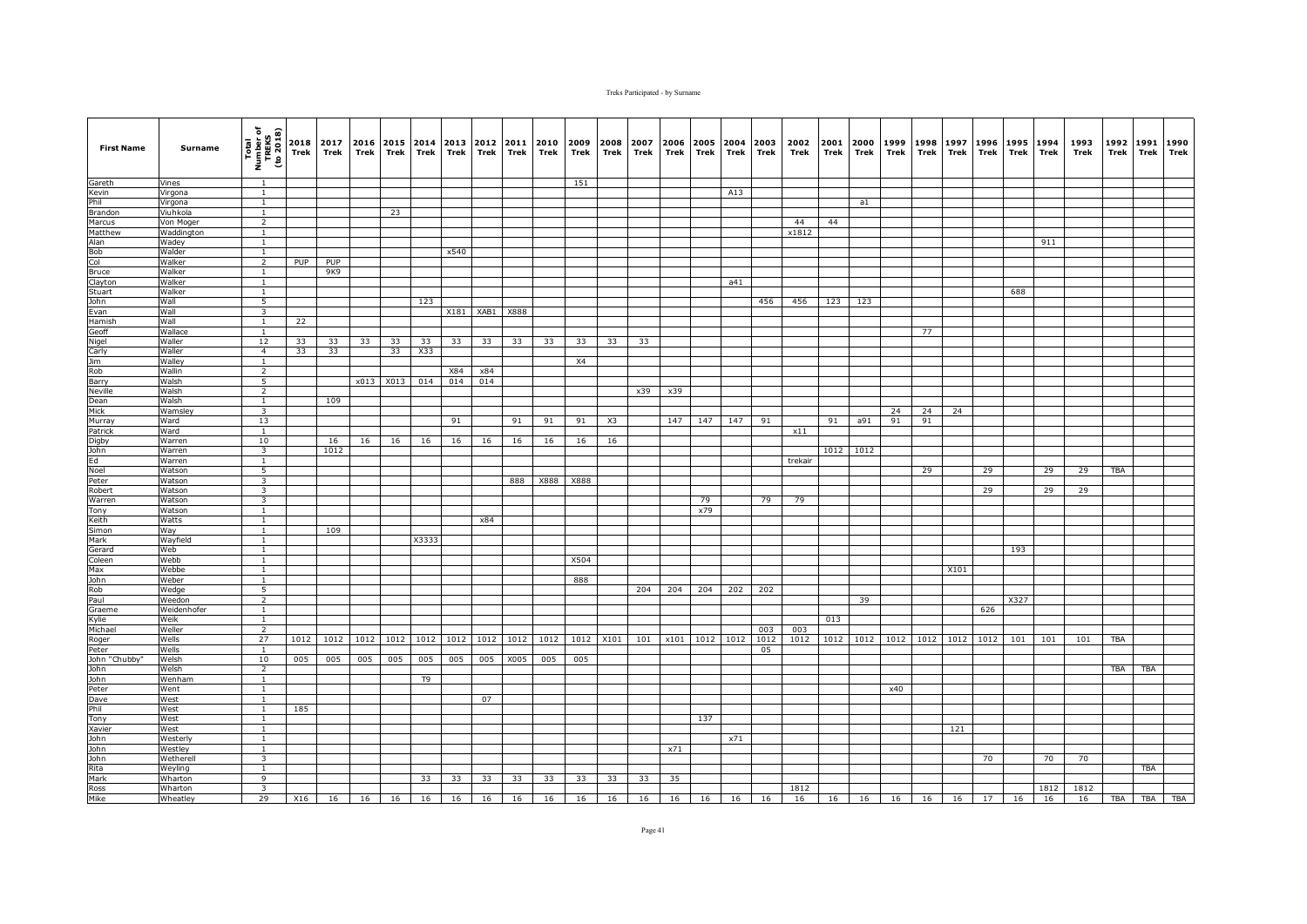| First Name | Surname | Total Number of TREKS (to 2018) | 2018 Trek | 2017 Trek | 2016 Trek | 2015 Trek | 2014 Trek | 2013 Trek | 2012 Trek | 2011 Trek | 2010 Trek | 2009 Trek | 2008 Trek | 2007 Trek | 2006 Trek | 2005 Trek | 2004 Trek | 2003 Trek | 2002 Trek | 2001 Trek | 2000 Trek | 1999 Trek | 1998 Trek | 1997 Trek | 1996 Trek | 1995 Trek | 1994 Trek | 1993 Trek | 1992 Trek | 1991 Trek | 1990 Trek |
|---|---|---|---|---|---|---|---|---|---|---|---|---|---|---|---|---|---|---|---|---|---|---|---|---|---|---|---|---|---|---|---|
| Gareth | Vines | 1 | | | | | | | | | | 151 | | | | | | | | | | | | | | | | | | | |
| Kevin | Virgona | 1 | | | | | | | | | | | | | | | A13 | | | | | | | | | | | | | | |
| Phil | Virgona | 1 | | | | | | | | | | | | | | | | | | | a1 | | | | | | | | | | |
| Brandon | Viuhkola | 1 | | | | 23 | | | | | | | | | | | | | | | | | | | | | | | | | |
| Marcus | Von Moger | 2 | | | | | | | | | | | | | | | | | 44 | 44 | | | | | | | | | | | |
| Matthew | Waddington | 1 | | | | | | | | | | | | | | | | | x1812 | | | | | | | | | | | | |
| Alan | Wadey | 1 | | | | | | | | | | | | | | | | | | | | | | | | | 911 | | | | |
| Bob | Walder | 1 | | | | | | x540 | | | | | | | | | | | | | | | | | | | | | | | |
| Col | Walker | 2 | PUP | PUP | | | | | | | | | | | | | | | | | | | | | | | | | | | |
| Bruce | Walker | 1 | | 9K9 | | | | | | | | | | | | | | | | | | | | | | | | | | | |
| Clayton | Walker | 1 | | | | | | | | | | | | | | | a41 | | | | | | | | | | | | | | |
| Stuart | Walker | 1 | | | | | | | | | | | | | | | | | | | | | | | | 688 | | | | | |
| John | Wall | 5 | | | | | 123 | | | | | | | | | | | 456 | 456 | 123 | 123 | | | | | | | | | | |
| Evan | Wall | 3 | | | | | | X181 | XAB1 | X888 | | | | | | | | | | | | | | | | | | | | | |
| Hamish | Wall | 1 | 22 | | | | | | | | | | | | | | | | | | | | | | | | | | | | |
| Geoff | Wallace | 1 | | | | | | | | | | | | | | | | | | | | | 77 | | | | | | | | |
| Nigel | Waller | 12 | 33 | 33 | 33 | 33 | 33 | 33 | 33 | 33 | 33 | 33 | 33 | 33 | | | | | | | | | | | | | | | | | |
| Carly | Waller | 4 | 33 | 33 | | 33 | X33 | | | | | | | | | | | | | | | | | | | | | | | | |
| Jim | Walley | 1 | | | | | | | | | | X4 | | | | | | | | | | | | | | | | | | | |
| Rob | Wallin | 2 | | | | | | X84 | x84 | | | | | | | | | | | | | | | | | | | | | | |
| Barry | Walsh | 5 | | | x013 | X013 | 014 | 014 | 014 | | | | | | | | | | | | | | | | | | | | | | |
| Neville | Walsh | 2 | | | | | | | | | | | | x39 | x39 | | | | | | | | | | | | | | | | |
| Dean | Walsh | 1 | | 109 | | | | | | | | | | | | | | | | | | | | | | | | | | | |
| Mick | Wamsley | 3 | | | | | | | | | | | | | | | | | | | | 24 | 24 | 24 | | | | | | | |
| Murray | Ward | 13 | | | | | | 91 | | 91 | 91 | 91 | X3 | | 147 | 147 | 147 | 91 | | 91 | a91 | 91 | 91 | | | | | | | | |
| Patrick | Ward | 1 | | | | | | | | | | | | | | | | | x11 | | | | | | | | | | | | |
| Digby | Warren | 10 | | 16 | 16 | 16 | 16 | 16 | 16 | 16 | 16 | 16 | 16 | | | | | | | | | | | | | | | | | | |
| John | Warren | 3 | | 1012 | | | | | | | | | | | | | | | | 1012 | 1012 | | | | | | | | | | |
| Ed | Warren | 1 | | | | | | | | | | | | | | | | | trekair | | | | | | | | | | | | |
| Noel | Watson | 5 | | | | | | | | | | | | | | | | | | | | | 29 | | 29 | | 29 | 29 | TBA | | |
| Peter | Watson | 3 | | | | | | | | 888 | X888 | X888 | | | | | | | | | | | | | | | | | | | |
| Robert | Watson | 3 | | | | | | | | | | | | | | | | | | | | | | | 29 | | 29 | 29 | | | |
| Warren | Watson | 3 | | | | | | | | | | | | | | 79 | | 79 | 79 | | | | | | | | | | | | |
| Tony | Watson | 1 | | | | | | | | | | | | | | x79 | | | | | | | | | | | | | | | |
| Keith | Watts | 1 | | | | | | | x84 | | | | | | | | | | | | | | | | | | | | | | |
| Simon | Way | 1 | | 109 | | | | | | | | | | | | | | | | | | | | | | | | | | | |
| Mark | Wayfield | 1 | | | | | X3333 | | | | | | | | | | | | | | | | | | | | | | | | |
| Gerard | Web | 1 | | | | | | | | | | | | | | | | | | | | | | | | 193 | | | | | |
| Coleen | Webb | 1 | | | | | | | | | | X504 | | | | | | | | | | | | | | | | | | | |
| Max | Webbe | 1 | | | | | | | | | | | | | | | | | | | | | | X101 | | | | | | | |
| John | Weber | 1 | | | | | | | | | | 888 | | | | | | | | | | | | | | | | | | | |
| Rob | Wedge | 5 | | | | | | | | | | | | 204 | 204 | 204 | 202 | 202 | | | | | | | | | | | | | |
| Paul | Weedon | 2 | | | | | | | | | | | | | | | | | | | 39 | | | | | X327 | | | | | |
| Graeme | Weidenhofer | 1 | | | | | | | | | | | | | | | | | | | | | | | 626 | | | | | | |
| Kylie | Weik | 1 | | | | | | | | | | | | | | | | | | 013 | | | | | | | | | | | |
| Michael | Weller | 2 | | | | | | | | | | | | | | | | 003 | 003 | | | | | | | | | | | | |
| Roger | Wells | 27 | 1012 | 1012 | 1012 | 1012 | 1012 | 1012 | 1012 | 1012 | 1012 | 1012 | X101 | 101 | x101 | 1012 | 1012 | 1012 | 1012 | 1012 | 1012 | 1012 | 1012 | 1012 | 1012 | 101 | 101 | 101 | TBA | | |
| Peter | Wells | 1 | | | | | | | | | | | | | | | | 05 | | | | | | | | | | | | | |
| John "Chubby" | Welsh | 10 | 005 | 005 | 005 | 005 | 005 | 005 | 005 | X005 | 005 | 005 | | | | | | | | | | | | | | | | | | | |
| John | Welsh | 2 | | | | | | | | | | | | | | | | | | | | | | | | | | | TBA | TBA | |
| John | Wenham | 1 | | | | | T9 | | | | | | | | | | | | | | | | | | | | | | | | |
| Peter | Went | 1 | | | | | | | | | | | | | | | | | | | | x40 | | | | | | | | | |
| Dave | West | 1 | | | | | | | 07 | | | | | | | | | | | | | | | | | | | | | | |
| Phil | West | 1 | 185 | | | | | | | | | | | | | | | | | | | | | | | | | | | | |
| Tony | West | 1 | | | | | | | | | | | | | | 137 | | | | | | | | | | | | | | | |
| Xavier | West | 1 | | | | | | | | | | | | | | | | | | | | | | 121 | | | | | | | |
| John | Westerly | 1 | | | | | | | | | | | | | | | x71 | | | | | | | | | | | | | | |
| John | Westley | 1 | | | | | | | | | | | | | x71 | | | | | | | | | | | | | | | | |
| John | Wetherell | 3 | | | | | | | | | | | | | | | | | | | | | | | 70 | | 70 | 70 | | | |
| Rita | Weyling | 1 | | | | | | | | | | | | | | | | | | | | | | | | | | | | TBA | |
| Mark | Wharton | 9 | | | | | 33 | 33 | 33 | 33 | 33 | 33 | 33 | 33 | 35 | | | | | | | | | | | | | | | | |
| Ross | Wharton | 3 | | | | | | | | | | | | | | | | | 1812 | | | | | | | | 1812 | 1812 | | | |
| Mike | Wheatley | 29 | X16 | 16 | 16 | 16 | 16 | 16 | 16 | 16 | 16 | 16 | 16 | 16 | 16 | 16 | 16 | 16 | 16 | 16 | 16 | 16 | 16 | 16 | 17 | 16 | 16 | 16 | TBA | TBA | TBA |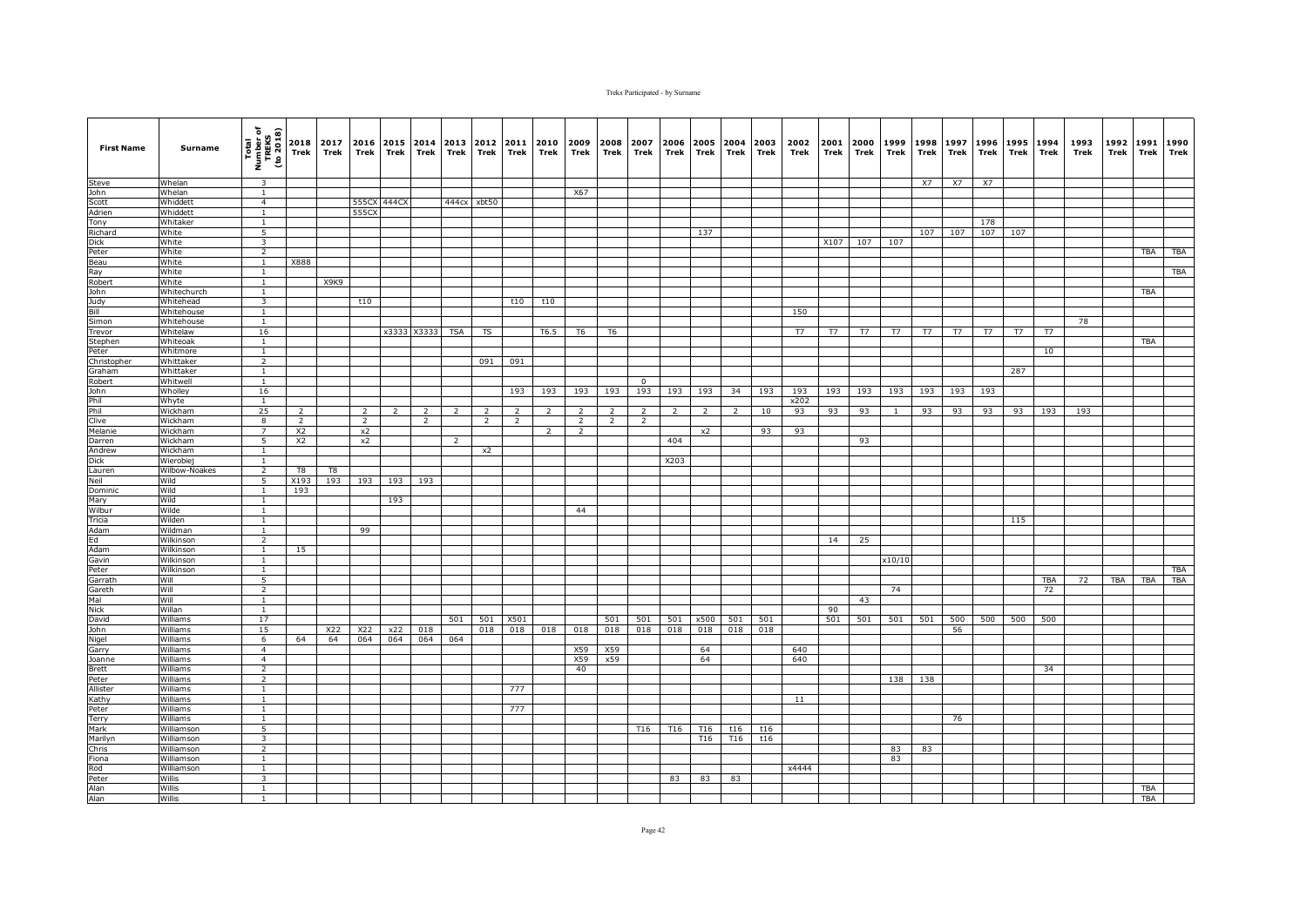| First Name | Surname | Total Number of TREKS (to 2018) | 2018 Trek | 2017 Trek | 2016 Trek | 2015 Trek | 2014 Trek | 2013 Trek | 2012 Trek | 2011 Trek | 2010 Trek | 2009 Trek | 2008 Trek | 2007 Trek | 2006 Trek | 2005 Trek | 2004 Trek | 2003 Trek | 2002 Trek | 2001 Trek | 2000 Trek | 1999 Trek | 1998 Trek | 1997 Trek | 1996 Trek | 1995 Trek | 1994 Trek | 1993 Trek | 1992 Trek | 1991 Trek | 1990 Trek |
|---|---|---|---|---|---|---|---|---|---|---|---|---|---|---|---|---|---|---|---|---|---|---|---|---|---|---|---|---|---|---|---|
| Steve | Whelan | 3 | | | | | | | | | | | | | | | | | | | | | X7 | X7 | X7 | | | | | | |
| John | Whelan | 1 | | | | | | | | | | X67 | | | | | | | | | | | | | | | | | | | |
| Scott | Whiddett | 4 | | | 555CX | 444CX | | 444cx | xbt50 | | | | | | | | | | | | | | | | | | | | | | |
| Adrien | Whiddett | 1 | | | 555CX | | | | | | | | | | | | | | | | | | | | | | | | | | |
| Tony | Whitaker | 1 | | | | | | | | | | | | | | | | | | | | | | | 178 | | | | | | |
| Richard | White | 5 | | | | | | | | | | | | | | 137 | | | | | | | 107 | 107 | 107 | 107 | | | | | |
| Dick | White | 3 | | | | | | | | | | | | | | | | | | X107 | 107 | 107 | | | | | | | | | |
| Peter | White | 2 | | | | | | | | | | | | | | | | | | | | | | | | | | | | TBA | TBA |
| Beau | White | 1 | X888 | | | | | | | | | | | | | | | | | | | | | | | | | | | | |
| Ray | White | 1 | | | | | | | | | | | | | | | | | | | | | | | | | | | | | TBA |
| Robert | White | 1 | | X9K9 | | | | | | | | | | | | | | | | | | | | | | | | | | | |
| John | Whitechurch | 1 | | | | | | | | | | | | | | | | | | | | | | | | | | | | TBA | |
| Judy | Whitehead | 3 | | | t10 | | | | | t10 | t10 | | | | | | | | | | | | | | | | | | | | |
| Bill | Whitehouse | 1 | | | | | | | | | | | | | | | | | 150 | | | | | | | | | | | | |
| Simon | Whitehouse | 1 | | | | | | | | | | | | | | | | | | | | | | | | | | 78 | | | |
| Trevor | Whitelaw | 16 | | | | x3333 | X3333 | TSA | TS | | T6.5 | T6 | T6 | | | | | | T7 | T7 | T7 | T7 | T7 | T7 | T7 | T7 | T7 | | | | |
| Stephen | Whiteoak | 1 | | | | | | | | | | | | | | | | | | | | | | | | | | | | TBA | |
| Peter | Whitmore | 1 | | | | | | | | | | | | | | | | | | | | | | | | | 10 | | | | |
| Christopher | Whittaker | 2 | | | | | | | 091 | 091 | | | | | | | | | | | | | | | | | | | | | |
| Graham | Whittaker | 1 | | | | | | | | | | | | | | | | | | | | | | | | 287 | | | | | |
| Robert | Whitwell | 1 | | | | | | | | | | | | 0 | | | | | | | | | | | | | | | | | |
| John | Wholley | 16 | | | | | | | | 193 | 193 | 193 | 193 | 193 | 193 | 193 | 34 | 193 | 193 | 193 | 193 | 193 | 193 | 193 | 193 | | | | | | |
| Phil | Whyte | 1 | | | | | | | | | | | | | | | | | x202 | | | | | | | | | | | | |
| Phil | Wickham | 25 | 2 | | 2 | 2 | 2 | 2 | 2 | 2 | 2 | 2 | 2 | 2 | 2 | 2 | 2 | 10 | 93 | 93 | 93 | 1 | 93 | 93 | 93 | 93 | 193 | 193 | | | |
| Clive | Wickham | 8 | 2 | | 2 | | 2 | | 2 | 2 | | 2 | 2 | 2 | | | | | | | | | | | | | | | | | |
| Melanie | Wickham | 7 | X2 | | x2 | | | | | | 2 | 2 | | | | x2 | | 93 | 93 | | | | | | | | | | | | |
| Darren | Wickham | 5 | X2 | | x2 | | | 2 | | | | | | | 404 | | | | | | 93 | | | | | | | | | | |
| Andrew | Wickham | 1 | | | | | | | x2 | | | | | | | | | | | | | | | | | | | | | | |
| Dick | Wierobiej | 1 | | | | | | | | | | | | | X203 | | | | | | | | | | | | | | | | |
| Lauren | Wilbow-Noakes | 2 | T8 | T8 | | | | | | | | | | | | | | | | | | | | | | | | | | | |
| Neil | Wild | 5 | X193 | 193 | 193 | 193 | 193 | | | | | | | | | | | | | | | | | | | | | | | | |
| Dominic | Wild | 1 | 193 | | | | | | | | | | | | | | | | | | | | | | | | | | | | |
| Mary | Wild | 1 | | | | 193 | | | | | | | | | | | | | | | | | | | | | | | | | |
| Wilbur | Wilde | 1 | | | | | | | | | | 44 | | | | | | | | | | | | | | | | | | | |
| Tricia | Wilden | 1 | | | | | | | | | | | | | | | | | | | | | | | | 115 | | | | | |
| Adam | Wildman | 1 | | | 99 | | | | | | | | | | | | | | | | | | | | | | | | | | |
| Ed | Wilkinson | 2 | | | | | | | | | | | | | | | | | | 14 | 25 | | | | | | | | | | |
| Adam | Wilkinson | 1 | 15 | | | | | | | | | | | | | | | | | | | | | | | | | | | | |
| Gavin | Wilkinson | 1 | | | | | | | | | | | | | | | | | | | | x10/10 | | | | | | | | | |
| Peter | Wilkinson | 1 | | | | | | | | | | | | | | | | | | | | | | | | | | | | | TBA |
| Garrath | Will | 5 | | | | | | | | | | | | | | | | | | | | | | | | | TBA | 72 | TBA | TBA | TBA |
| Gareth | Will | 2 | | | | | | | | | | | | | | | | | | | | 74 | | | | | 72 | | | | |
| Mal | Will | 1 | | | | | | | | | | | | | | | | | | | 43 | | | | | | | | | | |
| Nick | Willan | 1 | | | | | | | | | | | | | | | | | | 90 | | | | | | | | | | | |
| David | Williams | 17 | | | | | | 501 | 501 | X501 | | | 501 | 501 | 501 | x500 | 501 | 501 | | 501 | 501 | 501 | 501 | 500 | 500 | 500 | 500 | | | | |
| John | Williams | 15 | | X22 | X22 | x22 | 018 | | 018 | 018 | 018 | 018 | 018 | 018 | 018 | 018 | 018 | 018 | | | | | | 56 | | | | | | | |
| Nigel | Williams | 6 | 64 | 64 | 064 | 064 | 064 | 064 | | | | | | | | | | | | | | | | | | | | | | | |
| Garry | Williams | 4 | | | | | | | | | | X59 | X59 | | | 64 | | | 640 | | | | | | | | | | | | |
| Joanne | Williams | 4 | | | | | | | | | | X59 | x59 | | | 64 | | | 640 | | | | | | | | | | | | |
| Brett | Williams | 2 | | | | | | | | | | 40 | | | | | | | | | | | | | | | 34 | | | | |
| Peter | Williams | 2 | | | | | | | | | | | | | | | | | | | | 138 | 138 | | | | | | | | |
| Allister | Williams | 1 | | | | | | | | 777 | | | | | | | | | | | | | | | | | | | | | |
| Kathy | Williams | 1 | | | | | | | | | | | | | | | | | 11 | | | | | | | | | | | | |
| Peter | Williams | 1 | | | | | | | | 777 | | | | | | | | | | | | | | | | | | | | | |
| Terry | Williams | 1 | | | | | | | | | | | | | | | | | | | | | | 76 | | | | | | | |
| Mark | Williamson | 5 | | | | | | | | | | | | T16 | T16 | T16 | t16 | t16 | | | | | | | | | | | | | |
| Marilyn | Williamson | 3 | | | | | | | | | | | | | | T16 | T16 | t16 | | | | | | | | | | | | | |
| Chris | Williamson | 2 | | | | | | | | | | | | | | | | | | | | 83 | 83 | | | | | | | | |
| Fiona | Williamson | 1 | | | | | | | | | | | | | | | | | | | | 83 | | | | | | | | | |
| Rod | Williamson | 1 | | | | | | | | | | | | | | | | | x4444 | | | | | | | | | | | | |
| Peter | Willis | 3 | | | | | | | | | | | | | 83 | 83 | 83 | | | | | | | | | | | | | | |
| Alan | Willis | 1 | | | | | | | | | | | | | | | | | | | | | | | | | | | | TBA | |
| Alan | Willis | 1 | | | | | | | | | | | | | | | | | | | | | | | | | | | | TBA | |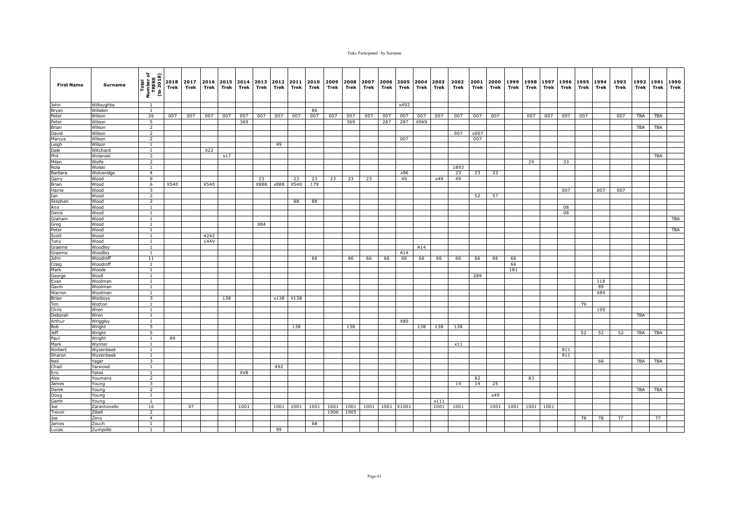| First Name | Surname | Total Number of TREKS (to 2018) | 2018 Trek | 2017 Trek | 2016 Trek | 2015 Trek | 2014 Trek | 2013 Trek | 2012 Trek | 2011 Trek | 2010 Trek | 2009 Trek | 2008 Trek | 2007 Trek | 2006 Trek | 2005 Trek | 2004 Trek | 2003 Trek | 2002 Trek | 2001 Trek | 2000 Trek | 1999 Trek | 1998 Trek | 1997 Trek | 1996 Trek | 1995 Trek | 1994 Trek | 1993 Trek | 1992 Trek | 1991 Trek | 1990 Trek |
|---|---|---|---|---|---|---|---|---|---|---|---|---|---|---|---|---|---|---|---|---|---|---|---|---|---|---|---|---|---|---|---|
| John | Willoughby | 1 | | | | | | | | | | | | | | x492 | | | | | | | | | | | | | | | |
| Bryan | Wilsdon | 1 | | | | | | | | | 86 | | | | | | | | | | | | | | | | | | | | |
| Peter | Wilson | 26 | 007 | 007 | 007 | 007 | 007 | 007 | 007 | 007 | 007 | 007 | 007 | 007 | 007 | 007 | 007 | 007 | 007 | 007 | 007 | | 007 | 007 | 007 | 007 | | 007 | TBA | TBA | |
| Peter | Wilson | 5 | | | | | 369 | | | | | | 369 | | 287 | 287 | X9K9 | | | | | | | | | | | | | | |
| Brian | Wilson | 2 | | | | | | | | | | | | | | | | | | | | | | | | | | | TBA | TBA | |
| David | Wilson | 2 | | | | | | | | | | | | | | | | | 007 | x007 | | | | | | | | | | | |
| Marcus | Wilson | 2 | | | | | | | | | | | | | | 007 | | | | 007 | | | | | | | | | | | |
| Leigh | Wilson | 1 | | | | | | | 49 | | | | | | | | | | | | | | | | | | | | | | |
| Dale | Witchard | 1 | | | X22 | | | | | | | | | | | | | | | | | | | | | | | | | | |
| Phil | Wolanski | 2 | | | | x17 | | | | | | | | | | | | | | | | | | | | | | | | TBA | |
| Milan | Wolfe | 2 | | | | | | | | | | | | | | | | | | | | | 29 | | 33 | | | | | | |
| Nola | Wolski | 1 | | | | | | | | | | | | | | | | | 1893 | | | | | | | | | | | | |
| Barbara | Wolveridge | 4 | | | | | | | | | | | | | | x96 | | | 23 | 23 | 23 | | | | | | | | | | |
| Garry | Wood | 9 | | | | | | 23 | | 23 | 23 | 23 | 23 | 23 | | 49 | | x49 | 49 | | | | | | | | | | | | |
| Brian | Wood | 6 | X540 | | X540 | | | X888 | x888 | X540 | 179 | | | | | | | | | | | | | | | | | | | | |
| Harrie | Wood | 3 | | | | | | | | | | | | | | | | | | | | | | | 007 | | 007 | 007 | | | |
| Ian | Wood | 2 | | | | | | | | | | | | | | | | | | 52 | 57 | | | | | | | | | | |
| Stephen | Wood | 2 | | | | | | | | 88 | 88 | | | | | | | | | | | | | | | | | | | | |
| Ann | Wood | 1 | | | | | | | | | | | | | | | | | | | | | | | 08 | | | | | | |
| Denis | Wood | 1 | | | | | | | | | | | | | | | | | | | | | | | 08 | | | | | | |
| Graham | Wood | 1 | | | | | | | | | | | | | | | | | | | | | | | | | | | | | TBA |
| Greg | Wood | 1 | | | | | | X84 | | | | | | | | | | | | | | | | | | | | | | | |
| Peter | Wood | 1 | | | | | | | | | | | | | | | | | | | | | | | | | | | | | TBA |
| Scott | Wood | 1 | | | 4242 | | | | | | | | | | | | | | | | | | | | | | | | | | |
| Tony | Wood | 1 | | | 144V | | | | | | | | | | | | | | | | | | | | | | | | | | |
| Graeme | Woodley | 1 | | | | | | | | | | | | | | | A14 | | | | | | | | | | | | | | |
| Graeme | Woodley | 1 | | | | | | | | | | | | | | A14 | | | | | | | | | | | | | | | |
| John | Woodroff | 11 | | | | | | | | | 66 | | 66 | 66 | 66 | 66 | 66 | 66 | 66 | 66 | 66 | 66 | | | | | | | | | |
| Craig | Woodroff | 1 | | | | | | | | | | | | | | | | | | | | 66 | | | | | | | | | |
| Mark | Woods | 1 | | | | | | | | | | | | | | | | | | | | 181 | | | | | | | | | |
| George | Wooll | 1 | | | | | | | | | | | | | | | | | | 289 | | | | | | | | | | | |
| Evan | Woolman | 1 | | | | | | | | | | | | | | | | | | | | | | | | | 118 | | | | |
| Gavin | Woolman | 1 | | | | | | | | | | | | | | | | | | | | | | | | | 89 | | | | |
| Warren | Woolman | 1 | | | | | | | | | | | | | | | | | | | | | | | | | X89 | | | | |
| Brian | Worboys | 3 | | | | 138 | | | x138 | X138 | | | | | | | | | | | | | | | | | | | | | |
| Tim | Wotton | 1 | | | | | | | | | | | | | | | | | | | | | | | | T9 | | | | | |
| Chris | Wren | 1 | | | | | | | | | | | | | | | | | | | | | | | | | 195 | | | | |
| Deborah | Wren | 1 | | | | | | | | | | | | | | | | | | | | | | | | | | | TBA | | |
| Arthur | Wriggley | 1 | | | | | | | | | | | | | | X80 | | | | | | | | | | | | | | | |
| Bob | Wright | 5 | | | | | | | | 138 | | | 138 | | | | 138 | 138 | 138 | | | | | | | | | | | | |
| Jeff | Wright | 5 | | | | | | | | | | | | | | | | | | | | | | | | 52 | 52 | 52 | TBA | TBA | |
| Paul | Wright | 1 | 89 | | | | | | | | | | | | | | | | | | | | | | | | | | | | |
| Mark | Wynter | 1 | | | | | | | | | | | | | | | | | x11 | | | | | | | | | | | | |
| Norbert | Wyzenbeek | 1 | | | | | | | | | | | | | | | | | | | | | | | 911 | | | | | | |
| Sharon | Wyzenbeek | 1 | | | | | | | | | | | | | | | | | | | | | | | 911 | | | | | | |
| Neil | Yager | 3 | | | | | | | | | | | | | | | | | | | | | | | | | 68 | | TBA | TBA | |
| Chad | Yarwood | 1 | | | | | | | 492 | | | | | | | | | | | | | | | | | | | | | | |
| Eric | Yates | 1 | | | | | XV8 | | | | | | | | | | | | | | | | | | | | | | | | |
| Alex | Youmans | 2 | | | | | | | | | | | | | | | | | | 82 | | | 83 | | | | | | | | |
| James | Young | 3 | | | | | | | | | | | | | | | | | 14 | 14 | 25 | | | | | | | | | | |
| Derek | Young | 2 | | | | | | | | | | | | | | | | | | | | | | | | | | | TBA | TBA | |
| Doug | Young | 1 | | | | | | | | | | | | | | | | | | | x49 | | | | | | | | | | |
| Garth | Young | 1 | | | | | | | | | | | | | | | | x111 | | | | | | | | | | | | | |
| Joe | Zarantonello | 16 | | X7 | | | 1001 | | 1001 | 1001 | 1001 | 1001 | 1001 | 1001 | 1001 | X1001 | | 1001 | 1001 | | 1001 | 1001 | 1001 | 1001 | | | | | | | |
| Trevor | Zibell | 2 | | | | | | | | | | 1906 | 1905 | | | | | | | | | | | | | | | | | | |
| Joe | Ziino | 4 | | | | | | | | | | | | | | | | | | | | | | | | T8 | T8 | T7 | | T7 | |
| James | Zouch | 1 | | | | | | | | | 88 | | | | | | | | | | | | | | | | | | | | |
| Lucas | Zumpolle | 1 | | | | | | | 99 | | | | | | | | | | | | | | | | | | | | | | |